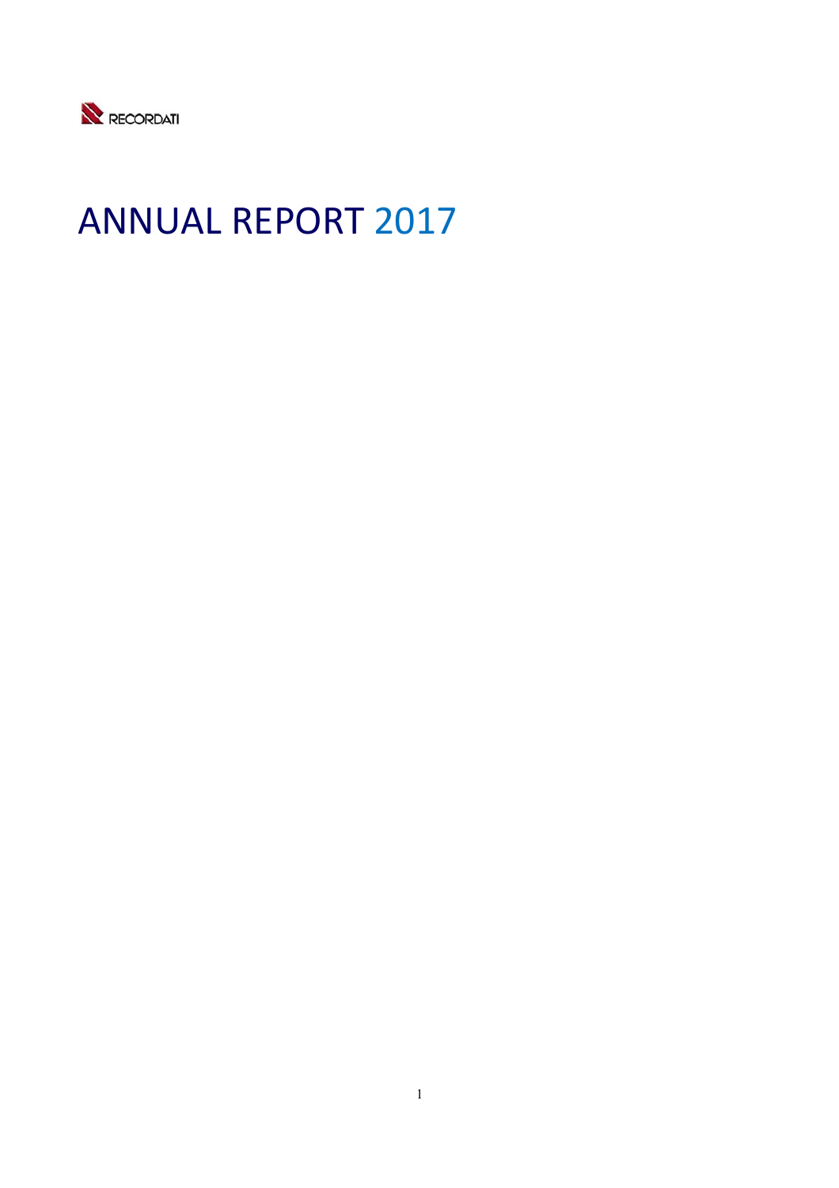RECORDATI

# ANNUAL REPORT 2017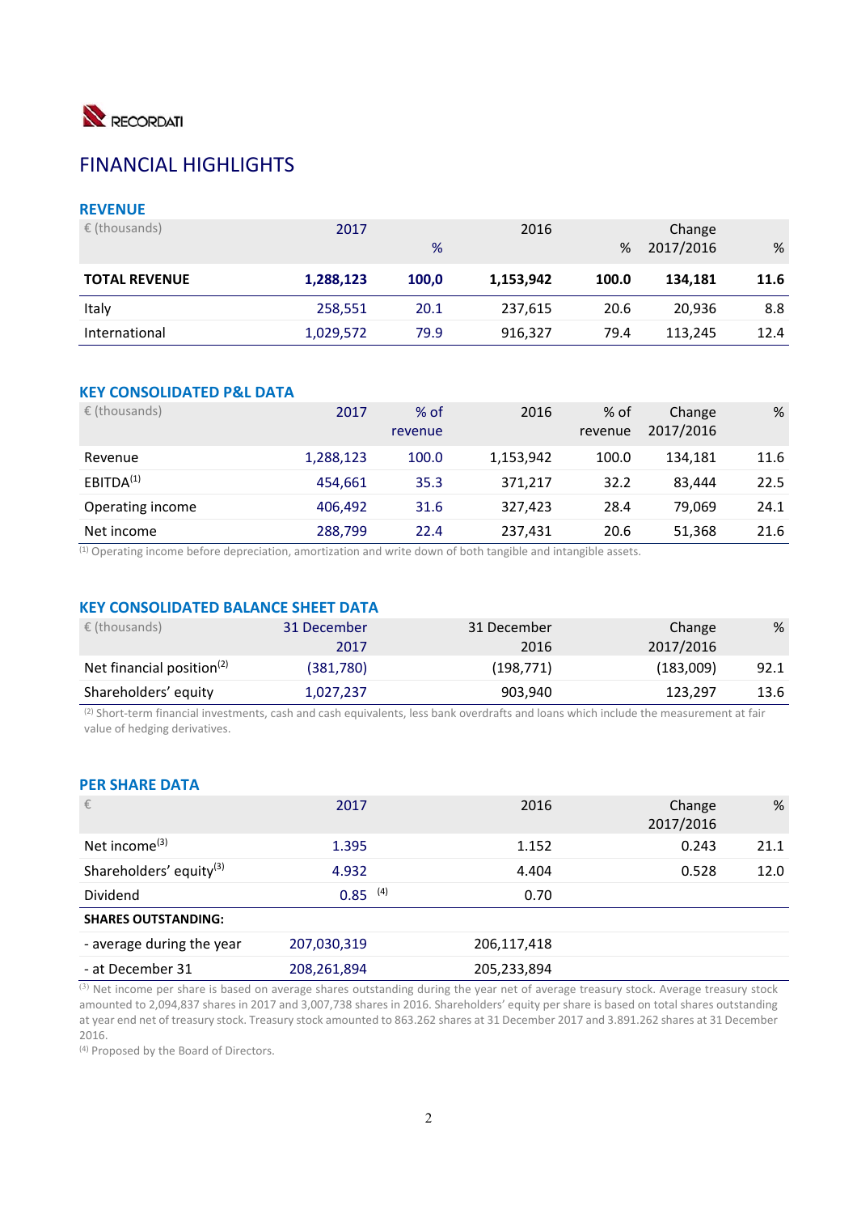RECORDATI

# FINANCIAL HIGHLIGHTS

## REVENUE

| € (thousands) | 2017 | % | 2016 | % | Change 2017/2016 | % |
|---|---|---|---|---|---|---|
| **TOTAL REVENUE** | **1,288,123** | **100,0** | **1,153,942** | **100.0** | **134,181** | **11.6** |
| Italy | 258,551 | 20.1 | 237,615 | 20.6 | 20,936 | 8.8 |
| International | 1,029,572 | 79.9 | 916,327 | 79.4 | 113,245 | 12.4 |

## KEY CONSOLIDATED P&L DATA

| € (thousands) | 2017 | % of revenue | 2016 | % of revenue | Change 2017/2016 | % |
|---|---|---|---|---|---|---|
| Revenue | 1,288,123 | 100.0 | 1,153,942 | 100.0 | 134,181 | 11.6 |
| EBITDA(1) | 454,661 | 35.3 | 371,217 | 32.2 | 83,444 | 22.5 |
| Operating income | 406,492 | 31.6 | 327,423 | 28.4 | 79,069 | 24.1 |
| Net income | 288,799 | 22.4 | 237,431 | 20.6 | 51,368 | 21.6 |

(1) Operating income before depreciation, amortization and write down of both tangible and intangible assets.

## KEY CONSOLIDATED BALANCE SHEET DATA

| € (thousands) | 31 December 2017 | 31 December 2016 | Change 2017/2016 | % |
|---|---|---|---|---|
| Net financial position(2) | (381,780) | (198,771) | (183,009) | 92.1 |
| Shareholders' equity | 1,027,237 | 903,940 | 123,297 | 13.6 |

(2) Short-term financial investments, cash and cash equivalents, less bank overdrafts and loans which include the measurement at fair value of hedging derivatives.

## PER SHARE DATA

| € | 2017 | 2016 | Change 2017/2016 | % |
|---|---|---|---|---|
| Net income(3) | 1.395 | 1.152 | 0.243 | 21.1 |
| Shareholders' equity(3) | 4.932 | 4.404 | 0.528 | 12.0 |
| Dividend | 0.85 (4) | 0.70 | | |
| **SHARES OUTSTANDING:** | | | | |
| - average during the year | 207,030,319 | 206,117,418 | | |
| - at December 31 | 208,261,894 | 205,233,894 | | |

(3) Net income per share is based on average shares outstanding during the year net of average treasury stock. Average treasury stock amounted to 2,094,837 shares in 2017 and 3,007,738 shares in 2016. Shareholders' equity per share is based on total shares outstanding at year end net of treasury stock. Treasury stock amounted to 863.262 shares at 31 December 2017 and 3.891.262 shares at 31 December 2016.

(4) Proposed by the Board of Directors.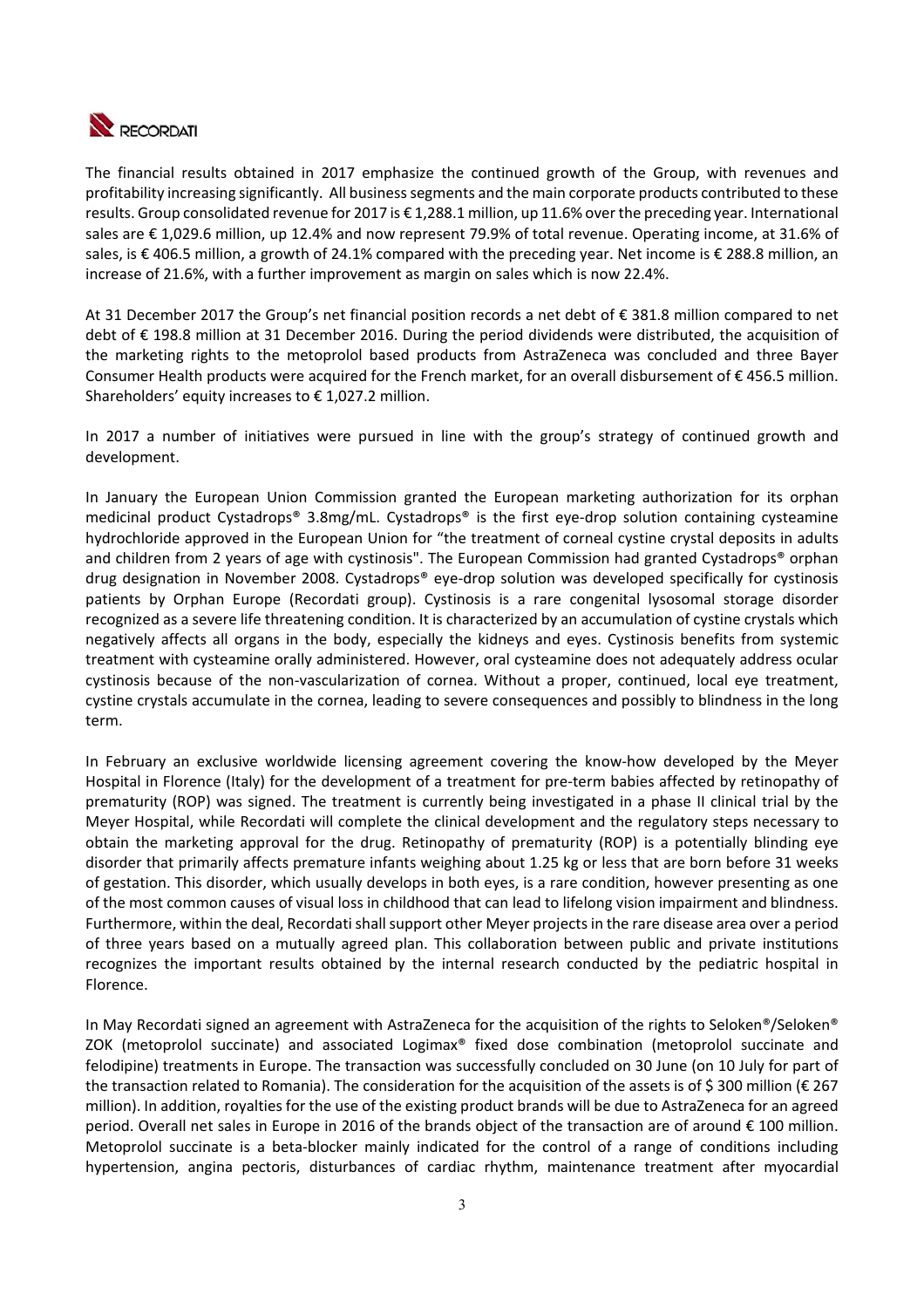The financial results obtained in 2017 emphasize the continued growth of the Group, with revenues and profitability increasing significantly. All business segments and the main corporate products contributed to these results. Group consolidated revenue for 2017 is € 1,288.1 million, up 11.6% over the preceding year. International sales are € 1,029.6 million, up 12.4% and now represent 79.9% of total revenue. Operating income, at 31.6% of sales, is € 406.5 million, a growth of 24.1% compared with the preceding year. Net income is € 288.8 million, an increase of 21.6%, with a further improvement as margin on sales which is now 22.4%.

At 31 December 2017 the Group's net financial position records a net debt of € 381.8 million compared to net debt of € 198.8 million at 31 December 2016. During the period dividends were distributed, the acquisition of the marketing rights to the metoprolol based products from AstraZeneca was concluded and three Bayer Consumer Health products were acquired for the French market, for an overall disbursement of € 456.5 million. Shareholders' equity increases to € 1,027.2 million.

In 2017 a number of initiatives were pursued in line with the group's strategy of continued growth and development.

In January the European Union Commission granted the European marketing authorization for its orphan medicinal product Cystadrops® 3.8mg/mL. Cystadrops® is the first eye-drop solution containing cysteamine hydrochloride approved in the European Union for "the treatment of corneal cystine crystal deposits in adults and children from 2 years of age with cystinosis". The European Commission had granted Cystadrops® orphan drug designation in November 2008. Cystadrops® eye-drop solution was developed specifically for cystinosis patients by Orphan Europe (Recordati group). Cystinosis is a rare congenital lysosomal storage disorder recognized as a severe life threatening condition. It is characterized by an accumulation of cystine crystals which negatively affects all organs in the body, especially the kidneys and eyes. Cystinosis benefits from systemic treatment with cysteamine orally administered. However, oral cysteamine does not adequately address ocular cystinosis because of the non-vascularization of cornea. Without a proper, continued, local eye treatment, cystine crystals accumulate in the cornea, leading to severe consequences and possibly to blindness in the long term.

In February an exclusive worldwide licensing agreement covering the know-how developed by the Meyer Hospital in Florence (Italy) for the development of a treatment for pre-term babies affected by retinopathy of prematurity (ROP) was signed. The treatment is currently being investigated in a phase II clinical trial by the Meyer Hospital, while Recordati will complete the clinical development and the regulatory steps necessary to obtain the marketing approval for the drug. Retinopathy of prematurity (ROP) is a potentially blinding eye disorder that primarily affects premature infants weighing about 1.25 kg or less that are born before 31 weeks of gestation. This disorder, which usually develops in both eyes, is a rare condition, however presenting as one of the most common causes of visual loss in childhood that can lead to lifelong vision impairment and blindness. Furthermore, within the deal, Recordati shall support other Meyer projects in the rare disease area over a period of three years based on a mutually agreed plan. This collaboration between public and private institutions recognizes the important results obtained by the internal research conducted by the pediatric hospital in Florence.

In May Recordati signed an agreement with AstraZeneca for the acquisition of the rights to Seloken®/Seloken® ZOK (metoprolol succinate) and associated Logimax® fixed dose combination (metoprolol succinate and felodipine) treatments in Europe. The transaction was successfully concluded on 30 June (on 10 July for part of the transaction related to Romania). The consideration for the acquisition of the assets is of $ 300 million (€ 267 million). In addition, royalties for the use of the existing product brands will be due to AstraZeneca for an agreed period. Overall net sales in Europe in 2016 of the brands object of the transaction are of around € 100 million. Metoprolol succinate is a beta-blocker mainly indicated for the control of a range of conditions including hypertension, angina pectoris, disturbances of cardiac rhythm, maintenance treatment after myocardial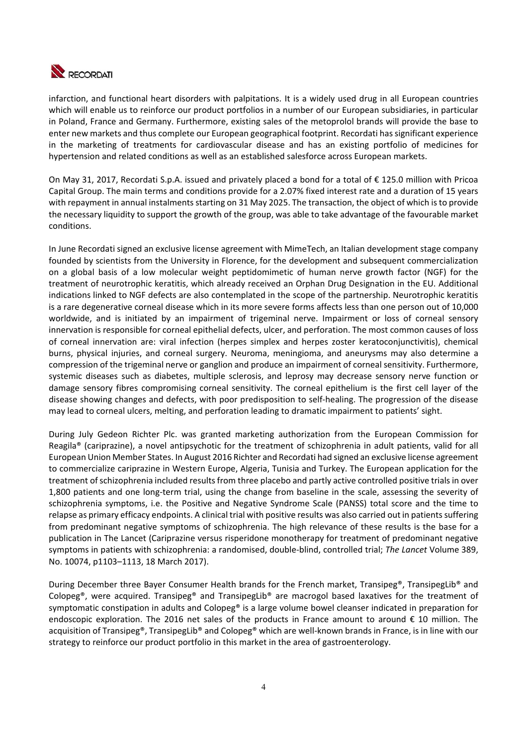infarction, and functional heart disorders with palpitations. It is a widely used drug in all European countries which will enable us to reinforce our product portfolios in a number of our European subsidiaries, in particular in Poland, France and Germany. Furthermore, existing sales of the metoprolol brands will provide the base to enter new markets and thus complete our European geographical footprint. Recordati has significant experience in the marketing of treatments for cardiovascular disease and has an existing portfolio of medicines for hypertension and related conditions as well as an established salesforce across European markets.

On May 31, 2017, Recordati S.p.A. issued and privately placed a bond for a total of € 125.0 million with Pricoa Capital Group. The main terms and conditions provide for a 2.07% fixed interest rate and a duration of 15 years with repayment in annual instalments starting on 31 May 2025. The transaction, the object of which is to provide the necessary liquidity to support the growth of the group, was able to take advantage of the favourable market conditions.

In June Recordati signed an exclusive license agreement with MimeTech, an Italian development stage company founded by scientists from the University in Florence, for the development and subsequent commercialization on a global basis of a low molecular weight peptidomimetic of human nerve growth factor (NGF) for the treatment of neurotrophic keratitis, which already received an Orphan Drug Designation in the EU. Additional indications linked to NGF defects are also contemplated in the scope of the partnership. Neurotrophic keratitis is a rare degenerative corneal disease which in its more severe forms affects less than one person out of 10,000 worldwide, and is initiated by an impairment of trigeminal nerve. Impairment or loss of corneal sensory innervation is responsible for corneal epithelial defects, ulcer, and perforation. The most common causes of loss of corneal innervation are: viral infection (herpes simplex and herpes zoster keratoconjunctivitis), chemical burns, physical injuries, and corneal surgery. Neuroma, meningioma, and aneurysms may also determine a compression of the trigeminal nerve or ganglion and produce an impairment of corneal sensitivity. Furthermore, systemic diseases such as diabetes, multiple sclerosis, and leprosy may decrease sensory nerve function or damage sensory fibres compromising corneal sensitivity. The corneal epithelium is the first cell layer of the disease showing changes and defects, with poor predisposition to self-healing. The progression of the disease may lead to corneal ulcers, melting, and perforation leading to dramatic impairment to patients' sight.

During July Gedeon Richter Plc. was granted marketing authorization from the European Commission for Reagila® (cariprazine), a novel antipsychotic for the treatment of schizophrenia in adult patients, valid for all European Union Member States. In August 2016 Richter and Recordati had signed an exclusive license agreement to commercialize cariprazine in Western Europe, Algeria, Tunisia and Turkey. The European application for the treatment of schizophrenia included results from three placebo and partly active controlled positive trials in over 1,800 patients and one long-term trial, using the change from baseline in the scale, assessing the severity of schizophrenia symptoms, i.e. the Positive and Negative Syndrome Scale (PANSS) total score and the time to relapse as primary efficacy endpoints. A clinical trial with positive results was also carried out in patients suffering from predominant negative symptoms of schizophrenia. The high relevance of these results is the base for a publication in The Lancet (Cariprazine versus risperidone monotherapy for treatment of predominant negative symptoms in patients with schizophrenia: a randomised, double-blind, controlled trial; *The Lancet* Volume 389, No. 10074, p1103–1113, 18 March 2017).

During December three Bayer Consumer Health brands for the French market, Transipeg®, TransipegLib® and Colopeg®, were acquired. Transipeg® and TransipegLib® are macrogol based laxatives for the treatment of symptomatic constipation in adults and Colopeg® is a large volume bowel cleanser indicated in preparation for endoscopic exploration. The 2016 net sales of the products in France amount to around € 10 million. The acquisition of Transipeg®, TransipegLib® and Colopeg® which are well-known brands in France, is in line with our strategy to reinforce our product portfolio in this market in the area of gastroenterology.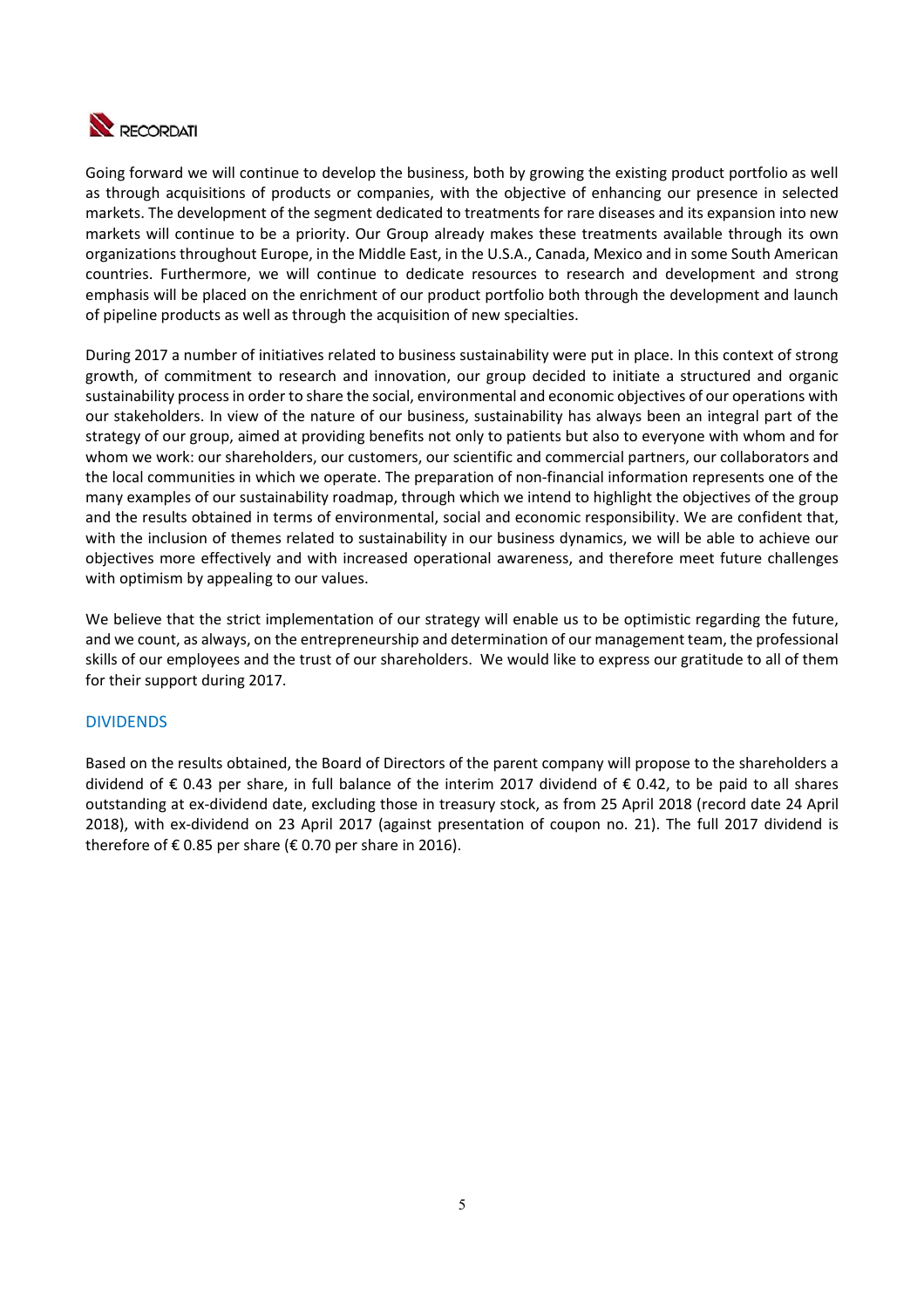Going forward we will continue to develop the business, both by growing the existing product portfolio as well as through acquisitions of products or companies, with the objective of enhancing our presence in selected markets. The development of the segment dedicated to treatments for rare diseases and its expansion into new markets will continue to be a priority. Our Group already makes these treatments available through its own organizations throughout Europe, in the Middle East, in the U.S.A., Canada, Mexico and in some South American countries. Furthermore, we will continue to dedicate resources to research and development and strong emphasis will be placed on the enrichment of our product portfolio both through the development and launch of pipeline products as well as through the acquisition of new specialties.

During 2017 a number of initiatives related to business sustainability were put in place. In this context of strong growth, of commitment to research and innovation, our group decided to initiate a structured and organic sustainability process in order to share the social, environmental and economic objectives of our operations with our stakeholders. In view of the nature of our business, sustainability has always been an integral part of the strategy of our group, aimed at providing benefits not only to patients but also to everyone with whom and for whom we work: our shareholders, our customers, our scientific and commercial partners, our collaborators and the local communities in which we operate. The preparation of non-financial information represents one of the many examples of our sustainability roadmap, through which we intend to highlight the objectives of the group and the results obtained in terms of environmental, social and economic responsibility. We are confident that, with the inclusion of themes related to sustainability in our business dynamics, we will be able to achieve our objectives more effectively and with increased operational awareness, and therefore meet future challenges with optimism by appealing to our values.

We believe that the strict implementation of our strategy will enable us to be optimistic regarding the future, and we count, as always, on the entrepreneurship and determination of our management team, the professional skills of our employees and the trust of our shareholders. We would like to express our gratitude to all of them for their support during 2017.

## DIVIDENDS

Based on the results obtained, the Board of Directors of the parent company will propose to the shareholders a dividend of € 0.43 per share, in full balance of the interim 2017 dividend of € 0.42, to be paid to all shares outstanding at ex-dividend date, excluding those in treasury stock, as from 25 April 2018 (record date 24 April 2018), with ex-dividend on 23 April 2017 (against presentation of coupon no. 21). The full 2017 dividend is therefore of € 0.85 per share (€ 0.70 per share in 2016).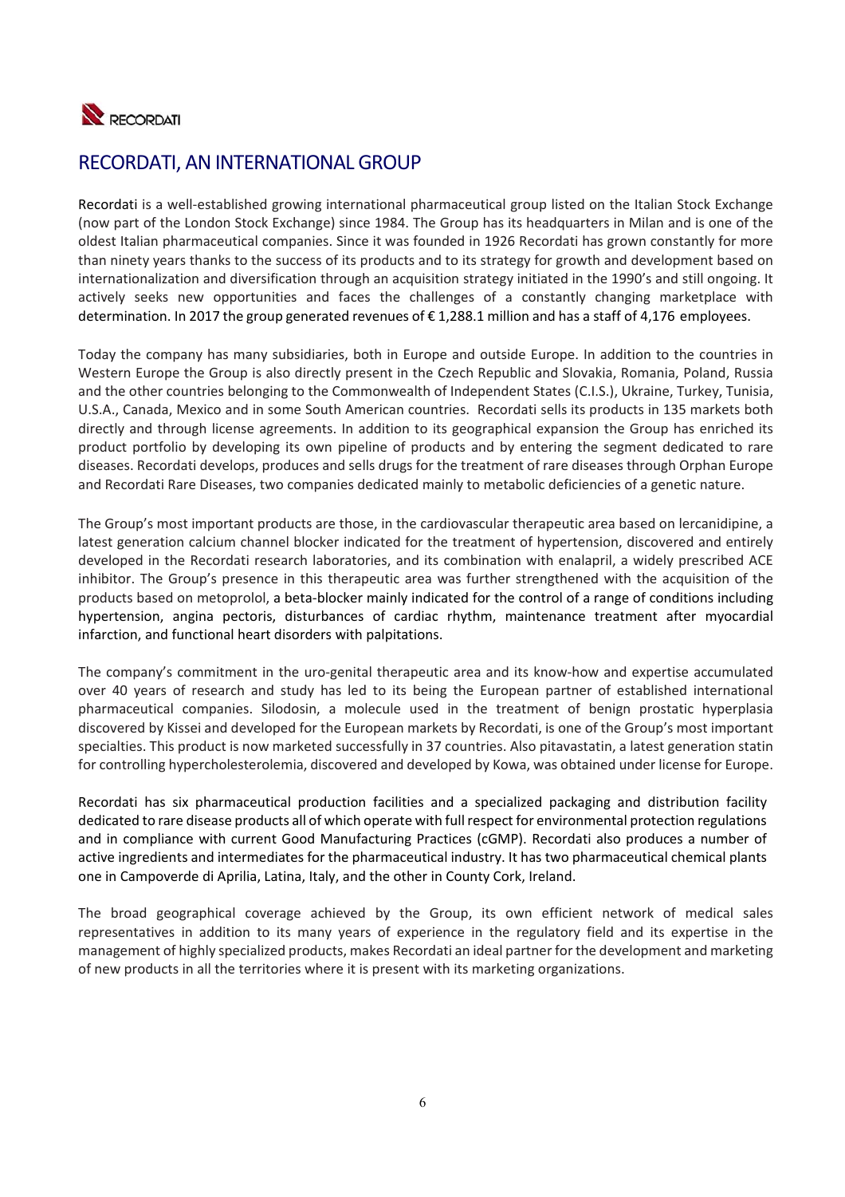# RECORDATI, AN INTERNATIONAL GROUP

Recordati is a well-established growing international pharmaceutical group listed on the Italian Stock Exchange (now part of the London Stock Exchange) since 1984. The Group has its headquarters in Milan and is one of the oldest Italian pharmaceutical companies. Since it was founded in 1926 Recordati has grown constantly for more than ninety years thanks to the success of its products and to its strategy for growth and development based on internationalization and diversification through an acquisition strategy initiated in the 1990's and still ongoing. It actively seeks new opportunities and faces the challenges of a constantly changing marketplace with determination. In 2017 the group generated revenues of € 1,288.1 million and has a staff of 4,176 employees.

Today the company has many subsidiaries, both in Europe and outside Europe. In addition to the countries in Western Europe the Group is also directly present in the Czech Republic and Slovakia, Romania, Poland, Russia and the other countries belonging to the Commonwealth of Independent States (C.I.S.), Ukraine, Turkey, Tunisia, U.S.A., Canada, Mexico and in some South American countries. Recordati sells its products in 135 markets both directly and through license agreements. In addition to its geographical expansion the Group has enriched its product portfolio by developing its own pipeline of products and by entering the segment dedicated to rare diseases. Recordati develops, produces and sells drugs for the treatment of rare diseases through Orphan Europe and Recordati Rare Diseases, two companies dedicated mainly to metabolic deficiencies of a genetic nature.

The Group's most important products are those, in the cardiovascular therapeutic area based on lercanidipine, a latest generation calcium channel blocker indicated for the treatment of hypertension, discovered and entirely developed in the Recordati research laboratories, and its combination with enalapril, a widely prescribed ACE inhibitor. The Group's presence in this therapeutic area was further strengthened with the acquisition of the products based on metoprolol, a beta-blocker mainly indicated for the control of a range of conditions including hypertension, angina pectoris, disturbances of cardiac rhythm, maintenance treatment after myocardial infarction, and functional heart disorders with palpitations.

The company's commitment in the uro-genital therapeutic area and its know-how and expertise accumulated over 40 years of research and study has led to its being the European partner of established international pharmaceutical companies. Silodosin, a molecule used in the treatment of benign prostatic hyperplasia discovered by Kissei and developed for the European markets by Recordati, is one of the Group's most important specialties. This product is now marketed successfully in 37 countries. Also pitavastatin, a latest generation statin for controlling hypercholesterolemia, discovered and developed by Kowa, was obtained under license for Europe.

Recordati has six pharmaceutical production facilities and a specialized packaging and distribution facility dedicated to rare disease products all of which operate with full respect for environmental protection regulations and in compliance with current Good Manufacturing Practices (cGMP). Recordati also produces a number of active ingredients and intermediates for the pharmaceutical industry. It has two pharmaceutical chemical plants one in Campoverde di Aprilia, Latina, Italy, and the other in County Cork, Ireland.

The broad geographical coverage achieved by the Group, its own efficient network of medical sales representatives in addition to its many years of experience in the regulatory field and its expertise in the management of highly specialized products, makes Recordati an ideal partner for the development and marketing of new products in all the territories where it is present with its marketing organizations.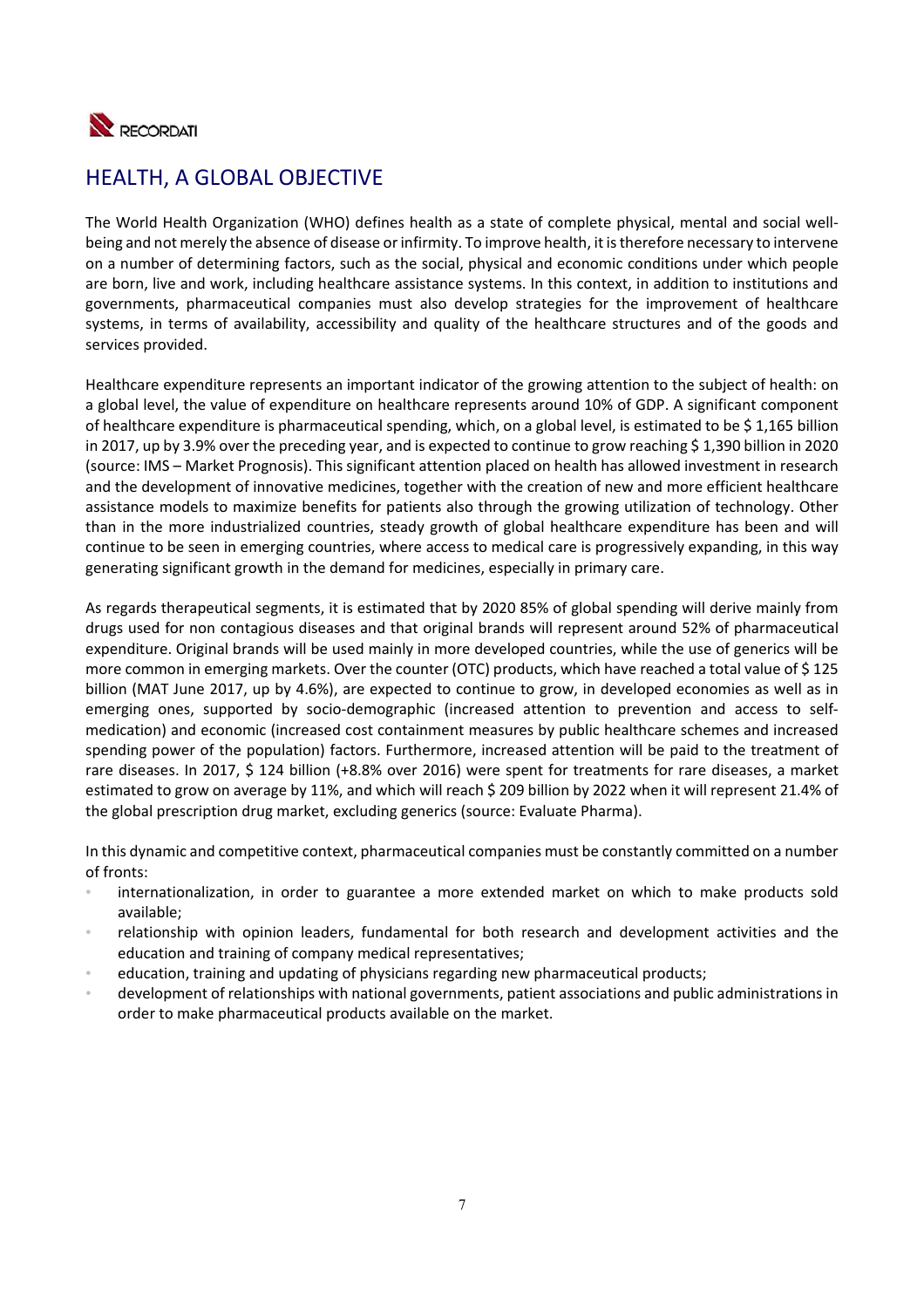## HEALTH, A GLOBAL OBJECTIVE

The World Health Organization (WHO) defines health as a state of complete physical, mental and social well-being and not merely the absence of disease or infirmity. To improve health, it is therefore necessary to intervene on a number of determining factors, such as the social, physical and economic conditions under which people are born, live and work, including healthcare assistance systems. In this context, in addition to institutions and governments, pharmaceutical companies must also develop strategies for the improvement of healthcare systems, in terms of availability, accessibility and quality of the healthcare structures and of the goods and services provided.

Healthcare expenditure represents an important indicator of the growing attention to the subject of health: on a global level, the value of expenditure on healthcare represents around 10% of GDP. A significant component of healthcare expenditure is pharmaceutical spending, which, on a global level, is estimated to be $ 1,165 billion in 2017, up by 3.9% over the preceding year, and is expected to continue to grow reaching $ 1,390 billion in 2020 (source: IMS – Market Prognosis). This significant attention placed on health has allowed investment in research and the development of innovative medicines, together with the creation of new and more efficient healthcare assistance models to maximize benefits for patients also through the growing utilization of technology. Other than in the more industrialized countries, steady growth of global healthcare expenditure has been and will continue to be seen in emerging countries, where access to medical care is progressively expanding, in this way generating significant growth in the demand for medicines, especially in primary care.

As regards therapeutical segments, it is estimated that by 2020 85% of global spending will derive mainly from drugs used for non contagious diseases and that original brands will represent around 52% of pharmaceutical expenditure. Original brands will be used mainly in more developed countries, while the use of generics will be more common in emerging markets. Over the counter (OTC) products, which have reached a total value of $ 125 billion (MAT June 2017, up by 4.6%), are expected to continue to grow, in developed economies as well as in emerging ones, supported by socio-demographic (increased attention to prevention and access to self-medication) and economic (increased cost containment measures by public healthcare schemes and increased spending power of the population) factors. Furthermore, increased attention will be paid to the treatment of rare diseases. In 2017, $ 124 billion (+8.8% over 2016) were spent for treatments for rare diseases, a market estimated to grow on average by 11%, and which will reach $ 209 billion by 2022 when it will represent 21.4% of the global prescription drug market, excluding generics (source: Evaluate Pharma).

In this dynamic and competitive context, pharmaceutical companies must be constantly committed on a number of fronts:

- internationalization, in order to guarantee a more extended market on which to make products sold available;
- relationship with opinion leaders, fundamental for both research and development activities and the education and training of company medical representatives;
- education, training and updating of physicians regarding new pharmaceutical products;
- development of relationships with national governments, patient associations and public administrations in order to make pharmaceutical products available on the market.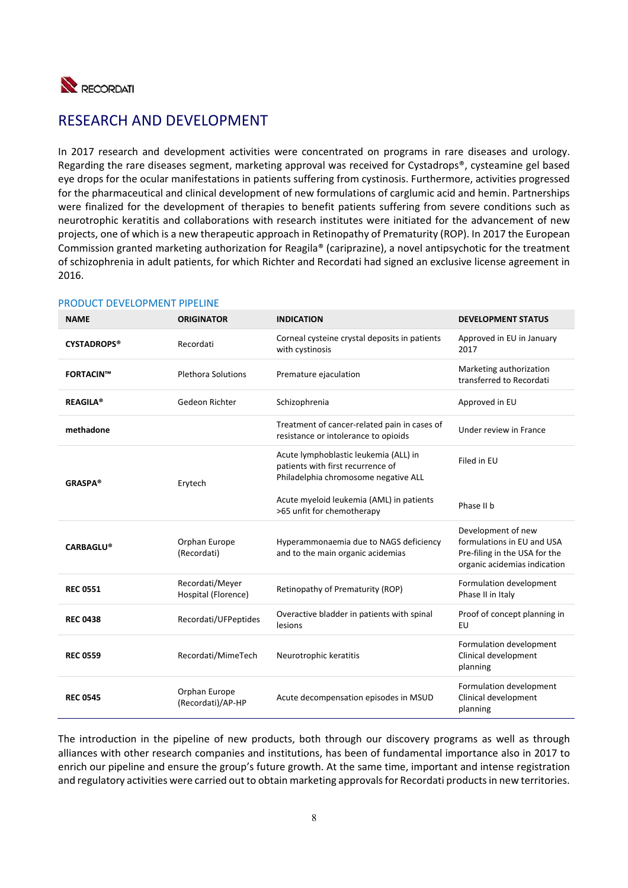# RESEARCH AND DEVELOPMENT

In 2017 research and development activities were concentrated on programs in rare diseases and urology. Regarding the rare diseases segment, marketing approval was received for Cystadrops®, cysteamine gel based eye drops for the ocular manifestations in patients suffering from cystinosis. Furthermore, activities progressed for the pharmaceutical and clinical development of new formulations of carglumic acid and hemin. Partnerships were finalized for the development of therapies to benefit patients suffering from severe conditions such as neurotrophic keratitis and collaborations with research institutes were initiated for the advancement of new projects, one of which is a new therapeutic approach in Retinopathy of Prematurity (ROP). In 2017 the European Commission granted marketing authorization for Reagila® (cariprazine), a novel antipsychotic for the treatment of schizophrenia in adult patients, for which Richter and Recordati had signed an exclusive license agreement in 2016.

## PRODUCT DEVELOPMENT PIPELINE

| NAME | ORIGINATOR | INDICATION | DEVELOPMENT STATUS |
|---|---|---|---|
| **CYSTADROPS®** | Recordati | Corneal cysteine crystal deposits in patients with cystinosis | Approved in EU in January 2017 |
| **FORTACIN™** | Plethora Solutions | Premature ejaculation | Marketing authorization transferred to Recordati |
| **REAGILA®** | Gedeon Richter | Schizophrenia | Approved in EU |
| **methadone** | | Treatment of cancer-related pain in cases of resistance or intolerance to opioids | Under review in France |
| **GRASPA®** | Erytech | Acute lymphoblastic leukemia (ALL) in patients with first recurrence of Philadelphia chromosome negative ALL | Filed in EU |
| | | Acute myeloid leukemia (AML) in patients >65 unfit for chemotherapy | Phase II b |
| **CARBAGLU®** | Orphan Europe (Recordati) | Hyperammonaemia due to NAGS deficiency and to the main organic acidemias | Development of new formulations in EU and USA Pre-filing in the USA for the organic acidemias indication |
| **REC 0551** | Recordati/Meyer Hospital (Florence) | Retinopathy of Prematurity (ROP) | Formulation development Phase II in Italy |
| **REC 0438** | Recordati/UFPeptides | Overactive bladder in patients with spinal lesions | Proof of concept planning in EU |
| **REC 0559** | Recordati/MimeTech | Neutrophic keratitis | Formulation development Clinical development planning |
| **REC 0545** | Orphan Europe (Recordati)/AP-HP | Acute decompensation episodes in MSUD | Formulation development Clinical development planning |

The introduction in the pipeline of new products, both through our discovery programs as well as through alliances with other research companies and institutions, has been of fundamental importance also in 2017 to enrich our pipeline and ensure the group's future growth. At the same time, important and intense registration and regulatory activities were carried out to obtain marketing approvals for Recordati products in new territories.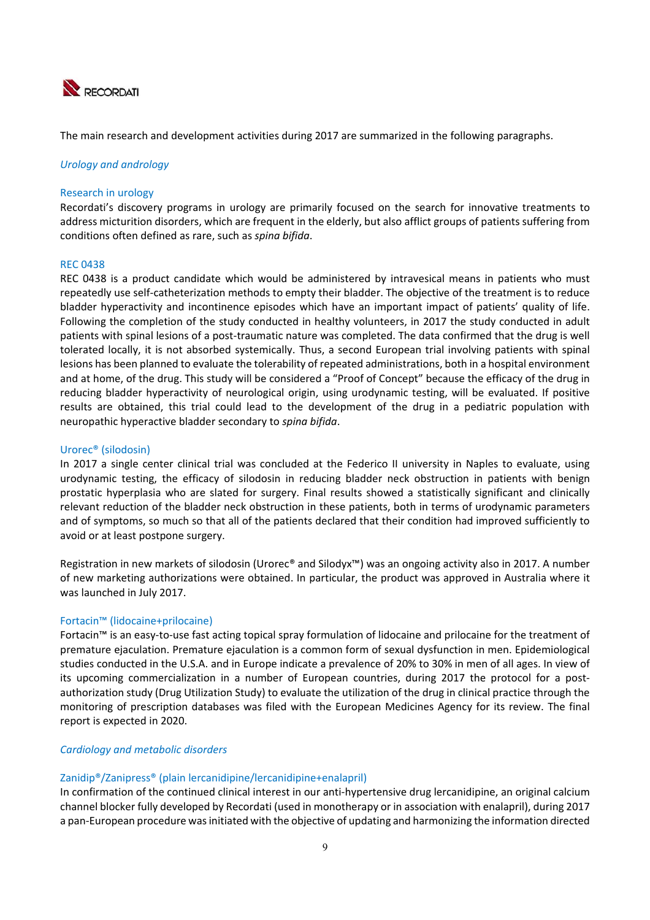The main research and development activities during 2017 are summarized in the following paragraphs.

## *Urology and andrology*

### Research in urology

Recordati's discovery programs in urology are primarily focused on the search for innovative treatments to address micturition disorders, which are frequent in the elderly, but also afflict groups of patients suffering from conditions often defined as rare, such as *spina bifida*.

### REC 0438

REC 0438 is a product candidate which would be administered by intravesical means in patients who must repeatedly use self-catheterization methods to empty their bladder. The objective of the treatment is to reduce bladder hyperactivity and incontinence episodes which have an important impact of patients' quality of life. Following the completion of the study conducted in healthy volunteers, in 2017 the study conducted in adult patients with spinal lesions of a post-traumatic nature was completed. The data confirmed that the drug is well tolerated locally, it is not absorbed systemically. Thus, a second European trial involving patients with spinal lesions has been planned to evaluate the tolerability of repeated administrations, both in a hospital environment and at home, of the drug. This study will be considered a "Proof of Concept" because the efficacy of the drug in reducing bladder hyperactivity of neurological origin, using urodynamic testing, will be evaluated. If positive results are obtained, this trial could lead to the development of the drug in a pediatric population with neuropathic hyperactive bladder secondary to *spina bifida*.

### Urorec® (silodosin)

In 2017 a single center clinical trial was concluded at the Federico II university in Naples to evaluate, using urodynamic testing, the efficacy of silodosin in reducing bladder neck obstruction in patients with benign prostatic hyperplasia who are slated for surgery. Final results showed a statistically significant and clinically relevant reduction of the bladder neck obstruction in these patients, both in terms of urodynamic parameters and of symptoms, so much so that all of the patients declared that their condition had improved sufficiently to avoid or at least postpone surgery.

Registration in new markets of silodosin (Urorec® and Silodyx™) was an ongoing activity also in 2017. A number of new marketing authorizations were obtained. In particular, the product was approved in Australia where it was launched in July 2017.

### Fortacin™ (lidocaine+prilocaine)

Fortacin™ is an easy-to-use fast acting topical spray formulation of lidocaine and prilocaine for the treatment of premature ejaculation. Premature ejaculation is a common form of sexual dysfunction in men. Epidemiological studies conducted in the U.S.A. and in Europe indicate a prevalence of 20% to 30% in men of all ages. In view of its upcoming commercialization in a number of European countries, during 2017 the protocol for a post-authorization study (Drug Utilization Study) to evaluate the utilization of the drug in clinical practice through the monitoring of prescription databases was filed with the European Medicines Agency for its review. The final report is expected in 2020.

## *Cardiology and metabolic disorders*

### Zanidip®/Zanipress® (plain lercanidipine/lercanidipine+enalapril)

In confirmation of the continued clinical interest in our anti-hypertensive drug lercanidipine, an original calcium channel blocker fully developed by Recordati (used in monotherapy or in association with enalapril), during 2017 a pan-European procedure was initiated with the objective of updating and harmonizing the information directed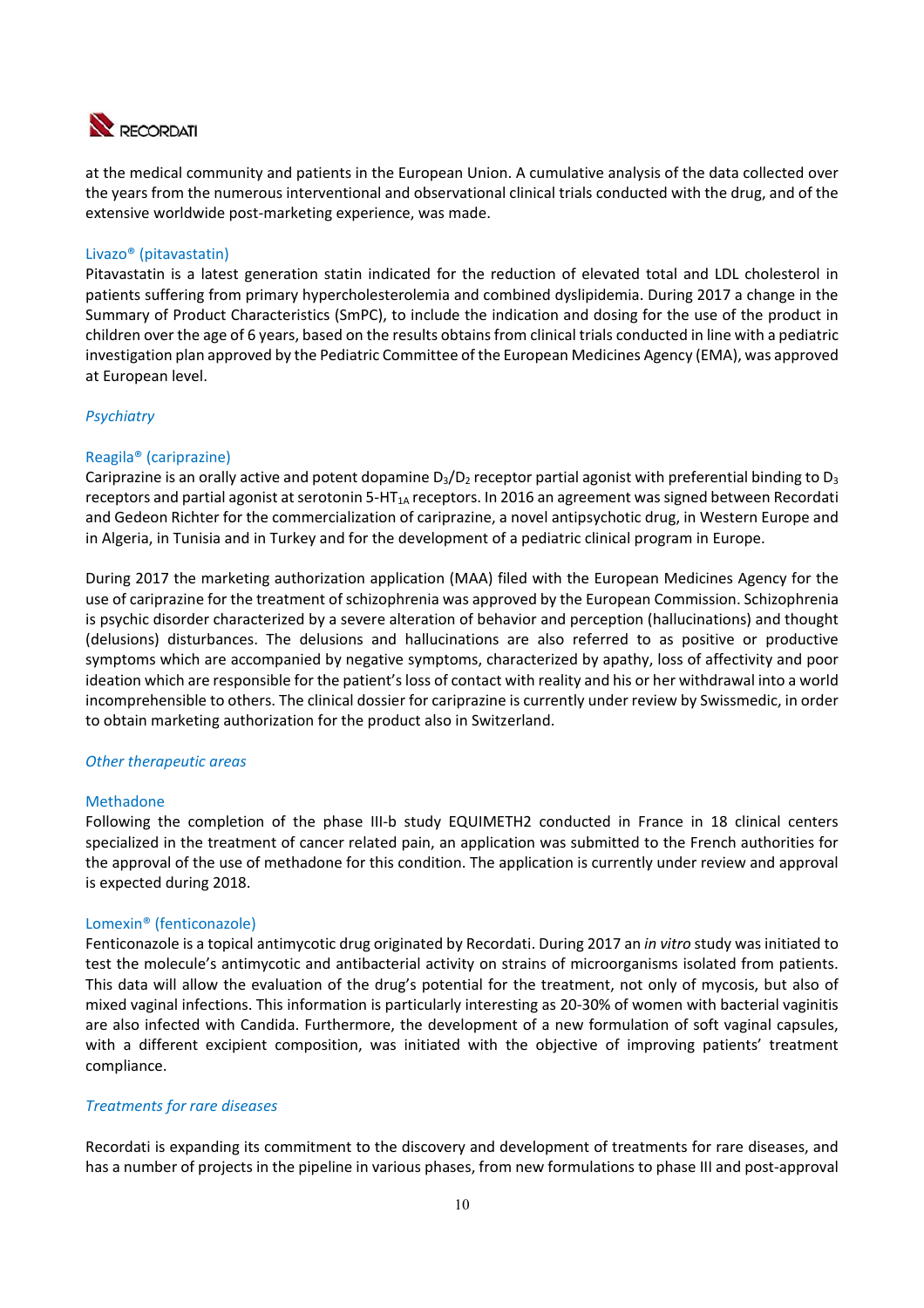at the medical community and patients in the European Union. A cumulative analysis of the data collected over the years from the numerous interventional and observational clinical trials conducted with the drug, and of the extensive worldwide post-marketing experience, was made.

### Livazo® (pitavastatin)

Pitavastatin is a latest generation statin indicated for the reduction of elevated total and LDL cholesterol in patients suffering from primary hypercholesterolemia and combined dyslipidemia. During 2017 a change in the Summary of Product Characteristics (SmPC), to include the indication and dosing for the use of the product in children over the age of 6 years, based on the results obtains from clinical trials conducted in line with a pediatric investigation plan approved by the Pediatric Committee of the European Medicines Agency (EMA), was approved at European level.

## *Psychiatry*

### Reagila® (cariprazine)

Cariprazine is an orally active and potent dopamine $D_3/D_2$ receptor partial agonist with preferential binding to $D_3$ receptors and partial agonist at serotonin 5-$HT_{1A}$ receptors. In 2016 an agreement was signed between Recordati and Gedeon Richter for the commercialization of cariprazine, a novel antipsychotic drug, in Western Europe and in Algeria, in Tunisia and in Turkey and for the development of a pediatric clinical program in Europe.

During 2017 the marketing authorization application (MAA) filed with the European Medicines Agency for the use of cariprazine for the treatment of schizophrenia was approved by the European Commission. Schizophrenia is psychic disorder characterized by a severe alteration of behavior and perception (hallucinations) and thought (delusions) disturbances. The delusions and hallucinations are also referred to as positive or productive symptoms which are accompanied by negative symptoms, characterized by apathy, loss of affectivity and poor ideation which are responsible for the patient's loss of contact with reality and his or her withdrawal into a world incomprehensible to others. The clinical dossier for cariprazine is currently under review by Swissmedic, in order to obtain marketing authorization for the product also in Switzerland.

## *Other therapeutic areas*

### Methadone

Following the completion of the phase III-b study EQUIMETH2 conducted in France in 18 clinical centers specialized in the treatment of cancer related pain, an application was submitted to the French authorities for the approval of the use of methadone for this condition. The application is currently under review and approval is expected during 2018.

### Lomexin® (fenticonazole)

Fenticonazole is a topical antimycotic drug originated by Recordati. During 2017 an *in vitro* study was initiated to test the molecule's antimycotic and antibacterial activity on strains of microorganisms isolated from patients. This data will allow the evaluation of the drug's potential for the treatment, not only of mycosis, but also of mixed vaginal infections. This information is particularly interesting as 20-30% of women with bacterial vaginitis are also infected with Candida. Furthermore, the development of a new formulation of soft vaginal capsules, with a different excipient composition, was initiated with the objective of improving patients' treatment compliance.

## *Treatments for rare diseases*

Recordati is expanding its commitment to the discovery and development of treatments for rare diseases, and has a number of projects in the pipeline in various phases, from new formulations to phase III and post-approval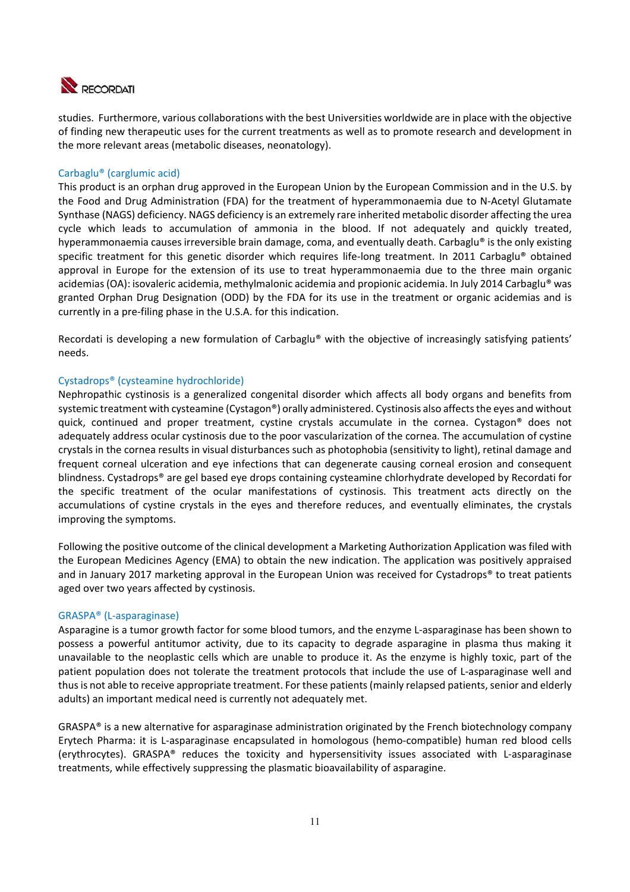studies. Furthermore, various collaborations with the best Universities worldwide are in place with the objective of finding new therapeutic uses for the current treatments as well as to promote research and development in the more relevant areas (metabolic diseases, neonatology).

### Carbaglu® (carglumic acid)

This product is an orphan drug approved in the European Union by the European Commission and in the U.S. by the Food and Drug Administration (FDA) for the treatment of hyperammonaemia due to N-Acetyl Glutamate Synthase (NAGS) deficiency. NAGS deficiency is an extremely rare inherited metabolic disorder affecting the urea cycle which leads to accumulation of ammonia in the blood. If not adequately and quickly treated, hyperammonaemia causes irreversible brain damage, coma, and eventually death. Carbaglu® is the only existing specific treatment for this genetic disorder which requires life-long treatment. In 2011 Carbaglu® obtained approval in Europe for the extension of its use to treat hyperammonaemia due to the three main organic acidemias (OA): isovaleric acidemia, methylmalonic acidemia and propionic acidemia. In July 2014 Carbaglu® was granted Orphan Drug Designation (ODD) by the FDA for its use in the treatment or organic acidemias and is currently in a pre-filing phase in the U.S.A. for this indication.

Recordati is developing a new formulation of Carbaglu® with the objective of increasingly satisfying patients' needs.

### Cystadrops® (cysteamine hydrochloride)

Nephropathic cystinosis is a generalized congenital disorder which affects all body organs and benefits from systemic treatment with cysteamine (Cystagon®) orally administered. Cystinosis also affects the eyes and without quick, continued and proper treatment, cystine crystals accumulate in the cornea. Cystagon® does not adequately address ocular cystinosis due to the poor vascularization of the cornea. The accumulation of cystine crystals in the cornea results in visual disturbances such as photophobia (sensitivity to light), retinal damage and frequent corneal ulceration and eye infections that can degenerate causing corneal erosion and consequent blindness. Cystadrops® are gel based eye drops containing cysteamine chlorhydrate developed by Recordati for the specific treatment of the ocular manifestations of cystinosis. This treatment acts directly on the accumulations of cystine crystals in the eyes and therefore reduces, and eventually eliminates, the crystals improving the symptoms.

Following the positive outcome of the clinical development a Marketing Authorization Application was filed with the European Medicines Agency (EMA) to obtain the new indication. The application was positively appraised and in January 2017 marketing approval in the European Union was received for Cystadrops® to treat patients aged over two years affected by cystinosis.

### GRASPA® (L-asparaginase)

Asparagine is a tumor growth factor for some blood tumors, and the enzyme L-asparaginase has been shown to possess a powerful antitumor activity, due to its capacity to degrade asparagine in plasma thus making it unavailable to the neoplastic cells which are unable to produce it. As the enzyme is highly toxic, part of the patient population does not tolerate the treatment protocols that include the use of L-asparaginase well and thus is not able to receive appropriate treatment. For these patients (mainly relapsed patients, senior and elderly adults) an important medical need is currently not adequately met.

GRASPA® is a new alternative for asparaginase administration originated by the French biotechnology company Erytech Pharma: it is L-asparaginase encapsulated in homologous (hemo-compatible) human red blood cells (erythrocytes). GRASPA® reduces the toxicity and hypersensitivity issues associated with L-asparaginase treatments, while effectively suppressing the plasmatic bioavailability of asparagine.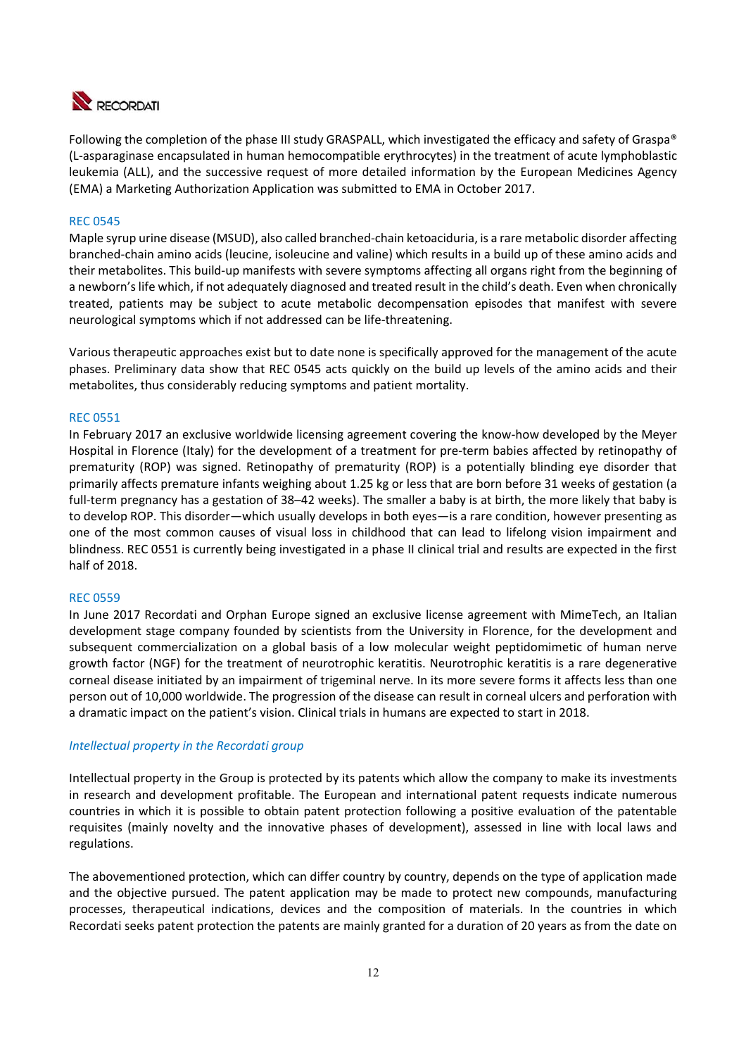Following the completion of the phase III study GRASPALL, which investigated the efficacy and safety of Graspa® (L-asparaginase encapsulated in human hemocompatible erythrocytes) in the treatment of acute lymphoblastic leukemia (ALL), and the successive request of more detailed information by the European Medicines Agency (EMA) a Marketing Authorization Application was submitted to EMA in October 2017.

### REC 0545

Maple syrup urine disease (MSUD), also called branched-chain ketoaciduria, is a rare metabolic disorder affecting branched-chain amino acids (leucine, isoleucine and valine) which results in a build up of these amino acids and their metabolites. This build-up manifests with severe symptoms affecting all organs right from the beginning of a newborn's life which, if not adequately diagnosed and treated result in the child's death. Even when chronically treated, patients may be subject to acute metabolic decompensation episodes that manifest with severe neurological symptoms which if not addressed can be life-threatening.

Various therapeutic approaches exist but to date none is specifically approved for the management of the acute phases. Preliminary data show that REC 0545 acts quickly on the build up levels of the amino acids and their metabolites, thus considerably reducing symptoms and patient mortality.

### REC 0551

In February 2017 an exclusive worldwide licensing agreement covering the know-how developed by the Meyer Hospital in Florence (Italy) for the development of a treatment for pre-term babies affected by retinopathy of prematurity (ROP) was signed. Retinopathy of prematurity (ROP) is a potentially blinding eye disorder that primarily affects premature infants weighing about 1.25 kg or less that are born before 31 weeks of gestation (a full-term pregnancy has a gestation of 38–42 weeks). The smaller a baby is at birth, the more likely that baby is to develop ROP. This disorder—which usually develops in both eyes—is a rare condition, however presenting as one of the most common causes of visual loss in childhood that can lead to lifelong vision impairment and blindness. REC 0551 is currently being investigated in a phase II clinical trial and results are expected in the first half of 2018.

### REC 0559

In June 2017 Recordati and Orphan Europe signed an exclusive license agreement with MimeTech, an Italian development stage company founded by scientists from the University in Florence, for the development and subsequent commercialization on a global basis of a low molecular weight peptidomimetic of human nerve growth factor (NGF) for the treatment of neurotrophic keratitis. Neurotrophic keratitis is a rare degenerative corneal disease initiated by an impairment of trigeminal nerve. In its more severe forms it affects less than one person out of 10,000 worldwide. The progression of the disease can result in corneal ulcers and perforation with a dramatic impact on the patient's vision. Clinical trials in humans are expected to start in 2018.

### *Intellectual property in the Recordati group*

Intellectual property in the Group is protected by its patents which allow the company to make its investments in research and development profitable. The European and international patent requests indicate numerous countries in which it is possible to obtain patent protection following a positive evaluation of the patentable requisites (mainly novelty and the innovative phases of development), assessed in line with local laws and regulations.

The abovementioned protection, which can differ country by country, depends on the type of application made and the objective pursued. The patent application may be made to protect new compounds, manufacturing processes, therapeutical indications, devices and the composition of materials. In the countries in which Recordati seeks patent protection the patents are mainly granted for a duration of 20 years as from the date on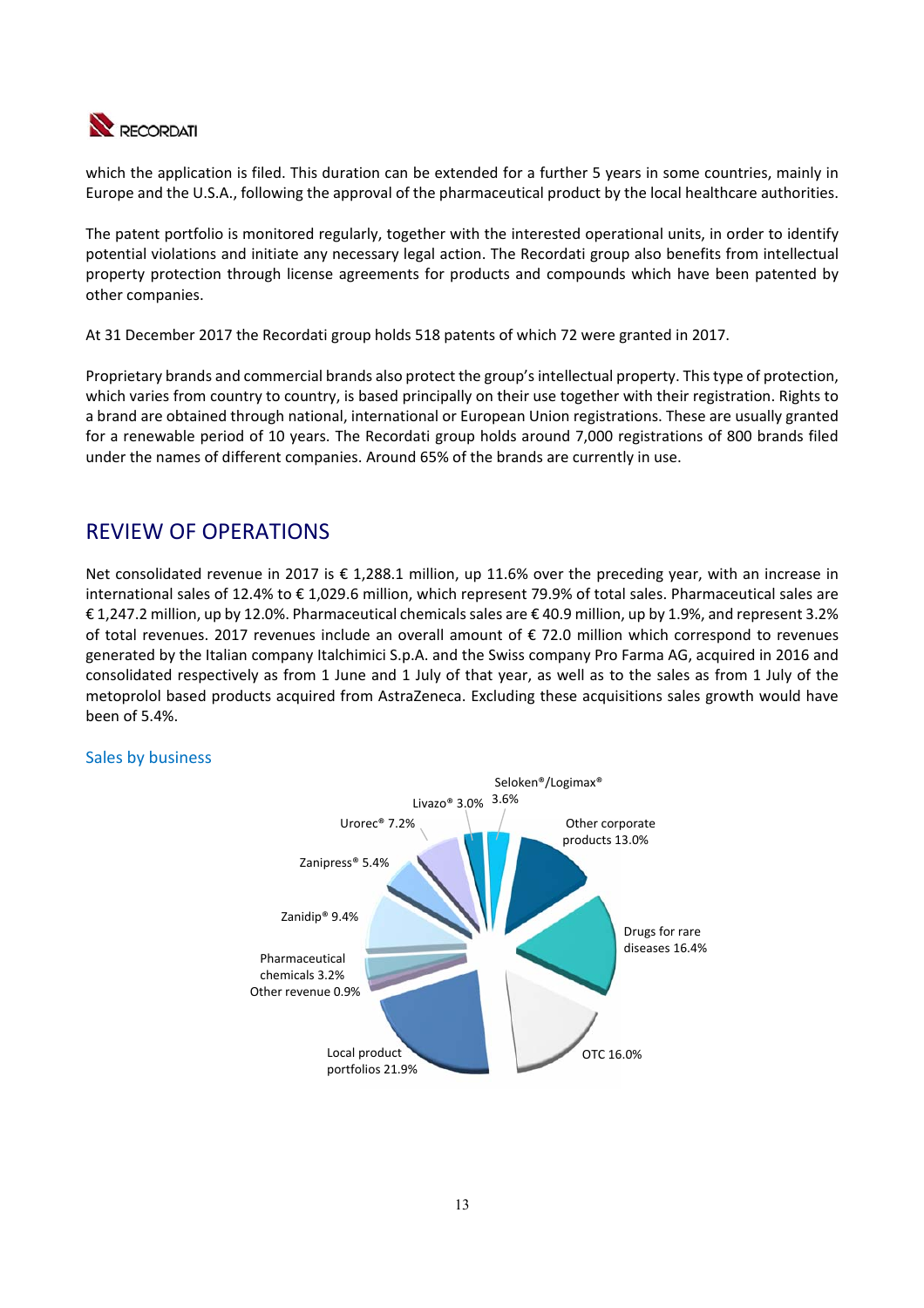which the application is filed. This duration can be extended for a further 5 years in some countries, mainly in Europe and the U.S.A., following the approval of the pharmaceutical product by the local healthcare authorities.

The patent portfolio is monitored regularly, together with the interested operational units, in order to identify potential violations and initiate any necessary legal action. The Recordati group also benefits from intellectual property protection through license agreements for products and compounds which have been patented by other companies.

At 31 December 2017 the Recordati group holds 518 patents of which 72 were granted in 2017.

Proprietary brands and commercial brands also protect the group's intellectual property. This type of protection, which varies from country to country, is based principally on their use together with their registration. Rights to a brand are obtained through national, international or European Union registrations. These are usually granted for a renewable period of 10 years. The Recordati group holds around 7,000 registrations of 800 brands filed under the names of different companies. Around 65% of the brands are currently in use.

## REVIEW OF OPERATIONS

Net consolidated revenue in 2017 is € 1,288.1 million, up 11.6% over the preceding year, with an increase in international sales of 12.4% to € 1,029.6 million, which represent 79.9% of total sales. Pharmaceutical sales are € 1,247.2 million, up by 12.0%. Pharmaceutical chemicals sales are € 40.9 million, up by 1.9%, and represent 3.2% of total revenues. 2017 revenues include an overall amount of € 72.0 million which correspond to revenues generated by the Italian company Italchimici S.p.A. and the Swiss company Pro Farma AG, acquired in 2016 and consolidated respectively as from 1 June and 1 July of that year, as well as to the sales as from 1 July of the metoprolol based products acquired from AstraZeneca. Excluding these acquisitions sales growth would have been of 5.4%.

### Sales by business

Seloken®/Logimax® 3.6%
Livazo® 3.0%
Urorec® 7.2%
Other corporate products 13.0%
Zanipress® 5.4%
Zanidip® 9.4%
Drugs for rare diseases 16.4%
Pharmaceutical chemicals 3.2%
Other revenue 0.9%
Local product portfolios 21.9%
OTC 16.0%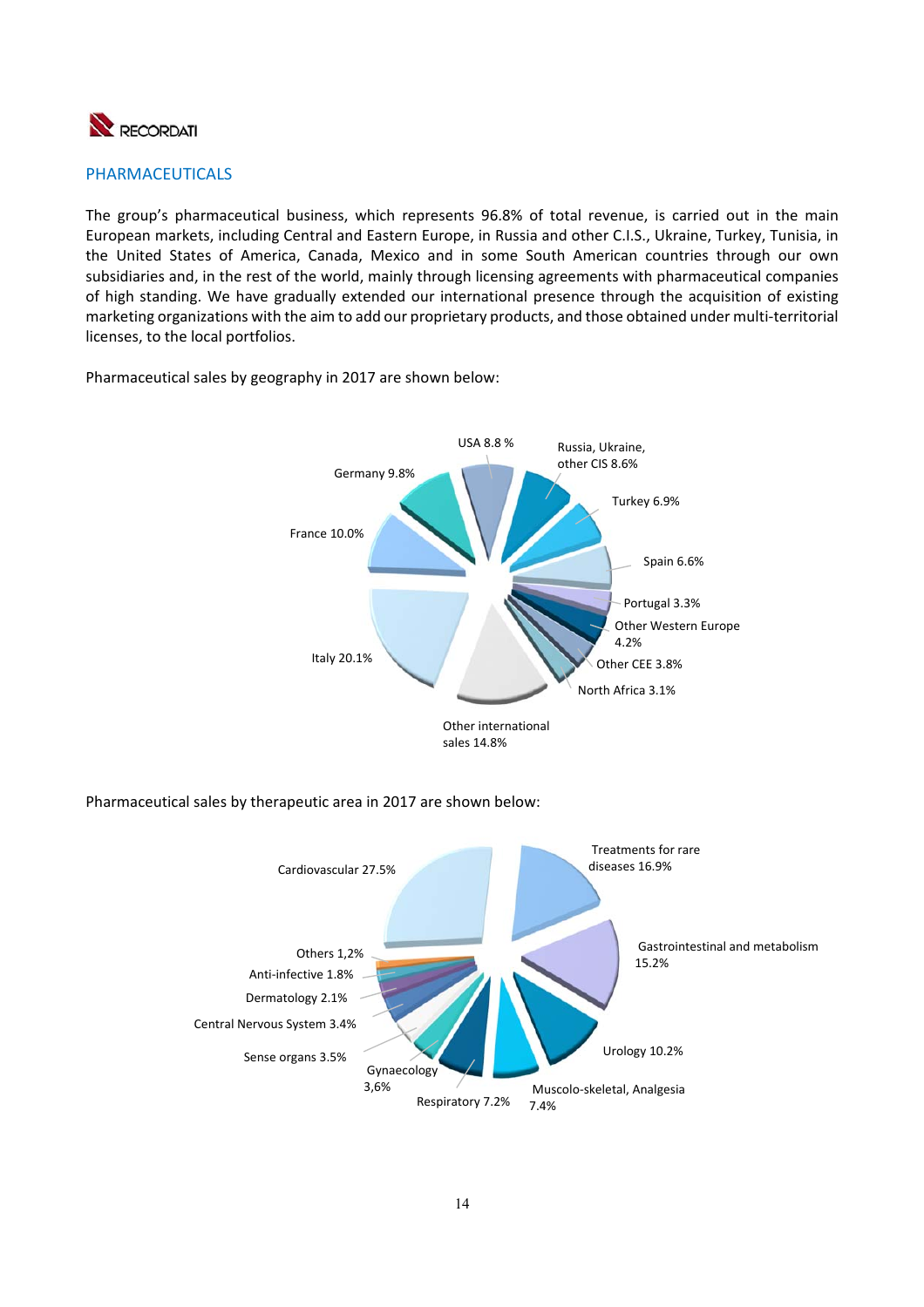## PHARMACEUTICALS

The group's pharmaceutical business, which represents 96.8% of total revenue, is carried out in the main European markets, including Central and Eastern Europe, in Russia and other C.I.S., Ukraine, Turkey, Tunisia, in the United States of America, Canada, Mexico and in some South American countries through our own subsidiaries and, in the rest of the world, mainly through licensing agreements with pharmaceutical companies of high standing. We have gradually extended our international presence through the acquisition of existing marketing organizations with the aim to add our proprietary products, and those obtained under multi-territorial licenses, to the local portfolios.

Pharmaceutical sales by geography in 2017 are shown below:

USA 8.8 %
Russia, Ukraine, other CIS 8.6%
Germany 9.8%
Turkey 6.9%
France 10.0%
Spain 6.6%
Portugal 3.3%
Other Western Europe 4.2%
Italy 20.1%
Other CEE 3.8%
North Africa 3.1%
Other international sales 14.8%

Pharmaceutical sales by therapeutic area in 2017 are shown below:

Cardiovascular 27.5%
Treatments for rare diseases 16.9%
Gastrointestinal and metabolism 15.2%
Others 1,2%
Anti-infective 1.8%
Dermatology 2.1%
Central Nervous System 3.4%
Urology 10.2%
Sense organs 3.5%
Gynaecology 3,6%
Muscolo-skeletal, Analgesia 7.4%
Respiratory 7.2%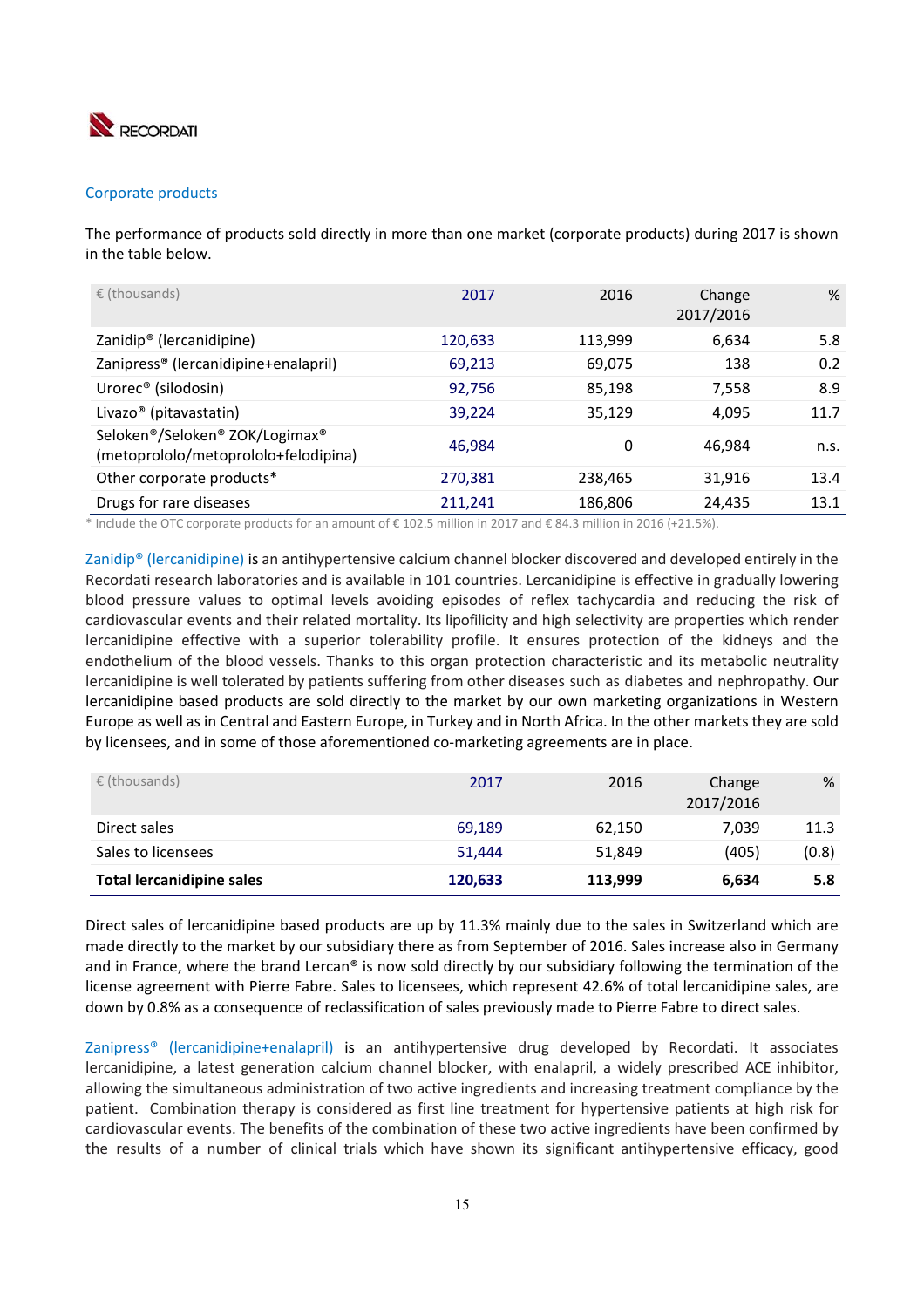## Corporate products

The performance of products sold directly in more than one market (corporate products) during 2017 is shown in the table below.

| € (thousands) | 2017 | 2016 | Change 2017/2016 | % |
|---|---|---|---|---|
| Zanidip® (lercanidipine) | 120,633 | 113,999 | 6,634 | 5.8 |
| Zanipress® (lercanidipine+enalapril) | 69,213 | 69,075 | 138 | 0.2 |
| Urorec® (silodosin) | 92,756 | 85,198 | 7,558 | 8.9 |
| Livazo® (pitavastatin) | 39,224 | 35,129 | 4,095 | 11.7 |
| Seloken®/Seloken® ZOK/Logimax® (metoprololo/metoprololo+felodipina) | 46,984 | 0 | 46,984 | n.s. |
| Other corporate products* | 270,381 | 238,465 | 31,916 | 13.4 |
| Drugs for rare diseases | 211,241 | 186,806 | 24,435 | 13.1 |

\* Include the OTC corporate products for an amount of € 102.5 million in 2017 and € 84.3 million in 2016 (+21.5%).

Zanidip® (lercanidipine) is an antihypertensive calcium channel blocker discovered and developed entirely in the Recordati research laboratories and is available in 101 countries. Lercanidipine is effective in gradually lowering blood pressure values to optimal levels avoiding episodes of reflex tachycardia and reducing the risk of cardiovascular events and their related mortality. Its lipofilicity and high selectivity are properties which render lercanidipine effective with a superior tolerability profile. It ensures protection of the kidneys and the endothelium of the blood vessels. Thanks to this organ protection characteristic and its metabolic neutrality lercanidipine is well tolerated by patients suffering from other diseases such as diabetes and nephropathy. Our lercanidipine based products are sold directly to the market by our own marketing organizations in Western Europe as well as in Central and Eastern Europe, in Turkey and in North Africa. In the other markets they are sold by licensees, and in some of those aforementioned co-marketing agreements are in place.

| € (thousands) | 2017 | 2016 | Change 2017/2016 | % |
|---|---|---|---|---|
| Direct sales | 69,189 | 62,150 | 7,039 | 11.3 |
| Sales to licensees | 51,444 | 51,849 | (405) | (0.8) |
| **Total lercanidipine sales** | **120,633** | **113,999** | **6,634** | **5.8** |

Direct sales of lercanidipine based products are up by 11.3% mainly due to the sales in Switzerland which are made directly to the market by our subsidiary there as from September of 2016. Sales increase also in Germany and in France, where the brand Lercan® is now sold directly by our subsidiary following the termination of the license agreement with Pierre Fabre. Sales to licensees, which represent 42.6% of total lercanidipine sales, are down by 0.8% as a consequence of reclassification of sales previously made to Pierre Fabre to direct sales.

Zanipress® (lercanidipine+enalapril) is an antihypertensive drug developed by Recordati. It associates lercanidipine, a latest generation calcium channel blocker, with enalapril, a widely prescribed ACE inhibitor, allowing the simultaneous administration of two active ingredients and increasing treatment compliance by the patient. Combination therapy is considered as first line treatment for hypertensive patients at high risk for cardiovascular events. The benefits of the combination of these two active ingredients have been confirmed by the results of a number of clinical trials which have shown its significant antihypertensive efficacy, good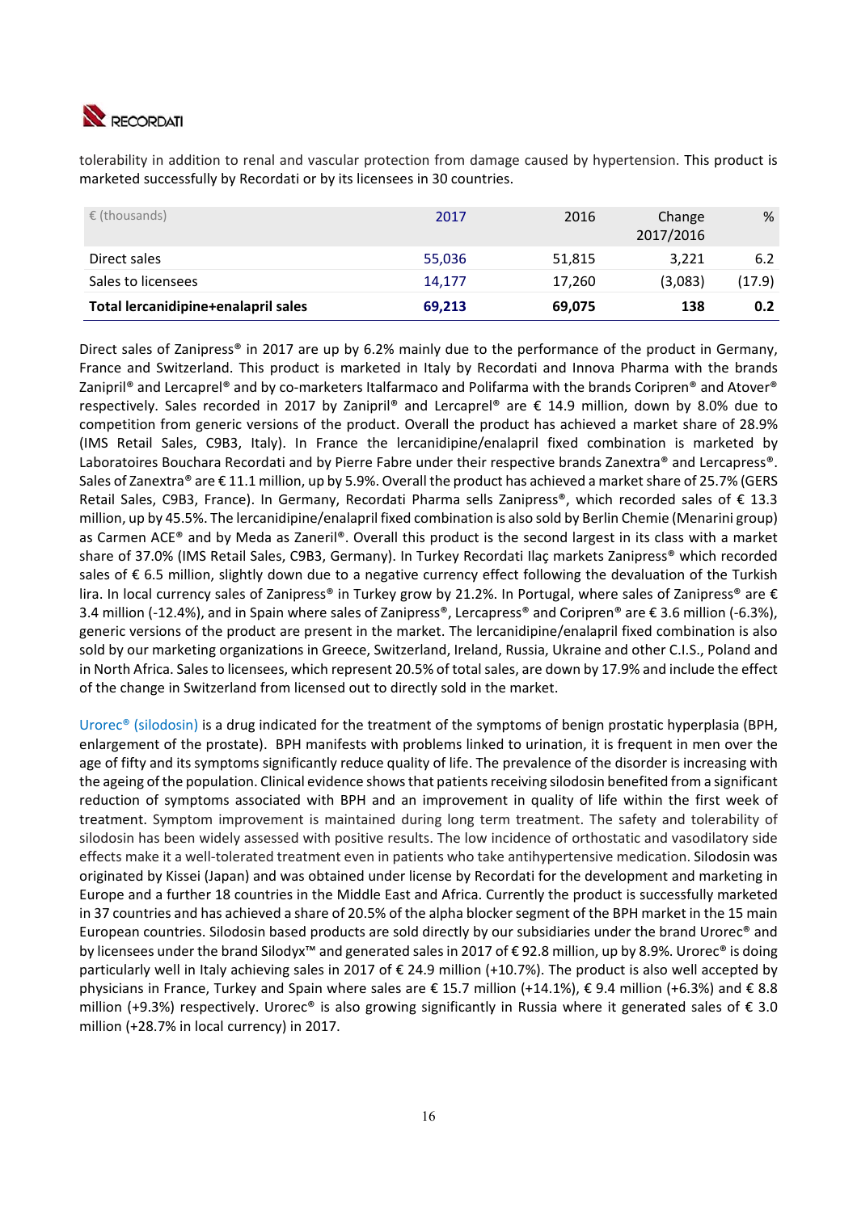tolerability in addition to renal and vascular protection from damage caused by hypertension. This product is marketed successfully by Recordati or by its licensees in 30 countries.

| € (thousands) | 2017 | 2016 | Change 2017/2016 | % |
|---|---|---|---|---|
| Direct sales | 55,036 | 51,815 | 3,221 | 6.2 |
| Sales to licensees | 14,177 | 17,260 | (3,083) | (17.9) |
| **Total lercanidipine+enalapril sales** | **69,213** | **69,075** | **138** | **0.2** |

Direct sales of Zanipress® in 2017 are up by 6.2% mainly due to the performance of the product in Germany, France and Switzerland. This product is marketed in Italy by Recordati and Innova Pharma with the brands Zanipril® and Lercaprel® and by co-marketers Italfarmaco and Polifarma with the brands Coripren® and Atover® respectively. Sales recorded in 2017 by Zanipril® and Lercaprel® are € 14.9 million, down by 8.0% due to competition from generic versions of the product. Overall the product has achieved a market share of 28.9% (IMS Retail Sales, C9B3, Italy). In France the lercanidipine/enalapril fixed combination is marketed by Laboratoires Bouchara Recordati and by Pierre Fabre under their respective brands Zanextra® and Lercapress®. Sales of Zanextra® are € 11.1 million, up by 5.9%. Overall the product has achieved a market share of 25.7% (GERS Retail Sales, C9B3, France). In Germany, Recordati Pharma sells Zanipress®, which recorded sales of € 13.3 million, up by 45.5%. The lercanidipine/enalapril fixed combination is also sold by Berlin Chemie (Menarini group) as Carmen ACE® and by Meda as Zaneril®. Overall this product is the second largest in its class with a market share of 37.0% (IMS Retail Sales, C9B3, Germany). In Turkey Recordati Ilaç markets Zanipress® which recorded sales of € 6.5 million, slightly down due to a negative currency effect following the devaluation of the Turkish lira. In local currency sales of Zanipress® in Turkey grow by 21.2%. In Portugal, where sales of Zanipress® are € 3.4 million (-12.4%), and in Spain where sales of Zanipress®, Lercapress® and Coripren® are € 3.6 million (-6.3%), generic versions of the product are present in the market. The lercanidipine/enalapril fixed combination is also sold by our marketing organizations in Greece, Switzerland, Ireland, Russia, Ukraine and other C.I.S., Poland and in North Africa. Sales to licensees, which represent 20.5% of total sales, are down by 17.9% and include the effect of the change in Switzerland from licensed out to directly sold in the market.

Urorec® (silodosin) is a drug indicated for the treatment of the symptoms of benign prostatic hyperplasia (BPH, enlargement of the prostate). BPH manifests with problems linked to urination, it is frequent in men over the age of fifty and its symptoms significantly reduce quality of life. The prevalence of the disorder is increasing with the ageing of the population. Clinical evidence shows that patients receiving silodosin benefited from a significant reduction of symptoms associated with BPH and an improvement in quality of life within the first week of treatment. Symptom improvement is maintained during long term treatment. The safety and tolerability of silodosin has been widely assessed with positive results. The low incidence of orthostatic and vasodilatory side effects make it a well-tolerated treatment even in patients who take antihypertensive medication. Silodosin was originated by Kissei (Japan) and was obtained under license by Recordati for the development and marketing in Europe and a further 18 countries in the Middle East and Africa. Currently the product is successfully marketed in 37 countries and has achieved a share of 20.5% of the alpha blocker segment of the BPH market in the 15 main European countries. Silodosin based products are sold directly by our subsidiaries under the brand Urorec® and by licensees under the brand Silodyx™ and generated sales in 2017 of € 92.8 million, up by 8.9%. Urorec® is doing particularly well in Italy achieving sales in 2017 of € 24.9 million (+10.7%). The product is also well accepted by physicians in France, Turkey and Spain where sales are € 15.7 million (+14.1%), € 9.4 million (+6.3%) and € 8.8 million (+9.3%) respectively. Urorec® is also growing significantly in Russia where it generated sales of € 3.0 million (+28.7% in local currency) in 2017.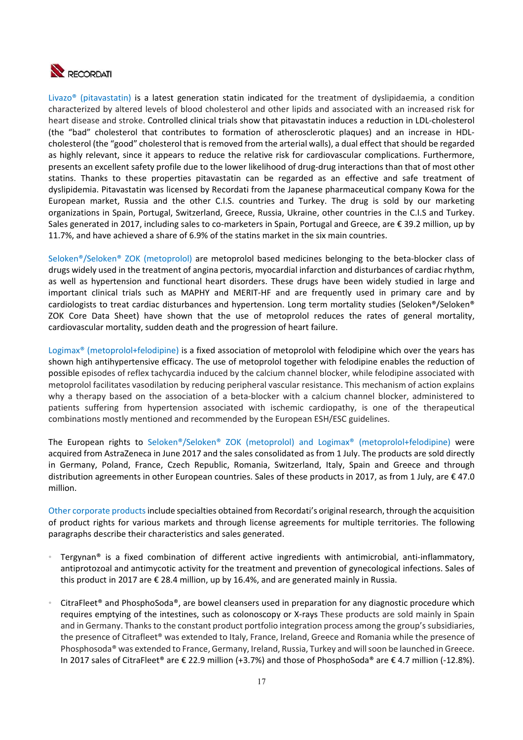Livazo® (pitavastatin) is a latest generation statin indicated for the treatment of dyslipidaemia, a condition characterized by altered levels of blood cholesterol and other lipids and associated with an increased risk for heart disease and stroke. Controlled clinical trials show that pitavastatin induces a reduction in LDL-cholesterol (the "bad" cholesterol that contributes to formation of atherosclerotic plaques) and an increase in HDL-cholesterol (the "good" cholesterol that is removed from the arterial walls), a dual effect that should be regarded as highly relevant, since it appears to reduce the relative risk for cardiovascular complications. Furthermore, presents an excellent safety profile due to the lower likelihood of drug-drug interactions than that of most other statins. Thanks to these properties pitavastatin can be regarded as an effective and safe treatment of dyslipidemia. Pitavastatin was licensed by Recordati from the Japanese pharmaceutical company Kowa for the European market, Russia and the other C.I.S. countries and Turkey. The drug is sold by our marketing organizations in Spain, Portugal, Switzerland, Greece, Russia, Ukraine, other countries in the C.I.S and Turkey. Sales generated in 2017, including sales to co-marketers in Spain, Portugal and Greece, are € 39.2 million, up by 11.7%, and have achieved a share of 6.9% of the statins market in the six main countries.

Seloken®/Seloken® ZOK (metoprolol) are metoprolol based medicines belonging to the beta-blocker class of drugs widely used in the treatment of angina pectoris, myocardial infarction and disturbances of cardiac rhythm, as well as hypertension and functional heart disorders. These drugs have been widely studied in large and important clinical trials such as MAPHY and MERIT-HF and are frequently used in primary care and by cardiologists to treat cardiac disturbances and hypertension. Long term mortality studies (Seloken®/Seloken® ZOK Core Data Sheet) have shown that the use of metoprolol reduces the rates of general mortality, cardiovascular mortality, sudden death and the progression of heart failure.

Logimax® (metoprolol+felodipine) is a fixed association of metoprolol with felodipine which over the years has shown high antihypertensive efficacy. The use of metoprolol together with felodipine enables the reduction of possible episodes of reflex tachycardia induced by the calcium channel blocker, while felodipine associated with metoprolol facilitates vasodilation by reducing peripheral vascular resistance. This mechanism of action explains why a therapy based on the association of a beta-blocker with a calcium channel blocker, administered to patients suffering from hypertension associated with ischemic cardiopathy, is one of the therapeutical combinations mostly mentioned and recommended by the European ESH/ESC guidelines.

The European rights to Seloken®/Seloken® ZOK (metoprolol) and Logimax® (metoprolol+felodipine) were acquired from AstraZeneca in June 2017 and the sales consolidated as from 1 July. The products are sold directly in Germany, Poland, France, Czech Republic, Romania, Switzerland, Italy, Spain and Greece and through distribution agreements in other European countries. Sales of these products in 2017, as from 1 July, are € 47.0 million.

Other corporate products include specialties obtained from Recordati's original research, through the acquisition of product rights for various markets and through license agreements for multiple territories. The following paragraphs describe their characteristics and sales generated.

- Tergynan® is a fixed combination of different active ingredients with antimicrobial, anti-inflammatory, antiprotozoal and antimycotic activity for the treatment and prevention of gynecological infections. Sales of this product in 2017 are € 28.4 million, up by 16.4%, and are generated mainly in Russia.

- CitraFleet® and PhosphoSoda®, are bowel cleansers used in preparation for any diagnostic procedure which requires emptying of the intestines, such as colonoscopy or X-rays These products are sold mainly in Spain and in Germany. Thanks to the constant product portfolio integration process among the group's subsidiaries, the presence of Citrafleet® was extended to Italy, France, Ireland, Greece and Romania while the presence of Phosphosoda® was extended to France, Germany, Ireland, Russia, Turkey and will soon be launched in Greece. In 2017 sales of CitraFleet® are € 22.9 million (+3.7%) and those of PhosphoSoda® are € 4.7 million (-12.8%).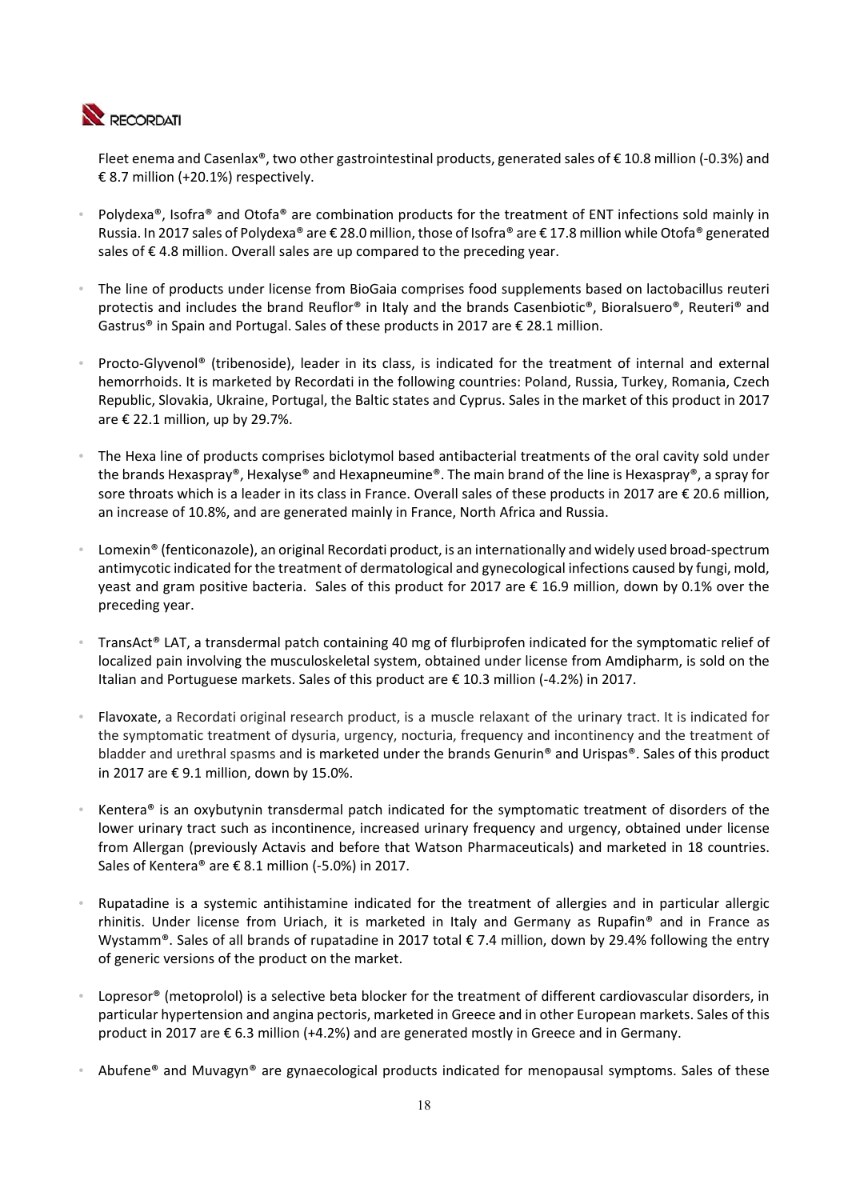Fleet enema and Casenlax®, two other gastrointestinal products, generated sales of € 10.8 million (-0.3%) and € 8.7 million (+20.1%) respectively.

- Polydexa®, Isofra® and Otofa® are combination products for the treatment of ENT infections sold mainly in Russia. In 2017 sales of Polydexa® are € 28.0 million, those of Isofra® are € 17.8 million while Otofa® generated sales of € 4.8 million. Overall sales are up compared to the preceding year.
- The line of products under license from BioGaia comprises food supplements based on lactobacillus reuteri protectis and includes the brand Reuflor® in Italy and the brands Casenbiotic®, Bioralsuero®, Reuteri® and Gastrus® in Spain and Portugal. Sales of these products in 2017 are € 28.1 million.
- Procto-Glyvenol® (tribenoside), leader in its class, is indicated for the treatment of internal and external hemorrhoids. It is marketed by Recordati in the following countries: Poland, Russia, Turkey, Romania, Czech Republic, Slovakia, Ukraine, Portugal, the Baltic states and Cyprus. Sales in the market of this product in 2017 are € 22.1 million, up by 29.7%.
- The Hexa line of products comprises biclotymol based antibacterial treatments of the oral cavity sold under the brands Hexaspray®, Hexalyse® and Hexapneumine®. The main brand of the line is Hexaspray®, a spray for sore throats which is a leader in its class in France. Overall sales of these products in 2017 are € 20.6 million, an increase of 10.8%, and are generated mainly in France, North Africa and Russia.
- Lomexin® (fenticonazole), an original Recordati product, is an internationally and widely used broad-spectrum antimycotic indicated for the treatment of dermatological and gynecological infections caused by fungi, mold, yeast and gram positive bacteria. Sales of this product for 2017 are € 16.9 million, down by 0.1% over the preceding year.
- TransAct® LAT, a transdermal patch containing 40 mg of flurbiprofen indicated for the symptomatic relief of localized pain involving the musculoskeletal system, obtained under license from Amdipharm, is sold on the Italian and Portuguese markets. Sales of this product are € 10.3 million (-4.2%) in 2017.
- Flavoxate, a Recordati original research product, is a muscle relaxant of the urinary tract. It is indicated for the symptomatic treatment of dysuria, urgency, nocturia, frequency and incontinency and the treatment of bladder and urethral spasms and is marketed under the brands Genurin® and Urispas®. Sales of this product in 2017 are € 9.1 million, down by 15.0%.
- Kentera® is an oxybutynin transdermal patch indicated for the symptomatic treatment of disorders of the lower urinary tract such as incontinence, increased urinary frequency and urgency, obtained under license from Allergan (previously Actavis and before that Watson Pharmaceuticals) and marketed in 18 countries. Sales of Kentera® are € 8.1 million (-5.0%) in 2017.
- Rupatadine is a systemic antihistamine indicated for the treatment of allergies and in particular allergic rhinitis. Under license from Uriach, it is marketed in Italy and Germany as Rupafin® and in France as Wystamm®. Sales of all brands of rupatadine in 2017 total € 7.4 million, down by 29.4% following the entry of generic versions of the product on the market.
- Lopresor® (metoprolol) is a selective beta blocker for the treatment of different cardiovascular disorders, in particular hypertension and angina pectoris, marketed in Greece and in other European markets. Sales of this product in 2017 are € 6.3 million (+4.2%) and are generated mostly in Greece and in Germany.
- Abufene® and Muvagyn® are gynaecological products indicated for menopausal symptoms. Sales of these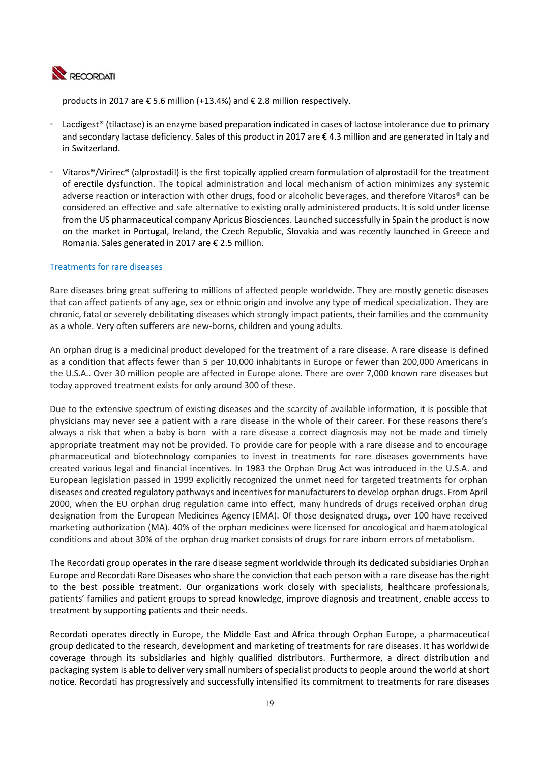products in 2017 are € 5.6 million (+13.4%) and € 2.8 million respectively.

- Lacdigest® (tilactase) is an enzyme based preparation indicated in cases of lactose intolerance due to primary and secondary lactase deficiency. Sales of this product in 2017 are € 4.3 million and are generated in Italy and in Switzerland.
- Vitaros®/Virirec® (alprostadil) is the first topically applied cream formulation of alprostadil for the treatment of erectile dysfunction. The topical administration and local mechanism of action minimizes any systemic adverse reaction or interaction with other drugs, food or alcoholic beverages, and therefore Vitaros® can be considered an effective and safe alternative to existing orally administered products. It is sold under license from the US pharmaceutical company Apricus Biosciences. Launched successfully in Spain the product is now on the market in Portugal, Ireland, the Czech Republic, Slovakia and was recently launched in Greece and Romania. Sales generated in 2017 are € 2.5 million.

## Treatments for rare diseases

Rare diseases bring great suffering to millions of affected people worldwide. They are mostly genetic diseases that can affect patients of any age, sex or ethnic origin and involve any type of medical specialization. They are chronic, fatal or severely debilitating diseases which strongly impact patients, their families and the community as a whole. Very often sufferers are new-borns, children and young adults.

An orphan drug is a medicinal product developed for the treatment of a rare disease. A rare disease is defined as a condition that affects fewer than 5 per 10,000 inhabitants in Europe or fewer than 200,000 Americans in the U.S.A.. Over 30 million people are affected in Europe alone. There are over 7,000 known rare diseases but today approved treatment exists for only around 300 of these.

Due to the extensive spectrum of existing diseases and the scarcity of available information, it is possible that physicians may never see a patient with a rare disease in the whole of their career. For these reasons there's always a risk that when a baby is born with a rare disease a correct diagnosis may not be made and timely appropriate treatment may not be provided. To provide care for people with a rare disease and to encourage pharmaceutical and biotechnology companies to invest in treatments for rare diseases governments have created various legal and financial incentives. In 1983 the Orphan Drug Act was introduced in the U.S.A. and European legislation passed in 1999 explicitly recognized the unmet need for targeted treatments for orphan diseases and created regulatory pathways and incentives for manufacturers to develop orphan drugs. From April 2000, when the EU orphan drug regulation came into effect, many hundreds of drugs received orphan drug designation from the European Medicines Agency (EMA). Of those designated drugs, over 100 have received marketing authorization (MA). 40% of the orphan medicines were licensed for oncological and haematological conditions and about 30% of the orphan drug market consists of drugs for rare inborn errors of metabolism.

The Recordati group operates in the rare disease segment worldwide through its dedicated subsidiaries Orphan Europe and Recordati Rare Diseases who share the conviction that each person with a rare disease has the right to the best possible treatment. Our organizations work closely with specialists, healthcare professionals, patients' families and patient groups to spread knowledge, improve diagnosis and treatment, enable access to treatment by supporting patients and their needs.

Recordati operates directly in Europe, the Middle East and Africa through Orphan Europe, a pharmaceutical group dedicated to the research, development and marketing of treatments for rare diseases. It has worldwide coverage through its subsidiaries and highly qualified distributors. Furthermore, a direct distribution and packaging system is able to deliver very small numbers of specialist products to people around the world at short notice. Recordati has progressively and successfully intensified its commitment to treatments for rare diseases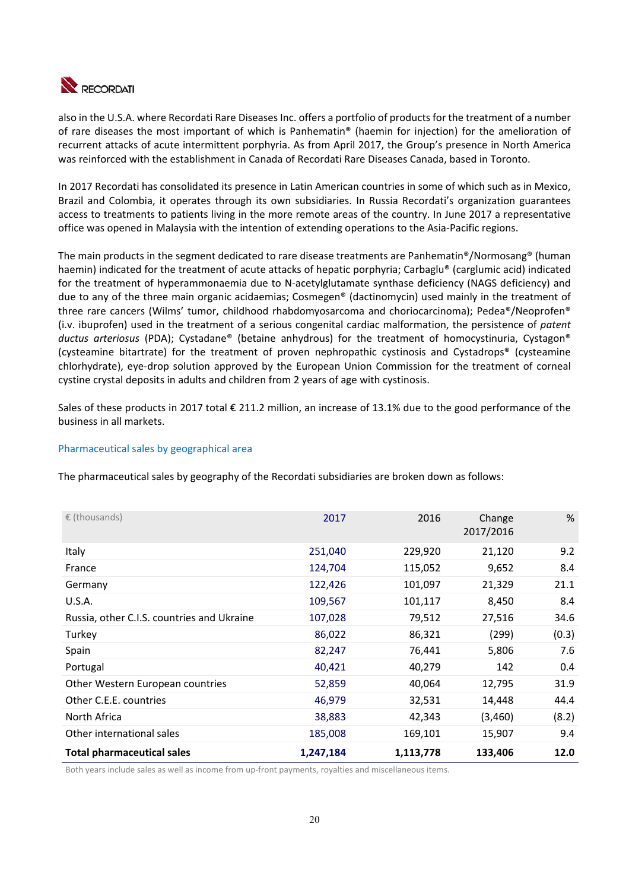also in the U.S.A. where Recordati Rare Diseases Inc. offers a portfolio of products for the treatment of a number of rare diseases the most important of which is Panhematin® (haemin for injection) for the amelioration of recurrent attacks of acute intermittent porphyria. As from April 2017, the Group's presence in North America was reinforced with the establishment in Canada of Recordati Rare Diseases Canada, based in Toronto.

In 2017 Recordati has consolidated its presence in Latin American countries in some of which such as in Mexico, Brazil and Colombia, it operates through its own subsidiaries. In Russia Recordati's organization guarantees access to treatments to patients living in the more remote areas of the country. In June 2017 a representative office was opened in Malaysia with the intention of extending operations to the Asia-Pacific regions.

The main products in the segment dedicated to rare disease treatments are Panhematin®/Normosang® (human haemin) indicated for the treatment of acute attacks of hepatic porphyria; Carbaglu® (carglumic acid) indicated for the treatment of hyperammonaemia due to N-acetylglutamate synthase deficiency (NAGS deficiency) and due to any of the three main organic acidaemias; Cosmegen® (dactinomycin) used mainly in the treatment of three rare cancers (Wilms' tumor, childhood rhabdomyosarcoma and choriocarcinoma); Pedea®/Neoprofen® (i.v. ibuprofen) used in the treatment of a serious congenital cardiac malformation, the persistence of *patent ductus arteriosus* (PDA); Cystadane® (betaine anhydrous) for the treatment of homocystinuria, Cystagon® (cysteamine bitartrate) for the treatment of proven nephropathic cystinosis and Cystadrops® (cysteamine chlorhydrate), eye-drop solution approved by the European Union Commission for the treatment of corneal cystine crystal deposits in adults and children from 2 years of age with cystinosis.

Sales of these products in 2017 total € 211.2 million, an increase of 13.1% due to the good performance of the business in all markets.

## Pharmaceutical sales by geographical area

The pharmaceutical sales by geography of the Recordati subsidiaries are broken down as follows:

| € (thousands) | 2017 | 2016 | Change 2017/2016 | % |
|---|---|---|---|---|
| Italy | 251,040 | 229,920 | 21,120 | 9.2 |
| France | 124,704 | 115,052 | 9,652 | 8.4 |
| Germany | 122,426 | 101,097 | 21,329 | 21.1 |
| U.S.A. | 109,567 | 101,117 | 8,450 | 8.4 |
| Russia, other C.I.S. countries and Ukraine | 107,028 | 79,512 | 27,516 | 34.6 |
| Turkey | 86,022 | 86,321 | (299) | (0.3) |
| Spain | 82,247 | 76,441 | 5,806 | 7.6 |
| Portugal | 40,421 | 40,279 | 142 | 0.4 |
| Other Western European countries | 52,859 | 40,064 | 12,795 | 31.9 |
| Other C.E.E. countries | 46,979 | 32,531 | 14,448 | 44.4 |
| North Africa | 38,883 | 42,343 | (3,460) | (8.2) |
| Other international sales | 185,008 | 169,101 | 15,907 | 9.4 |
| **Total pharmaceutical sales** | **1,247,184** | **1,113,778** | **133,406** | **12.0** |

Both years include sales as well as income from up-front payments, royalties and miscellaneous items.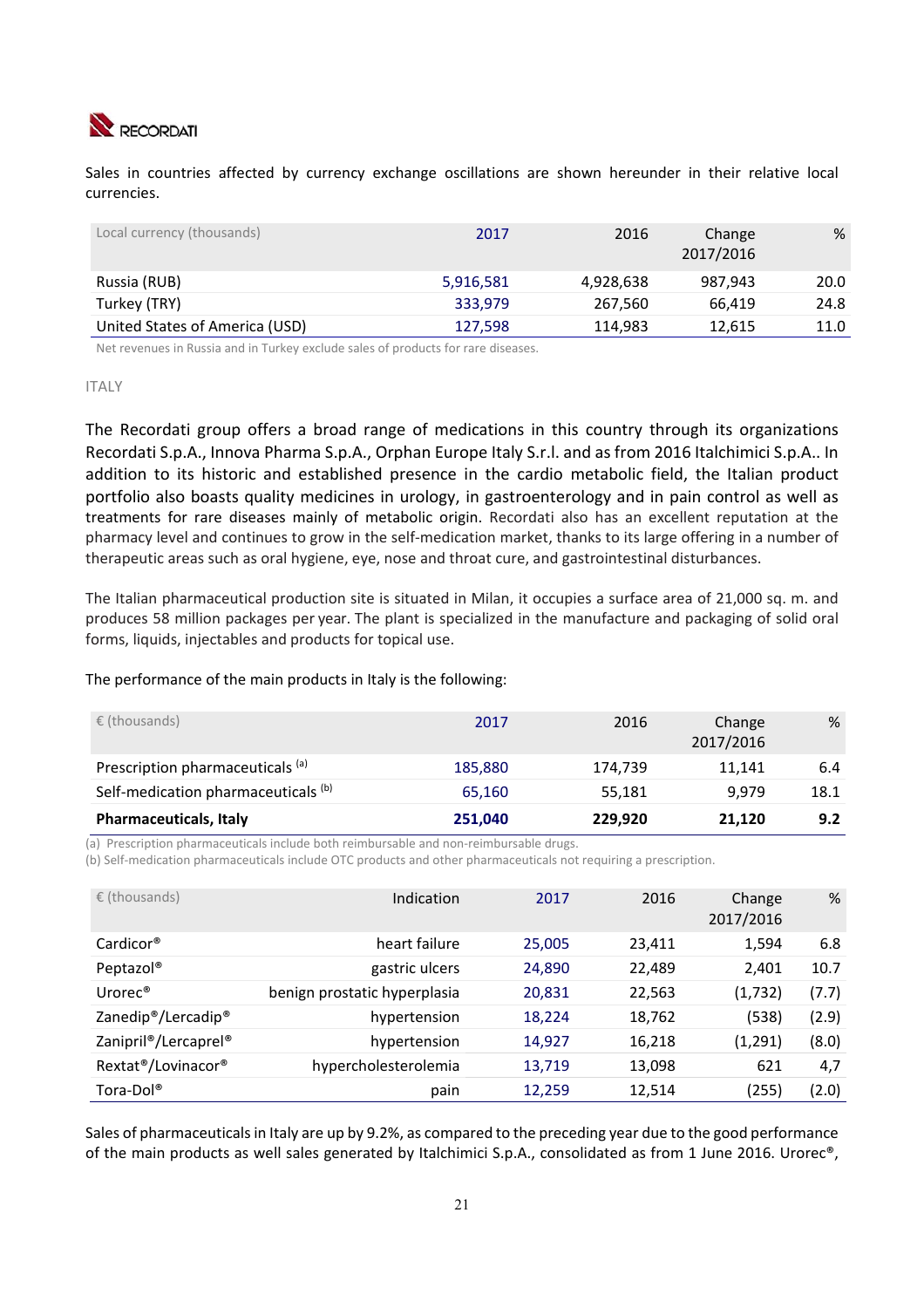Sales in countries affected by currency exchange oscillations are shown hereunder in their relative local currencies.

| Local currency (thousands) | 2017 | 2016 | Change 2017/2016 | % |
|---|---|---|---|---|
| Russia (RUB) | 5,916,581 | 4,928,638 | 987,943 | 20.0 |
| Turkey (TRY) | 333,979 | 267,560 | 66,419 | 24.8 |
| United States of America (USD) | 127,598 | 114,983 | 12,615 | 11.0 |

Net revenues in Russia and in Turkey exclude sales of products for rare diseases.

ITALY

The Recordati group offers a broad range of medications in this country through its organizations Recordati S.p.A., Innova Pharma S.p.A., Orphan Europe Italy S.r.l. and as from 2016 Italchimici S.p.A.. In addition to its historic and established presence in the cardio metabolic field, the Italian product portfolio also boasts quality medicines in urology, in gastroenterology and in pain control as well as treatments for rare diseases mainly of metabolic origin. Recordati also has an excellent reputation at the pharmacy level and continues to grow in the self-medication market, thanks to its large offering in a number of therapeutic areas such as oral hygiene, eye, nose and throat cure, and gastrointestinal disturbances.

The Italian pharmaceutical production site is situated in Milan, it occupies a surface area of 21,000 sq. m. and produces 58 million packages per year. The plant is specialized in the manufacture and packaging of solid oral forms, liquids, injectables and products for topical use.

The performance of the main products in Italy is the following:

| € (thousands) | 2017 | 2016 | Change 2017/2016 | % |
|---|---|---|---|---|
| Prescription pharmaceuticals [(a)] | 185,880 | 174,739 | 11,141 | 6.4 |
| Self-medication pharmaceuticals [(b)] | 65,160 | 55,181 | 9,979 | 18.1 |
| **Pharmaceuticals, Italy** | **251,040** | **229,920** | **21,120** | **9.2** |

(a) Prescription pharmaceuticals include both reimbursable and non-reimbursable drugs.
(b) Self-medication pharmaceuticals include OTC products and other pharmaceuticals not requiring a prescription.

| € (thousands) | Indication | 2017 | 2016 | Change 2017/2016 | % |
|---|---|---|---|---|---|
| Cardicor® | heart failure | 25,005 | 23,411 | 1,594 | 6.8 |
| Peptazol® | gastric ulcers | 24,890 | 22,489 | 2,401 | 10.7 |
| Urorec® | benign prostatic hyperplasia | 20,831 | 22,563 | (1,732) | (7.7) |
| Zanedip®/Lercadip® | hypertension | 18,224 | 18,762 | (538) | (2.9) |
| Zanipril®/Lercaprel® | hypertension | 14,927 | 16,218 | (1,291) | (8.0) |
| Rextat®/Lovinacor® | hypercholesterolemia | 13,719 | 13,098 | 621 | 4,7 |
| Tora-Dol® | pain | 12,259 | 12,514 | (255) | (2.0) |

Sales of pharmaceuticals in Italy are up by 9.2%, as compared to the preceding year due to the good performance of the main products as well sales generated by Italchimici S.p.A., consolidated as from 1 June 2016. Urorec®,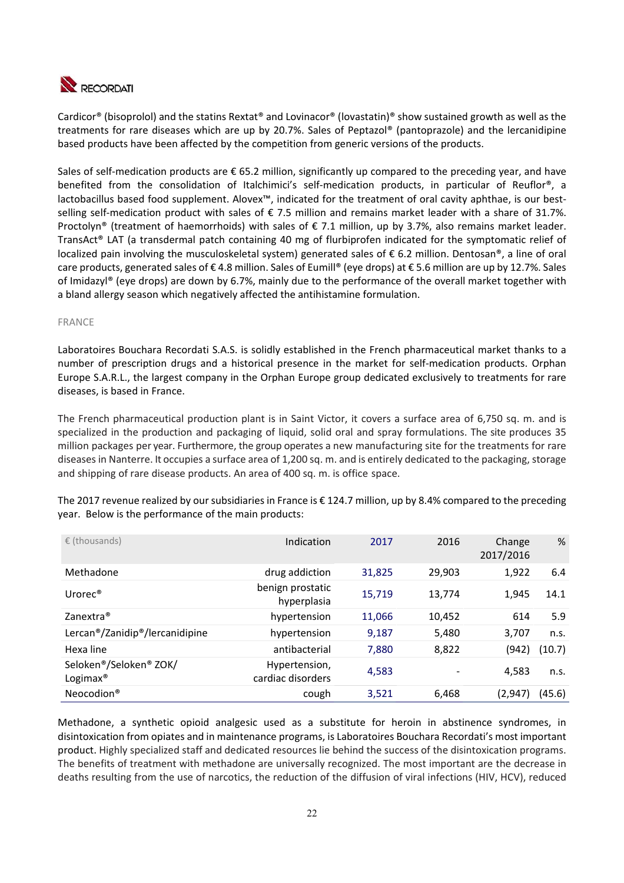Cardicor® (bisoprolol) and the statins Rextat® and Lovinacor® (lovastatin)® show sustained growth as well as the treatments for rare diseases which are up by 20.7%. Sales of Peptazol® (pantoprazole) and the lercanidipine based products have been affected by the competition from generic versions of the products.

Sales of self-medication products are € 65.2 million, significantly up compared to the preceding year, and have benefited from the consolidation of Italchimici's self-medication products, in particular of Reuflor®, a lactobacillus based food supplement. Alovex™, indicated for the treatment of oral cavity aphthae, is our best-selling self-medication product with sales of € 7.5 million and remains market leader with a share of 31.7%. Proctolyn® (treatment of haemorrhoids) with sales of € 7.1 million, up by 3.7%, also remains market leader. TransAct® LAT (a transdermal patch containing 40 mg of flurbiprofen indicated for the symptomatic relief of localized pain involving the musculoskeletal system) generated sales of € 6.2 million. Dentosan®, a line of oral care products, generated sales of € 4.8 million. Sales of Eumill® (eye drops) at € 5.6 million are up by 12.7%. Sales of Imidazyl® (eye drops) are down by 6.7%, mainly due to the performance of the overall market together with a bland allergy season which negatively affected the antihistamine formulation.

## FRANCE

Laboratoires Bouchara Recordati S.A.S. is solidly established in the French pharmaceutical market thanks to a number of prescription drugs and a historical presence in the market for self-medication products. Orphan Europe S.A.R.L., the largest company in the Orphan Europe group dedicated exclusively to treatments for rare diseases, is based in France.

The French pharmaceutical production plant is in Saint Victor, it covers a surface area of 6,750 sq. m. and is specialized in the production and packaging of liquid, solid oral and spray formulations. The site produces 35 million packages per year. Furthermore, the group operates a new manufacturing site for the treatments for rare diseases in Nanterre. It occupies a surface area of 1,200 sq. m. and is entirely dedicated to the packaging, storage and shipping of rare disease products. An area of 400 sq. m. is office space.

The 2017 revenue realized by our subsidiaries in France is € 124.7 million, up by 8.4% compared to the preceding year. Below is the performance of the main products:

| € (thousands) | Indication | 2017 | 2016 | Change 2017/2016 | % |
|---|---|---|---|---|---|
| Methadone | drug addiction | 31,825 | 29,903 | 1,922 | 6.4 |
| Urorec® | benign prostatic hyperplasia | 15,719 | 13,774 | 1,945 | 14.1 |
| Zanextra® | hypertension | 11,066 | 10,452 | 614 | 5.9 |
| Lercan®/Zanidip®/lercanidipine | hypertension | 9,187 | 5,480 | 3,707 | n.s. |
| Hexa line | antibacterial | 7,880 | 8,822 | (942) | (10.7) |
| Seloken®/Seloken® ZOK/ Logimax® | Hypertension, cardiac disorders | 4,583 | - | 4,583 | n.s. |
| Neocodion® | cough | 3,521 | 6,468 | (2,947) | (45.6) |

Methadone, a synthetic opioid analgesic used as a substitute for heroin in abstinence syndromes, in disintoxication from opiates and in maintenance programs, is Laboratoires Bouchara Recordati's most important product. Highly specialized staff and dedicated resources lie behind the success of the disintoxication programs. The benefits of treatment with methadone are universally recognized. The most important are the decrease in deaths resulting from the use of narcotics, the reduction of the diffusion of viral infections (HIV, HCV), reduced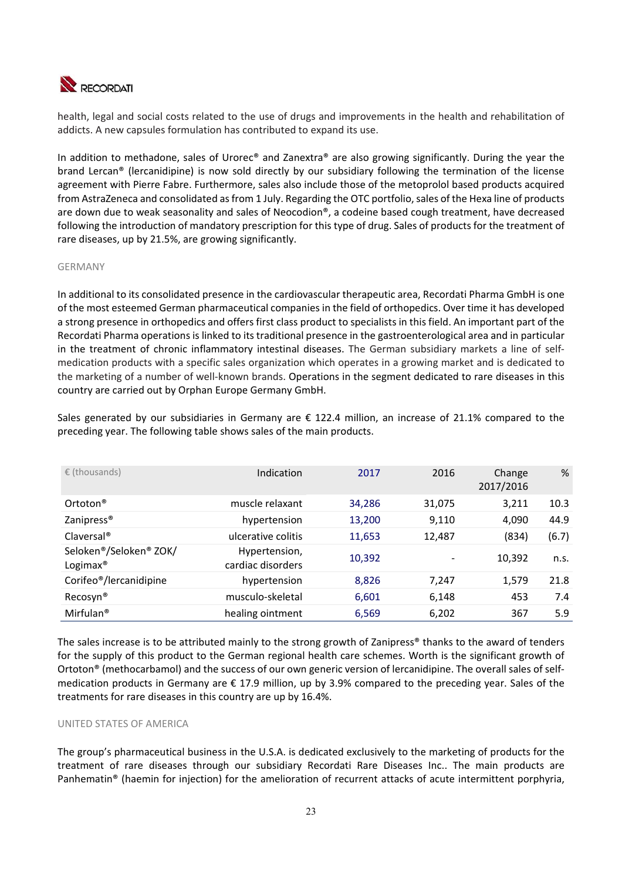health, legal and social costs related to the use of drugs and improvements in the health and rehabilitation of addicts. A new capsules formulation has contributed to expand its use.

In addition to methadone, sales of Urorec® and Zanextra® are also growing significantly. During the year the brand Lercan® (lercanidipine) is now sold directly by our subsidiary following the termination of the license agreement with Pierre Fabre. Furthermore, sales also include those of the metoprolol based products acquired from AstraZeneca and consolidated as from 1 July. Regarding the OTC portfolio, sales of the Hexa line of products are down due to weak seasonality and sales of Neocodion®, a codeine based cough treatment, have decreased following the introduction of mandatory prescription for this type of drug. Sales of products for the treatment of rare diseases, up by 21.5%, are growing significantly.

## GERMANY

In additional to its consolidated presence in the cardiovascular therapeutic area, Recordati Pharma GmbH is one of the most esteemed German pharmaceutical companies in the field of orthopedics. Over time it has developed a strong presence in orthopedics and offers first class product to specialists in this field. An important part of the Recordati Pharma operations is linked to its traditional presence in the gastroenterological area and in particular in the treatment of chronic inflammatory intestinal diseases. The German subsidiary markets a line of self-medication products with a specific sales organization which operates in a growing market and is dedicated to the marketing of a number of well-known brands. Operations in the segment dedicated to rare diseases in this country are carried out by Orphan Europe Germany GmbH.

Sales generated by our subsidiaries in Germany are € 122.4 million, an increase of 21.1% compared to the preceding year. The following table shows sales of the main products.

| € (thousands) | Indication | 2017 | 2016 | Change 2017/2016 | % |
|---|---|---|---|---|---|
| Ortoton® | muscle relaxant | 34,286 | 31,075 | 3,211 | 10.3 |
| Zanipress® | hypertension | 13,200 | 9,110 | 4,090 | 44.9 |
| Claversal® | ulcerative colitis | 11,653 | 12,487 | (834) | (6.7) |
| Seloken®/Seloken® ZOK/ Logimax® | Hypertension, cardiac disorders | 10,392 | - | 10,392 | n.s. |
| Corifeo®/lercanidipine | hypertension | 8,826 | 7,247 | 1,579 | 21.8 |
| Recosyn® | musculo-skeletal | 6,601 | 6,148 | 453 | 7.4 |
| Mirfulan® | healing ointment | 6,569 | 6,202 | 367 | 5.9 |

The sales increase is to be attributed mainly to the strong growth of Zanipress® thanks to the award of tenders for the supply of this product to the German regional health care schemes. Worth is the significant growth of Ortoton® (methocarbamol) and the success of our own generic version of lercanidipine. The overall sales of self-medication products in Germany are € 17.9 million, up by 3.9% compared to the preceding year. Sales of the treatments for rare diseases in this country are up by 16.4%.

## UNITED STATES OF AMERICA

The group's pharmaceutical business in the U.S.A. is dedicated exclusively to the marketing of products for the treatment of rare diseases through our subsidiary Recordati Rare Diseases Inc.. The main products are Panhematin® (haemin for injection) for the amelioration of recurrent attacks of acute intermittent porphyria,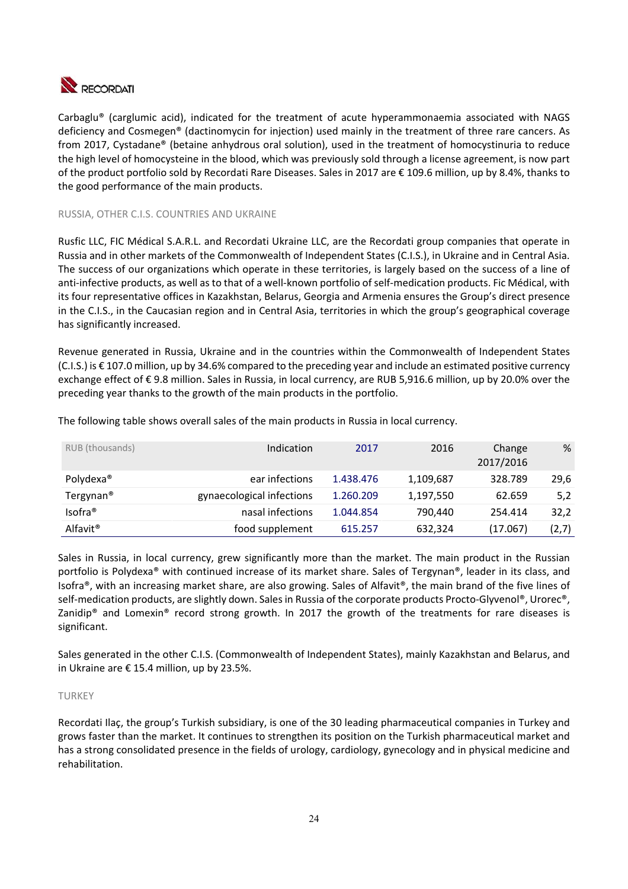Carbaglu® (carglumic acid), indicated for the treatment of acute hyperammonaemia associated with NAGS deficiency and Cosmegen® (dactinomycin for injection) used mainly in the treatment of three rare cancers. As from 2017, Cystadane® (betaine anhydrous oral solution), used in the treatment of homocystinuria to reduce the high level of homocysteine in the blood, which was previously sold through a license agreement, is now part of the product portfolio sold by Recordati Rare Diseases. Sales in 2017 are € 109.6 million, up by 8.4%, thanks to the good performance of the main products.

### RUSSIA, OTHER C.I.S. COUNTRIES AND UKRAINE

Rusfic LLC, FIC Médical S.A.R.L. and Recordati Ukraine LLC, are the Recordati group companies that operate in Russia and in other markets of the Commonwealth of Independent States (C.I.S.), in Ukraine and in Central Asia. The success of our organizations which operate in these territories, is largely based on the success of a line of anti-infective products, as well as to that of a well-known portfolio of self-medication products. Fic Médical, with its four representative offices in Kazakhstan, Belarus, Georgia and Armenia ensures the Group's direct presence in the C.I.S., in the Caucasian region and in Central Asia, territories in which the group's geographical coverage has significantly increased.

Revenue generated in Russia, Ukraine and in the countries within the Commonwealth of Independent States (C.I.S.) is € 107.0 million, up by 34.6% compared to the preceding year and include an estimated positive currency exchange effect of € 9.8 million. Sales in Russia, in local currency, are RUB 5,916.6 million, up by 20.0% over the preceding year thanks to the growth of the main products in the portfolio.

The following table shows overall sales of the main products in Russia in local currency.

| RUB (thousands) | Indication | 2017 | 2016 | Change 2017/2016 | % |
|---|---|---|---|---|---|
| Polydexa® | ear infections | 1.438.476 | 1,109,687 | 328.789 | 29,6 |
| Tergynan® | gynaecological infections | 1.260.209 | 1,197,550 | 62.659 | 5,2 |
| Isofra® | nasal infections | 1.044.854 | 790,440 | 254.414 | 32,2 |
| Alfavit® | food supplement | 615.257 | 632,324 | (17.067) | (2,7) |

Sales in Russia, in local currency, grew significantly more than the market. The main product in the Russian portfolio is Polydexa® with continued increase of its market share. Sales of Tergynan®, leader in its class, and Isofra®, with an increasing market share, are also growing. Sales of Alfavit®, the main brand of the five lines of self-medication products, are slightly down. Sales in Russia of the corporate products Procto-Glyvenol®, Urorec®, Zanidip® and Lomexin® record strong growth. In 2017 the growth of the treatments for rare diseases is significant.

Sales generated in the other C.I.S. (Commonwealth of Independent States), mainly Kazakhstan and Belarus, and in Ukraine are € 15.4 million, up by 23.5%.

### TURKEY

Recordati Ilaç, the group's Turkish subsidiary, is one of the 30 leading pharmaceutical companies in Turkey and grows faster than the market. It continues to strengthen its position on the Turkish pharmaceutical market and has a strong consolidated presence in the fields of urology, cardiology, gynecology and in physical medicine and rehabilitation.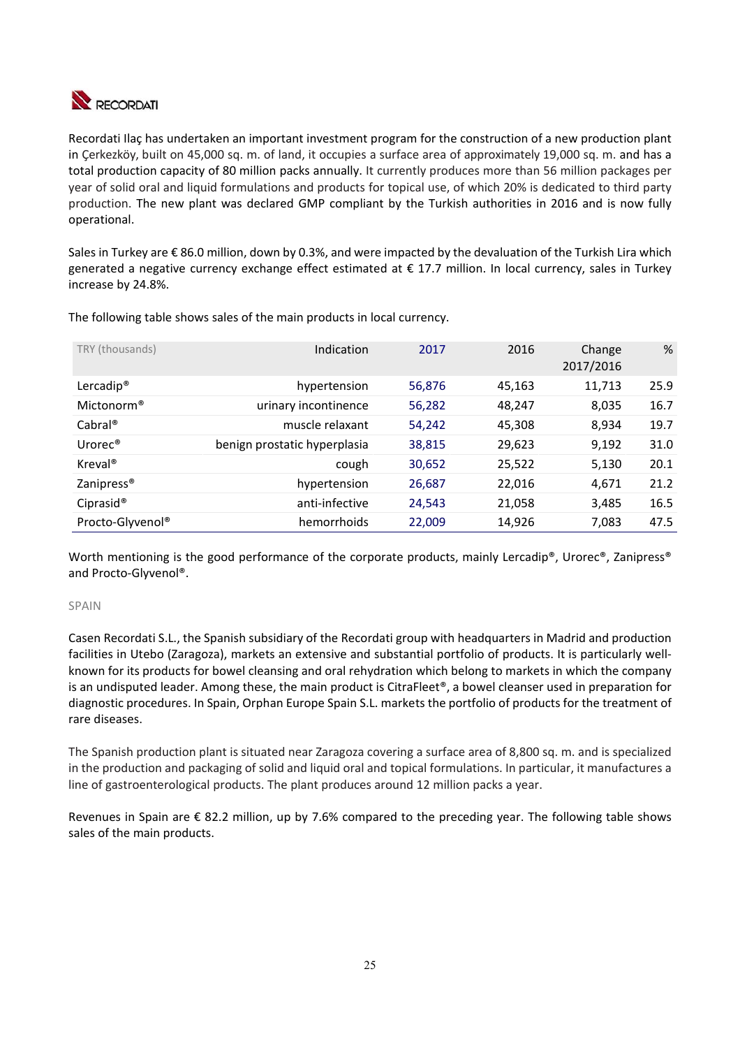Recordati Ilaç has undertaken an important investment program for the construction of a new production plant in Çerkezköy, built on 45,000 sq. m. of land, it occupies a surface area of approximately 19,000 sq. m. and has a total production capacity of 80 million packs annually. It currently produces more than 56 million packages per year of solid oral and liquid formulations and products for topical use, of which 20% is dedicated to third party production. The new plant was declared GMP compliant by the Turkish authorities in 2016 and is now fully operational.

Sales in Turkey are € 86.0 million, down by 0.3%, and were impacted by the devaluation of the Turkish Lira which generated a negative currency exchange effect estimated at € 17.7 million. In local currency, sales in Turkey increase by 24.8%.

The following table shows sales of the main products in local currency.

| TRY (thousands) | Indication | 2017 | 2016 | Change 2017/2016 | % |
|---|---|---|---|---|---|
| Lercadip® | hypertension | 56,876 | 45,163 | 11,713 | 25.9 |
| Mictonorm® | urinary incontinence | 56,282 | 48,247 | 8,035 | 16.7 |
| Cabral® | muscle relaxant | 54,242 | 45,308 | 8,934 | 19.7 |
| Urorec® | benign prostatic hyperplasia | 38,815 | 29,623 | 9,192 | 31.0 |
| Kreval® | cough | 30,652 | 25,522 | 5,130 | 20.1 |
| Zanipress® | hypertension | 26,687 | 22,016 | 4,671 | 21.2 |
| Ciprasid® | anti-infective | 24,543 | 21,058 | 3,485 | 16.5 |
| Procto-Glyvenol® | hemorrhoids | 22,009 | 14,926 | 7,083 | 47.5 |

Worth mentioning is the good performance of the corporate products, mainly Lercadip®, Urorec®, Zanipress® and Procto-Glyvenol®.

SPAIN

Casen Recordati S.L., the Spanish subsidiary of the Recordati group with headquarters in Madrid and production facilities in Utebo (Zaragoza), markets an extensive and substantial portfolio of products. It is particularly well-known for its products for bowel cleansing and oral rehydration which belong to markets in which the company is an undisputed leader. Among these, the main product is CitraFleet®, a bowel cleanser used in preparation for diagnostic procedures. In Spain, Orphan Europe Spain S.L. markets the portfolio of products for the treatment of rare diseases.

The Spanish production plant is situated near Zaragoza covering a surface area of 8,800 sq. m. and is specialized in the production and packaging of solid and liquid oral and topical formulations. In particular, it manufactures a line of gastroenterological products. The plant produces around 12 million packs a year.

Revenues in Spain are € 82.2 million, up by 7.6% compared to the preceding year. The following table shows sales of the main products.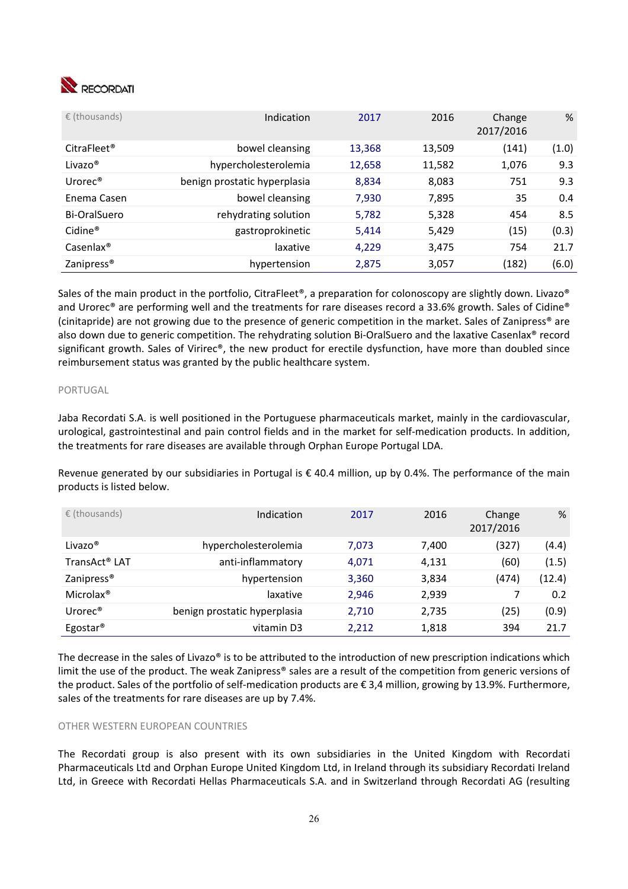| € (thousands) | Indication | 2017 | 2016 | Change 2017/2016 | % |
|---|---|---|---|---|---|
| CitraFleet® | bowel cleansing | 13,368 | 13,509 | (141) | (1.0) |
| Livazo® | hypercholesterolemia | 12,658 | 11,582 | 1,076 | 9.3 |
| Urorec® | benign prostatic hyperplasia | 8,834 | 8,083 | 751 | 9.3 |
| Enema Casen | bowel cleansing | 7,930 | 7,895 | 35 | 0.4 |
| Bi-OralSuero | rehydrating solution | 5,782 | 5,328 | 454 | 8.5 |
| Cidine® | gastroprokinetic | 5,414 | 5,429 | (15) | (0.3) |
| Casenlax® | laxative | 4,229 | 3,475 | 754 | 21.7 |
| Zanipress® | hypertension | 2,875 | 3,057 | (182) | (6.0) |

Sales of the main product in the portfolio, CitraFleet®, a preparation for colonoscopy are slightly down. Livazo® and Urorec® are performing well and the treatments for rare diseases record a 33.6% growth. Sales of Cidine® (cinitapride) are not growing due to the presence of generic competition in the market. Sales of Zanipress® are also down due to generic competition. The rehydrating solution Bi-OralSuero and the laxative Casenlax® record significant growth. Sales of Virirec®, the new product for erectile dysfunction, have more than doubled since reimbursement status was granted by the public healthcare system.

### PORTUGAL

Jaba Recordati S.A. is well positioned in the Portuguese pharmaceuticals market, mainly in the cardiovascular, urological, gastrointestinal and pain control fields and in the market for self-medication products. In addition, the treatments for rare diseases are available through Orphan Europe Portugal LDA.

Revenue generated by our subsidiaries in Portugal is € 40.4 million, up by 0.4%. The performance of the main products is listed below.

| € (thousands) | Indication | 2017 | 2016 | Change 2017/2016 | % |
|---|---|---|---|---|---|
| Livazo® | hypercholesterolemia | 7,073 | 7,400 | (327) | (4.4) |
| TransAct® LAT | anti-inflammatory | 4,071 | 4,131 | (60) | (1.5) |
| Zanipress® | hypertension | 3,360 | 3,834 | (474) | (12.4) |
| Microlax® | laxative | 2,946 | 2,939 | 7 | 0.2 |
| Urorec® | benign prostatic hyperplasia | 2,710 | 2,735 | (25) | (0.9) |
| Egostar® | vitamin D3 | 2,212 | 1,818 | 394 | 21.7 |

The decrease in the sales of Livazo® is to be attributed to the introduction of new prescription indications which limit the use of the product. The weak Zanipress® sales are a result of the competition from generic versions of the product. Sales of the portfolio of self-medication products are € 3,4 million, growing by 13.9%. Furthermore, sales of the treatments for rare diseases are up by 7.4%.

### OTHER WESTERN EUROPEAN COUNTRIES

The Recordati group is also present with its own subsidiaries in the United Kingdom with Recordati Pharmaceuticals Ltd and Orphan Europe United Kingdom Ltd, in Ireland through its subsidiary Recordati Ireland Ltd, in Greece with Recordati Hellas Pharmaceuticals S.A. and in Switzerland through Recordati AG (resulting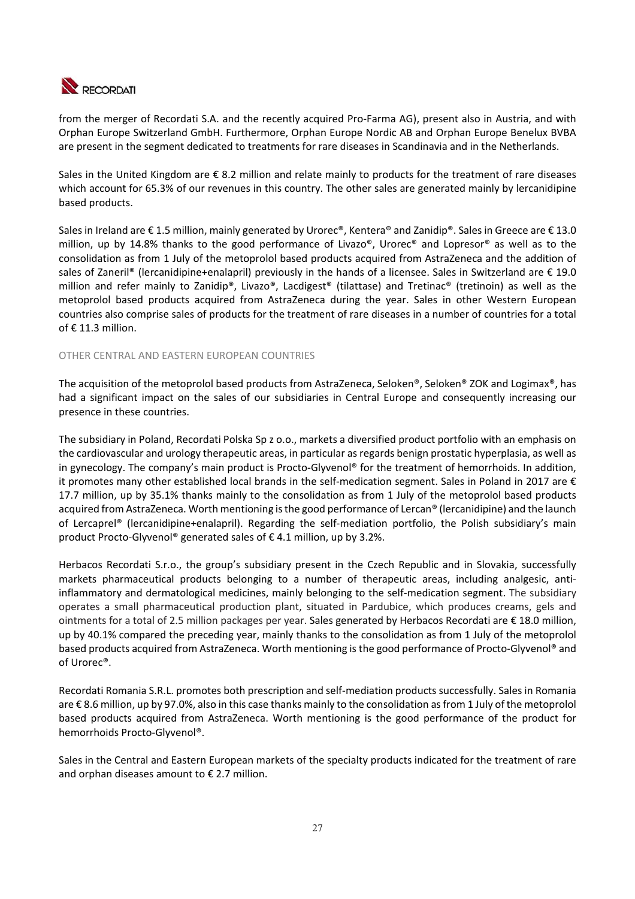from the merger of Recordati S.A. and the recently acquired Pro-Farma AG), present also in Austria, and with Orphan Europe Switzerland GmbH. Furthermore, Orphan Europe Nordic AB and Orphan Europe Benelux BVBA are present in the segment dedicated to treatments for rare diseases in Scandinavia and in the Netherlands.

Sales in the United Kingdom are € 8.2 million and relate mainly to products for the treatment of rare diseases which account for 65.3% of our revenues in this country. The other sales are generated mainly by lercanidipine based products.

Sales in Ireland are € 1.5 million, mainly generated by Urorec®, Kentera® and Zanidip®. Sales in Greece are € 13.0 million, up by 14.8% thanks to the good performance of Livazo®, Urorec® and Lopresor® as well as to the consolidation as from 1 July of the metoprolol based products acquired from AstraZeneca and the addition of sales of Zaneril® (lercanidipine+enalapril) previously in the hands of a licensee. Sales in Switzerland are € 19.0 million and refer mainly to Zanidip®, Livazo®, Lacdigest® (tilattase) and Tretinac® (tretinoin) as well as the metoprolol based products acquired from AstraZeneca during the year. Sales in other Western European countries also comprise sales of products for the treatment of rare diseases in a number of countries for a total of € 11.3 million.

## OTHER CENTRAL AND EASTERN EUROPEAN COUNTRIES

The acquisition of the metoprolol based products from AstraZeneca, Seloken®, Seloken® ZOK and Logimax®, has had a significant impact on the sales of our subsidiaries in Central Europe and consequently increasing our presence in these countries.

The subsidiary in Poland, Recordati Polska Sp z o.o., markets a diversified product portfolio with an emphasis on the cardiovascular and urology therapeutic areas, in particular as regards benign prostatic hyperplasia, as well as in gynecology. The company's main product is Procto-Glyvenol® for the treatment of hemorrhoids. In addition, it promotes many other established local brands in the self-medication segment. Sales in Poland in 2017 are € 17.7 million, up by 35.1% thanks mainly to the consolidation as from 1 July of the metoprolol based products acquired from AstraZeneca. Worth mentioning is the good performance of Lercan® (lercanidipine) and the launch of Lercaprel® (lercanidipine+enalapril). Regarding the self-mediation portfolio, the Polish subsidiary's main product Procto-Glyvenol® generated sales of € 4.1 million, up by 3.2%.

Herbacos Recordati S.r.o., the group's subsidiary present in the Czech Republic and in Slovakia, successfully markets pharmaceutical products belonging to a number of therapeutic areas, including analgesic, anti-inflammatory and dermatological medicines, mainly belonging to the self-medication segment. The subsidiary operates a small pharmaceutical production plant, situated in Pardubice, which produces creams, gels and ointments for a total of 2.5 million packages per year. Sales generated by Herbacos Recordati are € 18.0 million, up by 40.1% compared the preceding year, mainly thanks to the consolidation as from 1 July of the metoprolol based products acquired from AstraZeneca. Worth mentioning is the good performance of Procto-Glyvenol® and of Urorec®.

Recordati Romania S.R.L. promotes both prescription and self-mediation products successfully. Sales in Romania are € 8.6 million, up by 97.0%, also in this case thanks mainly to the consolidation as from 1 July of the metoprolol based products acquired from AstraZeneca. Worth mentioning is the good performance of the product for hemorrhoids Procto-Glyvenol®.

Sales in the Central and Eastern European markets of the specialty products indicated for the treatment of rare and orphan diseases amount to € 2.7 million.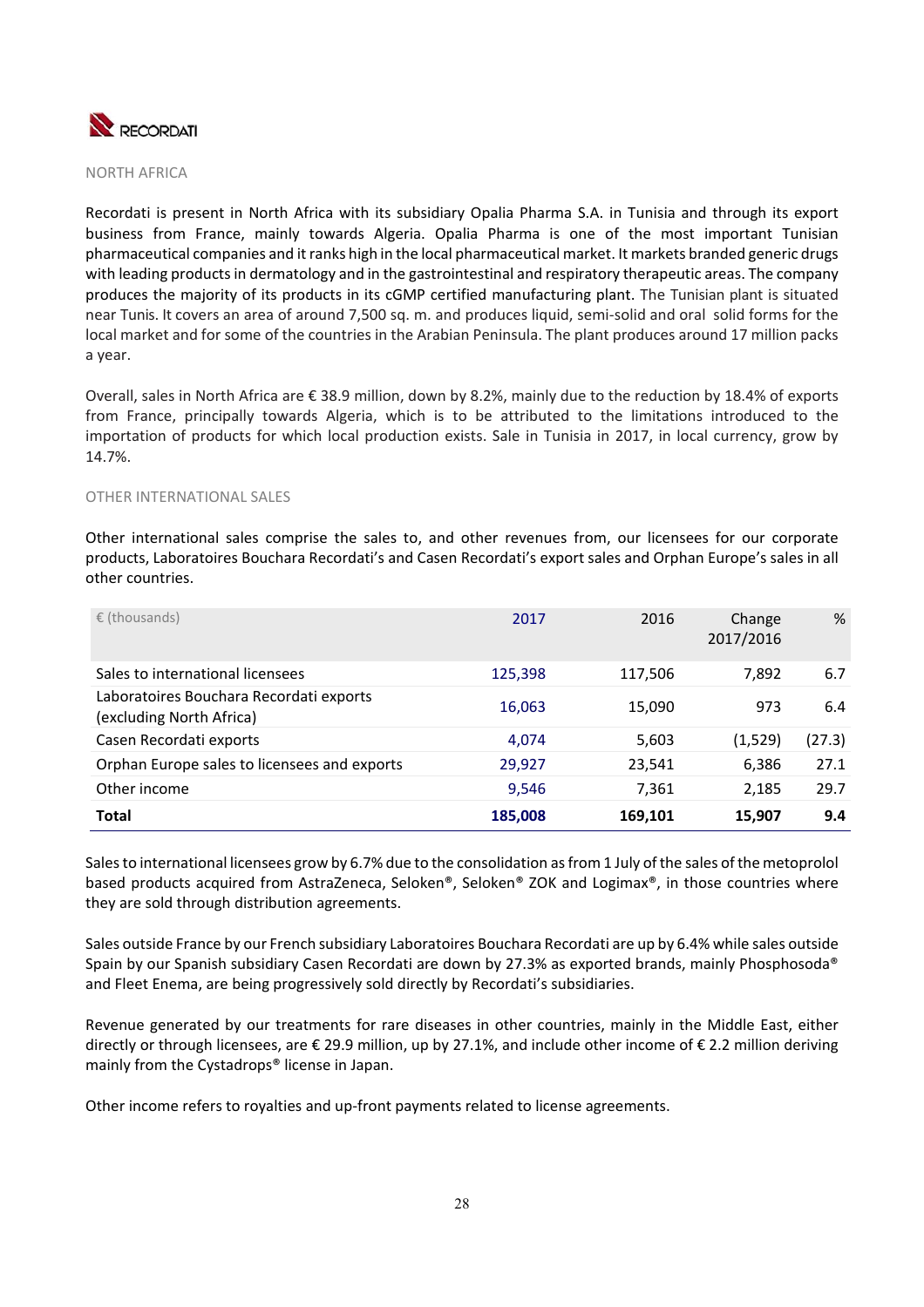## NORTH AFRICA

Recordati is present in North Africa with its subsidiary Opalia Pharma S.A. in Tunisia and through its export business from France, mainly towards Algeria. Opalia Pharma is one of the most important Tunisian pharmaceutical companies and it ranks high in the local pharmaceutical market. It markets branded generic drugs with leading products in dermatology and in the gastrointestinal and respiratory therapeutic areas. The company produces the majority of its products in its cGMP certified manufacturing plant. The Tunisian plant is situated near Tunis. It covers an area of around 7,500 sq. m. and produces liquid, semi-solid and oral solid forms for the local market and for some of the countries in the Arabian Peninsula. The plant produces around 17 million packs a year.

Overall, sales in North Africa are € 38.9 million, down by 8.2%, mainly due to the reduction by 18.4% of exports from France, principally towards Algeria, which is to be attributed to the limitations introduced to the importation of products for which local production exists. Sale in Tunisia in 2017, in local currency, grow by 14.7%.

## OTHER INTERNATIONAL SALES

Other international sales comprise the sales to, and other revenues from, our licensees for our corporate products, Laboratoires Bouchara Recordati's and Casen Recordati's export sales and Orphan Europe's sales in all other countries.

| € (thousands) | 2017 | 2016 | Change 2017/2016 | % |
|---|---|---|---|---|
| Sales to international licensees | 125,398 | 117,506 | 7,892 | 6.7 |
| Laboratoires Bouchara Recordati exports (excluding North Africa) | 16,063 | 15,090 | 973 | 6.4 |
| Casen Recordati exports | 4,074 | 5,603 | (1,529) | (27.3) |
| Orphan Europe sales to licensees and exports | 29,927 | 23,541 | 6,386 | 27.1 |
| Other income | 9,546 | 7,361 | 2,185 | 29.7 |
| **Total** | **185,008** | **169,101** | **15,907** | **9.4** |

Sales to international licensees grow by 6.7% due to the consolidation as from 1 July of the sales of the metoprolol based products acquired from AstraZeneca, Seloken®, Seloken® ZOK and Logimax®, in those countries where they are sold through distribution agreements.

Sales outside France by our French subsidiary Laboratoires Bouchara Recordati are up by 6.4% while sales outside Spain by our Spanish subsidiary Casen Recordati are down by 27.3% as exported brands, mainly Phosphosoda® and Fleet Enema, are being progressively sold directly by Recordati's subsidiaries.

Revenue generated by our treatments for rare diseases in other countries, mainly in the Middle East, either directly or through licensees, are € 29.9 million, up by 27.1%, and include other income of € 2.2 million deriving mainly from the Cystadrops® license in Japan.

Other income refers to royalties and up-front payments related to license agreements.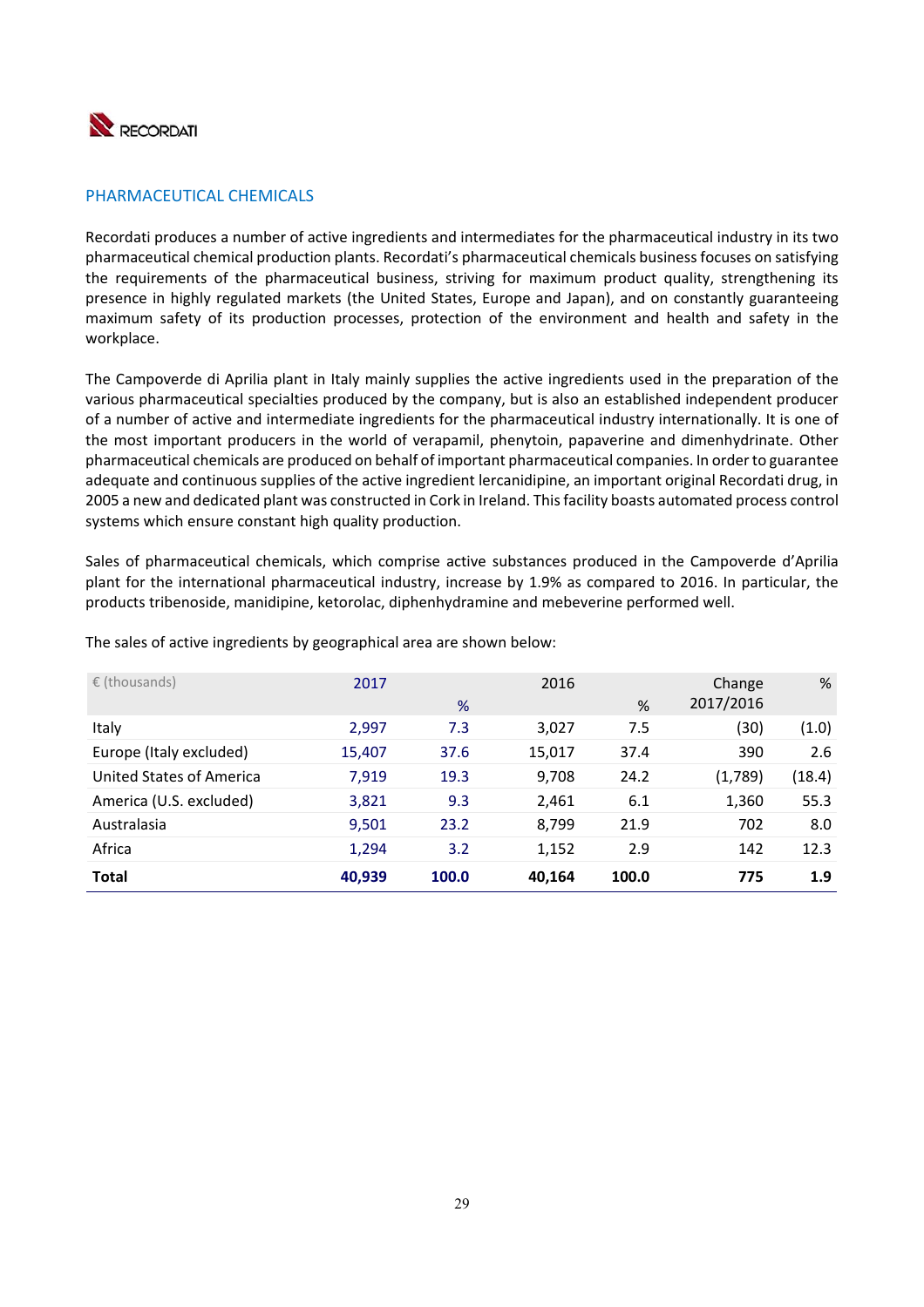## PHARMACEUTICAL CHEMICALS

Recordati produces a number of active ingredients and intermediates for the pharmaceutical industry in its two pharmaceutical chemical production plants. Recordati's pharmaceutical chemicals business focuses on satisfying the requirements of the pharmaceutical business, striving for maximum product quality, strengthening its presence in highly regulated markets (the United States, Europe and Japan), and on constantly guaranteeing maximum safety of its production processes, protection of the environment and health and safety in the workplace.

The Campoverde di Aprilia plant in Italy mainly supplies the active ingredients used in the preparation of the various pharmaceutical specialties produced by the company, but is also an established independent producer of a number of active and intermediate ingredients for the pharmaceutical industry internationally. It is one of the most important producers in the world of verapamil, phenytoin, papaverine and dimenhydrinate. Other pharmaceutical chemicals are produced on behalf of important pharmaceutical companies. In order to guarantee adequate and continuous supplies of the active ingredient lercanidipine, an important original Recordati drug, in 2005 a new and dedicated plant was constructed in Cork in Ireland. This facility boasts automated process control systems which ensure constant high quality production.

Sales of pharmaceutical chemicals, which comprise active substances produced in the Campoverde d'Aprilia plant for the international pharmaceutical industry, increase by 1.9% as compared to 2016. In particular, the products tribenoside, manidipine, ketorolac, diphenhydramine and mebeverine performed well.

The sales of active ingredients by geographical area are shown below:

| € (thousands) | 2017 | % | 2016 | % | Change 2017/2016 | % |
|---|---|---|---|---|---|---|
| Italy | 2,997 | 7.3 | 3,027 | 7.5 | (30) | (1.0) |
| Europe (Italy excluded) | 15,407 | 37.6 | 15,017 | 37.4 | 390 | 2.6 |
| United States of America | 7,919 | 19.3 | 9,708 | 24.2 | (1,789) | (18.4) |
| America (U.S. excluded) | 3,821 | 9.3 | 2,461 | 6.1 | 1,360 | 55.3 |
| Australasia | 9,501 | 23.2 | 8,799 | 21.9 | 702 | 8.0 |
| Africa | 1,294 | 3.2 | 1,152 | 2.9 | 142 | 12.3 |
| **Total** | **40,939** | **100.0** | **40,164** | **100.0** | **775** | **1.9** |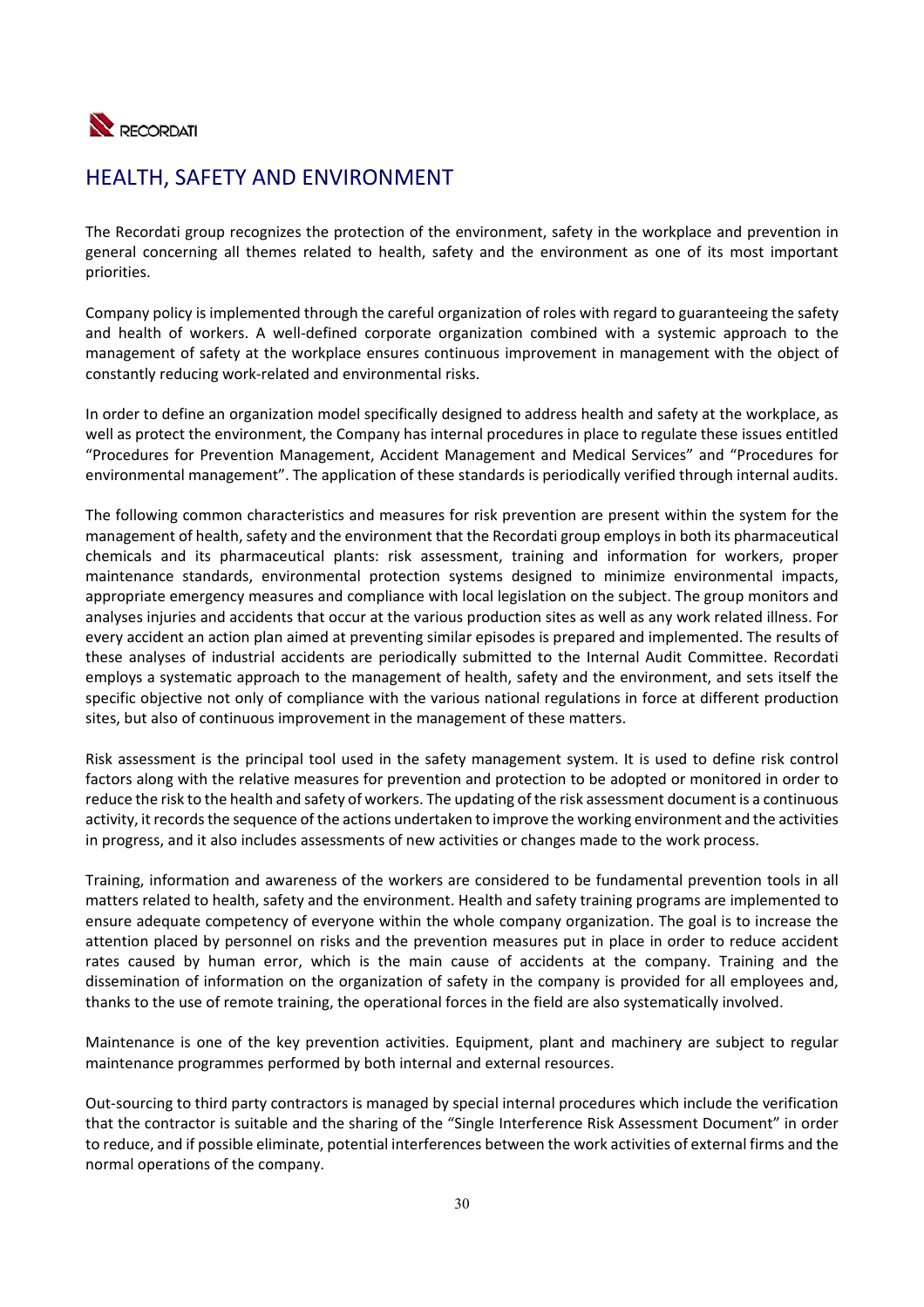## HEALTH, SAFETY AND ENVIRONMENT

The Recordati group recognizes the protection of the environment, safety in the workplace and prevention in general concerning all themes related to health, safety and the environment as one of its most important priorities.

Company policy is implemented through the careful organization of roles with regard to guaranteeing the safety and health of workers. A well-defined corporate organization combined with a systemic approach to the management of safety at the workplace ensures continuous improvement in management with the object of constantly reducing work-related and environmental risks.

In order to define an organization model specifically designed to address health and safety at the workplace, as well as protect the environment, the Company has internal procedures in place to regulate these issues entitled "Procedures for Prevention Management, Accident Management and Medical Services" and "Procedures for environmental management". The application of these standards is periodically verified through internal audits.

The following common characteristics and measures for risk prevention are present within the system for the management of health, safety and the environment that the Recordati group employs in both its pharmaceutical chemicals and its pharmaceutical plants: risk assessment, training and information for workers, proper maintenance standards, environmental protection systems designed to minimize environmental impacts, appropriate emergency measures and compliance with local legislation on the subject. The group monitors and analyses injuries and accidents that occur at the various production sites as well as any work related illness. For every accident an action plan aimed at preventing similar episodes is prepared and implemented. The results of these analyses of industrial accidents are periodically submitted to the Internal Audit Committee. Recordati employs a systematic approach to the management of health, safety and the environment, and sets itself the specific objective not only of compliance with the various national regulations in force at different production sites, but also of continuous improvement in the management of these matters.

Risk assessment is the principal tool used in the safety management system. It is used to define risk control factors along with the relative measures for prevention and protection to be adopted or monitored in order to reduce the risk to the health and safety of workers. The updating of the risk assessment document is a continuous activity, it records the sequence of the actions undertaken to improve the working environment and the activities in progress, and it also includes assessments of new activities or changes made to the work process.

Training, information and awareness of the workers are considered to be fundamental prevention tools in all matters related to health, safety and the environment. Health and safety training programs are implemented to ensure adequate competency of everyone within the whole company organization. The goal is to increase the attention placed by personnel on risks and the prevention measures put in place in order to reduce accident rates caused by human error, which is the main cause of accidents at the company. Training and the dissemination of information on the organization of safety in the company is provided for all employees and, thanks to the use of remote training, the operational forces in the field are also systematically involved.

Maintenance is one of the key prevention activities. Equipment, plant and machinery are subject to regular maintenance programmes performed by both internal and external resources.

Out-sourcing to third party contractors is managed by special internal procedures which include the verification that the contractor is suitable and the sharing of the "Single Interference Risk Assessment Document" in order to reduce, and if possible eliminate, potential interferences between the work activities of external firms and the normal operations of the company.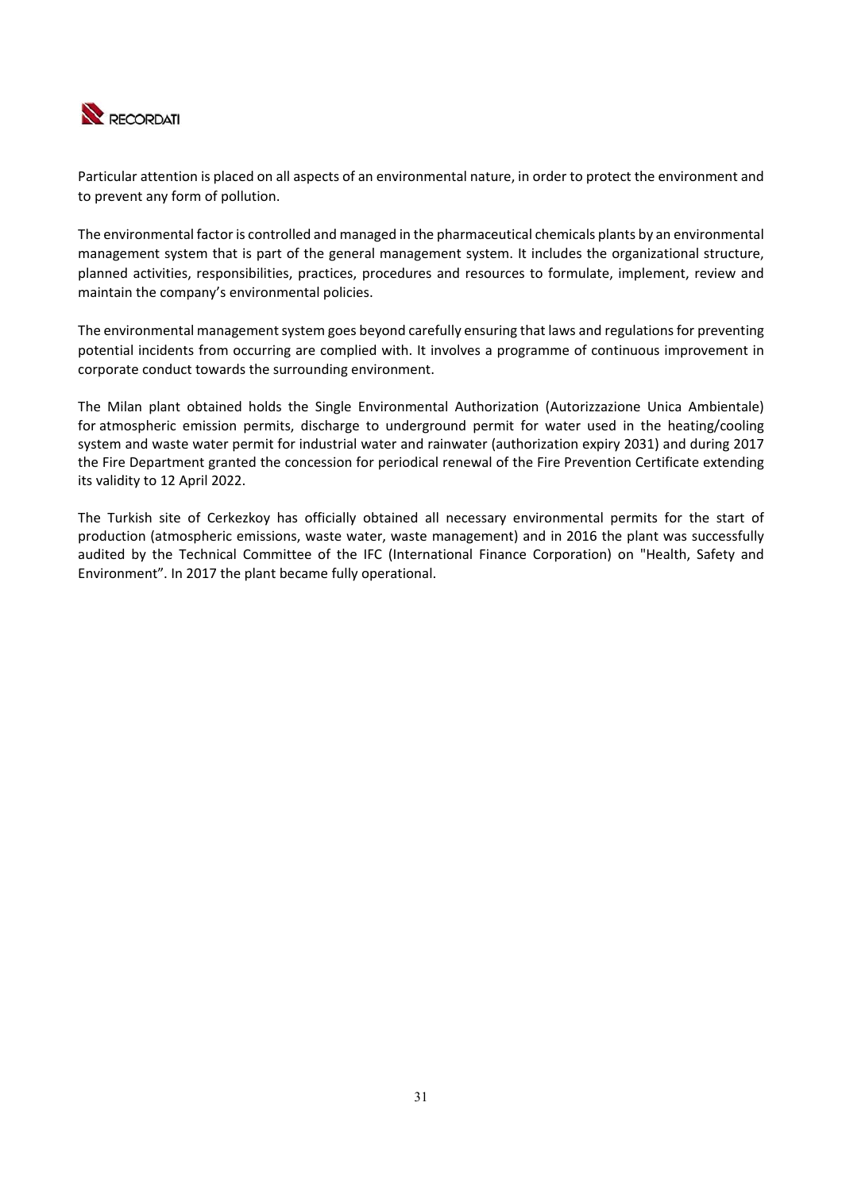Particular attention is placed on all aspects of an environmental nature, in order to protect the environment and to prevent any form of pollution.

The environmental factor is controlled and managed in the pharmaceutical chemicals plants by an environmental management system that is part of the general management system. It includes the organizational structure, planned activities, responsibilities, practices, procedures and resources to formulate, implement, review and maintain the company's environmental policies.

The environmental management system goes beyond carefully ensuring that laws and regulations for preventing potential incidents from occurring are complied with. It involves a programme of continuous improvement in corporate conduct towards the surrounding environment.

The Milan plant obtained holds the Single Environmental Authorization (Autorizzazione Unica Ambientale) for atmospheric emission permits, discharge to underground permit for water used in the heating/cooling system and waste water permit for industrial water and rainwater (authorization expiry 2031) and during 2017 the Fire Department granted the concession for periodical renewal of the Fire Prevention Certificate extending its validity to 12 April 2022.

The Turkish site of Cerkezkoy has officially obtained all necessary environmental permits for the start of production (atmospheric emissions, waste water, waste management) and in 2016 the plant was successfully audited by the Technical Committee of the IFC (International Finance Corporation) on "Health, Safety and Environment". In 2017 the plant became fully operational.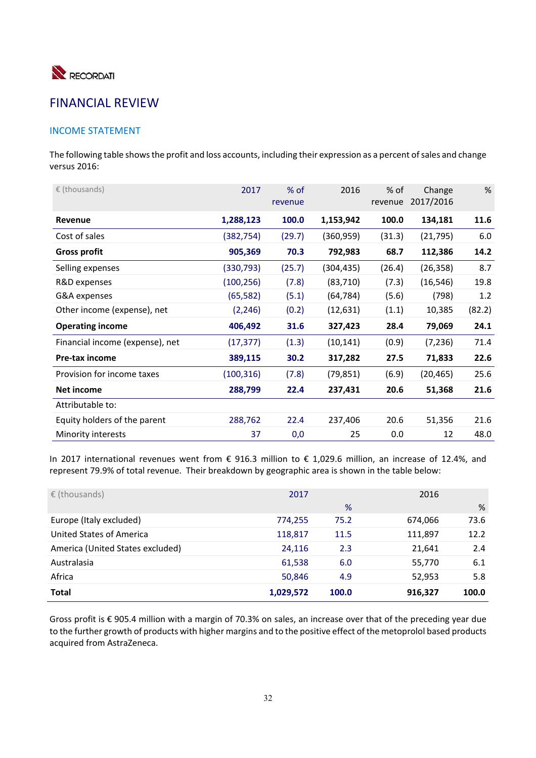# FINANCIAL REVIEW

## INCOME STATEMENT

The following table shows the profit and loss accounts, including their expression as a percent of sales and change versus 2016:

| € (thousands) | 2017 | % of revenue | 2016 | % of revenue | Change 2017/2016 | % |
|---|---|---|---|---|---|---|
| **Revenue** | **1,288,123** | **100.0** | **1,153,942** | **100.0** | **134,181** | **11.6** |
| Cost of sales | (382,754) | (29.7) | (360,959) | (31.3) | (21,795) | 6.0 |
| **Gross profit** | **905,369** | **70.3** | **792,983** | **68.7** | **112,386** | **14.2** |
| Selling expenses | (330,793) | (25.7) | (304,435) | (26.4) | (26,358) | 8.7 |
| R&D expenses | (100,256) | (7.8) | (83,710) | (7.3) | (16,546) | 19.8 |
| G&A expenses | (65,582) | (5.1) | (64,784) | (5.6) | (798) | 1.2 |
| Other income (expense), net | (2,246) | (0.2) | (12,631) | (1.1) | 10,385 | (82.2) |
| **Operating income** | **406,492** | **31.6** | **327,423** | **28.4** | **79,069** | **24.1** |
| Financial income (expense), net | (17,377) | (1.3) | (10,141) | (0.9) | (7,236) | 71.4 |
| **Pre-tax income** | **389,115** | **30.2** | **317,282** | **27.5** | **71,833** | **22.6** |
| Provision for income taxes | (100,316) | (7.8) | (79,851) | (6.9) | (20,465) | 25.6 |
| **Net income** | **288,799** | **22.4** | **237,431** | **20.6** | **51,368** | **21.6** |
| Attributable to: | | | | | | |
| Equity holders of the parent | 288,762 | 22.4 | 237,406 | 20.6 | 51,356 | 21.6 |
| Minority interests | 37 | 0,0 | 25 | 0.0 | 12 | 48.0 |

In 2017 international revenues went from € 916.3 million to € 1,029.6 million, an increase of 12.4%, and represent 79.9% of total revenue. Their breakdown by geographic area is shown in the table below:

| € (thousands) | 2017 | % | 2016 | % |
|---|---|---|---|---|
| Europe (Italy excluded) | 774,255 | 75.2 | 674,066 | 73.6 |
| United States of America | 118,817 | 11.5 | 111,897 | 12.2 |
| America (United States excluded) | 24,116 | 2.3 | 21,641 | 2.4 |
| Australasia | 61,538 | 6.0 | 55,770 | 6.1 |
| Africa | 50,846 | 4.9 | 52,953 | 5.8 |
| **Total** | **1,029,572** | **100.0** | **916,327** | **100.0** |

Gross profit is € 905.4 million with a margin of 70.3% on sales, an increase over that of the preceding year due to the further growth of products with higher margins and to the positive effect of the metoprolol based products acquired from AstraZeneca.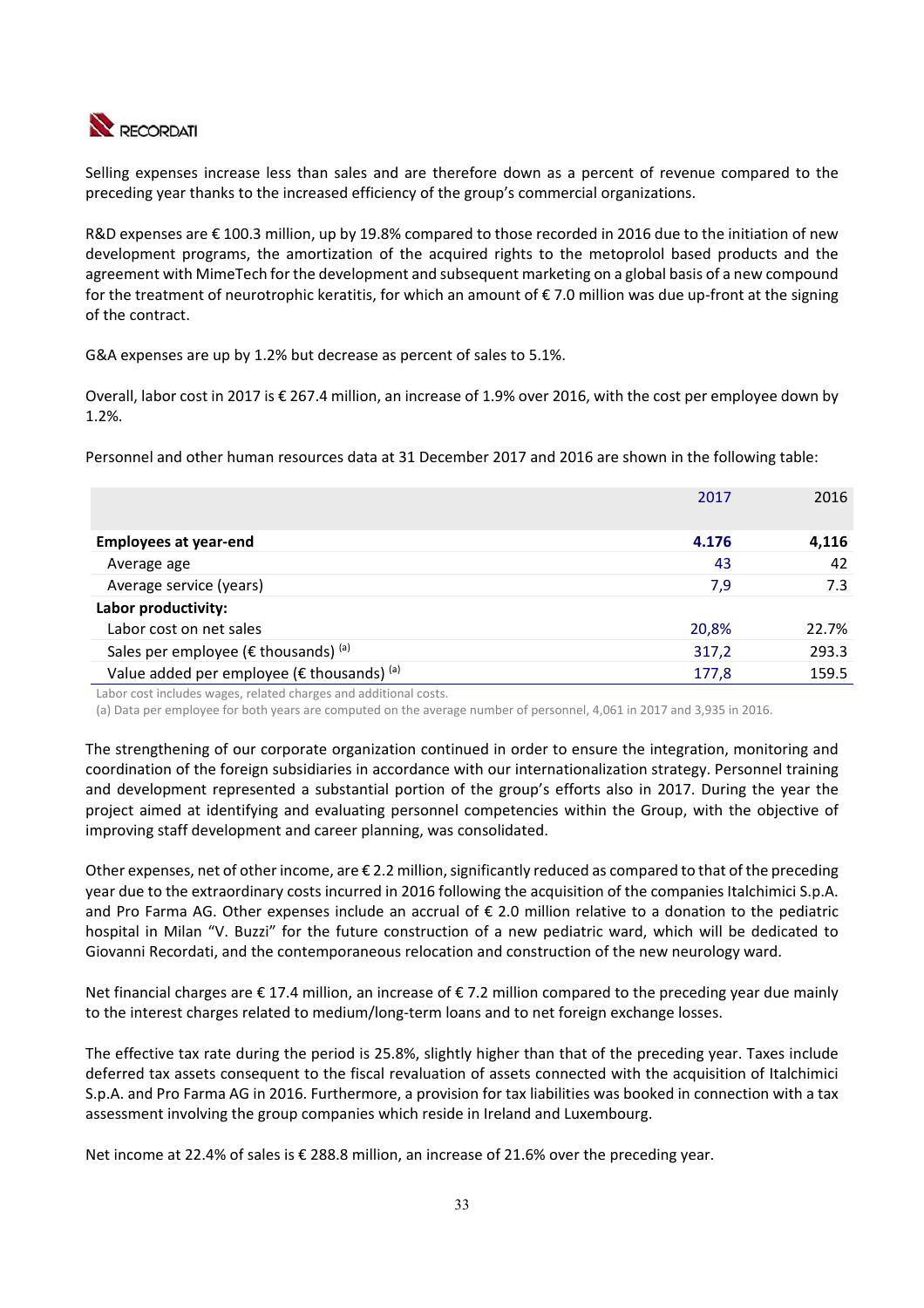Selling expenses increase less than sales and are therefore down as a percent of revenue compared to the preceding year thanks to the increased efficiency of the group's commercial organizations.

R&D expenses are € 100.3 million, up by 19.8% compared to those recorded in 2016 due to the initiation of new development programs, the amortization of the acquired rights to the metoprolol based products and the agreement with MimeTech for the development and subsequent marketing on a global basis of a new compound for the treatment of neurotrophic keratitis, for which an amount of € 7.0 million was due up-front at the signing of the contract.

G&A expenses are up by 1.2% but decrease as percent of sales to 5.1%.

Overall, labor cost in 2017 is € 267.4 million, an increase of 1.9% over 2016, with the cost per employee down by 1.2%.

Personnel and other human resources data at 31 December 2017 and 2016 are shown in the following table:

| | 2017 | 2016 |
|---|---|---|
| **Employees at year-end** | **4.176** | **4,116** |
| Average age | 43 | 42 |
| Average service (years) | 7,9 | 7.3 |
| **Labor productivity:** | | |
| Labor cost on net sales | 20,8% | 22.7% |
| Sales per employee (€ thousands) [(a)] | 317,2 | 293.3 |
| Value added per employee (€ thousands) [(a)] | 177,8 | 159.5 |

Labor cost includes wages, related charges and additional costs.

(a) Data per employee for both years are computed on the average number of personnel, 4,061 in 2017 and 3,935 in 2016.

The strengthening of our corporate organization continued in order to ensure the integration, monitoring and coordination of the foreign subsidiaries in accordance with our internationalization strategy. Personnel training and development represented a substantial portion of the group's efforts also in 2017. During the year the project aimed at identifying and evaluating personnel competencies within the Group, with the objective of improving staff development and career planning, was consolidated.

Other expenses, net of other income, are € 2.2 million, significantly reduced as compared to that of the preceding year due to the extraordinary costs incurred in 2016 following the acquisition of the companies Italchimici S.p.A. and Pro Farma AG. Other expenses include an accrual of € 2.0 million relative to a donation to the pediatric hospital in Milan "V. Buzzi" for the future construction of a new pediatric ward, which will be dedicated to Giovanni Recordati, and the contemporaneous relocation and construction of the new neurology ward.

Net financial charges are € 17.4 million, an increase of € 7.2 million compared to the preceding year due mainly to the interest charges related to medium/long-term loans and to net foreign exchange losses.

The effective tax rate during the period is 25.8%, slightly higher than that of the preceding year. Taxes include deferred tax assets consequent to the fiscal revaluation of assets connected with the acquisition of Italchimici S.p.A. and Pro Farma AG in 2016. Furthermore, a provision for tax liabilities was booked in connection with a tax assessment involving the group companies which reside in Ireland and Luxembourg.

Net income at 22.4% of sales is € 288.8 million, an increase of 21.6% over the preceding year.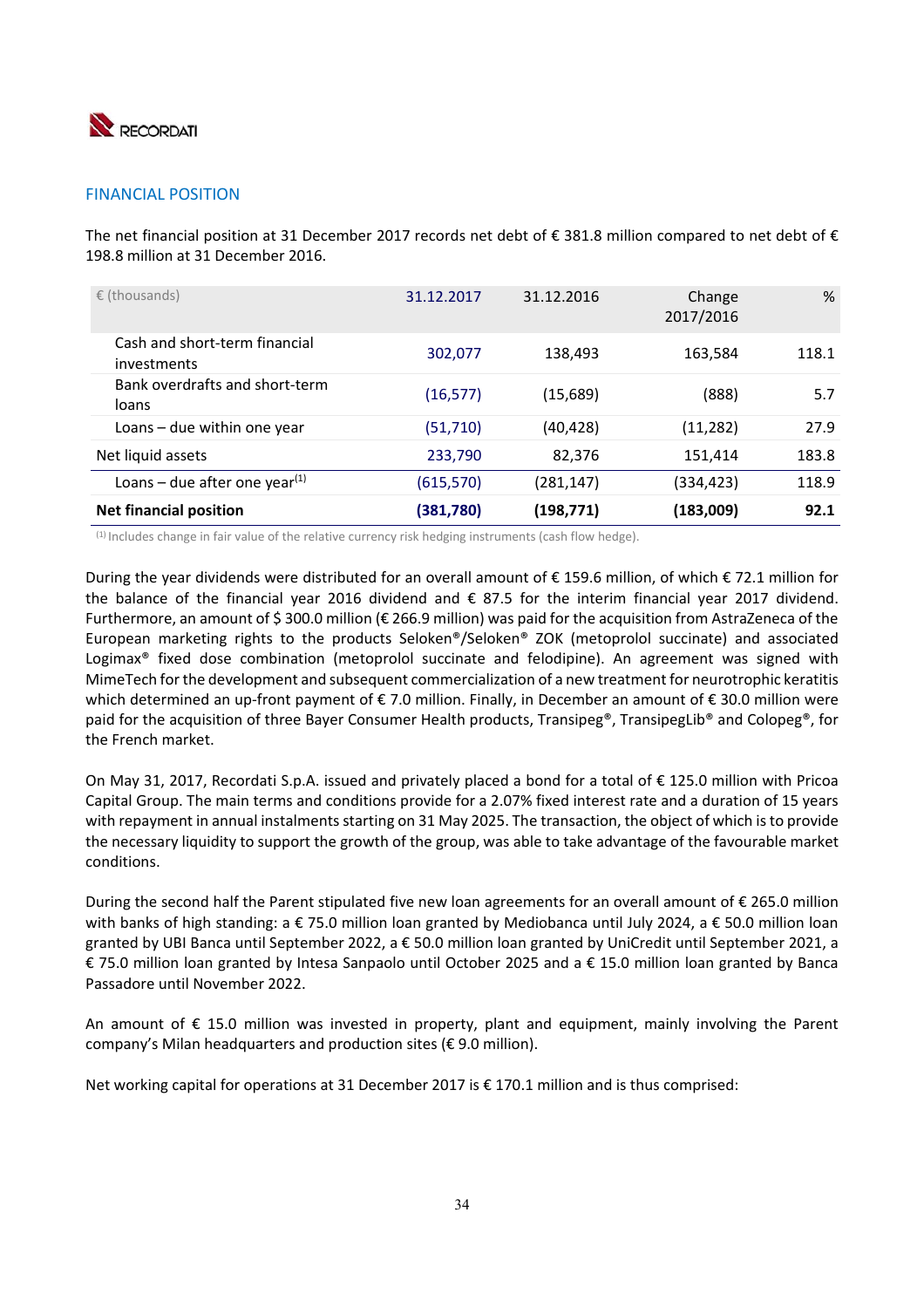## FINANCIAL POSITION

The net financial position at 31 December 2017 records net debt of € 381.8 million compared to net debt of € 198.8 million at 31 December 2016.

| € (thousands) | 31.12.2017 | 31.12.2016 | Change 2017/2016 | % |
|---|---|---|---|---|
| Cash and short-term financial investments | 302,077 | 138,493 | 163,584 | 118.1 |
| Bank overdrafts and short-term loans | (16,577) | (15,689) | (888) | 5.7 |
| Loans – due within one year | (51,710) | (40,428) | (11,282) | 27.9 |
| Net liquid assets | 233,790 | 82,376 | 151,414 | 183.8 |
| Loans – due after one year[1] | (615,570) | (281,147) | (334,423) | 118.9 |
| **Net financial position** | **(381,780)** | **(198,771)** | **(183,009)** | **92.1** |

[1] Includes change in fair value of the relative currency risk hedging instruments (cash flow hedge).

During the year dividends were distributed for an overall amount of € 159.6 million, of which € 72.1 million for the balance of the financial year 2016 dividend and € 87.5 for the interim financial year 2017 dividend. Furthermore, an amount of $ 300.0 million (€ 266.9 million) was paid for the acquisition from AstraZeneca of the European marketing rights to the products Seloken®/Seloken® ZOK (metoprolol succinate) and associated Logimax® fixed dose combination (metoprolol succinate and felodipine). An agreement was signed with MimeTech for the development and subsequent commercialization of a new treatment for neurotrophic keratitis which determined an up-front payment of € 7.0 million. Finally, in December an amount of € 30.0 million were paid for the acquisition of three Bayer Consumer Health products, Transipeg®, TransipegLib® and Colopeg®, for the French market.

On May 31, 2017, Recordati S.p.A. issued and privately placed a bond for a total of € 125.0 million with Pricoa Capital Group. The main terms and conditions provide for a 2.07% fixed interest rate and a duration of 15 years with repayment in annual instalments starting on 31 May 2025. The transaction, the object of which is to provide the necessary liquidity to support the growth of the group, was able to take advantage of the favourable market conditions.

During the second half the Parent stipulated five new loan agreements for an overall amount of € 265.0 million with banks of high standing: a € 75.0 million loan granted by Mediobanca until July 2024, a € 50.0 million loan granted by UBI Banca until September 2022, a € 50.0 million loan granted by UniCredit until September 2021, a € 75.0 million loan granted by Intesa Sanpaolo until October 2025 and a € 15.0 million loan granted by Banca Passadore until November 2022.

An amount of € 15.0 million was invested in property, plant and equipment, mainly involving the Parent company's Milan headquarters and production sites (€ 9.0 million).

Net working capital for operations at 31 December 2017 is € 170.1 million and is thus comprised: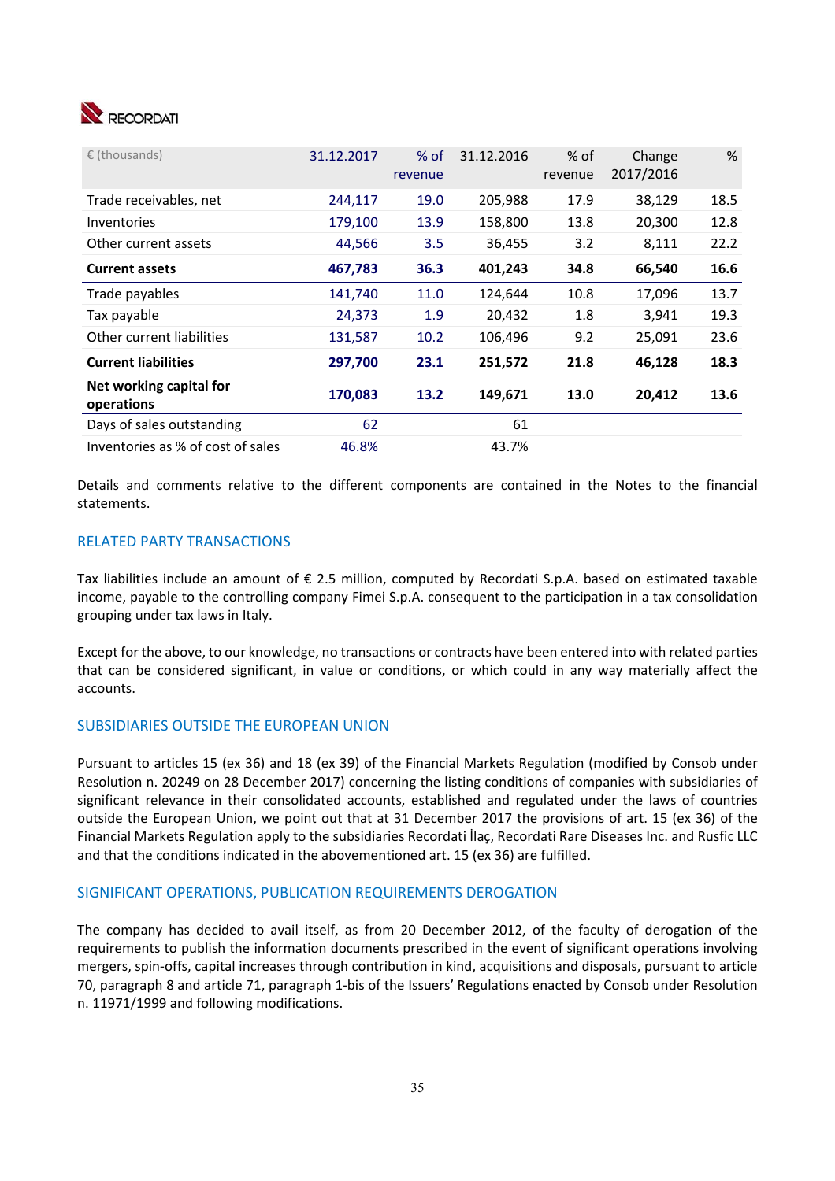| € (thousands) | 31.12.2017 | % of revenue | 31.12.2016 | % of revenue | Change 2017/2016 | % |
|---|---|---|---|---|---|---|
| Trade receivables, net | 244,117 | 19.0 | 205,988 | 17.9 | 38,129 | 18.5 |
| Inventories | 179,100 | 13.9 | 158,800 | 13.8 | 20,300 | 12.8 |
| Other current assets | 44,566 | 3.5 | 36,455 | 3.2 | 8,111 | 22.2 |
| **Current assets** | **467,783** | **36.3** | **401,243** | **34.8** | **66,540** | **16.6** |
| Trade payables | 141,740 | 11.0 | 124,644 | 10.8 | 17,096 | 13.7 |
| Tax payable | 24,373 | 1.9 | 20,432 | 1.8 | 3,941 | 19.3 |
| Other current liabilities | 131,587 | 10.2 | 106,496 | 9.2 | 25,091 | 23.6 |
| **Current liabilities** | **297,700** | **23.1** | **251,572** | **21.8** | **46,128** | **18.3** |
| **Net working capital for operations** | **170,083** | **13.2** | **149,671** | **13.0** | **20,412** | **13.6** |
| Days of sales outstanding | 62 | | 61 | | | |
| Inventories as % of cost of sales | 46.8% | | 43.7% | | | |

Details and comments relative to the different components are contained in the Notes to the financial statements.

## RELATED PARTY TRANSACTIONS

Tax liabilities include an amount of € 2.5 million, computed by Recordati S.p.A. based on estimated taxable income, payable to the controlling company Fimei S.p.A. consequent to the participation in a tax consolidation grouping under tax laws in Italy.

Except for the above, to our knowledge, no transactions or contracts have been entered into with related parties that can be considered significant, in value or conditions, or which could in any way materially affect the accounts.

## SUBSIDIARIES OUTSIDE THE EUROPEAN UNION

Pursuant to articles 15 (ex 36) and 18 (ex 39) of the Financial Markets Regulation (modified by Consob under Resolution n. 20249 on 28 December 2017) concerning the listing conditions of companies with subsidiaries of significant relevance in their consolidated accounts, established and regulated under the laws of countries outside the European Union, we point out that at 31 December 2017 the provisions of art. 15 (ex 36) of the Financial Markets Regulation apply to the subsidiaries Recordati İlaç, Recordati Rare Diseases Inc. and Rusfic LLC and that the conditions indicated in the abovementioned art. 15 (ex 36) are fulfilled.

## SIGNIFICANT OPERATIONS, PUBLICATION REQUIREMENTS DEROGATION

The company has decided to avail itself, as from 20 December 2012, of the faculty of derogation of the requirements to publish the information documents prescribed in the event of significant operations involving mergers, spin-offs, capital increases through contribution in kind, acquisitions and disposals, pursuant to article 70, paragraph 8 and article 71, paragraph 1-bis of the Issuers' Regulations enacted by Consob under Resolution n. 11971/1999 and following modifications.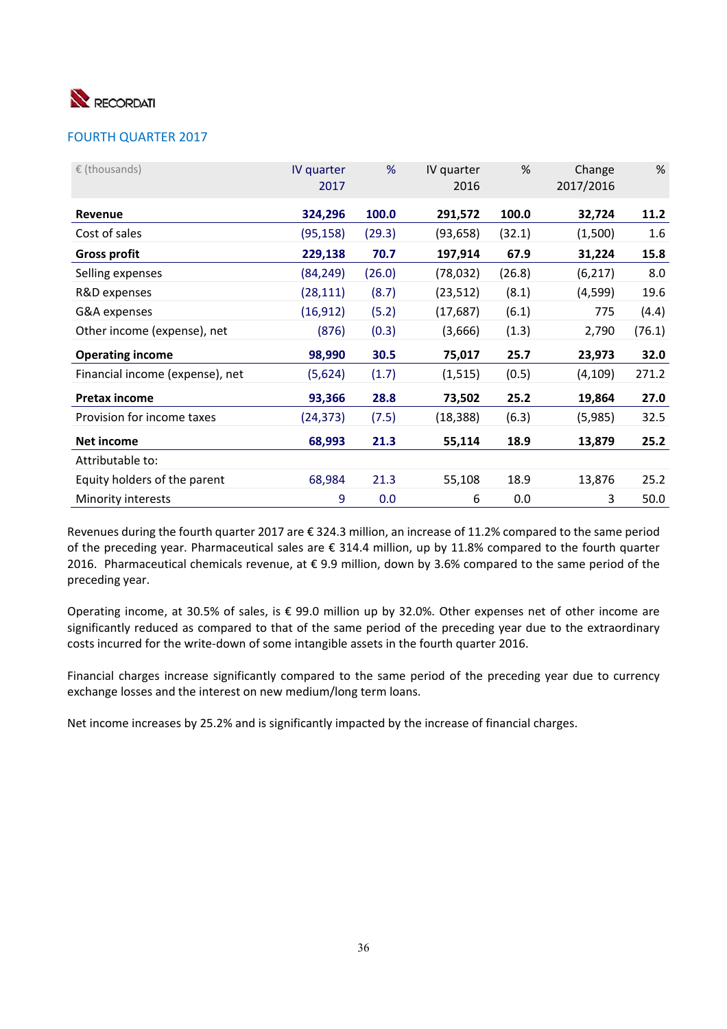## FOURTH QUARTER 2017

| € (thousands) | IV quarter 2017 | % | IV quarter 2016 | % | Change 2017/2016 | % |
|---|---|---|---|---|---|---|
| **Revenue** | **324,296** | **100.0** | **291,572** | **100.0** | **32,724** | **11.2** |
| Cost of sales | (95,158) | (29.3) | (93,658) | (32.1) | (1,500) | 1.6 |
| **Gross profit** | **229,138** | **70.7** | **197,914** | **67.9** | **31,224** | **15.8** |
| Selling expenses | (84,249) | (26.0) | (78,032) | (26.8) | (6,217) | 8.0 |
| R&D expenses | (28,111) | (8.7) | (23,512) | (8.1) | (4,599) | 19.6 |
| G&A expenses | (16,912) | (5.2) | (17,687) | (6.1) | 775 | (4.4) |
| Other income (expense), net | (876) | (0.3) | (3,666) | (1.3) | 2,790 | (76.1) |
| **Operating income** | **98,990** | **30.5** | **75,017** | **25.7** | **23,973** | **32.0** |
| Financial income (expense), net | (5,624) | (1.7) | (1,515) | (0.5) | (4,109) | 271.2 |
| **Pretax income** | **93,366** | **28.8** | **73,502** | **25.2** | **19,864** | **27.0** |
| Provision for income taxes | (24,373) | (7.5) | (18,388) | (6.3) | (5,985) | 32.5 |
| **Net income** | **68,993** | **21.3** | **55,114** | **18.9** | **13,879** | **25.2** |
| Attributable to: | | | | | | |
| Equity holders of the parent | 68,984 | 21.3 | 55,108 | 18.9 | 13,876 | 25.2 |
| Minority interests | 9 | 0.0 | 6 | 0.0 | 3 | 50.0 |

Revenues during the fourth quarter 2017 are € 324.3 million, an increase of 11.2% compared to the same period of the preceding year. Pharmaceutical sales are € 314.4 million, up by 11.8% compared to the fourth quarter 2016. Pharmaceutical chemicals revenue, at € 9.9 million, down by 3.6% compared to the same period of the preceding year.

Operating income, at 30.5% of sales, is € 99.0 million up by 32.0%. Other expenses net of other income are significantly reduced as compared to that of the same period of the preceding year due to the extraordinary costs incurred for the write-down of some intangible assets in the fourth quarter 2016.

Financial charges increase significantly compared to the same period of the preceding year due to currency exchange losses and the interest on new medium/long term loans.

Net income increases by 25.2% and is significantly impacted by the increase of financial charges.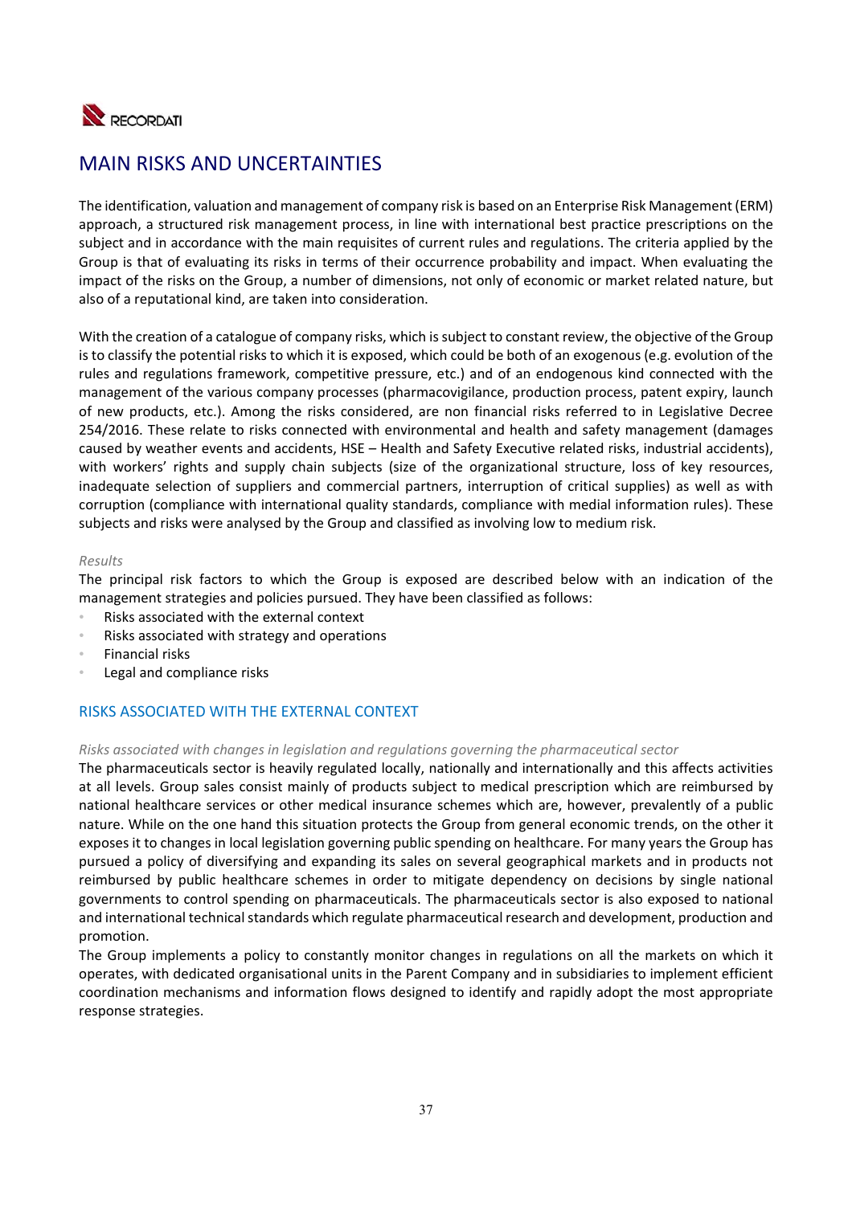# MAIN RISKS AND UNCERTAINTIES

The identification, valuation and management of company risk is based on an Enterprise Risk Management (ERM) approach, a structured risk management process, in line with international best practice prescriptions on the subject and in accordance with the main requisites of current rules and regulations. The criteria applied by the Group is that of evaluating its risks in terms of their occurrence probability and impact. When evaluating the impact of the risks on the Group, a number of dimensions, not only of economic or market related nature, but also of a reputational kind, are taken into consideration.

With the creation of a catalogue of company risks, which is subject to constant review, the objective of the Group is to classify the potential risks to which it is exposed, which could be both of an exogenous (e.g. evolution of the rules and regulations framework, competitive pressure, etc.) and of an endogenous kind connected with the management of the various company processes (pharmacovigilance, production process, patent expiry, launch of new products, etc.). Among the risks considered, are non financial risks referred to in Legislative Decree 254/2016. These relate to risks connected with environmental and health and safety management (damages caused by weather events and accidents, HSE – Health and Safety Executive related risks, industrial accidents), with workers' rights and supply chain subjects (size of the organizational structure, loss of key resources, inadequate selection of suppliers and commercial partners, interruption of critical supplies) as well as with corruption (compliance with international quality standards, compliance with medial information rules). These subjects and risks were analysed by the Group and classified as involving low to medium risk.

*Results*

The principal risk factors to which the Group is exposed are described below with an indication of the management strategies and policies pursued. They have been classified as follows:

- Risks associated with the external context
- Risks associated with strategy and operations
- Financial risks
- Legal and compliance risks

## RISKS ASSOCIATED WITH THE EXTERNAL CONTEXT

*Risks associated with changes in legislation and regulations governing the pharmaceutical sector*

The pharmaceuticals sector is heavily regulated locally, nationally and internationally and this affects activities at all levels. Group sales consist mainly of products subject to medical prescription which are reimbursed by national healthcare services or other medical insurance schemes which are, however, prevalently of a public nature. While on the one hand this situation protects the Group from general economic trends, on the other it exposes it to changes in local legislation governing public spending on healthcare. For many years the Group has pursued a policy of diversifying and expanding its sales on several geographical markets and in products not reimbursed by public healthcare schemes in order to mitigate dependency on decisions by single national governments to control spending on pharmaceuticals. The pharmaceuticals sector is also exposed to national and international technical standards which regulate pharmaceutical research and development, production and promotion.

The Group implements a policy to constantly monitor changes in regulations on all the markets on which it operates, with dedicated organisational units in the Parent Company and in subsidiaries to implement efficient coordination mechanisms and information flows designed to identify and rapidly adopt the most appropriate response strategies.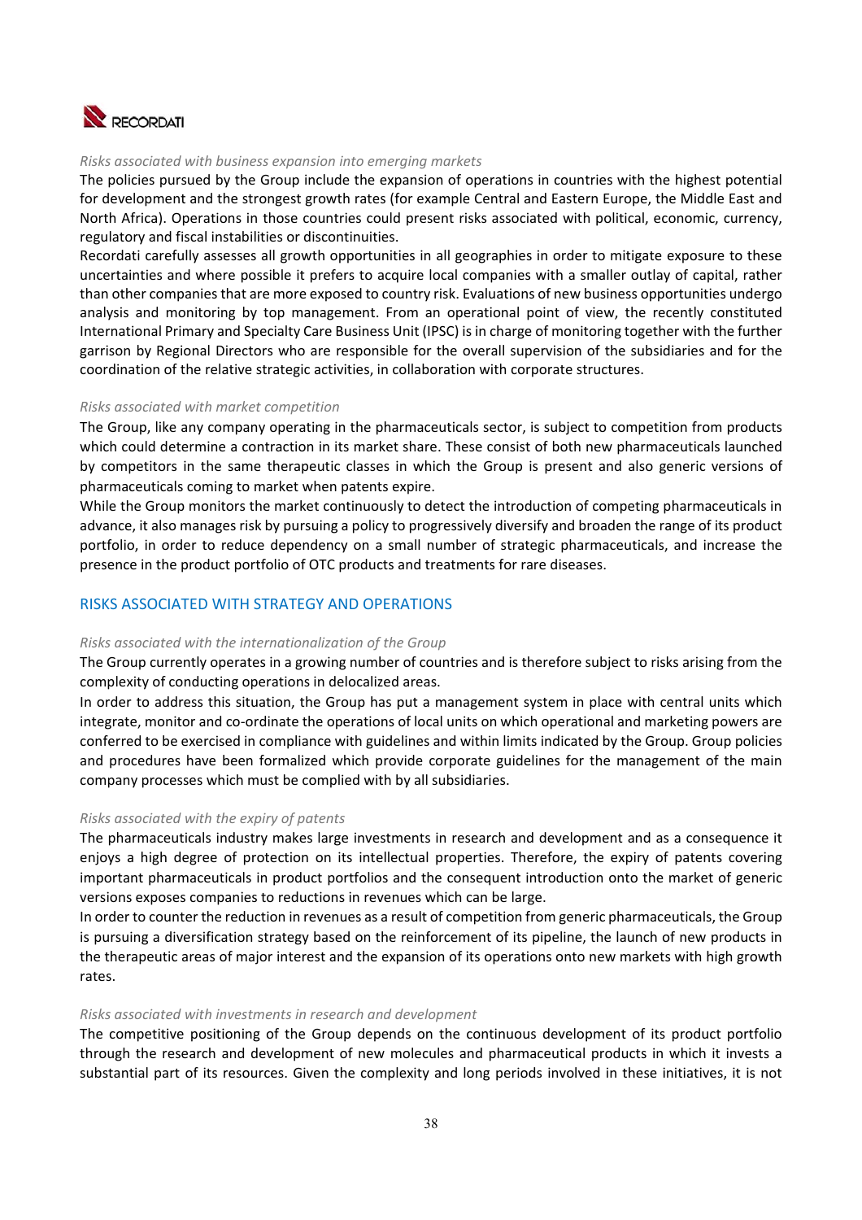*Risks associated with business expansion into emerging markets*

The policies pursued by the Group include the expansion of operations in countries with the highest potential for development and the strongest growth rates (for example Central and Eastern Europe, the Middle East and North Africa). Operations in those countries could present risks associated with political, economic, currency, regulatory and fiscal instabilities or discontinuities.

Recordati carefully assesses all growth opportunities in all geographies in order to mitigate exposure to these uncertainties and where possible it prefers to acquire local companies with a smaller outlay of capital, rather than other companies that are more exposed to country risk. Evaluations of new business opportunities undergo analysis and monitoring by top management. From an operational point of view, the recently constituted International Primary and Specialty Care Business Unit (IPSC) is in charge of monitoring together with the further garrison by Regional Directors who are responsible for the overall supervision of the subsidiaries and for the coordination of the relative strategic activities, in collaboration with corporate structures.

*Risks associated with market competition*

The Group, like any company operating in the pharmaceuticals sector, is subject to competition from products which could determine a contraction in its market share. These consist of both new pharmaceuticals launched by competitors in the same therapeutic classes in which the Group is present and also generic versions of pharmaceuticals coming to market when patents expire.

While the Group monitors the market continuously to detect the introduction of competing pharmaceuticals in advance, it also manages risk by pursuing a policy to progressively diversify and broaden the range of its product portfolio, in order to reduce dependency on a small number of strategic pharmaceuticals, and increase the presence in the product portfolio of OTC products and treatments for rare diseases.

## RISKS ASSOCIATED WITH STRATEGY AND OPERATIONS

*Risks associated with the internationalization of the Group*

The Group currently operates in a growing number of countries and is therefore subject to risks arising from the complexity of conducting operations in delocalized areas.

In order to address this situation, the Group has put a management system in place with central units which integrate, monitor and co-ordinate the operations of local units on which operational and marketing powers are conferred to be exercised in compliance with guidelines and within limits indicated by the Group. Group policies and procedures have been formalized which provide corporate guidelines for the management of the main company processes which must be complied with by all subsidiaries.

*Risks associated with the expiry of patents*

The pharmaceuticals industry makes large investments in research and development and as a consequence it enjoys a high degree of protection on its intellectual properties. Therefore, the expiry of patents covering important pharmaceuticals in product portfolios and the consequent introduction onto the market of generic versions exposes companies to reductions in revenues which can be large.

In order to counter the reduction in revenues as a result of competition from generic pharmaceuticals, the Group is pursuing a diversification strategy based on the reinforcement of its pipeline, the launch of new products in the therapeutic areas of major interest and the expansion of its operations onto new markets with high growth rates.

*Risks associated with investments in research and development*

The competitive positioning of the Group depends on the continuous development of its product portfolio through the research and development of new molecules and pharmaceutical products in which it invests a substantial part of its resources. Given the complexity and long periods involved in these initiatives, it is not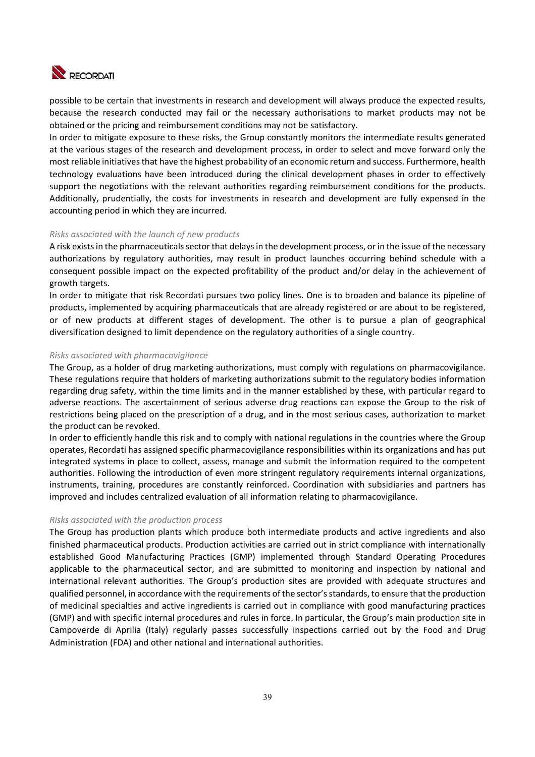possible to be certain that investments in research and development will always produce the expected results, because the research conducted may fail or the necessary authorisations to market products may not be obtained or the pricing and reimbursement conditions may not be satisfactory.
In order to mitigate exposure to these risks, the Group constantly monitors the intermediate results generated at the various stages of the research and development process, in order to select and move forward only the most reliable initiatives that have the highest probability of an economic return and success. Furthermore, health technology evaluations have been introduced during the clinical development phases in order to effectively support the negotiations with the relevant authorities regarding reimbursement conditions for the products. Additionally, prudentially, the costs for investments in research and development are fully expensed in the accounting period in which they are incurred.

*Risks associated with the launch of new products*

A risk exists in the pharmaceuticals sector that delays in the development process, or in the issue of the necessary authorizations by regulatory authorities, may result in product launches occurring behind schedule with a consequent possible impact on the expected profitability of the product and/or delay in the achievement of growth targets.
In order to mitigate that risk Recordati pursues two policy lines. One is to broaden and balance its pipeline of products, implemented by acquiring pharmaceuticals that are already registered or are about to be registered, or of new products at different stages of development. The other is to pursue a plan of geographical diversification designed to limit dependence on the regulatory authorities of a single country.

*Risks associated with pharmacovigilance*

The Group, as a holder of drug marketing authorizations, must comply with regulations on pharmacovigilance. These regulations require that holders of marketing authorizations submit to the regulatory bodies information regarding drug safety, within the time limits and in the manner established by these, with particular regard to adverse reactions. The ascertainment of serious adverse drug reactions can expose the Group to the risk of restrictions being placed on the prescription of a drug, and in the most serious cases, authorization to market the product can be revoked.
In order to efficiently handle this risk and to comply with national regulations in the countries where the Group operates, Recordati has assigned specific pharmacovigilance responsibilities within its organizations and has put integrated systems in place to collect, assess, manage and submit the information required to the competent authorities. Following the introduction of even more stringent regulatory requirements internal organizations, instruments, training, procedures are constantly reinforced. Coordination with subsidiaries and partners has improved and includes centralized evaluation of all information relating to pharmacovigilance.

*Risks associated with the production process*

The Group has production plants which produce both intermediate products and active ingredients and also finished pharmaceutical products. Production activities are carried out in strict compliance with internationally established Good Manufacturing Practices (GMP) implemented through Standard Operating Procedures applicable to the pharmaceutical sector, and are submitted to monitoring and inspection by national and international relevant authorities. The Group's production sites are provided with adequate structures and qualified personnel, in accordance with the requirements of the sector's standards, to ensure that the production of medicinal specialties and active ingredients is carried out in compliance with good manufacturing practices (GMP) and with specific internal procedures and rules in force. In particular, the Group's main production site in Campoverde di Aprilia (Italy) regularly passes successfully inspections carried out by the Food and Drug Administration (FDA) and other national and international authorities.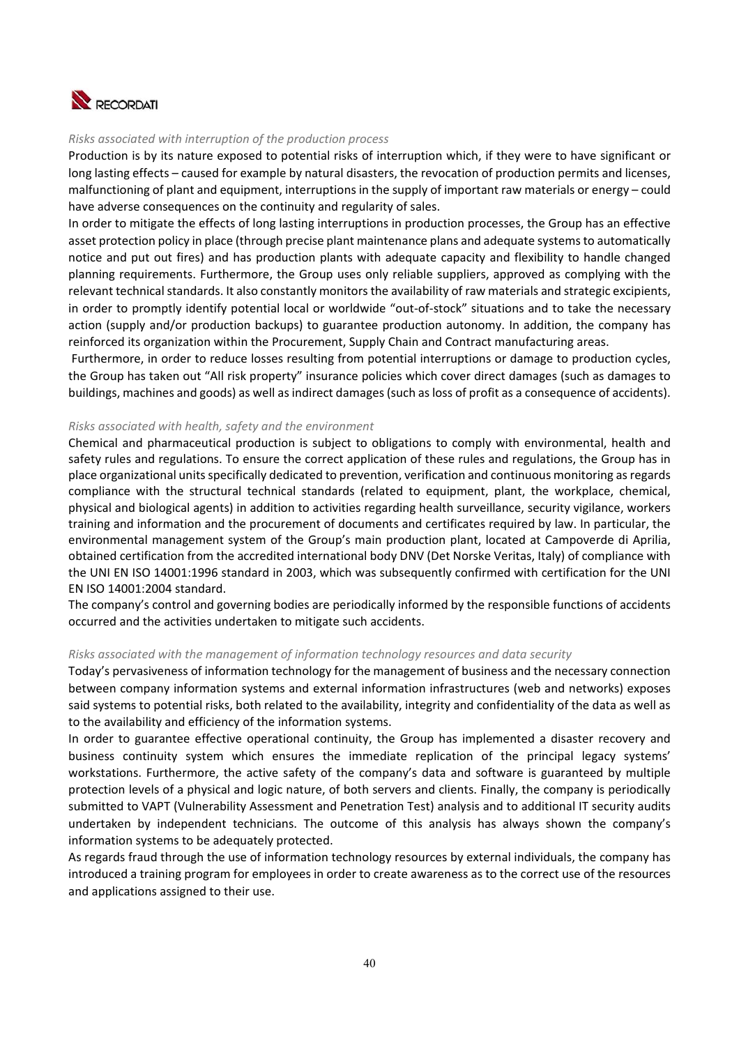*Risks associated with interruption of the production process*

Production is by its nature exposed to potential risks of interruption which, if they were to have significant or long lasting effects – caused for example by natural disasters, the revocation of production permits and licenses, malfunctioning of plant and equipment, interruptions in the supply of important raw materials or energy – could have adverse consequences on the continuity and regularity of sales.

In order to mitigate the effects of long lasting interruptions in production processes, the Group has an effective asset protection policy in place (through precise plant maintenance plans and adequate systems to automatically notice and put out fires) and has production plants with adequate capacity and flexibility to handle changed planning requirements. Furthermore, the Group uses only reliable suppliers, approved as complying with the relevant technical standards. It also constantly monitors the availability of raw materials and strategic excipients, in order to promptly identify potential local or worldwide "out-of-stock" situations and to take the necessary action (supply and/or production backups) to guarantee production autonomy. In addition, the company has reinforced its organization within the Procurement, Supply Chain and Contract manufacturing areas.

Furthermore, in order to reduce losses resulting from potential interruptions or damage to production cycles, the Group has taken out "All risk property" insurance policies which cover direct damages (such as damages to buildings, machines and goods) as well as indirect damages (such as loss of profit as a consequence of accidents).

*Risks associated with health, safety and the environment*

Chemical and pharmaceutical production is subject to obligations to comply with environmental, health and safety rules and regulations. To ensure the correct application of these rules and regulations, the Group has in place organizational units specifically dedicated to prevention, verification and continuous monitoring as regards compliance with the structural technical standards (related to equipment, plant, the workplace, chemical, physical and biological agents) in addition to activities regarding health surveillance, security vigilance, workers training and information and the procurement of documents and certificates required by law. In particular, the environmental management system of the Group's main production plant, located at Campoverde di Aprilia, obtained certification from the accredited international body DNV (Det Norske Veritas, Italy) of compliance with the UNI EN ISO 14001:1996 standard in 2003, which was subsequently confirmed with certification for the UNI EN ISO 14001:2004 standard.

The company's control and governing bodies are periodically informed by the responsible functions of accidents occurred and the activities undertaken to mitigate such accidents.

*Risks associated with the management of information technology resources and data security*

Today's pervasiveness of information technology for the management of business and the necessary connection between company information systems and external information infrastructures (web and networks) exposes said systems to potential risks, both related to the availability, integrity and confidentiality of the data as well as to the availability and efficiency of the information systems.

In order to guarantee effective operational continuity, the Group has implemented a disaster recovery and business continuity system which ensures the immediate replication of the principal legacy systems' workstations. Furthermore, the active safety of the company's data and software is guaranteed by multiple protection levels of a physical and logic nature, of both servers and clients. Finally, the company is periodically submitted to VAPT (Vulnerability Assessment and Penetration Test) analysis and to additional IT security audits undertaken by independent technicians. The outcome of this analysis has always shown the company's information systems to be adequately protected.

As regards fraud through the use of information technology resources by external individuals, the company has introduced a training program for employees in order to create awareness as to the correct use of the resources and applications assigned to their use.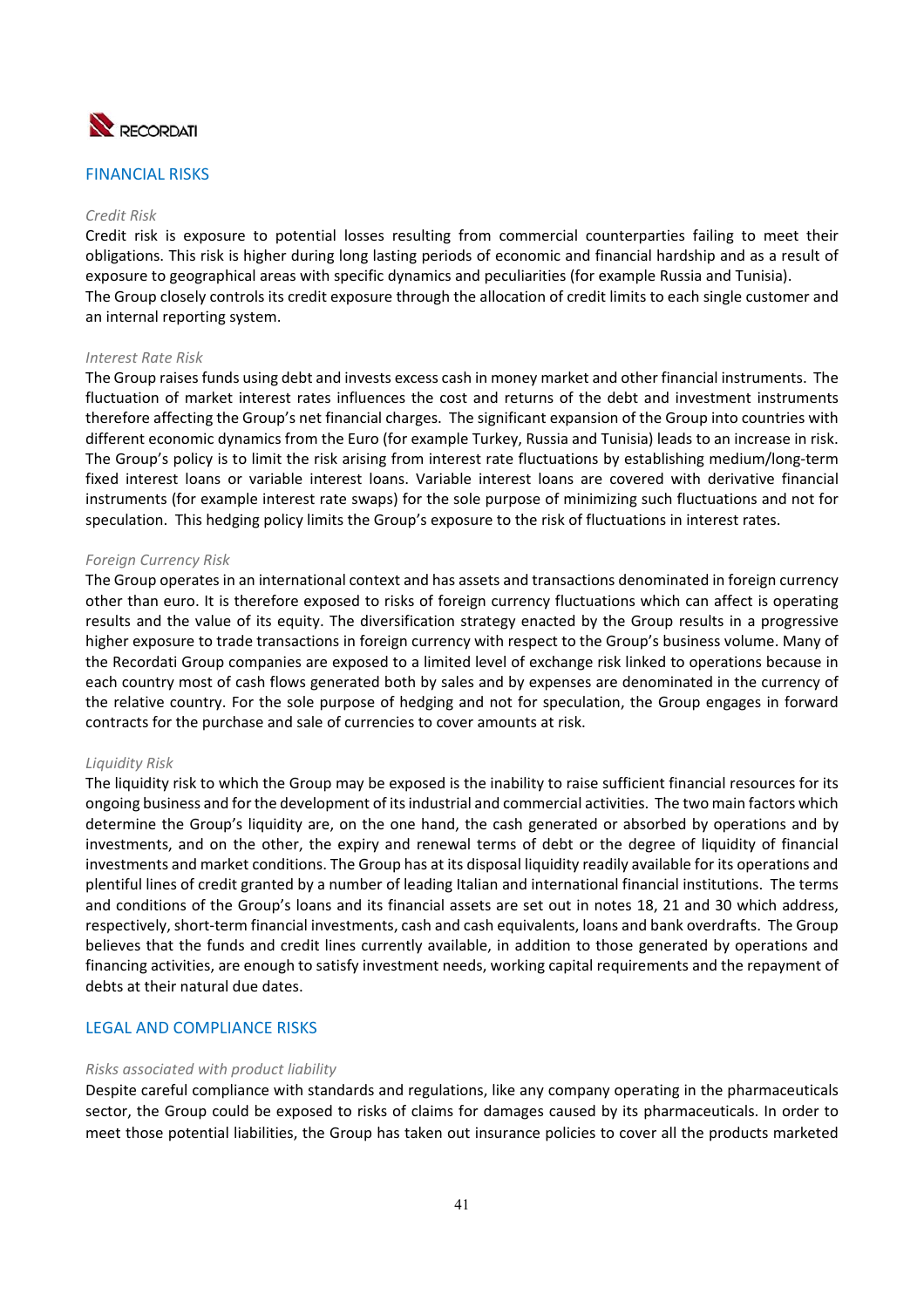## FINANCIAL RISKS

*Credit Risk*

Credit risk is exposure to potential losses resulting from commercial counterparties failing to meet their obligations. This risk is higher during long lasting periods of economic and financial hardship and as a result of exposure to geographical areas with specific dynamics and peculiarities (for example Russia and Tunisia).

The Group closely controls its credit exposure through the allocation of credit limits to each single customer and an internal reporting system.

*Interest Rate Risk*

The Group raises funds using debt and invests excess cash in money market and other financial instruments. The fluctuation of market interest rates influences the cost and returns of the debt and investment instruments therefore affecting the Group's net financial charges. The significant expansion of the Group into countries with different economic dynamics from the Euro (for example Turkey, Russia and Tunisia) leads to an increase in risk. The Group's policy is to limit the risk arising from interest rate fluctuations by establishing medium/long-term fixed interest loans or variable interest loans. Variable interest loans are covered with derivative financial instruments (for example interest rate swaps) for the sole purpose of minimizing such fluctuations and not for speculation. This hedging policy limits the Group's exposure to the risk of fluctuations in interest rates.

*Foreign Currency Risk*

The Group operates in an international context and has assets and transactions denominated in foreign currency other than euro. It is therefore exposed to risks of foreign currency fluctuations which can affect is operating results and the value of its equity. The diversification strategy enacted by the Group results in a progressive higher exposure to trade transactions in foreign currency with respect to the Group's business volume. Many of the Recordati Group companies are exposed to a limited level of exchange risk linked to operations because in each country most of cash flows generated both by sales and by expenses are denominated in the currency of the relative country. For the sole purpose of hedging and not for speculation, the Group engages in forward contracts for the purchase and sale of currencies to cover amounts at risk.

*Liquidity Risk*

The liquidity risk to which the Group may be exposed is the inability to raise sufficient financial resources for its ongoing business and for the development of its industrial and commercial activities. The two main factors which determine the Group's liquidity are, on the one hand, the cash generated or absorbed by operations and by investments, and on the other, the expiry and renewal terms of debt or the degree of liquidity of financial investments and market conditions. The Group has at its disposal liquidity readily available for its operations and plentiful lines of credit granted by a number of leading Italian and international financial institutions. The terms and conditions of the Group's loans and its financial assets are set out in notes 18, 21 and 30 which address, respectively, short-term financial investments, cash and cash equivalents, loans and bank overdrafts. The Group believes that the funds and credit lines currently available, in addition to those generated by operations and financing activities, are enough to satisfy investment needs, working capital requirements and the repayment of debts at their natural due dates.

## LEGAL AND COMPLIANCE RISKS

*Risks associated with product liability*

Despite careful compliance with standards and regulations, like any company operating in the pharmaceuticals sector, the Group could be exposed to risks of claims for damages caused by its pharmaceuticals. In order to meet those potential liabilities, the Group has taken out insurance policies to cover all the products marketed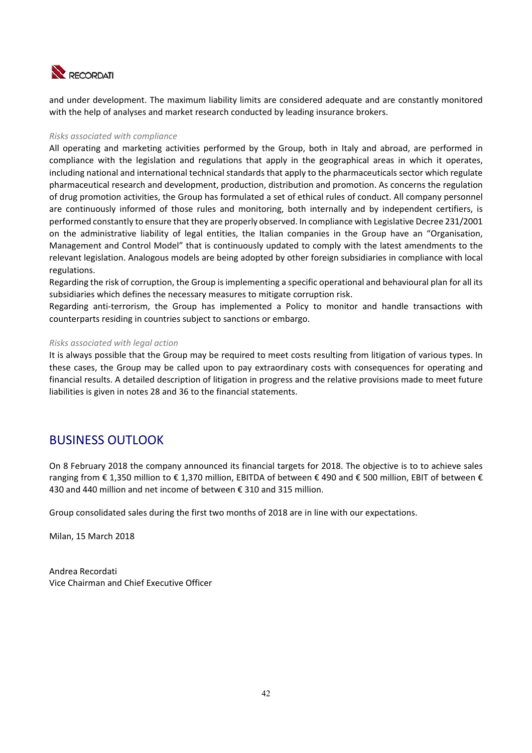and under development. The maximum liability limits are considered adequate and are constantly monitored with the help of analyses and market research conducted by leading insurance brokers.

*Risks associated with compliance*

All operating and marketing activities performed by the Group, both in Italy and abroad, are performed in compliance with the legislation and regulations that apply in the geographical areas in which it operates, including national and international technical standards that apply to the pharmaceuticals sector which regulate pharmaceutical research and development, production, distribution and promotion. As concerns the regulation of drug promotion activities, the Group has formulated a set of ethical rules of conduct. All company personnel are continuously informed of those rules and monitoring, both internally and by independent certifiers, is performed constantly to ensure that they are properly observed. In compliance with Legislative Decree 231/2001 on the administrative liability of legal entities, the Italian companies in the Group have an "Organisation, Management and Control Model" that is continuously updated to comply with the latest amendments to the relevant legislation. Analogous models are being adopted by other foreign subsidiaries in compliance with local regulations.

Regarding the risk of corruption, the Group is implementing a specific operational and behavioural plan for all its subsidiaries which defines the necessary measures to mitigate corruption risk.

Regarding anti-terrorism, the Group has implemented a Policy to monitor and handle transactions with counterparts residing in countries subject to sanctions or embargo.

*Risks associated with legal action*

It is always possible that the Group may be required to meet costs resulting from litigation of various types. In these cases, the Group may be called upon to pay extraordinary costs with consequences for operating and financial results. A detailed description of litigation in progress and the relative provisions made to meet future liabilities is given in notes 28 and 36 to the financial statements.

## BUSINESS OUTLOOK

On 8 February 2018 the company announced its financial targets for 2018. The objective is to to achieve sales ranging from € 1,350 million to € 1,370 million, EBITDA of between € 490 and € 500 million, EBIT of between € 430 and 440 million and net income of between € 310 and 315 million.

Group consolidated sales during the first two months of 2018 are in line with our expectations.

Milan, 15 March 2018

Andrea Recordati
Vice Chairman and Chief Executive Officer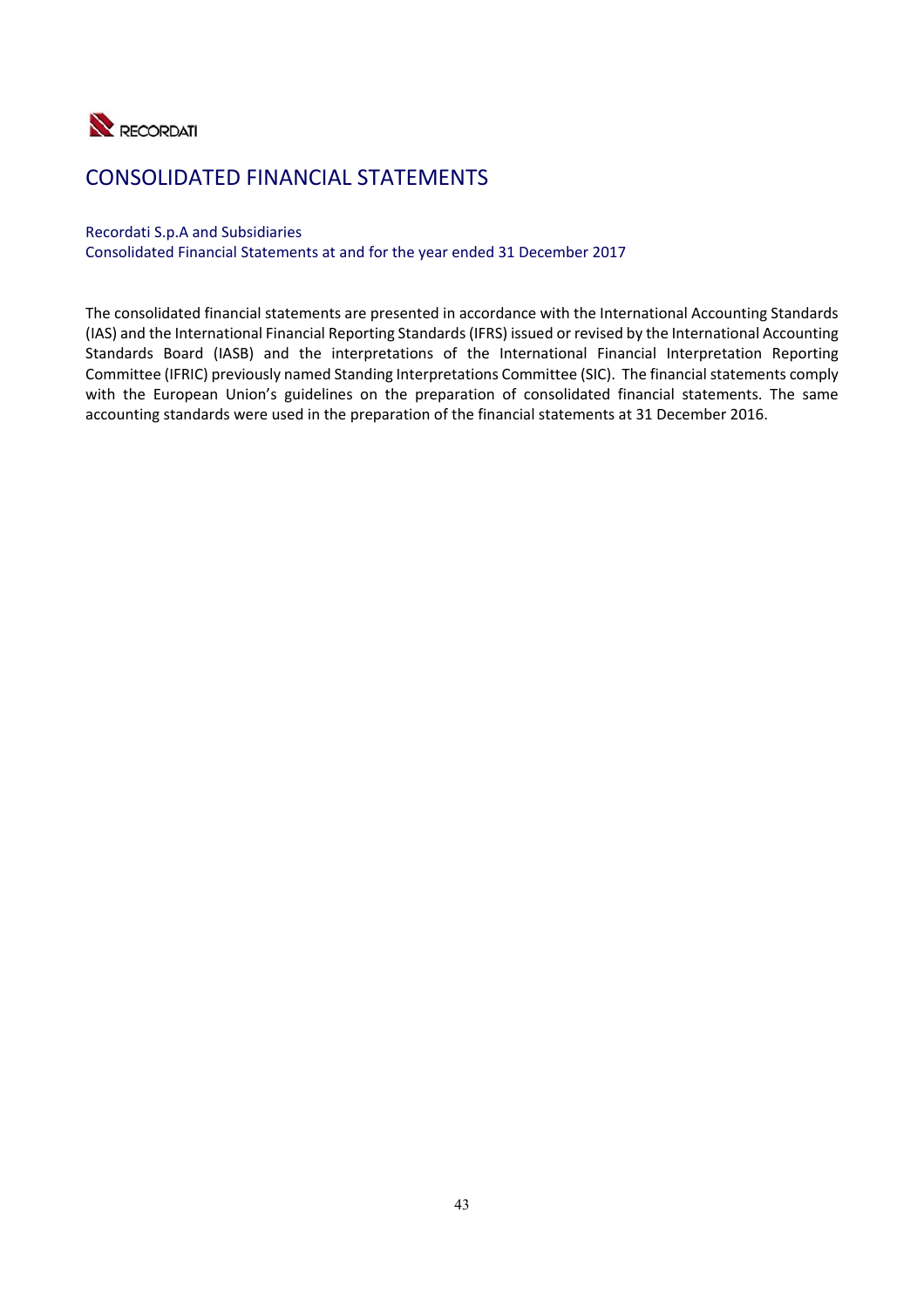# CONSOLIDATED FINANCIAL STATEMENTS

Recordati S.p.A and Subsidiaries
Consolidated Financial Statements at and for the year ended 31 December 2017

The consolidated financial statements are presented in accordance with the International Accounting Standards (IAS) and the International Financial Reporting Standards (IFRS) issued or revised by the International Accounting Standards Board (IASB) and the interpretations of the International Financial Interpretation Reporting Committee (IFRIC) previously named Standing Interpretations Committee (SIC). The financial statements comply with the European Union's guidelines on the preparation of consolidated financial statements. The same accounting standards were used in the preparation of the financial statements at 31 December 2016.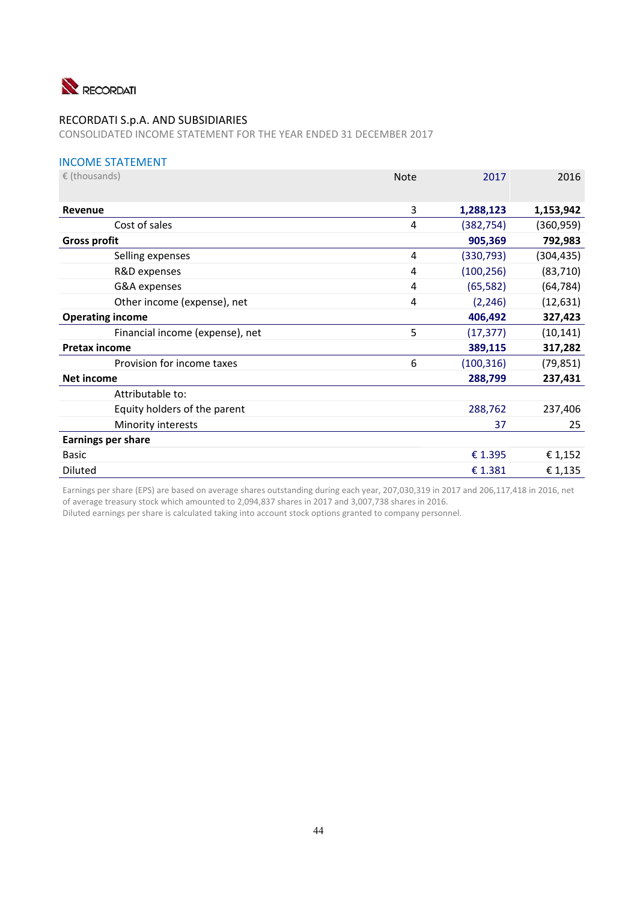RECORDATI S.p.A. AND SUBSIDIARIES

CONSOLIDATED INCOME STATEMENT FOR THE YEAR ENDED 31 DECEMBER 2017

## INCOME STATEMENT

| € (thousands) | Note | 2017 | 2016 |
|---|---|---|---|
| **Revenue** | 3 | **1,288,123** | **1,153,942** |
| Cost of sales | 4 | (382,754) | (360,959) |
| **Gross profit** | | **905,369** | **792,983** |
| Selling expenses | 4 | (330,793) | (304,435) |
| R&D expenses | 4 | (100,256) | (83,710) |
| G&A expenses | 4 | (65,582) | (64,784) |
| Other income (expense), net | 4 | (2,246) | (12,631) |
| **Operating income** | | **406,492** | **327,423** |
| Financial income (expense), net | 5 | (17,377) | (10,141) |
| **Pretax income** | | **389,115** | **317,282** |
| Provision for income taxes | 6 | (100,316) | (79,851) |
| **Net income** | | **288,799** | **237,431** |
| Attributable to: | | | |
| Equity holders of the parent | | 288,762 | 237,406 |
| Minority interests | | 37 | 25 |
| **Earnings per share** | | | |
| Basic | | € 1.395 | € 1,152 |
| Diluted | | € 1.381 | € 1,135 |

Earnings per share (EPS) are based on average shares outstanding during each year, 207,030,319 in 2017 and 206,117,418 in 2016, net of average treasury stock which amounted to 2,094,837 shares in 2017 and 3,007,738 shares in 2016.
Diluted earnings per share is calculated taking into account stock options granted to company personnel.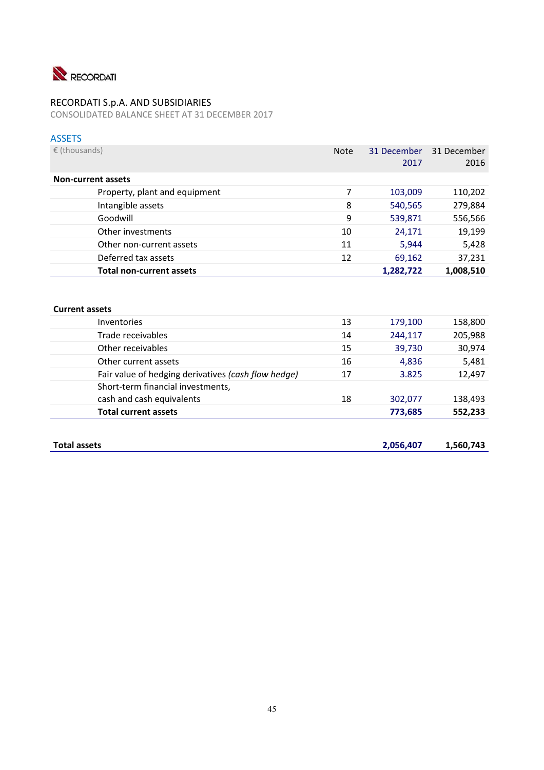RECORDATI S.p.A. AND SUBSIDIARIES

CONSOLIDATED BALANCE SHEET AT 31 DECEMBER 2017

## ASSETS

| € (thousands) | Note | 31 December 2017 | 31 December 2016 |
|---|---|---|---|
| **Non-current assets** | | | |
| Property, plant and equipment | 7 | 103,009 | 110,202 |
| Intangible assets | 8 | 540,565 | 279,884 |
| Goodwill | 9 | 539,871 | 556,566 |
| Other investments | 10 | 24,171 | 19,199 |
| Other non-current assets | 11 | 5,944 | 5,428 |
| Deferred tax assets | 12 | 69,162 | 37,231 |
| **Total non-current assets** | | **1,282,722** | **1,008,510** |
| | | | |
| **Current assets** | | | |
| Inventories | 13 | 179,100 | 158,800 |
| Trade receivables | 14 | 244,117 | 205,988 |
| Other receivables | 15 | 39,730 | 30,974 |
| Other current assets | 16 | 4,836 | 5,481 |
| Fair value of hedging derivatives *(cash flow hedge)* | 17 | 3.825 | 12,497 |
| Short-term financial investments, cash and cash equivalents | 18 | 302,077 | 138,493 |
| **Total current assets** | | **773,685** | **552,233** |
| | | | |
| **Total assets** | | **2,056,407** | **1,560,743** |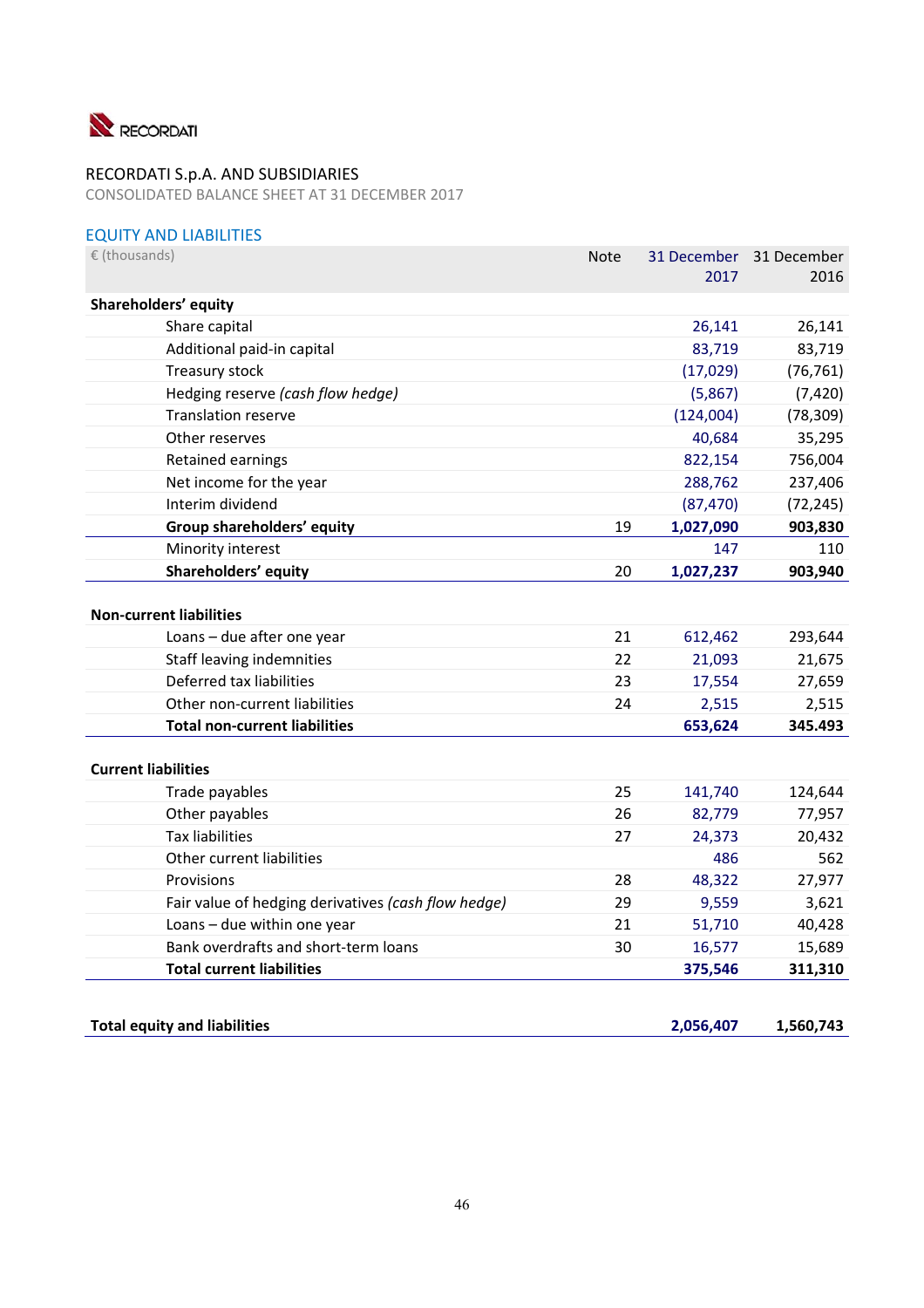RECORDATI

RECORDATI S.p.A. AND SUBSIDIARIES

CONSOLIDATED BALANCE SHEET AT 31 DECEMBER 2017

## EQUITY AND LIABILITIES

| € (thousands) | Note | 31 December 2017 | 31 December 2016 |
|---|---|---|---|
| **Shareholders' equity** | | | |
| Share capital | | 26,141 | 26,141 |
| Additional paid-in capital | | 83,719 | 83,719 |
| Treasury stock | | (17,029) | (76,761) |
| Hedging reserve *(cash flow hedge)* | | (5,867) | (7,420) |
| Translation reserve | | (124,004) | (78,309) |
| Other reserves | | 40,684 | 35,295 |
| Retained earnings | | 822,154 | 756,004 |
| Net income for the year | | 288,762 | 237,406 |
| Interim dividend | | (87,470) | (72,245) |
| **Group shareholders' equity** | 19 | **1,027,090** | **903,830** |
| Minority interest | | 147 | 110 |
| **Shareholders' equity** | 20 | **1,027,237** | **903,940** |
| | | | |
| **Non-current liabilities** | | | |
| Loans – due after one year | 21 | 612,462 | 293,644 |
| Staff leaving indemnities | 22 | 21,093 | 21,675 |
| Deferred tax liabilities | 23 | 17,554 | 27,659 |
| Other non-current liabilities | 24 | 2,515 | 2,515 |
| **Total non-current liabilities** | | **653,624** | **345.493** |
| | | | |
| **Current liabilities** | | | |
| Trade payables | 25 | 141,740 | 124,644 |
| Other payables | 26 | 82,779 | 77,957 |
| Tax liabilities | 27 | 24,373 | 20,432 |
| Other current liabilities | | 486 | 562 |
| Provisions | 28 | 48,322 | 27,977 |
| Fair value of hedging derivatives *(cash flow hedge)* | 29 | 9,559 | 3,621 |
| Loans – due within one year | 21 | 51,710 | 40,428 |
| Bank overdrafts and short-term loans | 30 | 16,577 | 15,689 |
| **Total current liabilities** | | **375,546** | **311,310** |
| | | | |
| **Total equity and liabilities** | | **2,056,407** | **1,560,743** |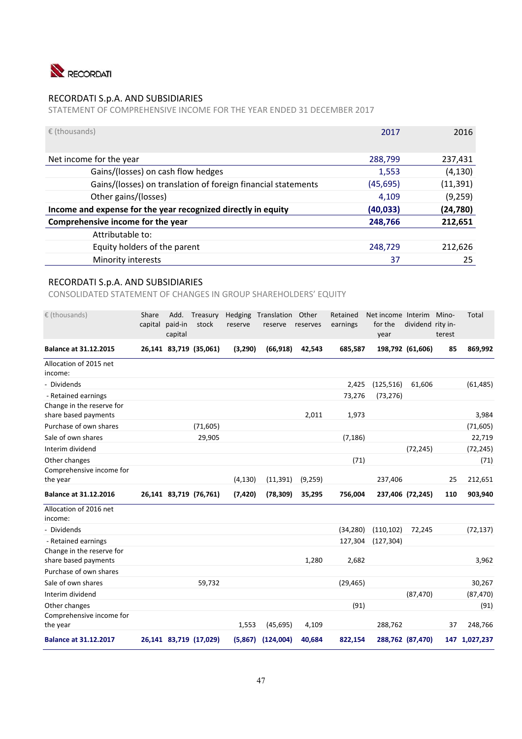RECORDATI

## RECORDATI S.p.A. AND SUBSIDIARIES

STATEMENT OF COMPREHENSIVE INCOME FOR THE YEAR ENDED 31 DECEMBER 2017

| € (thousands) | 2017 | 2016 |
|---|---|---|
| Net income for the year | 288,799 | 237,431 |
| Gains/(losses) on cash flow hedges | 1,553 | (4,130) |
| Gains/(losses) on translation of foreign financial statements | (45,695) | (11,391) |
| Other gains/(losses) | 4,109 | (9,259) |
| **Income and expense for the year recognized directly in equity** | **(40,033)** | **(24,780)** |
| **Comprehensive income for the year** | **248,766** | **212,651** |
| Attributable to: | | |
| Equity holders of the parent | 248,729 | 212,626 |
| Minority interests | 37 | 25 |

## RECORDATI S.p.A. AND SUBSIDIARIES

CONSOLIDATED STATEMENT OF CHANGES IN GROUP SHAREHOLDERS' EQUITY

| € (thousands) | Share capital | Add. paid-in capital | Treasury stock | Hedging reserve | Translation reserve | Other reserves | Retained earnings | Net income for the year | Interim dividend | Minority interest | Total |
|---|---|---|---|---|---|---|---|---|---|---|---|
| **Balance at 31.12.2015** | **26,141** | **83,719** | **(35,061)** | **(3,290)** | **(66,918)** | **42,543** | **685,587** | **198,792** | **(61,606)** | **85** | **869,992** |
| Allocation of 2015 net income: | | | | | | | | | | | |
| - Dividends | | | | | | | 2,425 | (125,516) | 61,606 | | (61,485) |
| - Retained earnings | | | | | | | 73,276 | (73,276) | | | |
| Change in the reserve for share based payments | | | | | | 2,011 | 1,973 | | | | 3,984 |
| Purchase of own shares | | | (71,605) | | | | | | | | (71,605) |
| Sale of own shares | | | 29,905 | | | | (7,186) | | | | 22,719 |
| Interim dividend | | | | | | | | | (72,245) | | (72,245) |
| Other changes | | | | | | | (71) | | | | (71) |
| Comprehensive income for the year | | | | (4,130) | (11,391) | (9,259) | | 237,406 | | 25 | 212,651 |
| **Balance at 31.12.2016** | **26,141** | **83,719** | **(76,761)** | **(7,420)** | **(78,309)** | **35,295** | **756,004** | **237,406** | **(72,245)** | **110** | **903,940** |
| Allocation of 2016 net income: | | | | | | | | | | | |
| - Dividends | | | | | | | (34,280) | (110,102) | 72,245 | | (72,137) |
| - Retained earnings | | | | | | | 127,304 | (127,304) | | | |
| Change in the reserve for share based payments | | | | | | 1,280 | 2,682 | | | | 3,962 |
| Purchase of own shares | | | | | | | | | | | |
| Sale of own shares | | | 59,732 | | | | (29,465) | | | | 30,267 |
| Interim dividend | | | | | | | | | (87,470) | | (87,470) |
| Other changes | | | | | | | (91) | | | | (91) |
| Comprehensive income for the year | | | | 1,553 | (45,695) | 4,109 | | 288,762 | | 37 | 248,766 |
| **Balance at 31.12.2017** | **26,141** | **83,719** | **(17,029)** | **(5,867)** | **(124,004)** | **40,684** | **822,154** | **288,762** | **(87,470)** | **147** | **1,027,237** |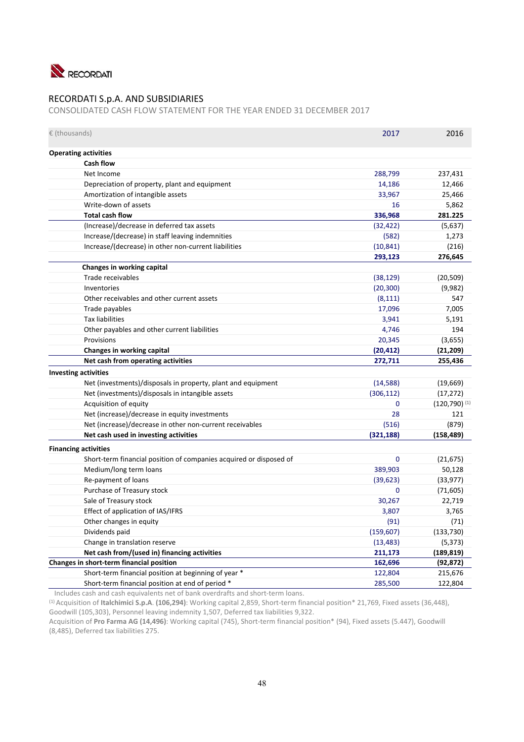RECORDATI

## RECORDATI S.p.A. AND SUBSIDIARIES

CONSOLIDATED CASH FLOW STATEMENT FOR THE YEAR ENDED 31 DECEMBER 2017

| € (thousands) | 2017 | 2016 |
|---|---|---|
| **Operating activities** | | |
| **Cash flow** | | |
| Net Income | 288,799 | 237,431 |
| Depreciation of property, plant and equipment | 14,186 | 12,466 |
| Amortization of intangible assets | 33,967 | 25,466 |
| Write-down of assets | 16 | 5,862 |
| **Total cash flow** | **336,968** | **281.225** |
| (Increase)/decrease in deferred tax assets | (32,422) | (5,637) |
| Increase/(decrease) in staff leaving indemnities | (582) | 1,273 |
| Increase/(decrease) in other non-current liabilities | (10,841) | (216) |
| | **293,123** | **276,645** |
| **Changes in working capital** | | |
| Trade receivables | (38,129) | (20,509) |
| Inventories | (20,300) | (9,982) |
| Other receivables and other current assets | (8,111) | 547 |
| Trade payables | 17,096 | 7,005 |
| Tax liabilities | 3,941 | 5,191 |
| Other payables and other current liabilities | 4,746 | 194 |
| Provisions | 20,345 | (3,655) |
| **Changes in working capital** | **(20,412)** | **(21,209)** |
| **Net cash from operating activities** | **272,711** | **255,436** |
| **Investing activities** | | |
| Net (investments)/disposals in property, plant and equipment | (14,588) | (19,669) |
| Net (investments)/disposals in intangible assets | (306,112) | (17,272) |
| Acquisition of equity | 0 | (120,790) [1] |
| Net (increase)/decrease in equity investments | 28 | 121 |
| Net (increase)/decrease in other non-current receivables | (516) | (879) |
| **Net cash used in investing activities** | **(321,188)** | **(158,489)** |
| **Financing activities** | | |
| Short-term financial position of companies acquired or disposed of | 0 | (21,675) |
| Medium/long term loans | 389,903 | 50,128 |
| Re-payment of loans | (39,623) | (33,977) |
| Purchase of Treasury stock | 0 | (71,605) |
| Sale of Treasury stock | 30,267 | 22,719 |
| Effect of application of IAS/IFRS | 3,807 | 3,765 |
| Other changes in equity | (91) | (71) |
| Dividends paid | (159,607) | (133,730) |
| Change in translation reserve | (13,483) | (5,373) |
| **Net cash from/(used in) financing activities** | **211,173** | **(189,819)** |
| **Changes in short-term financial position** | **162,696** | **(92,872)** |
| Short-term financial position at beginning of year * | 122,804 | 215,676 |
| Short-term financial position at end of period * | 285,500 | 122,804 |

Includes cash and cash equivalents net of bank overdrafts and short-term loans.

[1] Acquisition of **Italchimici S.p.A**. **(106,294)**: Working capital 2,859, Short-term financial position* 21,769, Fixed assets (36,448), Goodwill (105,303), Personnel leaving indemnity 1,507, Deferred tax liabilities 9,322.

Acquisition of **Pro Farma AG (14,496)**: Working capital (745), Short-term financial position* (94), Fixed assets (5.447), Goodwill (8,485), Deferred tax liabilities 275.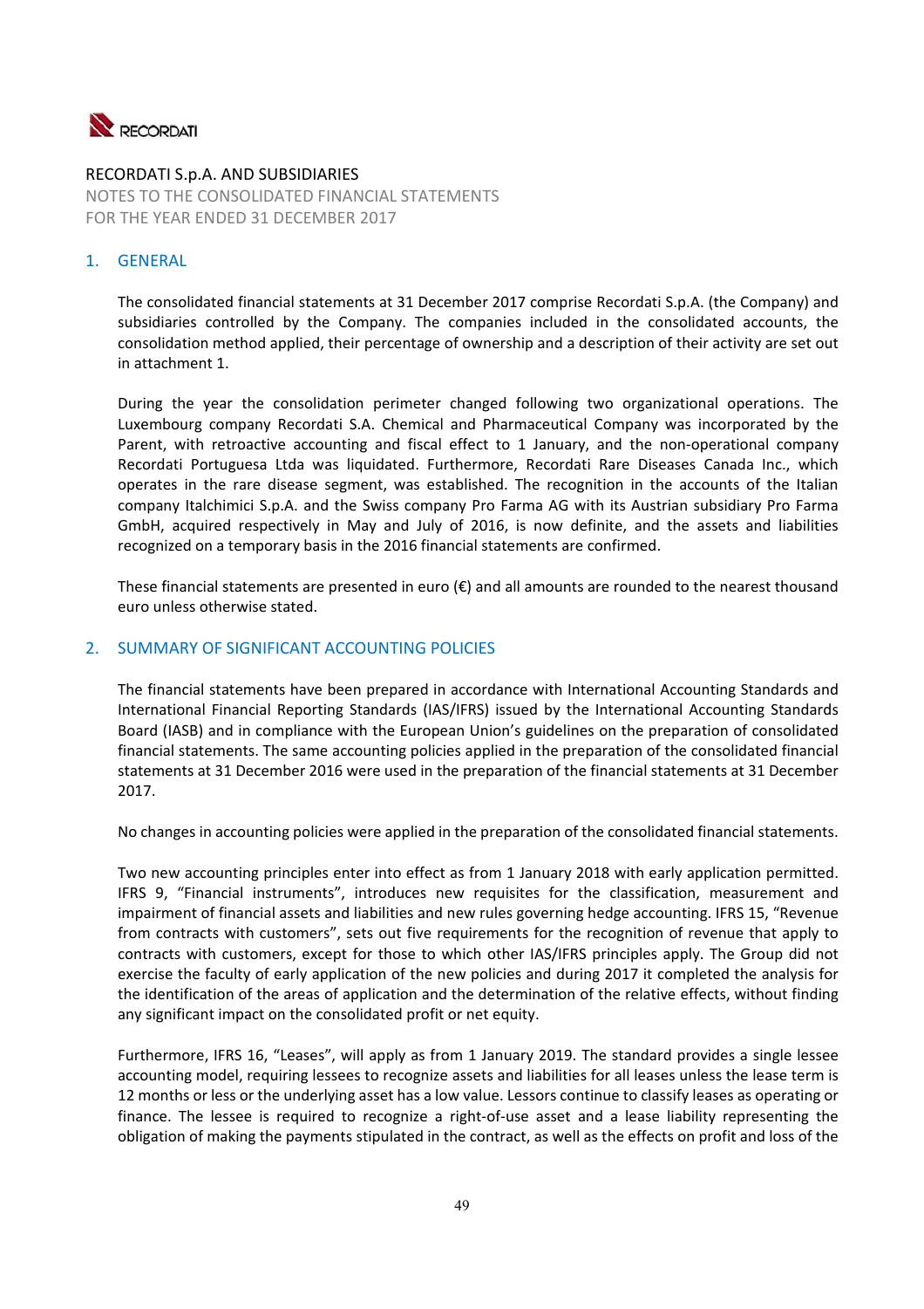RECORDATI S.p.A. AND SUBSIDIARIES

NOTES TO THE CONSOLIDATED FINANCIAL STATEMENTS
FOR THE YEAR ENDED 31 DECEMBER 2017

## 1. GENERAL

The consolidated financial statements at 31 December 2017 comprise Recordati S.p.A. (the Company) and subsidiaries controlled by the Company. The companies included in the consolidated accounts, the consolidation method applied, their percentage of ownership and a description of their activity are set out in attachment 1.

During the year the consolidation perimeter changed following two organizational operations. The Luxembourg company Recordati S.A. Chemical and Pharmaceutical Company was incorporated by the Parent, with retroactive accounting and fiscal effect to 1 January, and the non-operational company Recordati Portuguesa Ltda was liquidated. Furthermore, Recordati Rare Diseases Canada Inc., which operates in the rare disease segment, was established. The recognition in the accounts of the Italian company Italchimici S.p.A. and the Swiss company Pro Farma AG with its Austrian subsidiary Pro Farma GmbH, acquired respectively in May and July of 2016, is now definite, and the assets and liabilities recognized on a temporary basis in the 2016 financial statements are confirmed.

These financial statements are presented in euro (€) and all amounts are rounded to the nearest thousand euro unless otherwise stated.

## 2. SUMMARY OF SIGNIFICANT ACCOUNTING POLICIES

The financial statements have been prepared in accordance with International Accounting Standards and International Financial Reporting Standards (IAS/IFRS) issued by the International Accounting Standards Board (IASB) and in compliance with the European Union's guidelines on the preparation of consolidated financial statements. The same accounting policies applied in the preparation of the consolidated financial statements at 31 December 2016 were used in the preparation of the financial statements at 31 December 2017.

No changes in accounting policies were applied in the preparation of the consolidated financial statements.

Two new accounting principles enter into effect as from 1 January 2018 with early application permitted. IFRS 9, "Financial instruments", introduces new requisites for the classification, measurement and impairment of financial assets and liabilities and new rules governing hedge accounting. IFRS 15, "Revenue from contracts with customers", sets out five requirements for the recognition of revenue that apply to contracts with customers, except for those to which other IAS/IFRS principles apply. The Group did not exercise the faculty of early application of the new policies and during 2017 it completed the analysis for the identification of the areas of application and the determination of the relative effects, without finding any significant impact on the consolidated profit or net equity.

Furthermore, IFRS 16, "Leases", will apply as from 1 January 2019. The standard provides a single lessee accounting model, requiring lessees to recognize assets and liabilities for all leases unless the lease term is 12 months or less or the underlying asset has a low value. Lessors continue to classify leases as operating or finance. The lessee is required to recognize a right-of-use asset and a lease liability representing the obligation of making the payments stipulated in the contract, as well as the effects on profit and loss of the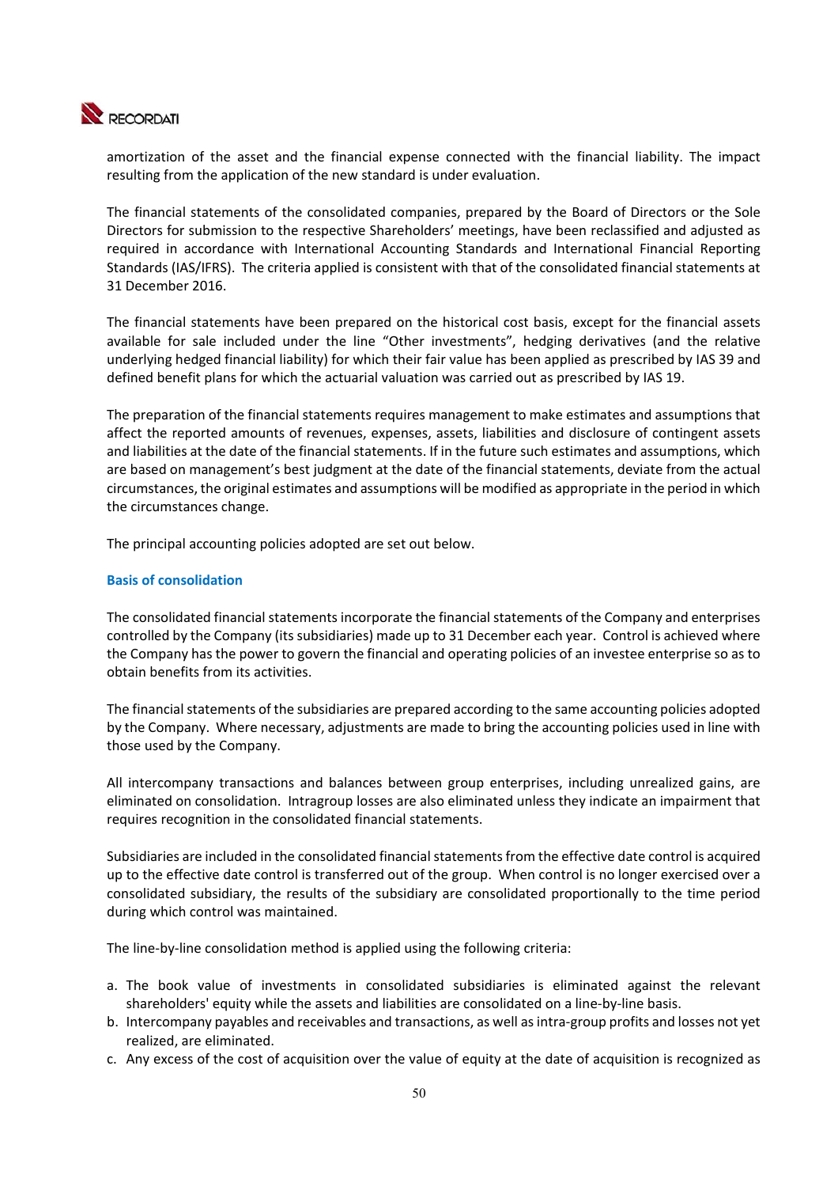amortization of the asset and the financial expense connected with the financial liability. The impact resulting from the application of the new standard is under evaluation.

The financial statements of the consolidated companies, prepared by the Board of Directors or the Sole Directors for submission to the respective Shareholders' meetings, have been reclassified and adjusted as required in accordance with International Accounting Standards and International Financial Reporting Standards (IAS/IFRS). The criteria applied is consistent with that of the consolidated financial statements at 31 December 2016.

The financial statements have been prepared on the historical cost basis, except for the financial assets available for sale included under the line "Other investments", hedging derivatives (and the relative underlying hedged financial liability) for which their fair value has been applied as prescribed by IAS 39 and defined benefit plans for which the actuarial valuation was carried out as prescribed by IAS 19.

The preparation of the financial statements requires management to make estimates and assumptions that affect the reported amounts of revenues, expenses, assets, liabilities and disclosure of contingent assets and liabilities at the date of the financial statements. If in the future such estimates and assumptions, which are based on management's best judgment at the date of the financial statements, deviate from the actual circumstances, the original estimates and assumptions will be modified as appropriate in the period in which the circumstances change.

The principal accounting policies adopted are set out below.

## Basis of consolidation

The consolidated financial statements incorporate the financial statements of the Company and enterprises controlled by the Company (its subsidiaries) made up to 31 December each year. Control is achieved where the Company has the power to govern the financial and operating policies of an investee enterprise so as to obtain benefits from its activities.

The financial statements of the subsidiaries are prepared according to the same accounting policies adopted by the Company. Where necessary, adjustments are made to bring the accounting policies used in line with those used by the Company.

All intercompany transactions and balances between group enterprises, including unrealized gains, are eliminated on consolidation. Intragroup losses are also eliminated unless they indicate an impairment that requires recognition in the consolidated financial statements.

Subsidiaries are included in the consolidated financial statements from the effective date control is acquired up to the effective date control is transferred out of the group. When control is no longer exercised over a consolidated subsidiary, the results of the subsidiary are consolidated proportionally to the time period during which control was maintained.

The line-by-line consolidation method is applied using the following criteria:

a. The book value of investments in consolidated subsidiaries is eliminated against the relevant shareholders' equity while the assets and liabilities are consolidated on a line-by-line basis.
b. Intercompany payables and receivables and transactions, as well as intra-group profits and losses not yet realized, are eliminated.
c. Any excess of the cost of acquisition over the value of equity at the date of acquisition is recognized as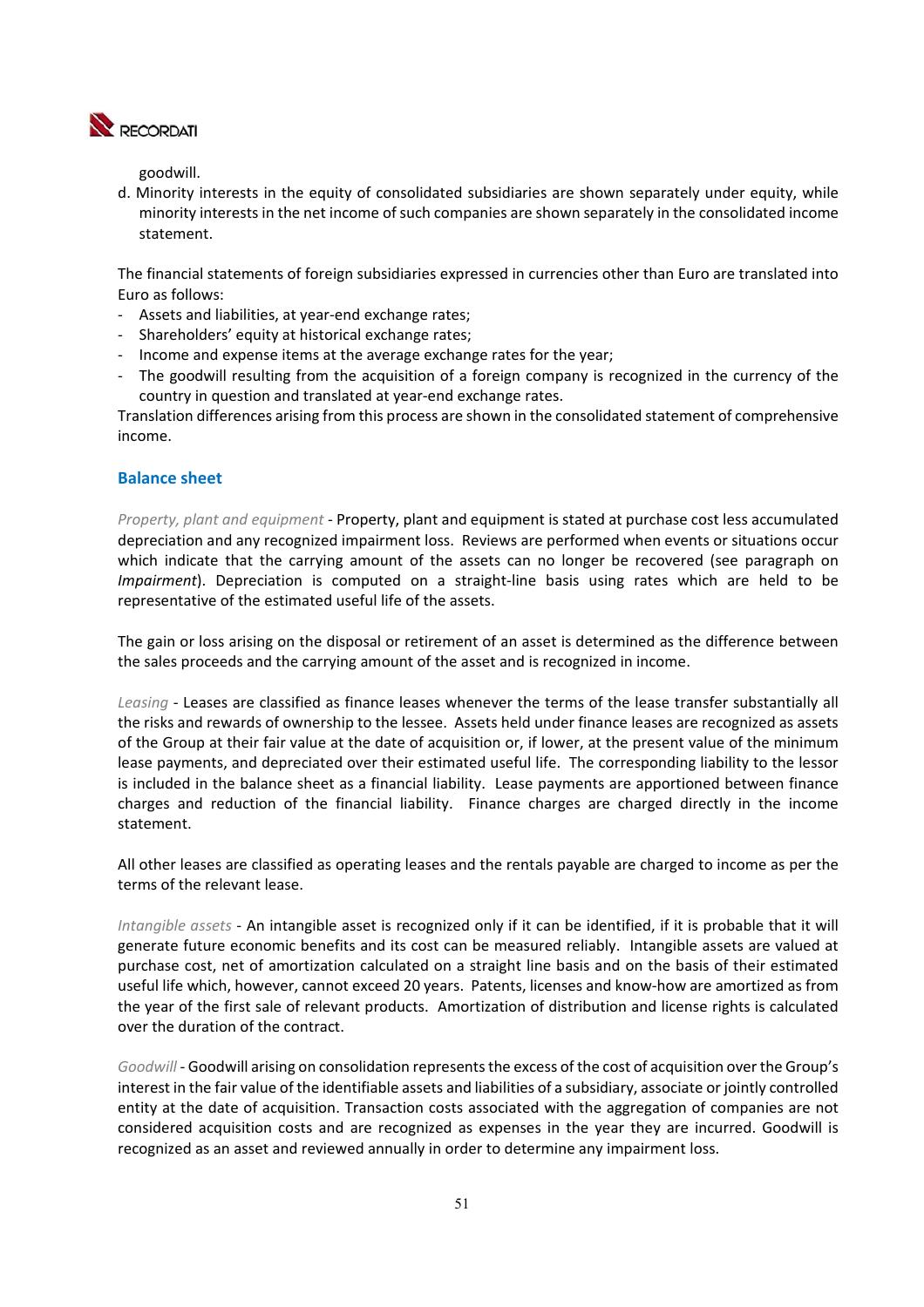goodwill.

d. Minority interests in the equity of consolidated subsidiaries are shown separately under equity, while minority interests in the net income of such companies are shown separately in the consolidated income statement.

The financial statements of foreign subsidiaries expressed in currencies other than Euro are translated into Euro as follows:

- Assets and liabilities, at year-end exchange rates;
- Shareholders' equity at historical exchange rates;
- Income and expense items at the average exchange rates for the year;
- The goodwill resulting from the acquisition of a foreign company is recognized in the currency of the country in question and translated at year-end exchange rates.

Translation differences arising from this process are shown in the consolidated statement of comprehensive income.

## Balance sheet

*Property, plant and equipment* - Property, plant and equipment is stated at purchase cost less accumulated depreciation and any recognized impairment loss. Reviews are performed when events or situations occur which indicate that the carrying amount of the assets can no longer be recovered (see paragraph on *Impairment*). Depreciation is computed on a straight-line basis using rates which are held to be representative of the estimated useful life of the assets.

The gain or loss arising on the disposal or retirement of an asset is determined as the difference between the sales proceeds and the carrying amount of the asset and is recognized in income.

*Leasing* - Leases are classified as finance leases whenever the terms of the lease transfer substantially all the risks and rewards of ownership to the lessee. Assets held under finance leases are recognized as assets of the Group at their fair value at the date of acquisition or, if lower, at the present value of the minimum lease payments, and depreciated over their estimated useful life. The corresponding liability to the lessor is included in the balance sheet as a financial liability. Lease payments are apportioned between finance charges and reduction of the financial liability. Finance charges are charged directly in the income statement.

All other leases are classified as operating leases and the rentals payable are charged to income as per the terms of the relevant lease.

*Intangible assets* - An intangible asset is recognized only if it can be identified, if it is probable that it will generate future economic benefits and its cost can be measured reliably. Intangible assets are valued at purchase cost, net of amortization calculated on a straight line basis and on the basis of their estimated useful life which, however, cannot exceed 20 years. Patents, licenses and know-how are amortized as from the year of the first sale of relevant products. Amortization of distribution and license rights is calculated over the duration of the contract.

*Goodwill* - Goodwill arising on consolidation represents the excess of the cost of acquisition over the Group's interest in the fair value of the identifiable assets and liabilities of a subsidiary, associate or jointly controlled entity at the date of acquisition. Transaction costs associated with the aggregation of companies are not considered acquisition costs and are recognized as expenses in the year they are incurred. Goodwill is recognized as an asset and reviewed annually in order to determine any impairment loss.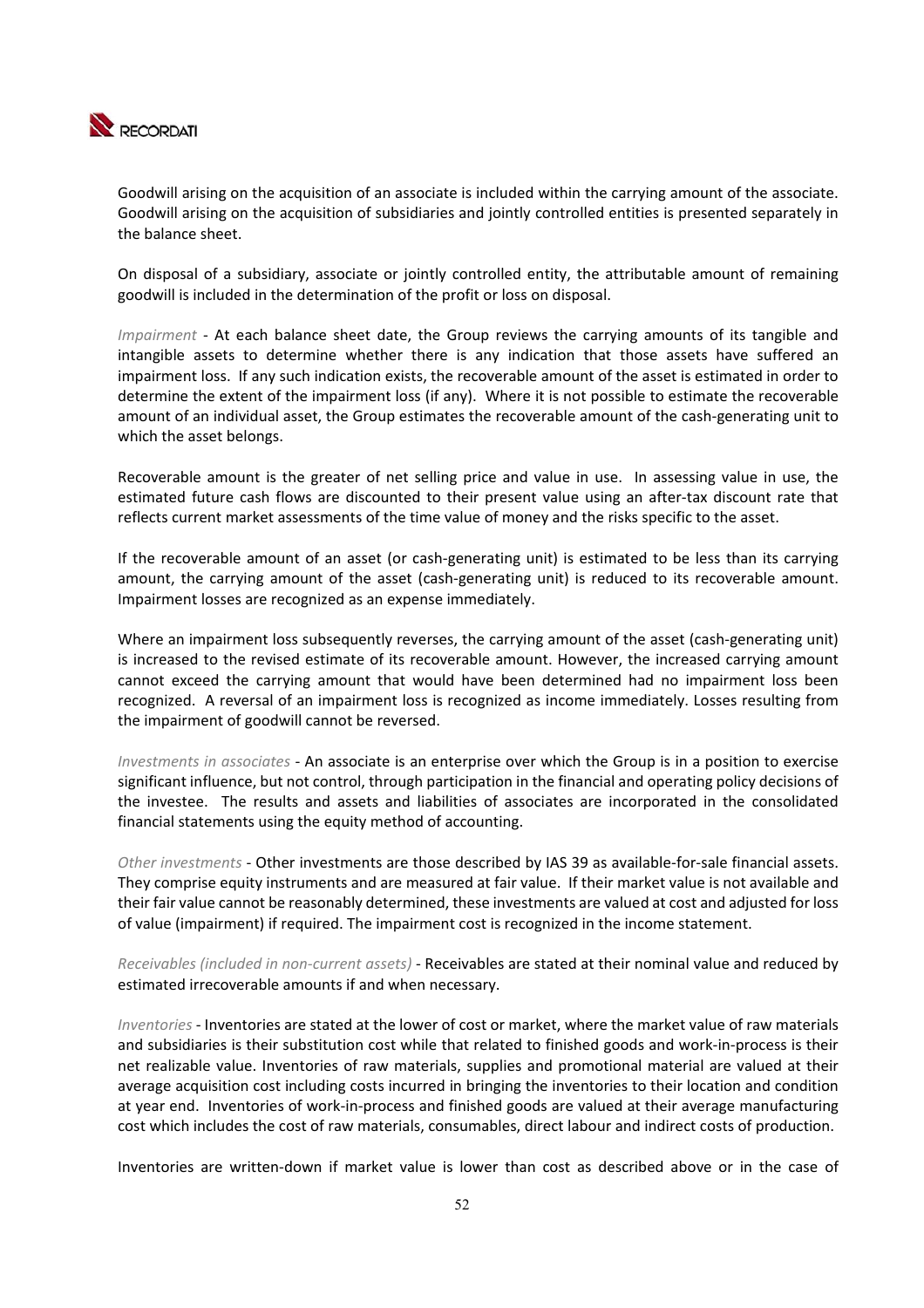Goodwill arising on the acquisition of an associate is included within the carrying amount of the associate. Goodwill arising on the acquisition of subsidiaries and jointly controlled entities is presented separately in the balance sheet.

On disposal of a subsidiary, associate or jointly controlled entity, the attributable amount of remaining goodwill is included in the determination of the profit or loss on disposal.

*Impairment* - At each balance sheet date, the Group reviews the carrying amounts of its tangible and intangible assets to determine whether there is any indication that those assets have suffered an impairment loss. If any such indication exists, the recoverable amount of the asset is estimated in order to determine the extent of the impairment loss (if any). Where it is not possible to estimate the recoverable amount of an individual asset, the Group estimates the recoverable amount of the cash-generating unit to which the asset belongs.

Recoverable amount is the greater of net selling price and value in use. In assessing value in use, the estimated future cash flows are discounted to their present value using an after-tax discount rate that reflects current market assessments of the time value of money and the risks specific to the asset.

If the recoverable amount of an asset (or cash-generating unit) is estimated to be less than its carrying amount, the carrying amount of the asset (cash-generating unit) is reduced to its recoverable amount. Impairment losses are recognized as an expense immediately.

Where an impairment loss subsequently reverses, the carrying amount of the asset (cash-generating unit) is increased to the revised estimate of its recoverable amount. However, the increased carrying amount cannot exceed the carrying amount that would have been determined had no impairment loss been recognized. A reversal of an impairment loss is recognized as income immediately. Losses resulting from the impairment of goodwill cannot be reversed.

*Investments in associates* - An associate is an enterprise over which the Group is in a position to exercise significant influence, but not control, through participation in the financial and operating policy decisions of the investee. The results and assets and liabilities of associates are incorporated in the consolidated financial statements using the equity method of accounting.

*Other investments* - Other investments are those described by IAS 39 as available-for-sale financial assets. They comprise equity instruments and are measured at fair value. If their market value is not available and their fair value cannot be reasonably determined, these investments are valued at cost and adjusted for loss of value (impairment) if required. The impairment cost is recognized in the income statement.

*Receivables (included in non-current assets)* - Receivables are stated at their nominal value and reduced by estimated irrecoverable amounts if and when necessary.

*Inventories* - Inventories are stated at the lower of cost or market, where the market value of raw materials and subsidiaries is their substitution cost while that related to finished goods and work-in-process is their net realizable value. Inventories of raw materials, supplies and promotional material are valued at their average acquisition cost including costs incurred in bringing the inventories to their location and condition at year end. Inventories of work-in-process and finished goods are valued at their average manufacturing cost which includes the cost of raw materials, consumables, direct labour and indirect costs of production.

Inventories are written-down if market value is lower than cost as described above or in the case of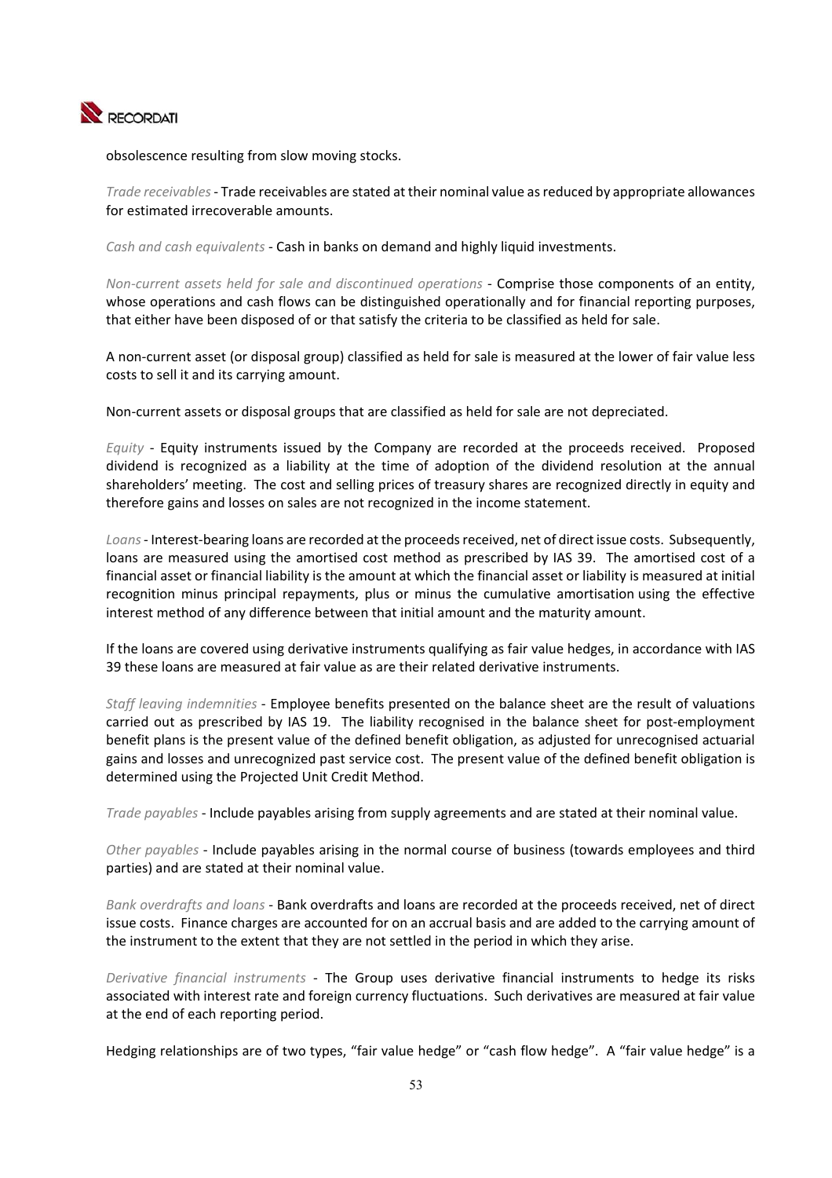obsolescence resulting from slow moving stocks.

*Trade receivables* - Trade receivables are stated at their nominal value as reduced by appropriate allowances for estimated irrecoverable amounts.

*Cash and cash equivalents* - Cash in banks on demand and highly liquid investments.

*Non-current assets held for sale and discontinued operations* - Comprise those components of an entity, whose operations and cash flows can be distinguished operationally and for financial reporting purposes, that either have been disposed of or that satisfy the criteria to be classified as held for sale.

A non-current asset (or disposal group) classified as held for sale is measured at the lower of fair value less costs to sell it and its carrying amount.

Non-current assets or disposal groups that are classified as held for sale are not depreciated.

*Equity* - Equity instruments issued by the Company are recorded at the proceeds received. Proposed dividend is recognized as a liability at the time of adoption of the dividend resolution at the annual shareholders' meeting. The cost and selling prices of treasury shares are recognized directly in equity and therefore gains and losses on sales are not recognized in the income statement.

*Loans* - Interest-bearing loans are recorded at the proceeds received, net of direct issue costs. Subsequently, loans are measured using the amortised cost method as prescribed by IAS 39. The amortised cost of a financial asset or financial liability is the amount at which the financial asset or liability is measured at initial recognition minus principal repayments, plus or minus the cumulative amortisation using the effective interest method of any difference between that initial amount and the maturity amount.

If the loans are covered using derivative instruments qualifying as fair value hedges, in accordance with IAS 39 these loans are measured at fair value as are their related derivative instruments.

*Staff leaving indemnities* - Employee benefits presented on the balance sheet are the result of valuations carried out as prescribed by IAS 19. The liability recognised in the balance sheet for post-employment benefit plans is the present value of the defined benefit obligation, as adjusted for unrecognised actuarial gains and losses and unrecognized past service cost. The present value of the defined benefit obligation is determined using the Projected Unit Credit Method.

*Trade payables* - Include payables arising from supply agreements and are stated at their nominal value.

*Other payables* - Include payables arising in the normal course of business (towards employees and third parties) and are stated at their nominal value.

*Bank overdrafts and loans* - Bank overdrafts and loans are recorded at the proceeds received, net of direct issue costs. Finance charges are accounted for on an accrual basis and are added to the carrying amount of the instrument to the extent that they are not settled in the period in which they arise.

*Derivative financial instruments* - The Group uses derivative financial instruments to hedge its risks associated with interest rate and foreign currency fluctuations. Such derivatives are measured at fair value at the end of each reporting period.

Hedging relationships are of two types, "fair value hedge" or "cash flow hedge". A "fair value hedge" is a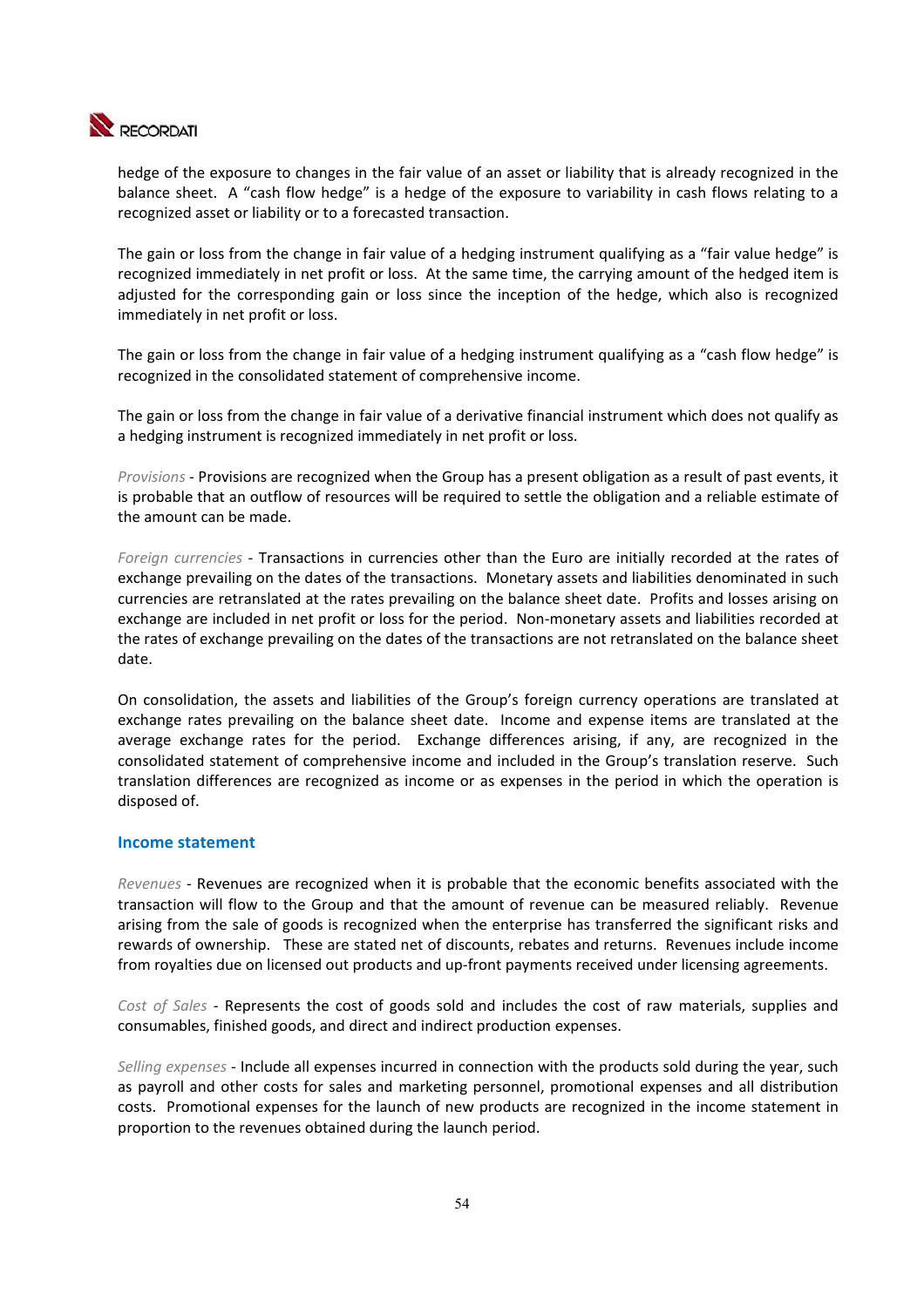hedge of the exposure to changes in the fair value of an asset or liability that is already recognized in the balance sheet. A "cash flow hedge" is a hedge of the exposure to variability in cash flows relating to a recognized asset or liability or to a forecasted transaction.

The gain or loss from the change in fair value of a hedging instrument qualifying as a "fair value hedge" is recognized immediately in net profit or loss. At the same time, the carrying amount of the hedged item is adjusted for the corresponding gain or loss since the inception of the hedge, which also is recognized immediately in net profit or loss.

The gain or loss from the change in fair value of a hedging instrument qualifying as a "cash flow hedge" is recognized in the consolidated statement of comprehensive income.

The gain or loss from the change in fair value of a derivative financial instrument which does not qualify as a hedging instrument is recognized immediately in net profit or loss.

*Provisions* - Provisions are recognized when the Group has a present obligation as a result of past events, it is probable that an outflow of resources will be required to settle the obligation and a reliable estimate of the amount can be made.

*Foreign currencies* - Transactions in currencies other than the Euro are initially recorded at the rates of exchange prevailing on the dates of the transactions. Monetary assets and liabilities denominated in such currencies are retranslated at the rates prevailing on the balance sheet date. Profits and losses arising on exchange are included in net profit or loss for the period. Non-monetary assets and liabilities recorded at the rates of exchange prevailing on the dates of the transactions are not retranslated on the balance sheet date.

On consolidation, the assets and liabilities of the Group's foreign currency operations are translated at exchange rates prevailing on the balance sheet date. Income and expense items are translated at the average exchange rates for the period. Exchange differences arising, if any, are recognized in the consolidated statement of comprehensive income and included in the Group's translation reserve. Such translation differences are recognized as income or as expenses in the period in which the operation is disposed of.

## Income statement

*Revenues* - Revenues are recognized when it is probable that the economic benefits associated with the transaction will flow to the Group and that the amount of revenue can be measured reliably. Revenue arising from the sale of goods is recognized when the enterprise has transferred the significant risks and rewards of ownership. These are stated net of discounts, rebates and returns. Revenues include income from royalties due on licensed out products and up-front payments received under licensing agreements.

*Cost of Sales* - Represents the cost of goods sold and includes the cost of raw materials, supplies and consumables, finished goods, and direct and indirect production expenses.

*Selling expenses* - Include all expenses incurred in connection with the products sold during the year, such as payroll and other costs for sales and marketing personnel, promotional expenses and all distribution costs. Promotional expenses for the launch of new products are recognized in the income statement in proportion to the revenues obtained during the launch period.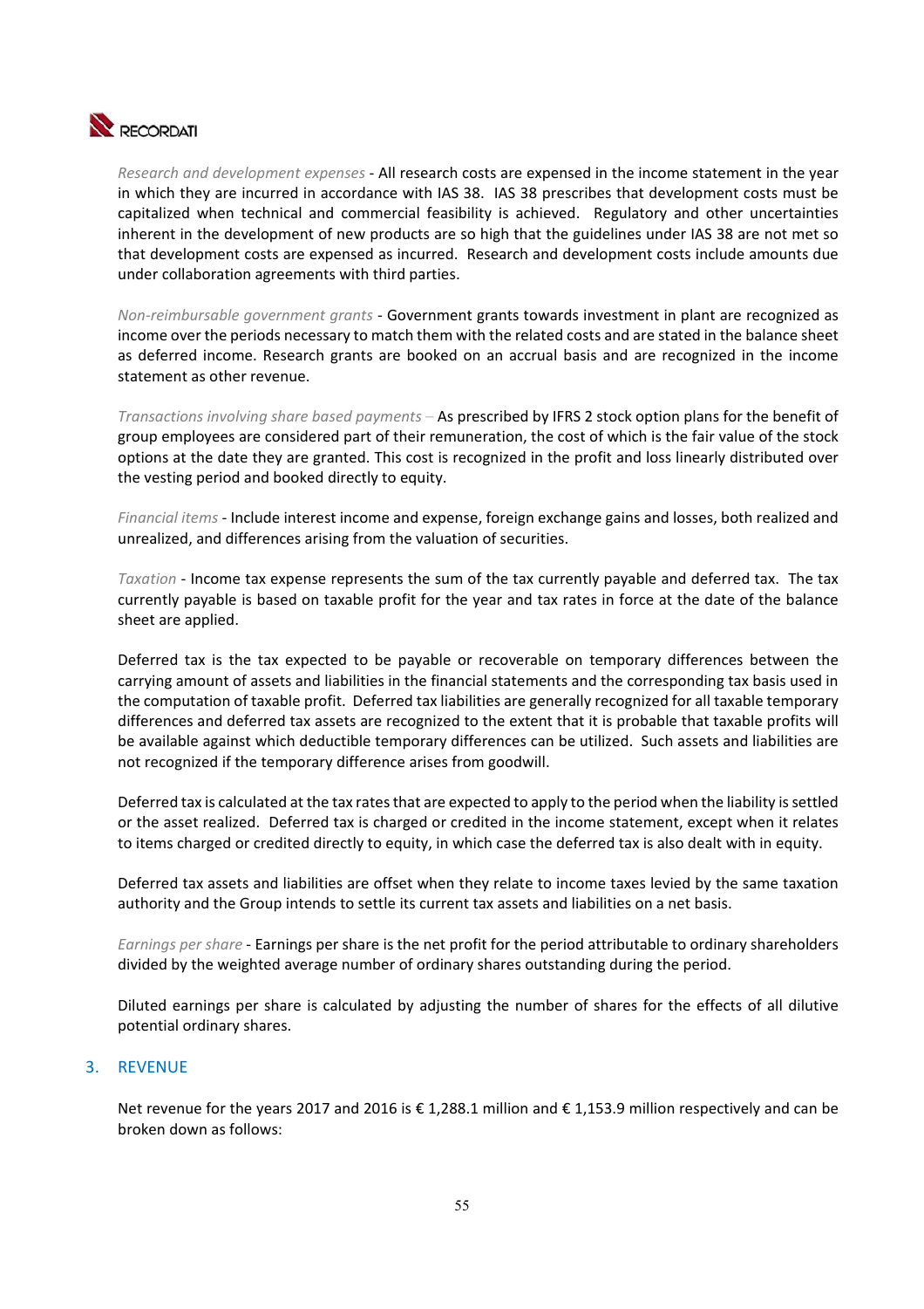*Research and development expenses* - All research costs are expensed in the income statement in the year in which they are incurred in accordance with IAS 38. IAS 38 prescribes that development costs must be capitalized when technical and commercial feasibility is achieved. Regulatory and other uncertainties inherent in the development of new products are so high that the guidelines under IAS 38 are not met so that development costs are expensed as incurred. Research and development costs include amounts due under collaboration agreements with third parties.

*Non-reimbursable government grants* - Government grants towards investment in plant are recognized as income over the periods necessary to match them with the related costs and are stated in the balance sheet as deferred income. Research grants are booked on an accrual basis and are recognized in the income statement as other revenue.

*Transactions involving share based payments* – As prescribed by IFRS 2 stock option plans for the benefit of group employees are considered part of their remuneration, the cost of which is the fair value of the stock options at the date they are granted. This cost is recognized in the profit and loss linearly distributed over the vesting period and booked directly to equity.

*Financial items* - Include interest income and expense, foreign exchange gains and losses, both realized and unrealized, and differences arising from the valuation of securities.

*Taxation* - Income tax expense represents the sum of the tax currently payable and deferred tax. The tax currently payable is based on taxable profit for the year and tax rates in force at the date of the balance sheet are applied.

Deferred tax is the tax expected to be payable or recoverable on temporary differences between the carrying amount of assets and liabilities in the financial statements and the corresponding tax basis used in the computation of taxable profit. Deferred tax liabilities are generally recognized for all taxable temporary differences and deferred tax assets are recognized to the extent that it is probable that taxable profits will be available against which deductible temporary differences can be utilized. Such assets and liabilities are not recognized if the temporary difference arises from goodwill.

Deferred tax is calculated at the tax rates that are expected to apply to the period when the liability is settled or the asset realized. Deferred tax is charged or credited in the income statement, except when it relates to items charged or credited directly to equity, in which case the deferred tax is also dealt with in equity.

Deferred tax assets and liabilities are offset when they relate to income taxes levied by the same taxation authority and the Group intends to settle its current tax assets and liabilities on a net basis.

*Earnings per share* - Earnings per share is the net profit for the period attributable to ordinary shareholders divided by the weighted average number of ordinary shares outstanding during the period.

Diluted earnings per share is calculated by adjusting the number of shares for the effects of all dilutive potential ordinary shares.

## 3. REVENUE

Net revenue for the years 2017 and 2016 is € 1,288.1 million and € 1,153.9 million respectively and can be broken down as follows: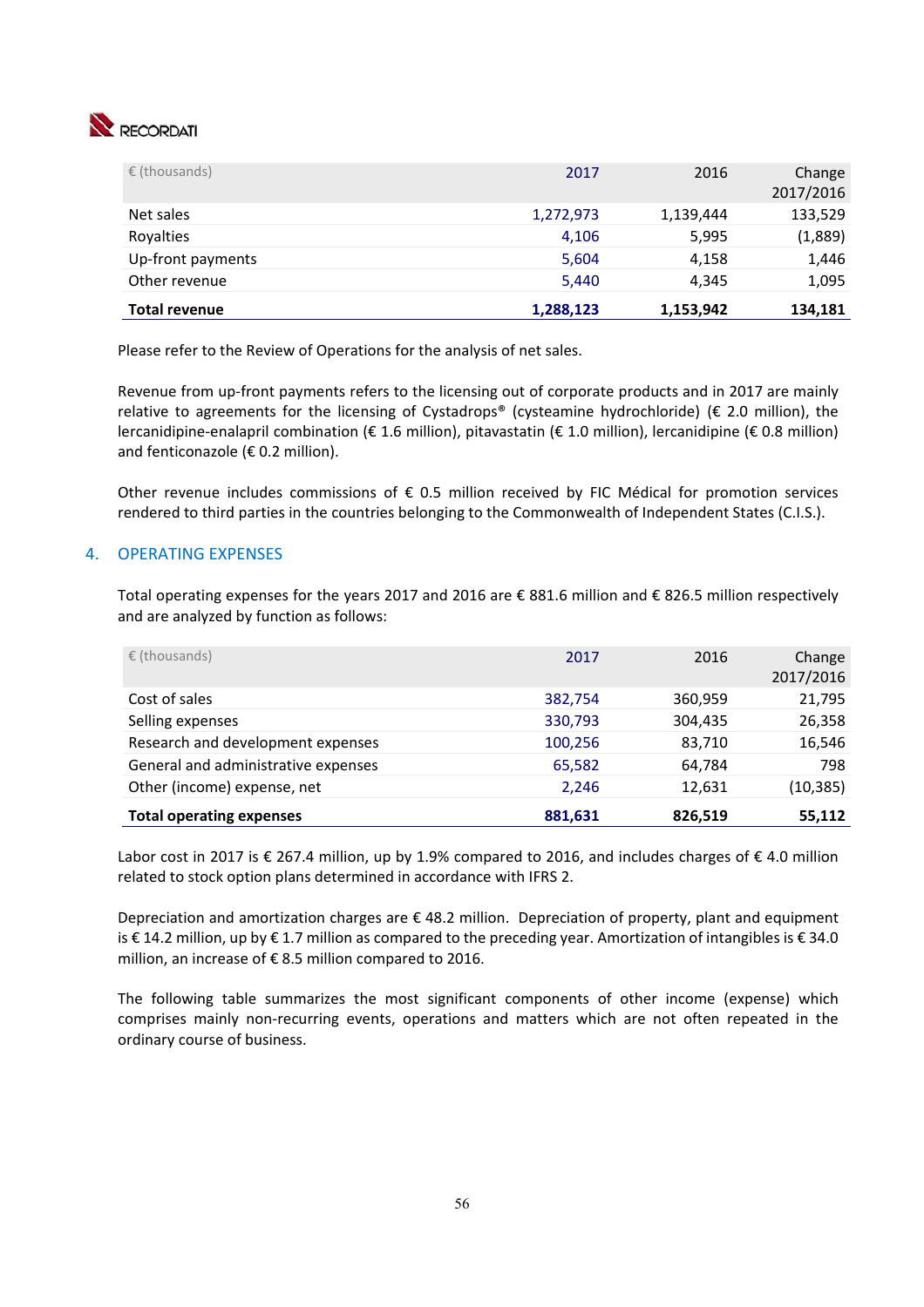| € (thousands) | 2017 | 2016 | Change 2017/2016 |
|---|---|---|---|
| Net sales | 1,272,973 | 1,139,444 | 133,529 |
| Royalties | 4,106 | 5,995 | (1,889) |
| Up-front payments | 5,604 | 4,158 | 1,446 |
| Other revenue | 5,440 | 4,345 | 1,095 |
| **Total revenue** | **1,288,123** | **1,153,942** | **134,181** |

Please refer to the Review of Operations for the analysis of net sales.

Revenue from up-front payments refers to the licensing out of corporate products and in 2017 are mainly relative to agreements for the licensing of Cystadrops® (cysteamine hydrochloride) (€ 2.0 million), the lercanidipine-enalapril combination (€ 1.6 million), pitavastatin (€ 1.0 million), lercanidipine (€ 0.8 million) and fenticonazole (€ 0.2 million).

Other revenue includes commissions of € 0.5 million received by FIC Médical for promotion services rendered to third parties in the countries belonging to the Commonwealth of Independent States (C.I.S.).

## 4. OPERATING EXPENSES

Total operating expenses for the years 2017 and 2016 are € 881.6 million and € 826.5 million respectively and are analyzed by function as follows:

| € (thousands) | 2017 | 2016 | Change 2017/2016 |
|---|---|---|---|
| Cost of sales | 382,754 | 360,959 | 21,795 |
| Selling expenses | 330,793 | 304,435 | 26,358 |
| Research and development expenses | 100,256 | 83,710 | 16,546 |
| General and administrative expenses | 65,582 | 64,784 | 798 |
| Other (income) expense, net | 2,246 | 12,631 | (10,385) |
| **Total operating expenses** | **881,631** | **826,519** | **55,112** |

Labor cost in 2017 is € 267.4 million, up by 1.9% compared to 2016, and includes charges of € 4.0 million related to stock option plans determined in accordance with IFRS 2.

Depreciation and amortization charges are € 48.2 million. Depreciation of property, plant and equipment is € 14.2 million, up by € 1.7 million as compared to the preceding year. Amortization of intangibles is € 34.0 million, an increase of € 8.5 million compared to 2016.

The following table summarizes the most significant components of other income (expense) which comprises mainly non-recurring events, operations and matters which are not often repeated in the ordinary course of business.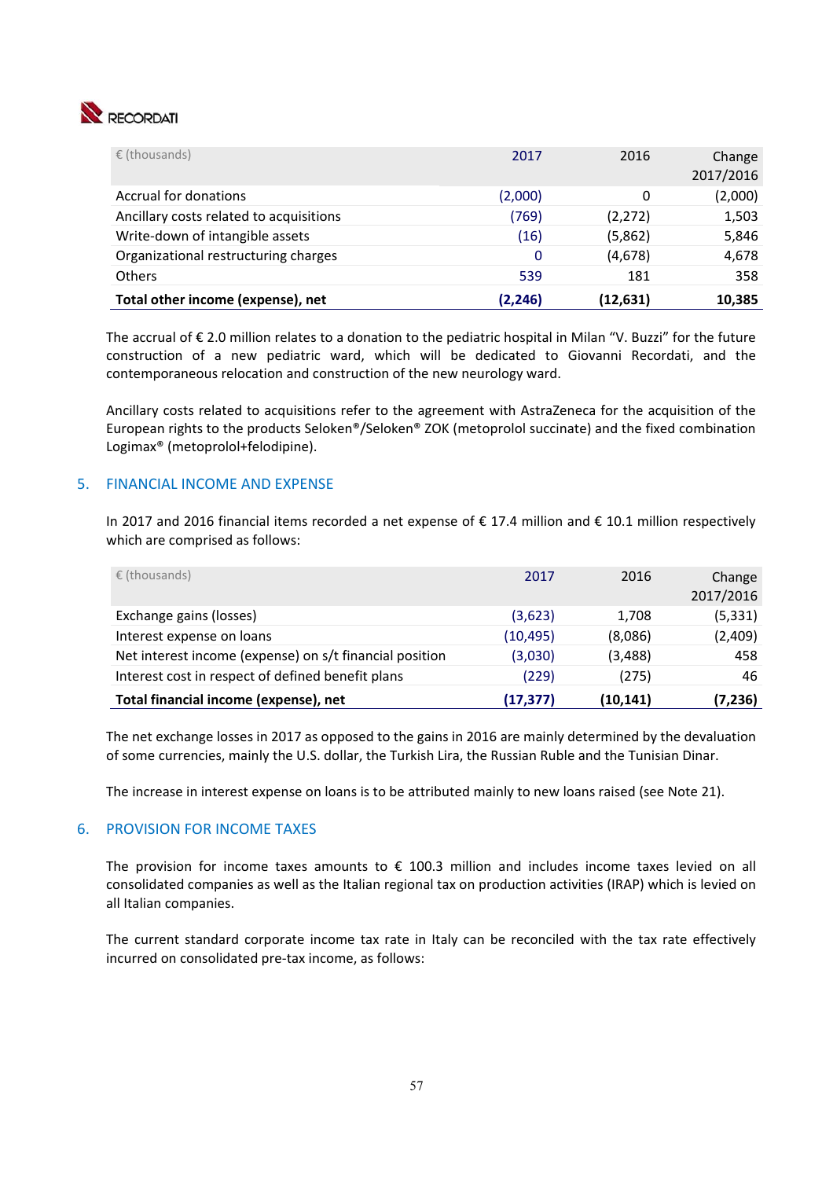| € (thousands) | 2017 | 2016 | Change 2017/2016 |
|---|---|---|---|
| Accrual for donations | (2,000) | 0 | (2,000) |
| Ancillary costs related to acquisitions | (769) | (2,272) | 1,503 |
| Write-down of intangible assets | (16) | (5,862) | 5,846 |
| Organizational restructuring charges | 0 | (4,678) | 4,678 |
| Others | 539 | 181 | 358 |
| **Total other income (expense), net** | **(2,246)** | **(12,631)** | **10,385** |

The accrual of € 2.0 million relates to a donation to the pediatric hospital in Milan "V. Buzzi" for the future construction of a new pediatric ward, which will be dedicated to Giovanni Recordati, and the contemporaneous relocation and construction of the new neurology ward.

Ancillary costs related to acquisitions refer to the agreement with AstraZeneca for the acquisition of the European rights to the products Seloken®/Seloken® ZOK (metoprolol succinate) and the fixed combination Logimax® (metoprolol+felodipine).

## 5. FINANCIAL INCOME AND EXPENSE

In 2017 and 2016 financial items recorded a net expense of € 17.4 million and € 10.1 million respectively which are comprised as follows:

| € (thousands) | 2017 | 2016 | Change 2017/2016 |
|---|---|---|---|
| Exchange gains (losses) | (3,623) | 1,708 | (5,331) |
| Interest expense on loans | (10,495) | (8,086) | (2,409) |
| Net interest income (expense) on s/t financial position | (3,030) | (3,488) | 458 |
| Interest cost in respect of defined benefit plans | (229) | (275) | 46 |
| **Total financial income (expense), net** | **(17,377)** | **(10,141)** | **(7,236)** |

The net exchange losses in 2017 as opposed to the gains in 2016 are mainly determined by the devaluation of some currencies, mainly the U.S. dollar, the Turkish Lira, the Russian Ruble and the Tunisian Dinar.

The increase in interest expense on loans is to be attributed mainly to new loans raised (see Note 21).

## 6. PROVISION FOR INCOME TAXES

The provision for income taxes amounts to € 100.3 million and includes income taxes levied on all consolidated companies as well as the Italian regional tax on production activities (IRAP) which is levied on all Italian companies.

The current standard corporate income tax rate in Italy can be reconciled with the tax rate effectively incurred on consolidated pre-tax income, as follows: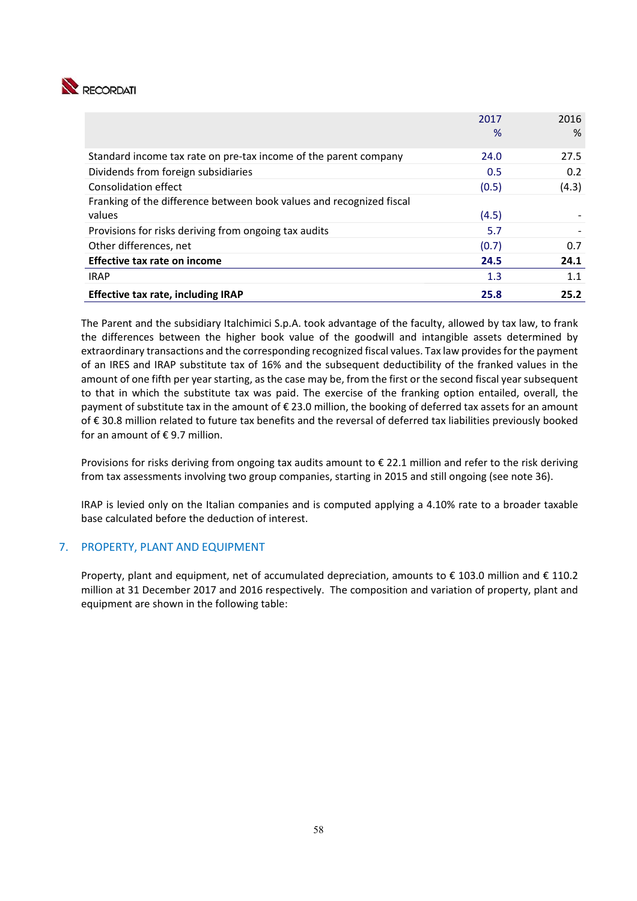| | 2017 % | 2016 % |
|---|---|---|
| Standard income tax rate on pre-tax income of the parent company | 24.0 | 27.5 |
| Dividends from foreign subsidiaries | 0.5 | 0.2 |
| Consolidation effect | (0.5) | (4.3) |
| Franking of the difference between book values and recognized fiscal values | (4.5) | - |
| Provisions for risks deriving from ongoing tax audits | 5.7 | - |
| Other differences, net | (0.7) | 0.7 |
| **Effective tax rate on income** | **24.5** | **24.1** |
| IRAP | 1.3 | 1.1 |
| **Effective tax rate, including IRAP** | **25.8** | **25.2** |

The Parent and the subsidiary Italchimici S.p.A. took advantage of the faculty, allowed by tax law, to frank the differences between the higher book value of the goodwill and intangible assets determined by extraordinary transactions and the corresponding recognized fiscal values. Tax law provides for the payment of an IRES and IRAP substitute tax of 16% and the subsequent deductibility of the franked values in the amount of one fifth per year starting, as the case may be, from the first or the second fiscal year subsequent to that in which the substitute tax was paid. The exercise of the franking option entailed, overall, the payment of substitute tax in the amount of € 23.0 million, the booking of deferred tax assets for an amount of € 30.8 million related to future tax benefits and the reversal of deferred tax liabilities previously booked for an amount of € 9.7 million.

Provisions for risks deriving from ongoing tax audits amount to € 22.1 million and refer to the risk deriving from tax assessments involving two group companies, starting in 2015 and still ongoing (see note 36).

IRAP is levied only on the Italian companies and is computed applying a 4.10% rate to a broader taxable base calculated before the deduction of interest.

## 7. PROPERTY, PLANT AND EQUIPMENT

Property, plant and equipment, net of accumulated depreciation, amounts to € 103.0 million and € 110.2 million at 31 December 2017 and 2016 respectively. The composition and variation of property, plant and equipment are shown in the following table: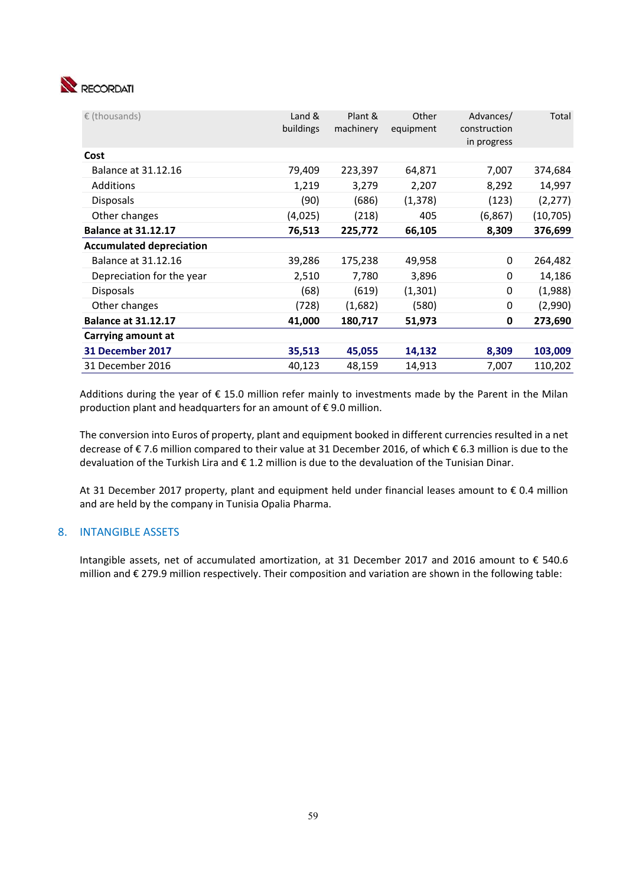| € (thousands) | Land & buildings | Plant & machinery | Other equipment | Advances/ construction in progress | Total |
|---|---|---|---|---|---|
| **Cost** | | | | | |
| Balance at 31.12.16 | 79,409 | 223,397 | 64,871 | 7,007 | 374,684 |
| Additions | 1,219 | 3,279 | 2,207 | 8,292 | 14,997 |
| Disposals | (90) | (686) | (1,378) | (123) | (2,277) |
| Other changes | (4,025) | (218) | 405 | (6,867) | (10,705) |
| **Balance at 31.12.17** | **76,513** | **225,772** | **66,105** | **8,309** | **376,699** |
| **Accumulated depreciation** | | | | | |
| Balance at 31.12.16 | 39,286 | 175,238 | 49,958 | 0 | 264,482 |
| Depreciation for the year | 2,510 | 7,780 | 3,896 | 0 | 14,186 |
| Disposals | (68) | (619) | (1,301) | 0 | (1,988) |
| Other changes | (728) | (1,682) | (580) | 0 | (2,990) |
| **Balance at 31.12.17** | **41,000** | **180,717** | **51,973** | **0** | **273,690** |
| **Carrying amount at** | | | | | |
| **31 December 2017** | **35,513** | **45,055** | **14,132** | **8,309** | **103,009** |
| 31 December 2016 | 40,123 | 48,159 | 14,913 | 7,007 | 110,202 |

Additions during the year of € 15.0 million refer mainly to investments made by the Parent in the Milan production plant and headquarters for an amount of € 9.0 million.

The conversion into Euros of property, plant and equipment booked in different currencies resulted in a net decrease of € 7.6 million compared to their value at 31 December 2016, of which € 6.3 million is due to the devaluation of the Turkish Lira and € 1.2 million is due to the devaluation of the Tunisian Dinar.

At 31 December 2017 property, plant and equipment held under financial leases amount to € 0.4 million and are held by the company in Tunisia Opalia Pharma.

## 8. INTANGIBLE ASSETS

Intangible assets, net of accumulated amortization, at 31 December 2017 and 2016 amount to € 540.6 million and € 279.9 million respectively. Their composition and variation are shown in the following table: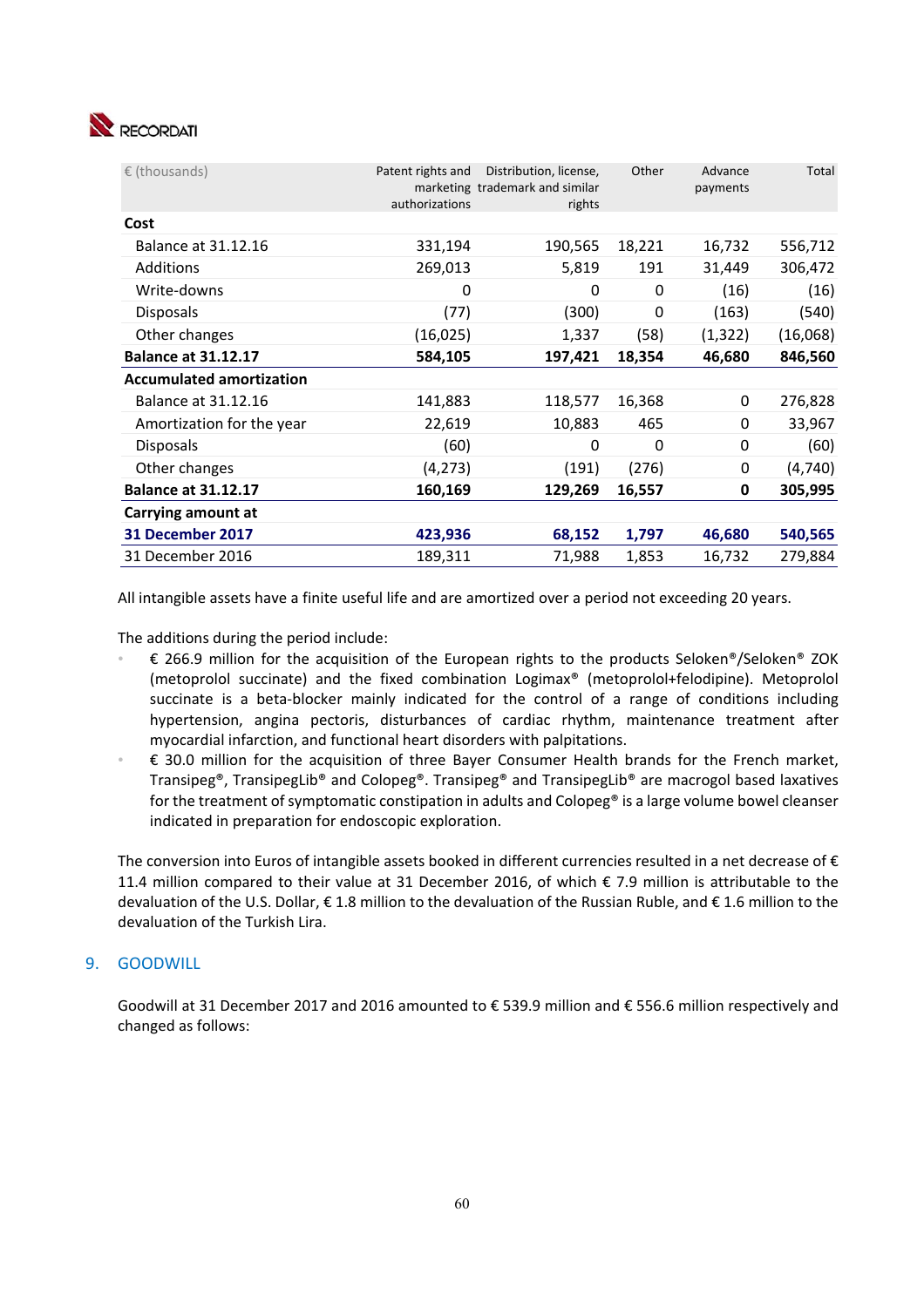| € (thousands) | Patent rights and marketing authorizations | Distribution, license, trademark and similar rights | Other | Advance payments | Total |
|---|---|---|---|---|---|
| **Cost** | | | | | |
| Balance at 31.12.16 | 331,194 | 190,565 | 18,221 | 16,732 | 556,712 |
| Additions | 269,013 | 5,819 | 191 | 31,449 | 306,472 |
| Write-downs | 0 | 0 | 0 | (16) | (16) |
| Disposals | (77) | (300) | 0 | (163) | (540) |
| Other changes | (16,025) | 1,337 | (58) | (1,322) | (16,068) |
| **Balance at 31.12.17** | **584,105** | **197,421** | **18,354** | **46,680** | **846,560** |
| **Accumulated amortization** | | | | | |
| Balance at 31.12.16 | 141,883 | 118,577 | 16,368 | 0 | 276,828 |
| Amortization for the year | 22,619 | 10,883 | 465 | 0 | 33,967 |
| Disposals | (60) | 0 | 0 | 0 | (60) |
| Other changes | (4,273) | (191) | (276) | 0 | (4,740) |
| **Balance at 31.12.17** | **160,169** | **129,269** | **16,557** | **0** | **305,995** |
| **Carrying amount at** | | | | | |
| **31 December 2017** | **423,936** | **68,152** | **1,797** | **46,680** | **540,565** |
| 31 December 2016 | 189,311 | 71,988 | 1,853 | 16,732 | 279,884 |

All intangible assets have a finite useful life and are amortized over a period not exceeding 20 years.

The additions during the period include:

- € 266.9 million for the acquisition of the European rights to the products Seloken®/Seloken® ZOK (metoprolol succinate) and the fixed combination Logimax® (metoprolol+felodipine). Metoprolol succinate is a beta-blocker mainly indicated for the control of a range of conditions including hypertension, angina pectoris, disturbances of cardiac rhythm, maintenance treatment after myocardial infarction, and functional heart disorders with palpitations.
- € 30.0 million for the acquisition of three Bayer Consumer Health brands for the French market, Transipeg®, TransipegLib® and Colopeg®. Transipeg® and TransipegLib® are macrogol based laxatives for the treatment of symptomatic constipation in adults and Colopeg® is a large volume bowel cleanser indicated in preparation for endoscopic exploration.

The conversion into Euros of intangible assets booked in different currencies resulted in a net decrease of € 11.4 million compared to their value at 31 December 2016, of which € 7.9 million is attributable to the devaluation of the U.S. Dollar, € 1.8 million to the devaluation of the Russian Ruble, and € 1.6 million to the devaluation of the Turkish Lira.

## 9. GOODWILL

Goodwill at 31 December 2017 and 2016 amounted to € 539.9 million and € 556.6 million respectively and changed as follows: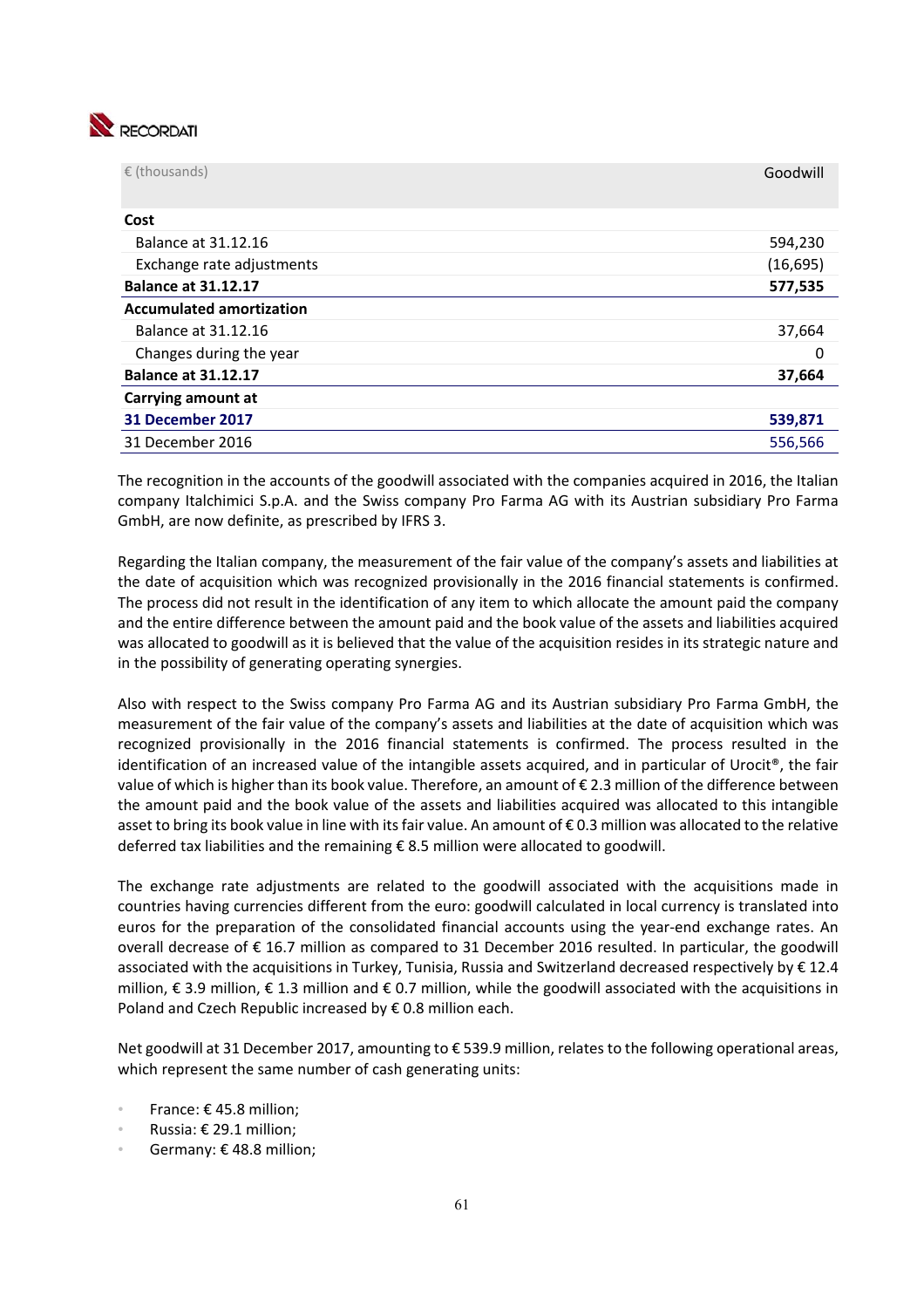| € (thousands) | Goodwill |
|---|---|
| **Cost** | |
| Balance at 31.12.16 | 594,230 |
| Exchange rate adjustments | (16,695) |
| **Balance at 31.12.17** | **577,535** |
| **Accumulated amortization** | |
| Balance at 31.12.16 | 37,664 |
| Changes during the year | 0 |
| **Balance at 31.12.17** | **37,664** |
| **Carrying amount at** | |
| **31 December 2017** | **539,871** |
| 31 December 2016 | 556,566 |

The recognition in the accounts of the goodwill associated with the companies acquired in 2016, the Italian company Italchimici S.p.A. and the Swiss company Pro Farma AG with its Austrian subsidiary Pro Farma GmbH, are now definite, as prescribed by IFRS 3.

Regarding the Italian company, the measurement of the fair value of the company's assets and liabilities at the date of acquisition which was recognized provisionally in the 2016 financial statements is confirmed. The process did not result in the identification of any item to which allocate the amount paid the company and the entire difference between the amount paid and the book value of the assets and liabilities acquired was allocated to goodwill as it is believed that the value of the acquisition resides in its strategic nature and in the possibility of generating operating synergies.

Also with respect to the Swiss company Pro Farma AG and its Austrian subsidiary Pro Farma GmbH, the measurement of the fair value of the company's assets and liabilities at the date of acquisition which was recognized provisionally in the 2016 financial statements is confirmed. The process resulted in the identification of an increased value of the intangible assets acquired, and in particular of Urocit®, the fair value of which is higher than its book value. Therefore, an amount of € 2.3 million of the difference between the amount paid and the book value of the assets and liabilities acquired was allocated to this intangible asset to bring its book value in line with its fair value. An amount of € 0.3 million was allocated to the relative deferred tax liabilities and the remaining € 8.5 million were allocated to goodwill.

The exchange rate adjustments are related to the goodwill associated with the acquisitions made in countries having currencies different from the euro: goodwill calculated in local currency is translated into euros for the preparation of the consolidated financial accounts using the year-end exchange rates. An overall decrease of € 16.7 million as compared to 31 December 2016 resulted. In particular, the goodwill associated with the acquisitions in Turkey, Tunisia, Russia and Switzerland decreased respectively by € 12.4 million, € 3.9 million, € 1.3 million and € 0.7 million, while the goodwill associated with the acquisitions in Poland and Czech Republic increased by € 0.8 million each.

Net goodwill at 31 December 2017, amounting to € 539.9 million, relates to the following operational areas, which represent the same number of cash generating units:

- France: € 45.8 million;
- Russia: € 29.1 million;
- Germany: € 48.8 million;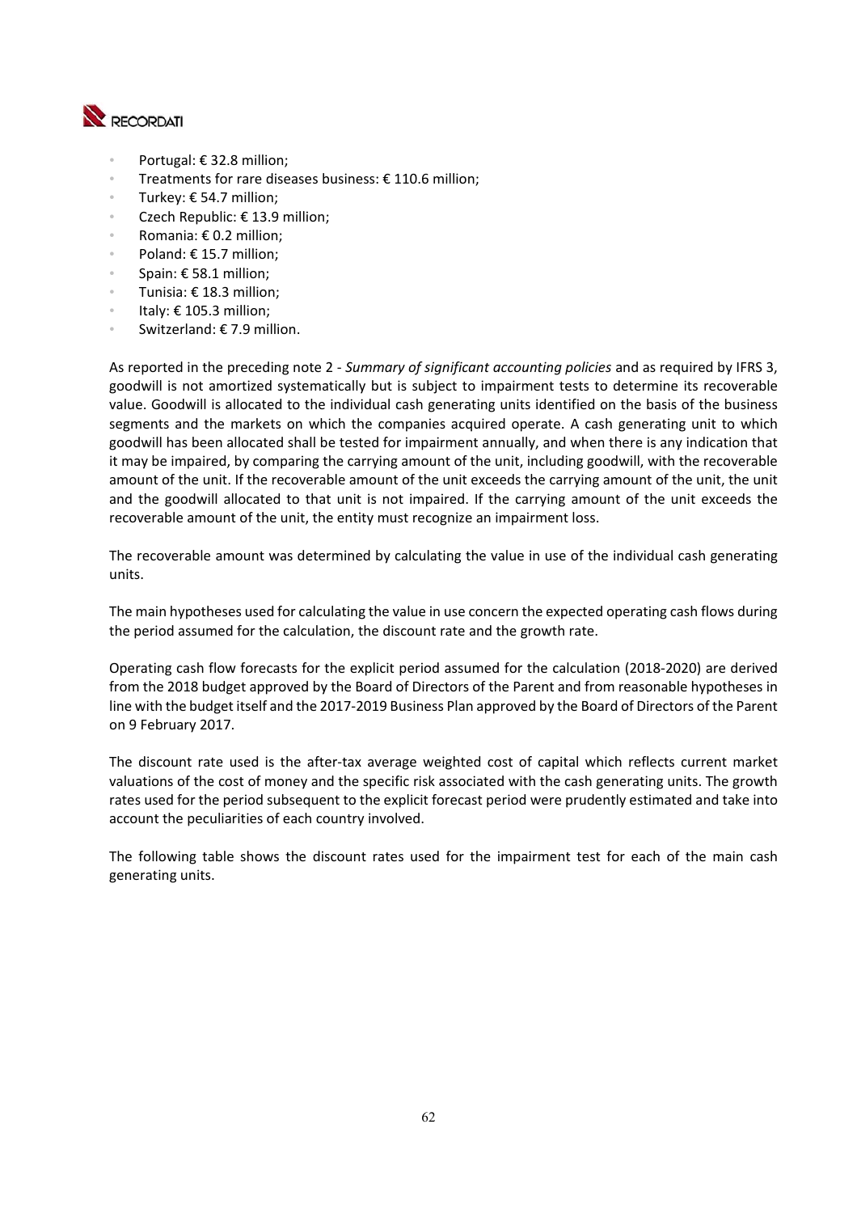- Portugal: € 32.8 million;
- Treatments for rare diseases business: € 110.6 million;
- Turkey: € 54.7 million;
- Czech Republic: € 13.9 million;
- Romania: € 0.2 million;
- Poland: € 15.7 million;
- Spain: € 58.1 million;
- Tunisia: € 18.3 million;
- Italy: € 105.3 million;
- Switzerland: € 7.9 million.

As reported in the preceding note 2 - *Summary of significant accounting policies* and as required by IFRS 3, goodwill is not amortized systematically but is subject to impairment tests to determine its recoverable value. Goodwill is allocated to the individual cash generating units identified on the basis of the business segments and the markets on which the companies acquired operate. A cash generating unit to which goodwill has been allocated shall be tested for impairment annually, and when there is any indication that it may be impaired, by comparing the carrying amount of the unit, including goodwill, with the recoverable amount of the unit. If the recoverable amount of the unit exceeds the carrying amount of the unit, the unit and the goodwill allocated to that unit is not impaired. If the carrying amount of the unit exceeds the recoverable amount of the unit, the entity must recognize an impairment loss.

The recoverable amount was determined by calculating the value in use of the individual cash generating units.

The main hypotheses used for calculating the value in use concern the expected operating cash flows during the period assumed for the calculation, the discount rate and the growth rate.

Operating cash flow forecasts for the explicit period assumed for the calculation (2018-2020) are derived from the 2018 budget approved by the Board of Directors of the Parent and from reasonable hypotheses in line with the budget itself and the 2017-2019 Business Plan approved by the Board of Directors of the Parent on 9 February 2017.

The discount rate used is the after-tax average weighted cost of capital which reflects current market valuations of the cost of money and the specific risk associated with the cash generating units. The growth rates used for the period subsequent to the explicit forecast period were prudently estimated and take into account the peculiarities of each country involved.

The following table shows the discount rates used for the impairment test for each of the main cash generating units.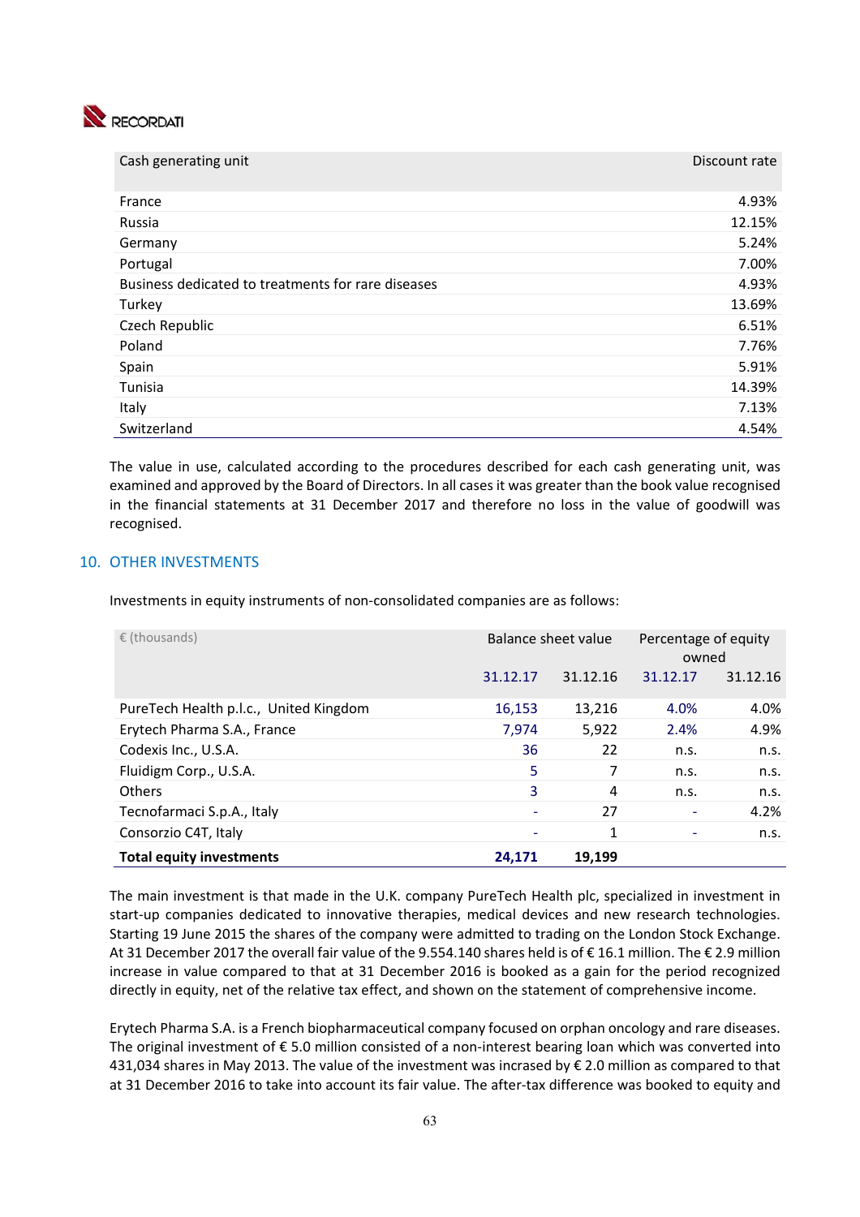| Cash generating unit | Discount rate |
|---|---|
| France | 4.93% |
| Russia | 12.15% |
| Germany | 5.24% |
| Portugal | 7.00% |
| Business dedicated to treatments for rare diseases | 4.93% |
| Turkey | 13.69% |
| Czech Republic | 6.51% |
| Poland | 7.76% |
| Spain | 5.91% |
| Tunisia | 14.39% |
| Italy | 7.13% |
| Switzerland | 4.54% |

The value in use, calculated according to the procedures described for each cash generating unit, was examined and approved by the Board of Directors. In all cases it was greater than the book value recognised in the financial statements at 31 December 2017 and therefore no loss in the value of goodwill was recognised.

## 10. OTHER INVESTMENTS

Investments in equity instruments of non-consolidated companies are as follows:

| € (thousands) | Balance sheet value | | Percentage of equity owned | |
|---|---|---|---|---|
| | 31.12.17 | 31.12.16 | 31.12.17 | 31.12.16 |
| PureTech Health p.l.c., United Kingdom | 16,153 | 13,216 | 4.0% | 4.0% |
| Erytech Pharma S.A., France | 7,974 | 5,922 | 2.4% | 4.9% |
| Codexis Inc., U.S.A. | 36 | 22 | n.s. | n.s. |
| Fluidigm Corp., U.S.A. | 5 | 7 | n.s. | n.s. |
| Others | 3 | 4 | n.s. | n.s. |
| Tecnofarmaci S.p.A., Italy | - | 27 | - | 4.2% |
| Consorzio C4T, Italy | - | 1 | - | n.s. |
| **Total equity investments** | **24,171** | **19,199** | | |

The main investment is that made in the U.K. company PureTech Health plc, specialized in investment in start-up companies dedicated to innovative therapies, medical devices and new research technologies. Starting 19 June 2015 the shares of the company were admitted to trading on the London Stock Exchange. At 31 December 2017 the overall fair value of the 9.554.140 shares held is of € 16.1 million. The € 2.9 million increase in value compared to that at 31 December 2016 is booked as a gain for the period recognized directly in equity, net of the relative tax effect, and shown on the statement of comprehensive income.

Erytech Pharma S.A. is a French biopharmaceutical company focused on orphan oncology and rare diseases. The original investment of € 5.0 million consisted of a non-interest bearing loan which was converted into 431,034 shares in May 2013. The value of the investment was incrased by € 2.0 million as compared to that at 31 December 2016 to take into account its fair value. The after-tax difference was booked to equity and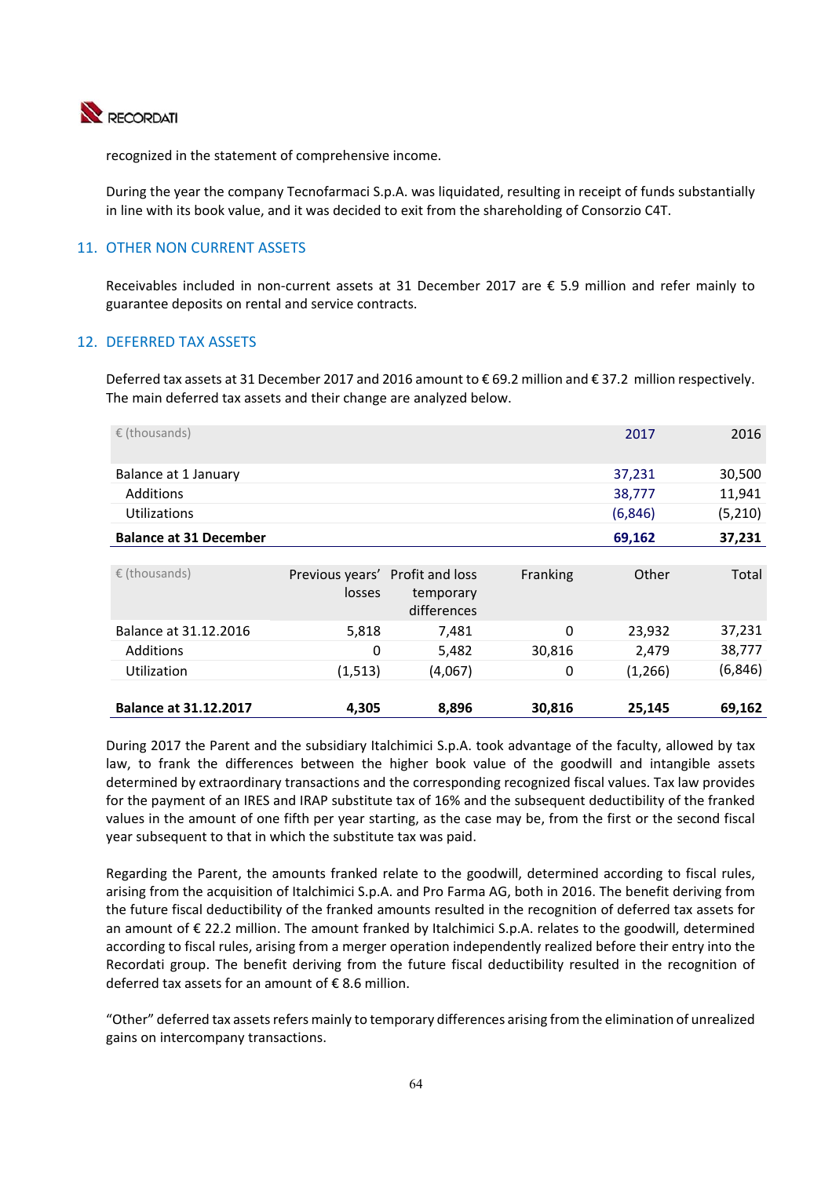recognized in the statement of comprehensive income.

During the year the company Tecnofarmaci S.p.A. was liquidated, resulting in receipt of funds substantially in line with its book value, and it was decided to exit from the shareholding of Consorzio C4T.

## 11. OTHER NON CURRENT ASSETS

Receivables included in non-current assets at 31 December 2017 are € 5.9 million and refer mainly to guarantee deposits on rental and service contracts.

## 12. DEFERRED TAX ASSETS

Deferred tax assets at 31 December 2017 and 2016 amount to € 69.2 million and € 37.2 million respectively. The main deferred tax assets and their change are analyzed below.

| € (thousands) | 2017 | 2016 |
|---|---|---|
| Balance at 1 January | 37,231 | 30,500 |
| Additions | 38,777 | 11,941 |
| Utilizations | (6,846) | (5,210) |
| **Balance at 31 December** | **69,162** | **37,231** |

| € (thousands) | Previous years' losses | Profit and loss temporary differences | Franking | Other | Total |
|---|---|---|---|---|---|
| Balance at 31.12.2016 | 5,818 | 7,481 | 0 | 23,932 | 37,231 |
| Additions | 0 | 5,482 | 30,816 | 2,479 | 38,777 |
| Utilization | (1,513) | (4,067) | 0 | (1,266) | (6,846) |
| **Balance at 31.12.2017** | **4,305** | **8,896** | **30,816** | **25,145** | **69,162** |

During 2017 the Parent and the subsidiary Italchimici S.p.A. took advantage of the faculty, allowed by tax law, to frank the differences between the higher book value of the goodwill and intangible assets determined by extraordinary transactions and the corresponding recognized fiscal values. Tax law provides for the payment of an IRES and IRAP substitute tax of 16% and the subsequent deductibility of the franked values in the amount of one fifth per year starting, as the case may be, from the first or the second fiscal year subsequent to that in which the substitute tax was paid.

Regarding the Parent, the amounts franked relate to the goodwill, determined according to fiscal rules, arising from the acquisition of Italchimici S.p.A. and Pro Farma AG, both in 2016. The benefit deriving from the future fiscal deductibility of the franked amounts resulted in the recognition of deferred tax assets for an amount of € 22.2 million. The amount franked by Italchimici S.p.A. relates to the goodwill, determined according to fiscal rules, arising from a merger operation independently realized before their entry into the Recordati group. The benefit deriving from the future fiscal deductibility resulted in the recognition of deferred tax assets for an amount of € 8.6 million.

"Other" deferred tax assets refers mainly to temporary differences arising from the elimination of unrealized gains on intercompany transactions.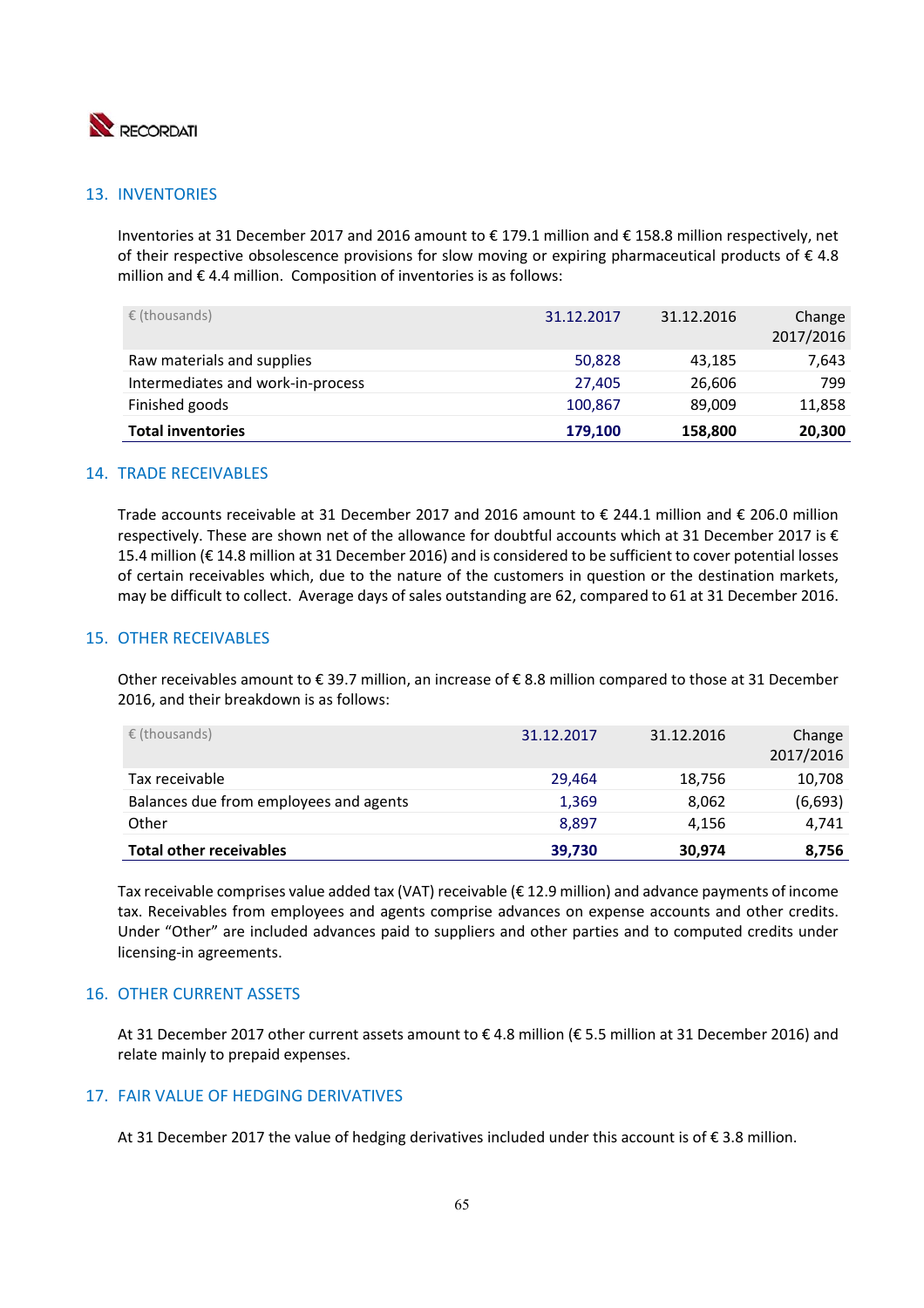## 13. INVENTORIES

Inventories at 31 December 2017 and 2016 amount to € 179.1 million and € 158.8 million respectively, net of their respective obsolescence provisions for slow moving or expiring pharmaceutical products of € 4.8 million and € 4.4 million. Composition of inventories is as follows:

| € (thousands) | 31.12.2017 | 31.12.2016 | Change 2017/2016 |
|---|---|---|---|
| Raw materials and supplies | 50,828 | 43,185 | 7,643 |
| Intermediates and work-in-process | 27,405 | 26,606 | 799 |
| Finished goods | 100,867 | 89,009 | 11,858 |
| **Total inventories** | **179,100** | **158,800** | **20,300** |

## 14. TRADE RECEIVABLES

Trade accounts receivable at 31 December 2017 and 2016 amount to € 244.1 million and € 206.0 million respectively. These are shown net of the allowance for doubtful accounts which at 31 December 2017 is € 15.4 million (€ 14.8 million at 31 December 2016) and is considered to be sufficient to cover potential losses of certain receivables which, due to the nature of the customers in question or the destination markets, may be difficult to collect. Average days of sales outstanding are 62, compared to 61 at 31 December 2016.

## 15. OTHER RECEIVABLES

Other receivables amount to € 39.7 million, an increase of € 8.8 million compared to those at 31 December 2016, and their breakdown is as follows:

| € (thousands) | 31.12.2017 | 31.12.2016 | Change 2017/2016 |
|---|---|---|---|
| Tax receivable | 29,464 | 18,756 | 10,708 |
| Balances due from employees and agents | 1,369 | 8,062 | (6,693) |
| Other | 8,897 | 4,156 | 4,741 |
| **Total other receivables** | **39,730** | **30,974** | **8,756** |

Tax receivable comprises value added tax (VAT) receivable (€ 12.9 million) and advance payments of income tax. Receivables from employees and agents comprise advances on expense accounts and other credits. Under "Other" are included advances paid to suppliers and other parties and to computed credits under licensing-in agreements.

## 16. OTHER CURRENT ASSETS

At 31 December 2017 other current assets amount to € 4.8 million (€ 5.5 million at 31 December 2016) and relate mainly to prepaid expenses.

## 17. FAIR VALUE OF HEDGING DERIVATIVES

At 31 December 2017 the value of hedging derivatives included under this account is of € 3.8 million.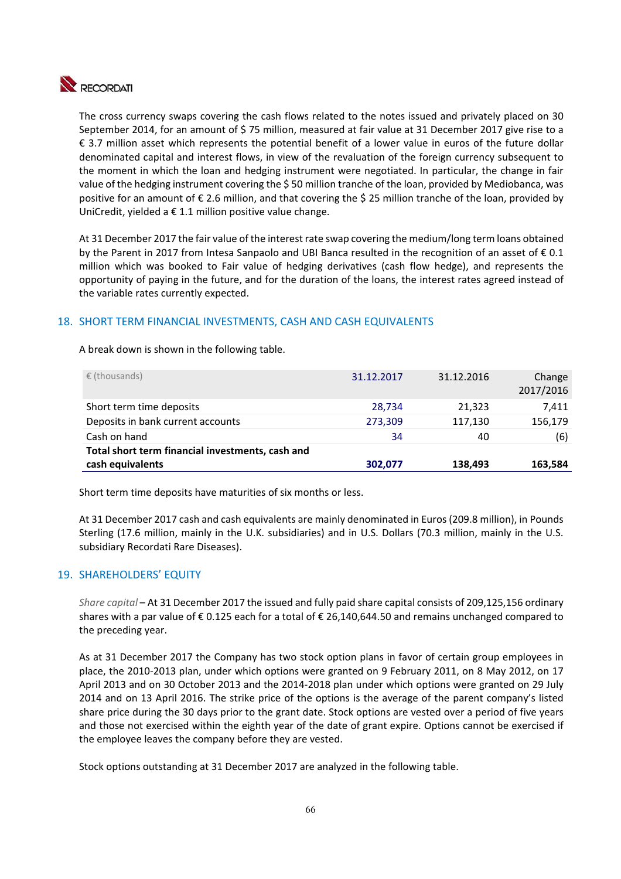The cross currency swaps covering the cash flows related to the notes issued and privately placed on 30 September 2014, for an amount of $ 75 million, measured at fair value at 31 December 2017 give rise to a € 3.7 million asset which represents the potential benefit of a lower value in euros of the future dollar denominated capital and interest flows, in view of the revaluation of the foreign currency subsequent to the moment in which the loan and hedging instrument were negotiated. In particular, the change in fair value of the hedging instrument covering the $ 50 million tranche of the loan, provided by Mediobanca, was positive for an amount of € 2.6 million, and that covering the $ 25 million tranche of the loan, provided by UniCredit, yielded a € 1.1 million positive value change.

At 31 December 2017 the fair value of the interest rate swap covering the medium/long term loans obtained by the Parent in 2017 from Intesa Sanpaolo and UBI Banca resulted in the recognition of an asset of € 0.1 million which was booked to Fair value of hedging derivatives (cash flow hedge), and represents the opportunity of paying in the future, and for the duration of the loans, the interest rates agreed instead of the variable rates currently expected.

## 18. SHORT TERM FINANCIAL INVESTMENTS, CASH AND CASH EQUIVALENTS

A break down is shown in the following table.

| € (thousands) | 31.12.2017 | 31.12.2016 | Change 2017/2016 |
|---|---|---|---|
| Short term time deposits | 28,734 | 21,323 | 7,411 |
| Deposits in bank current accounts | 273,309 | 117,130 | 156,179 |
| Cash on hand | 34 | 40 | (6) |
| **Total short term financial investments, cash and cash equivalents** | **302,077** | **138,493** | **163,584** |

Short term time deposits have maturities of six months or less.

At 31 December 2017 cash and cash equivalents are mainly denominated in Euros (209.8 million), in Pounds Sterling (17.6 million, mainly in the U.K. subsidiaries) and in U.S. Dollars (70.3 million, mainly in the U.S. subsidiary Recordati Rare Diseases).

## 19. SHAREHOLDERS' EQUITY

*Share capital* – At 31 December 2017 the issued and fully paid share capital consists of 209,125,156 ordinary shares with a par value of € 0.125 each for a total of € 26,140,644.50 and remains unchanged compared to the preceding year.

As at 31 December 2017 the Company has two stock option plans in favor of certain group employees in place, the 2010-2013 plan, under which options were granted on 9 February 2011, on 8 May 2012, on 17 April 2013 and on 30 October 2013 and the 2014-2018 plan under which options were granted on 29 July 2014 and on 13 April 2016. The strike price of the options is the average of the parent company's listed share price during the 30 days prior to the grant date. Stock options are vested over a period of five years and those not exercised within the eighth year of the date of grant expire. Options cannot be exercised if the employee leaves the company before they are vested.

Stock options outstanding at 31 December 2017 are analyzed in the following table.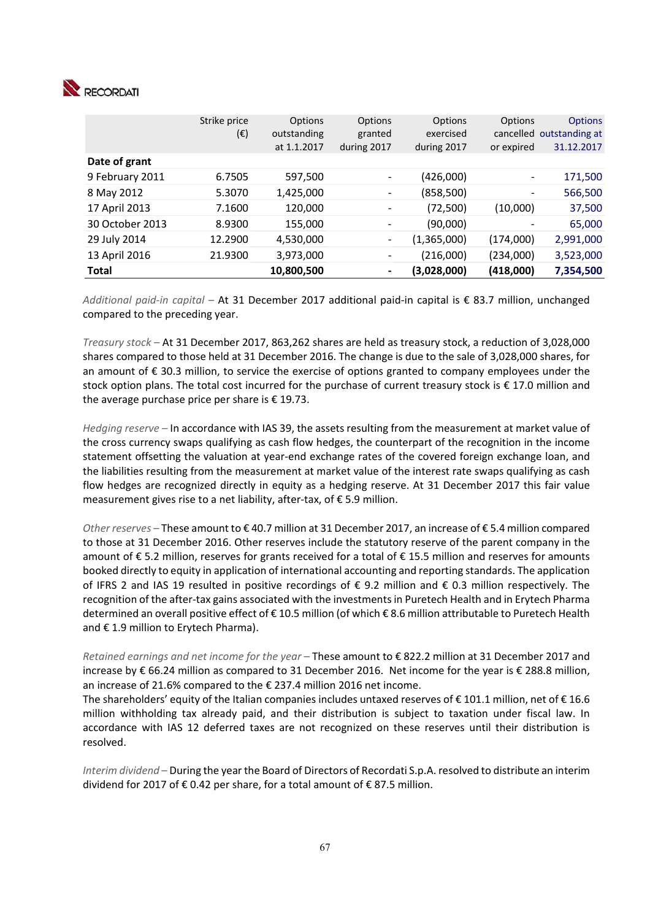| | Strike price (€) | Options outstanding at 1.1.2017 | Options granted during 2017 | Options exercised during 2017 | Options cancelled or expired | Options outstanding at 31.12.2017 |
|---|---|---|---|---|---|---|
| **Date of grant** | | | | | | |
| 9 February 2011 | 6.7505 | 597,500 | - | (426,000) | - | 171,500 |
| 8 May 2012 | 5.3070 | 1,425,000 | - | (858,500) | - | 566,500 |
| 17 April 2013 | 7.1600 | 120,000 | - | (72,500) | (10,000) | 37,500 |
| 30 October 2013 | 8.9300 | 155,000 | - | (90,000) | - | 65,000 |
| 29 July 2014 | 12.2900 | 4,530,000 | - | (1,365,000) | (174,000) | 2,991,000 |
| 13 April 2016 | 21.9300 | 3,973,000 | - | (216,000) | (234,000) | 3,523,000 |
| **Total** | | **10,800,500** | **-** | **(3,028,000)** | **(418,000)** | **7,354,500** |

*Additional paid-in capital* – At 31 December 2017 additional paid-in capital is € 83.7 million, unchanged compared to the preceding year.

*Treasury stock* – At 31 December 2017, 863,262 shares are held as treasury stock, a reduction of 3,028,000 shares compared to those held at 31 December 2016. The change is due to the sale of 3,028,000 shares, for an amount of € 30.3 million, to service the exercise of options granted to company employees under the stock option plans. The total cost incurred for the purchase of current treasury stock is € 17.0 million and the average purchase price per share is € 19.73.

*Hedging reserve* – In accordance with IAS 39, the assets resulting from the measurement at market value of the cross currency swaps qualifying as cash flow hedges, the counterpart of the recognition in the income statement offsetting the valuation at year-end exchange rates of the covered foreign exchange loan, and the liabilities resulting from the measurement at market value of the interest rate swaps qualifying as cash flow hedges are recognized directly in equity as a hedging reserve. At 31 December 2017 this fair value measurement gives rise to a net liability, after-tax, of € 5.9 million.

*Other reserves* – These amount to € 40.7 million at 31 December 2017, an increase of € 5.4 million compared to those at 31 December 2016. Other reserves include the statutory reserve of the parent company in the amount of € 5.2 million, reserves for grants received for a total of € 15.5 million and reserves for amounts booked directly to equity in application of international accounting and reporting standards. The application of IFRS 2 and IAS 19 resulted in positive recordings of € 9.2 million and € 0.3 million respectively. The recognition of the after-tax gains associated with the investments in Puretech Health and in Erytech Pharma determined an overall positive effect of € 10.5 million (of which € 8.6 million attributable to Puretech Health and € 1.9 million to Erytech Pharma).

*Retained earnings and net income for the year* – These amount to € 822.2 million at 31 December 2017 and increase by € 66.24 million as compared to 31 December 2016. Net income for the year is € 288.8 million, an increase of 21.6% compared to the € 237.4 million 2016 net income.
The shareholders' equity of the Italian companies includes untaxed reserves of € 101.1 million, net of € 16.6 million withholding tax already paid, and their distribution is subject to taxation under fiscal law. In accordance with IAS 12 deferred taxes are not recognized on these reserves until their distribution is resolved.

*Interim dividend* – During the year the Board of Directors of Recordati S.p.A. resolved to distribute an interim dividend for 2017 of € 0.42 per share, for a total amount of € 87.5 million.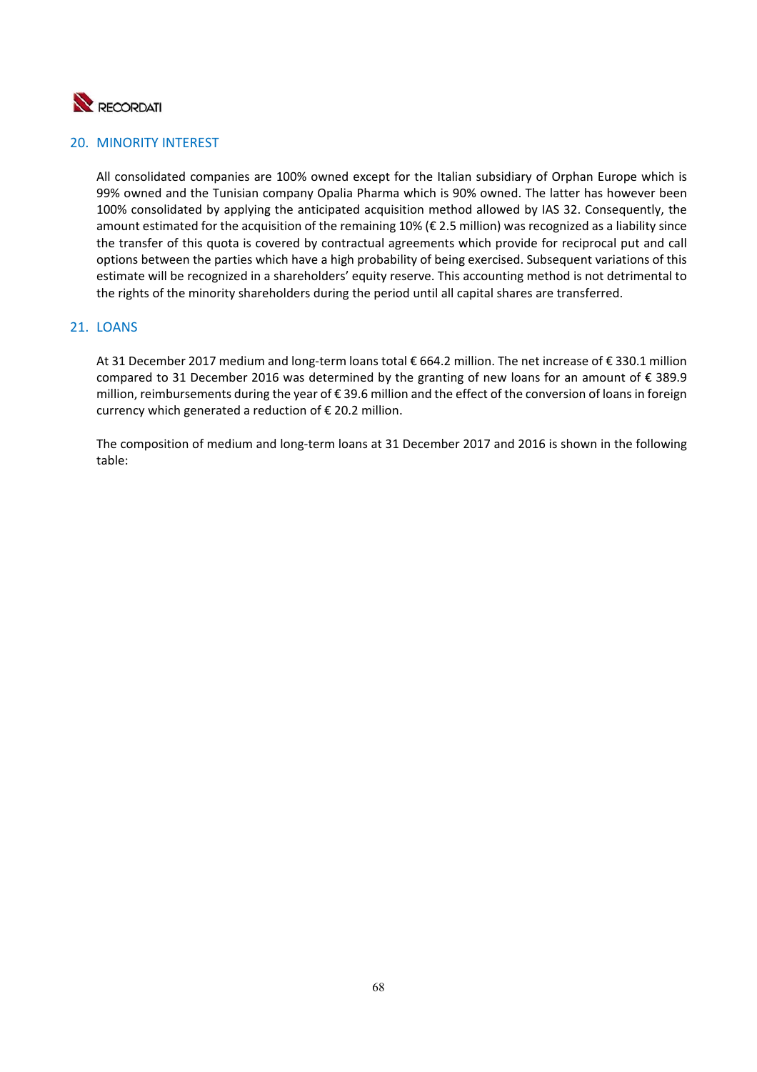## 20. MINORITY INTEREST

All consolidated companies are 100% owned except for the Italian subsidiary of Orphan Europe which is 99% owned and the Tunisian company Opalia Pharma which is 90% owned. The latter has however been 100% consolidated by applying the anticipated acquisition method allowed by IAS 32. Consequently, the amount estimated for the acquisition of the remaining 10% (€ 2.5 million) was recognized as a liability since the transfer of this quota is covered by contractual agreements which provide for reciprocal put and call options between the parties which have a high probability of being exercised. Subsequent variations of this estimate will be recognized in a shareholders' equity reserve. This accounting method is not detrimental to the rights of the minority shareholders during the period until all capital shares are transferred.

## 21. LOANS

At 31 December 2017 medium and long-term loans total € 664.2 million. The net increase of € 330.1 million compared to 31 December 2016 was determined by the granting of new loans for an amount of € 389.9 million, reimbursements during the year of € 39.6 million and the effect of the conversion of loans in foreign currency which generated a reduction of € 20.2 million.

The composition of medium and long-term loans at 31 December 2017 and 2016 is shown in the following table: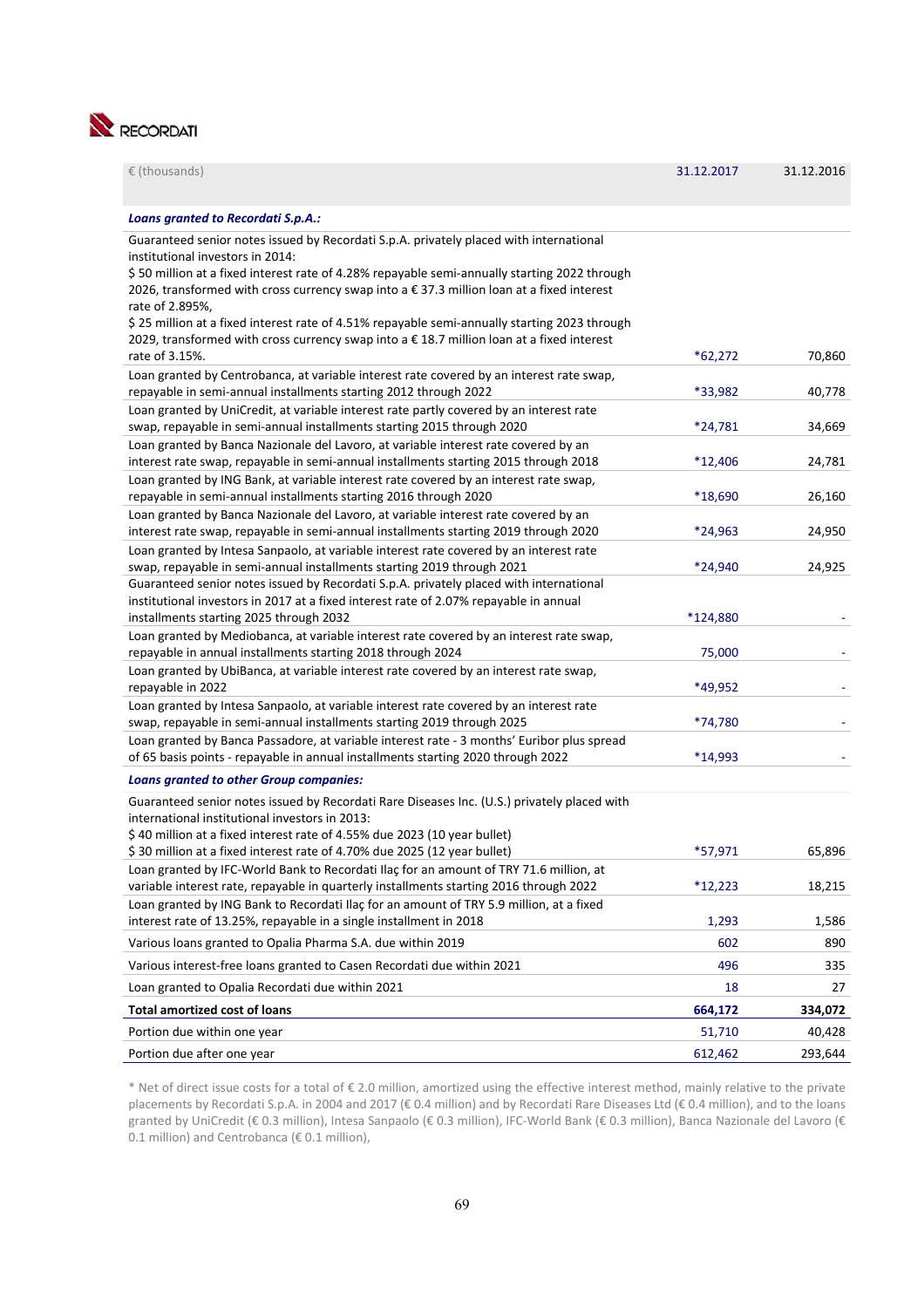| € (thousands) | 31.12.2017 | 31.12.2016 |
|---|---|---|
| ***Loans granted to Recordati S.p.A.:*** | | |
| Guaranteed senior notes issued by Recordati S.p.A. privately placed with international institutional investors in 2014:<br>$ 50 million at a fixed interest rate of 4.28% repayable semi-annually starting 2022 through 2026, transformed with cross currency swap into a € 37.3 million loan at a fixed interest rate of 2.895%,<br>$ 25 million at a fixed interest rate of 4.51% repayable semi-annually starting 2023 through 2029, transformed with cross currency swap into a € 18.7 million loan at a fixed interest rate of 3.15%. | *62,272 | 70,860 |
| Loan granted by Centrobanca, at variable interest rate covered by an interest rate swap, repayable in semi-annual installments starting 2012 through 2022 | *33,982 | 40,778 |
| Loan granted by UniCredit, at variable interest rate partly covered by an interest rate swap, repayable in semi-annual installments starting 2015 through 2020 | *24,781 | 34,669 |
| Loan granted by Banca Nazionale del Lavoro, at variable interest rate covered by an interest rate swap, repayable in semi-annual installments starting 2015 through 2018 | *12,406 | 24,781 |
| Loan granted by ING Bank, at variable interest rate covered by an interest rate swap, repayable in semi-annual installments starting 2016 through 2020 | *18,690 | 26,160 |
| Loan granted by Banca Nazionale del Lavoro, at variable interest rate covered by an interest rate swap, repayable in semi-annual installments starting 2019 through 2020 | *24,963 | 24,950 |
| Loan granted by Intesa Sanpaolo, at variable interest rate covered by an interest rate swap, repayable in semi-annual installments starting 2019 through 2021 | *24,940 | 24,925 |
| Guaranteed senior notes issued by Recordati S.p.A. privately placed with international institutional investors in 2017 at a fixed interest rate of 2.07% repayable in annual installments starting 2025 through 2032 | *124,880 | - |
| Loan granted by Mediobanca, at variable interest rate covered by an interest rate swap, repayable in annual installments starting 2018 through 2024 | 75,000 | - |
| Loan granted by UbiBanca, at variable interest rate covered by an interest rate swap, repayable in 2022 | *49,952 | - |
| Loan granted by Intesa Sanpaolo, at variable interest rate covered by an interest rate swap, repayable in semi-annual installments starting 2019 through 2025 | *74,780 | - |
| Loan granted by Banca Passadore, at variable interest rate - 3 months' Euribor plus spread of 65 basis points - repayable in annual installments starting 2020 through 2022 | *14,993 | - |
| ***Loans granted to other Group companies:*** | | |
| Guaranteed senior notes issued by Recordati Rare Diseases Inc. (U.S.) privately placed with international institutional investors in 2013:<br>$ 40 million at a fixed interest rate of 4.55% due 2023 (10 year bullet)<br>$ 30 million at a fixed interest rate of 4.70% due 2025 (12 year bullet) | *57,971 | 65,896 |
| Loan granted by IFC-World Bank to Recordati Ilaç for an amount of TRY 71.6 million, at variable interest rate, repayable in quarterly installments starting 2016 through 2022 | *12,223 | 18,215 |
| Loan granted by ING Bank to Recordati Ilaç for an amount of TRY 5.9 million, at a fixed interest rate of 13.25%, repayable in a single installment in 2018 | 1,293 | 1,586 |
| Various loans granted to Opalia Pharma S.A. due within 2019 | 602 | 890 |
| Various interest-free loans granted to Casen Recordati due within 2021 | 496 | 335 |
| Loan granted to Opalia Recordati due within 2021 | 18 | 27 |
| **Total amortized cost of loans** | **664,172** | **334,072** |
| Portion due within one year | 51,710 | 40,428 |
| Portion due after one year | 612,462 | 293,644 |

* Net of direct issue costs for a total of € 2.0 million, amortized using the effective interest method, mainly relative to the private placements by Recordati S.p.A. in 2004 and 2017 (€ 0.4 million) and by Recordati Rare Diseases Ltd (€ 0.4 million), and to the loans granted by UniCredit (€ 0.3 million), Intesa Sanpaolo (€ 0.3 million), IFC-World Bank (€ 0.3 million), Banca Nazionale del Lavoro (€ 0.1 million) and Centrobanca (€ 0.1 million),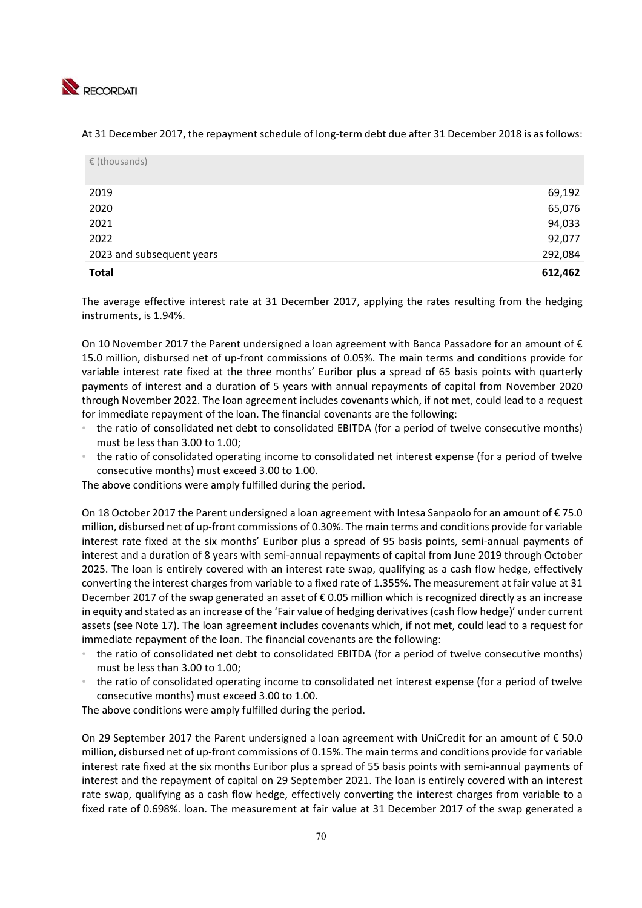At 31 December 2017, the repayment schedule of long-term debt due after 31 December 2018 is as follows:

| € (thousands) | |
|---|---:|
| 2019 | 69,192 |
| 2020 | 65,076 |
| 2021 | 94,033 |
| 2022 | 92,077 |
| 2023 and subsequent years | 292,084 |
| **Total** | **612,462** |

The average effective interest rate at 31 December 2017, applying the rates resulting from the hedging instruments, is 1.94%.

On 10 November 2017 the Parent undersigned a loan agreement with Banca Passadore for an amount of € 15.0 million, disbursed net of up-front commissions of 0.05%. The main terms and conditions provide for variable interest rate fixed at the three months' Euribor plus a spread of 65 basis points with quarterly payments of interest and a duration of 5 years with annual repayments of capital from November 2020 through November 2022. The loan agreement includes covenants which, if not met, could lead to a request for immediate repayment of the loan. The financial covenants are the following:

- the ratio of consolidated net debt to consolidated EBITDA (for a period of twelve consecutive months) must be less than 3.00 to 1.00;
- the ratio of consolidated operating income to consolidated net interest expense (for a period of twelve consecutive months) must exceed 3.00 to 1.00.

The above conditions were amply fulfilled during the period.

On 18 October 2017 the Parent undersigned a loan agreement with Intesa Sanpaolo for an amount of € 75.0 million, disbursed net of up-front commissions of 0.30%. The main terms and conditions provide for variable interest rate fixed at the six months' Euribor plus a spread of 95 basis points, semi-annual payments of interest and a duration of 8 years with semi-annual repayments of capital from June 2019 through October 2025. The loan is entirely covered with an interest rate swap, qualifying as a cash flow hedge, effectively converting the interest charges from variable to a fixed rate of 1.355%. The measurement at fair value at 31 December 2017 of the swap generated an asset of € 0.05 million which is recognized directly as an increase in equity and stated as an increase of the 'Fair value of hedging derivatives (cash flow hedge)' under current assets (see Note 17). The loan agreement includes covenants which, if not met, could lead to a request for immediate repayment of the loan. The financial covenants are the following:

- the ratio of consolidated net debt to consolidated EBITDA (for a period of twelve consecutive months) must be less than 3.00 to 1.00;
- the ratio of consolidated operating income to consolidated net interest expense (for a period of twelve consecutive months) must exceed 3.00 to 1.00.

The above conditions were amply fulfilled during the period.

On 29 September 2017 the Parent undersigned a loan agreement with UniCredit for an amount of € 50.0 million, disbursed net of up-front commissions of 0.15%. The main terms and conditions provide for variable interest rate fixed at the six months Euribor plus a spread of 55 basis points with semi-annual payments of interest and the repayment of capital on 29 September 2021. The loan is entirely covered with an interest rate swap, qualifying as a cash flow hedge, effectively converting the interest charges from variable to a fixed rate of 0.698%. loan. The measurement at fair value at 31 December 2017 of the swap generated a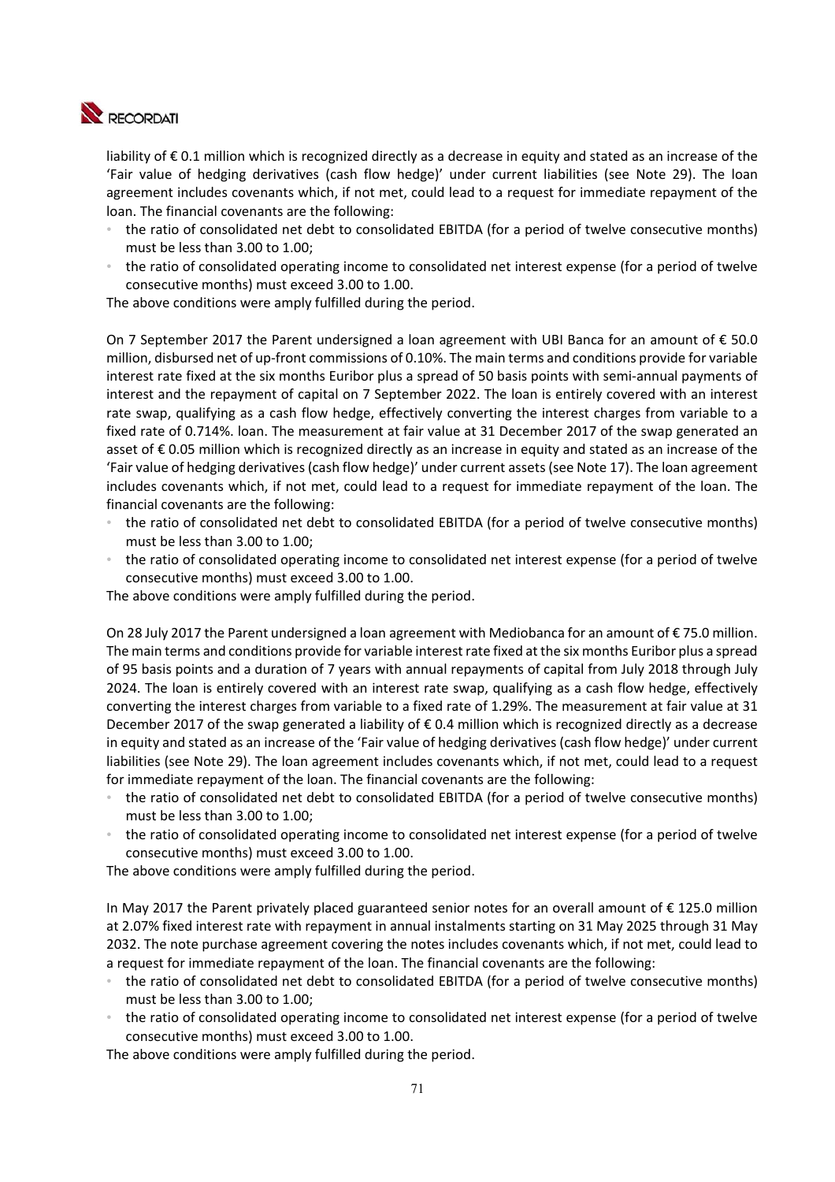liability of € 0.1 million which is recognized directly as a decrease in equity and stated as an increase of the 'Fair value of hedging derivatives (cash flow hedge)' under current liabilities (see Note 29). The loan agreement includes covenants which, if not met, could lead to a request for immediate repayment of the loan. The financial covenants are the following:

- the ratio of consolidated net debt to consolidated EBITDA (for a period of twelve consecutive months) must be less than 3.00 to 1.00;
- the ratio of consolidated operating income to consolidated net interest expense (for a period of twelve consecutive months) must exceed 3.00 to 1.00.

The above conditions were amply fulfilled during the period.

On 7 September 2017 the Parent undersigned a loan agreement with UBI Banca for an amount of € 50.0 million, disbursed net of up-front commissions of 0.10%. The main terms and conditions provide for variable interest rate fixed at the six months Euribor plus a spread of 50 basis points with semi-annual payments of interest and the repayment of capital on 7 September 2022. The loan is entirely covered with an interest rate swap, qualifying as a cash flow hedge, effectively converting the interest charges from variable to a fixed rate of 0.714%. loan. The measurement at fair value at 31 December 2017 of the swap generated an asset of € 0.05 million which is recognized directly as an increase in equity and stated as an increase of the 'Fair value of hedging derivatives (cash flow hedge)' under current assets (see Note 17). The loan agreement includes covenants which, if not met, could lead to a request for immediate repayment of the loan. The financial covenants are the following:

- the ratio of consolidated net debt to consolidated EBITDA (for a period of twelve consecutive months) must be less than 3.00 to 1.00;
- the ratio of consolidated operating income to consolidated net interest expense (for a period of twelve consecutive months) must exceed 3.00 to 1.00.

The above conditions were amply fulfilled during the period.

On 28 July 2017 the Parent undersigned a loan agreement with Mediobanca for an amount of € 75.0 million. The main terms and conditions provide for variable interest rate fixed at the six months Euribor plus a spread of 95 basis points and a duration of 7 years with annual repayments of capital from July 2018 through July 2024. The loan is entirely covered with an interest rate swap, qualifying as a cash flow hedge, effectively converting the interest charges from variable to a fixed rate of 1.29%. The measurement at fair value at 31 December 2017 of the swap generated a liability of € 0.4 million which is recognized directly as a decrease in equity and stated as an increase of the 'Fair value of hedging derivatives (cash flow hedge)' under current liabilities (see Note 29). The loan agreement includes covenants which, if not met, could lead to a request for immediate repayment of the loan. The financial covenants are the following:

- the ratio of consolidated net debt to consolidated EBITDA (for a period of twelve consecutive months) must be less than 3.00 to 1.00;
- the ratio of consolidated operating income to consolidated net interest expense (for a period of twelve consecutive months) must exceed 3.00 to 1.00.

The above conditions were amply fulfilled during the period.

In May 2017 the Parent privately placed guaranteed senior notes for an overall amount of € 125.0 million at 2.07% fixed interest rate with repayment in annual instalments starting on 31 May 2025 through 31 May 2032. The note purchase agreement covering the notes includes covenants which, if not met, could lead to a request for immediate repayment of the loan. The financial covenants are the following:

- the ratio of consolidated net debt to consolidated EBITDA (for a period of twelve consecutive months) must be less than 3.00 to 1.00;
- the ratio of consolidated operating income to consolidated net interest expense (for a period of twelve consecutive months) must exceed 3.00 to 1.00.

The above conditions were amply fulfilled during the period.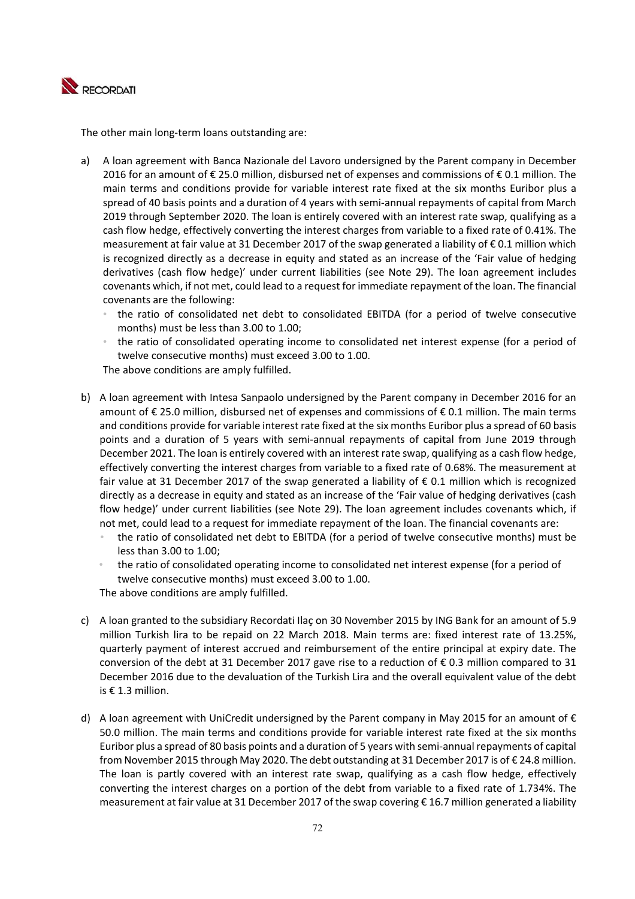The other main long-term loans outstanding are:

a) A loan agreement with Banca Nazionale del Lavoro undersigned by the Parent company in December 2016 for an amount of € 25.0 million, disbursed net of expenses and commissions of € 0.1 million. The main terms and conditions provide for variable interest rate fixed at the six months Euribor plus a spread of 40 basis points and a duration of 4 years with semi-annual repayments of capital from March 2019 through September 2020. The loan is entirely covered with an interest rate swap, qualifying as a cash flow hedge, effectively converting the interest charges from variable to a fixed rate of 0.41%. The measurement at fair value at 31 December 2017 of the swap generated a liability of € 0.1 million which is recognized directly as a decrease in equity and stated as an increase of the 'Fair value of hedging derivatives (cash flow hedge)' under current liabilities (see Note 29). The loan agreement includes covenants which, if not met, could lead to a request for immediate repayment of the loan. The financial covenants are the following:
   - the ratio of consolidated net debt to consolidated EBITDA (for a period of twelve consecutive months) must be less than 3.00 to 1.00;
   - the ratio of consolidated operating income to consolidated net interest expense (for a period of twelve consecutive months) must exceed 3.00 to 1.00.

   The above conditions are amply fulfilled.

b) A loan agreement with Intesa Sanpaolo undersigned by the Parent company in December 2016 for an amount of € 25.0 million, disbursed net of expenses and commissions of € 0.1 million. The main terms and conditions provide for variable interest rate fixed at the six months Euribor plus a spread of 60 basis points and a duration of 5 years with semi-annual repayments of capital from June 2019 through December 2021. The loan is entirely covered with an interest rate swap, qualifying as a cash flow hedge, effectively converting the interest charges from variable to a fixed rate of 0.68%. The measurement at fair value at 31 December 2017 of the swap generated a liability of € 0.1 million which is recognized directly as a decrease in equity and stated as an increase of the 'Fair value of hedging derivatives (cash flow hedge)' under current liabilities (see Note 29). The loan agreement includes covenants which, if not met, could lead to a request for immediate repayment of the loan. The financial covenants are:
   - the ratio of consolidated net debt to EBITDA (for a period of twelve consecutive months) must be less than 3.00 to 1.00;
   - the ratio of consolidated operating income to consolidated net interest expense (for a period of twelve consecutive months) must exceed 3.00 to 1.00.

   The above conditions are amply fulfilled.

c) A loan granted to the subsidiary Recordati Ilaç on 30 November 2015 by ING Bank for an amount of 5.9 million Turkish lira to be repaid on 22 March 2018. Main terms are: fixed interest rate of 13.25%, quarterly payment of interest accrued and reimbursement of the entire principal at expiry date. The conversion of the debt at 31 December 2017 gave rise to a reduction of € 0.3 million compared to 31 December 2016 due to the devaluation of the Turkish Lira and the overall equivalent value of the debt is € 1.3 million.

d) A loan agreement with UniCredit undersigned by the Parent company in May 2015 for an amount of € 50.0 million. The main terms and conditions provide for variable interest rate fixed at the six months Euribor plus a spread of 80 basis points and a duration of 5 years with semi-annual repayments of capital from November 2015 through May 2020. The debt outstanding at 31 December 2017 is of € 24.8 million. The loan is partly covered with an interest rate swap, qualifying as a cash flow hedge, effectively converting the interest charges on a portion of the debt from variable to a fixed rate of 1.734%. The measurement at fair value at 31 December 2017 of the swap covering € 16.7 million generated a liability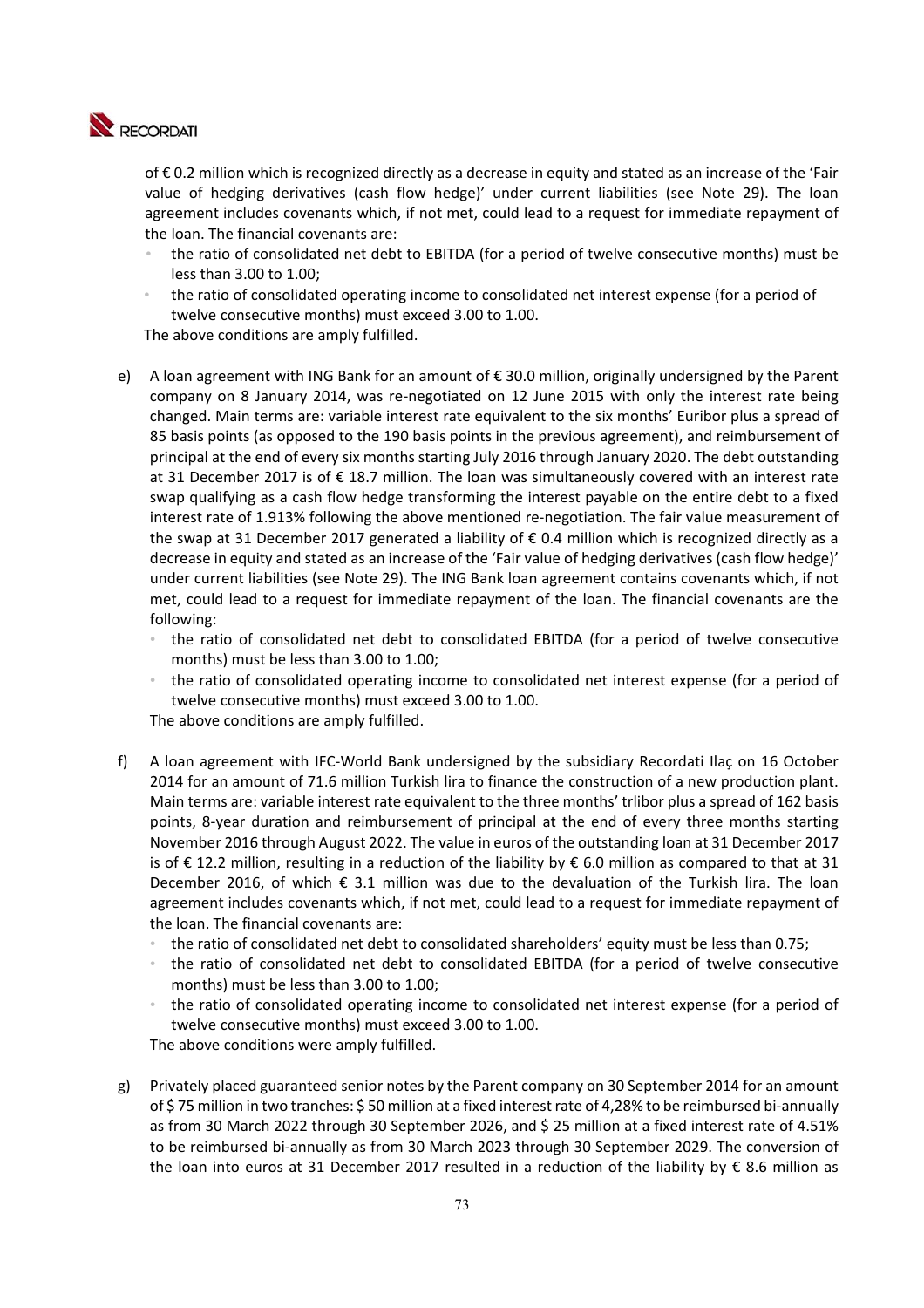of € 0.2 million which is recognized directly as a decrease in equity and stated as an increase of the 'Fair value of hedging derivatives (cash flow hedge)' under current liabilities (see Note 29). The loan agreement includes covenants which, if not met, could lead to a request for immediate repayment of the loan. The financial covenants are:

- the ratio of consolidated net debt to EBITDA (for a period of twelve consecutive months) must be less than 3.00 to 1.00;
- the ratio of consolidated operating income to consolidated net interest expense (for a period of twelve consecutive months) must exceed 3.00 to 1.00.

The above conditions are amply fulfilled.

e) A loan agreement with ING Bank for an amount of € 30.0 million, originally undersigned by the Parent company on 8 January 2014, was re-negotiated on 12 June 2015 with only the interest rate being changed. Main terms are: variable interest rate equivalent to the six months' Euribor plus a spread of 85 basis points (as opposed to the 190 basis points in the previous agreement), and reimbursement of principal at the end of every six months starting July 2016 through January 2020. The debt outstanding at 31 December 2017 is of € 18.7 million. The loan was simultaneously covered with an interest rate swap qualifying as a cash flow hedge transforming the interest payable on the entire debt to a fixed interest rate of 1.913% following the above mentioned re-negotiation. The fair value measurement of the swap at 31 December 2017 generated a liability of € 0.4 million which is recognized directly as a decrease in equity and stated as an increase of the 'Fair value of hedging derivatives (cash flow hedge)' under current liabilities (see Note 29). The ING Bank loan agreement contains covenants which, if not met, could lead to a request for immediate repayment of the loan. The financial covenants are the following:

- the ratio of consolidated net debt to consolidated EBITDA (for a period of twelve consecutive months) must be less than 3.00 to 1.00;
- the ratio of consolidated operating income to consolidated net interest expense (for a period of twelve consecutive months) must exceed 3.00 to 1.00.

The above conditions are amply fulfilled.

f) A loan agreement with IFC-World Bank undersigned by the subsidiary Recordati Ilaç on 16 October 2014 for an amount of 71.6 million Turkish lira to finance the construction of a new production plant. Main terms are: variable interest rate equivalent to the three months' trlibor plus a spread of 162 basis points, 8-year duration and reimbursement of principal at the end of every three months starting November 2016 through August 2022. The value in euros of the outstanding loan at 31 December 2017 is of € 12.2 million, resulting in a reduction of the liability by € 6.0 million as compared to that at 31 December 2016, of which € 3.1 million was due to the devaluation of the Turkish lira. The loan agreement includes covenants which, if not met, could lead to a request for immediate repayment of the loan. The financial covenants are:

- the ratio of consolidated net debt to consolidated shareholders' equity must be less than 0.75;
- the ratio of consolidated net debt to consolidated EBITDA (for a period of twelve consecutive months) must be less than 3.00 to 1.00;
- the ratio of consolidated operating income to consolidated net interest expense (for a period of twelve consecutive months) must exceed 3.00 to 1.00.

The above conditions were amply fulfilled.

g) Privately placed guaranteed senior notes by the Parent company on 30 September 2014 for an amount of $ 75 million in two tranches: $ 50 million at a fixed interest rate of 4,28% to be reimbursed bi-annually as from 30 March 2022 through 30 September 2026, and $ 25 million at a fixed interest rate of 4.51% to be reimbursed bi-annually as from 30 March 2023 through 30 September 2029. The conversion of the loan into euros at 31 December 2017 resulted in a reduction of the liability by € 8.6 million as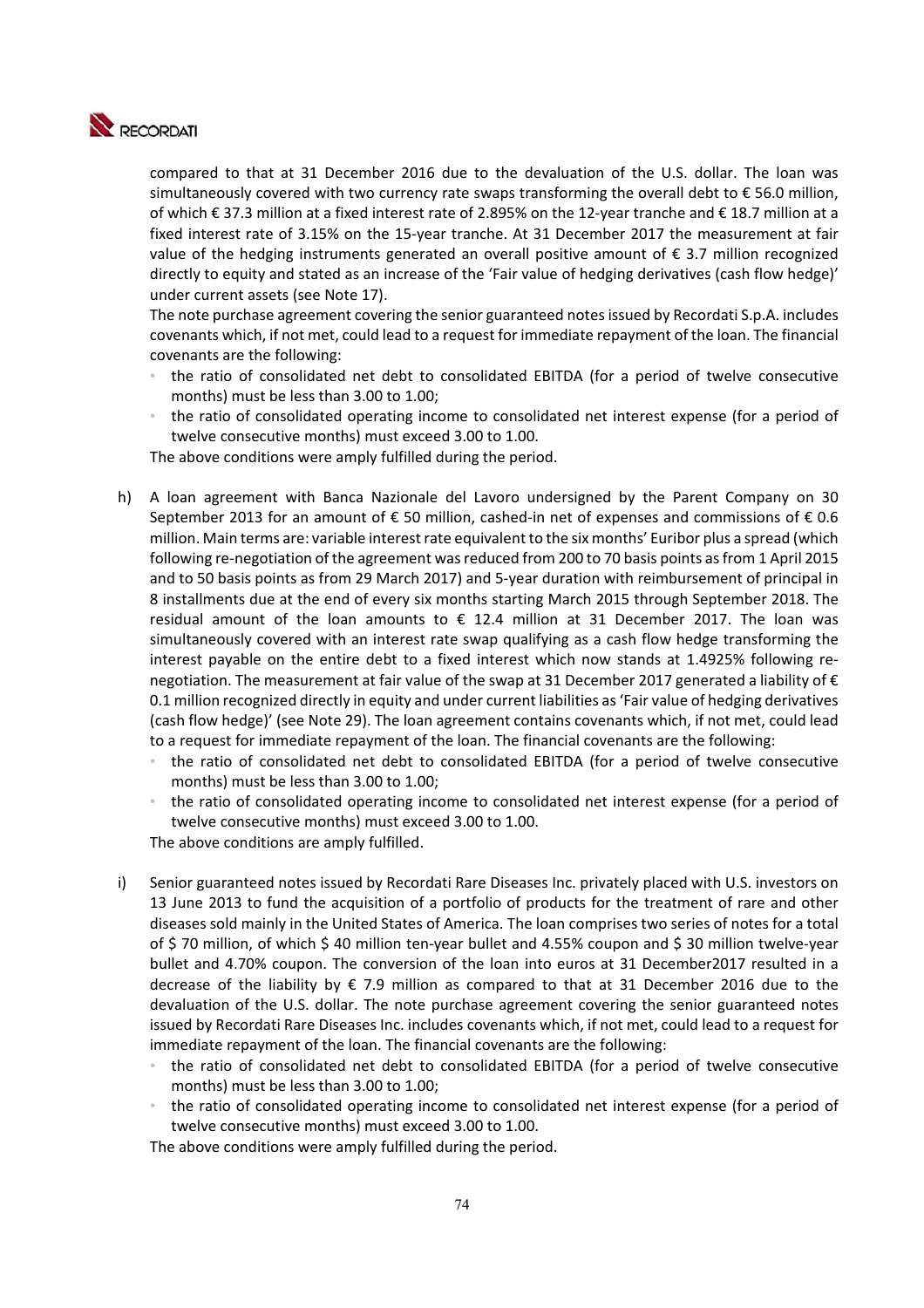compared to that at 31 December 2016 due to the devaluation of the U.S. dollar. The loan was simultaneously covered with two currency rate swaps transforming the overall debt to € 56.0 million, of which € 37.3 million at a fixed interest rate of 2.895% on the 12-year tranche and € 18.7 million at a fixed interest rate of 3.15% on the 15-year tranche. At 31 December 2017 the measurement at fair value of the hedging instruments generated an overall positive amount of € 3.7 million recognized directly to equity and stated as an increase of the 'Fair value of hedging derivatives (cash flow hedge)' under current assets (see Note 17).

The note purchase agreement covering the senior guaranteed notes issued by Recordati S.p.A. includes covenants which, if not met, could lead to a request for immediate repayment of the loan. The financial covenants are the following:

- the ratio of consolidated net debt to consolidated EBITDA (for a period of twelve consecutive months) must be less than 3.00 to 1.00;
- the ratio of consolidated operating income to consolidated net interest expense (for a period of twelve consecutive months) must exceed 3.00 to 1.00.

The above conditions were amply fulfilled during the period.

h) A loan agreement with Banca Nazionale del Lavoro undersigned by the Parent Company on 30 September 2013 for an amount of € 50 million, cashed-in net of expenses and commissions of € 0.6 million. Main terms are: variable interest rate equivalent to the six months' Euribor plus a spread (which following re-negotiation of the agreement was reduced from 200 to 70 basis points as from 1 April 2015 and to 50 basis points as from 29 March 2017) and 5-year duration with reimbursement of principal in 8 installments due at the end of every six months starting March 2015 through September 2018. The residual amount of the loan amounts to € 12.4 million at 31 December 2017. The loan was simultaneously covered with an interest rate swap qualifying as a cash flow hedge transforming the interest payable on the entire debt to a fixed interest which now stands at 1.4925% following re-negotiation. The measurement at fair value of the swap at 31 December 2017 generated a liability of € 0.1 million recognized directly in equity and under current liabilities as 'Fair value of hedging derivatives (cash flow hedge)' (see Note 29). The loan agreement contains covenants which, if not met, could lead to a request for immediate repayment of the loan. The financial covenants are the following:

   - the ratio of consolidated net debt to consolidated EBITDA (for a period of twelve consecutive months) must be less than 3.00 to 1.00;
   - the ratio of consolidated operating income to consolidated net interest expense (for a period of twelve consecutive months) must exceed 3.00 to 1.00.

   The above conditions are amply fulfilled.

i) Senior guaranteed notes issued by Recordati Rare Diseases Inc. privately placed with U.S. investors on 13 June 2013 to fund the acquisition of a portfolio of products for the treatment of rare and other diseases sold mainly in the United States of America. The loan comprises two series of notes for a total of $ 70 million, of which $ 40 million ten-year bullet and 4.55% coupon and $ 30 million twelve-year bullet and 4.70% coupon. The conversion of the loan into euros at 31 December2017 resulted in a decrease of the liability by € 7.9 million as compared to that at 31 December 2016 due to the devaluation of the U.S. dollar. The note purchase agreement covering the senior guaranteed notes issued by Recordati Rare Diseases Inc. includes covenants which, if not met, could lead to a request for immediate repayment of the loan. The financial covenants are the following:

   - the ratio of consolidated net debt to consolidated EBITDA (for a period of twelve consecutive months) must be less than 3.00 to 1.00;
   - the ratio of consolidated operating income to consolidated net interest expense (for a period of twelve consecutive months) must exceed 3.00 to 1.00.

   The above conditions were amply fulfilled during the period.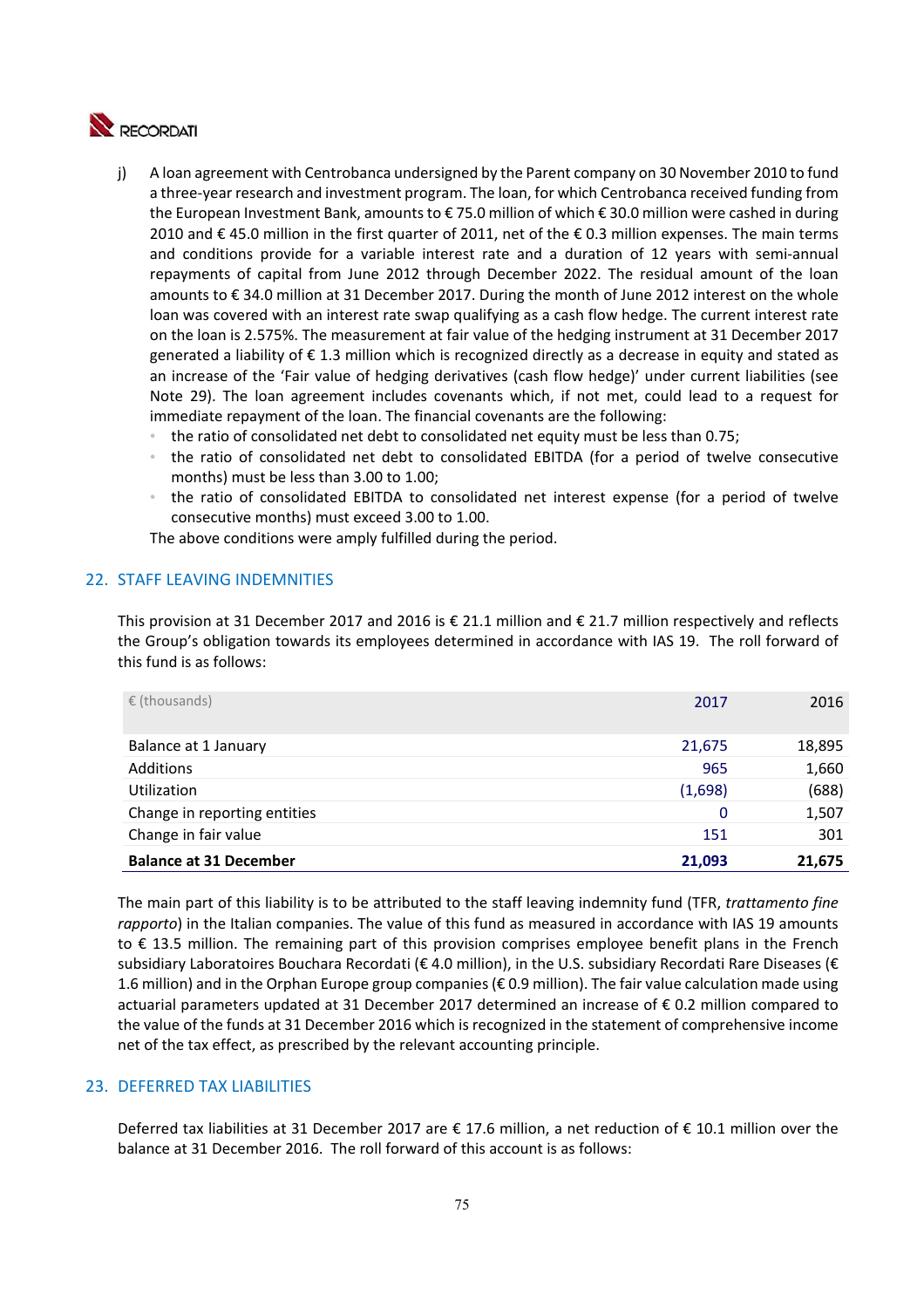j) A loan agreement with Centrobanca undersigned by the Parent company on 30 November 2010 to fund a three-year research and investment program. The loan, for which Centrobanca received funding from the European Investment Bank, amounts to € 75.0 million of which € 30.0 million were cashed in during 2010 and € 45.0 million in the first quarter of 2011, net of the € 0.3 million expenses. The main terms and conditions provide for a variable interest rate and a duration of 12 years with semi-annual repayments of capital from June 2012 through December 2022. The residual amount of the loan amounts to € 34.0 million at 31 December 2017. During the month of June 2012 interest on the whole loan was covered with an interest rate swap qualifying as a cash flow hedge. The current interest rate on the loan is 2.575%. The measurement at fair value of the hedging instrument at 31 December 2017 generated a liability of € 1.3 million which is recognized directly as a decrease in equity and stated as an increase of the 'Fair value of hedging derivatives (cash flow hedge)' under current liabilities (see Note 29). The loan agreement includes covenants which, if not met, could lead to a request for immediate repayment of the loan. The financial covenants are the following:
   - the ratio of consolidated net debt to consolidated net equity must be less than 0.75;
   - the ratio of consolidated net debt to consolidated EBITDA (for a period of twelve consecutive months) must be less than 3.00 to 1.00;
   - the ratio of consolidated EBITDA to consolidated net interest expense (for a period of twelve consecutive months) must exceed 3.00 to 1.00.

   The above conditions were amply fulfilled during the period.

## 22. STAFF LEAVING INDEMNITIES

This provision at 31 December 2017 and 2016 is € 21.1 million and € 21.7 million respectively and reflects the Group's obligation towards its employees determined in accordance with IAS 19. The roll forward of this fund is as follows:

| € (thousands) | 2017 | 2016 |
|---|---|---|
| Balance at 1 January | 21,675 | 18,895 |
| Additions | 965 | 1,660 |
| Utilization | (1,698) | (688) |
| Change in reporting entities | 0 | 1,507 |
| Change in fair value | 151 | 301 |
| **Balance at 31 December** | **21,093** | **21,675** |

The main part of this liability is to be attributed to the staff leaving indemnity fund (TFR, *trattamento fine rapporto*) in the Italian companies. The value of this fund as measured in accordance with IAS 19 amounts to € 13.5 million. The remaining part of this provision comprises employee benefit plans in the French subsidiary Laboratoires Bouchara Recordati (€ 4.0 million), in the U.S. subsidiary Recordati Rare Diseases (€ 1.6 million) and in the Orphan Europe group companies (€ 0.9 million). The fair value calculation made using actuarial parameters updated at 31 December 2017 determined an increase of € 0.2 million compared to the value of the funds at 31 December 2016 which is recognized in the statement of comprehensive income net of the tax effect, as prescribed by the relevant accounting principle.

## 23. DEFERRED TAX LIABILITIES

Deferred tax liabilities at 31 December 2017 are € 17.6 million, a net reduction of € 10.1 million over the balance at 31 December 2016. The roll forward of this account is as follows: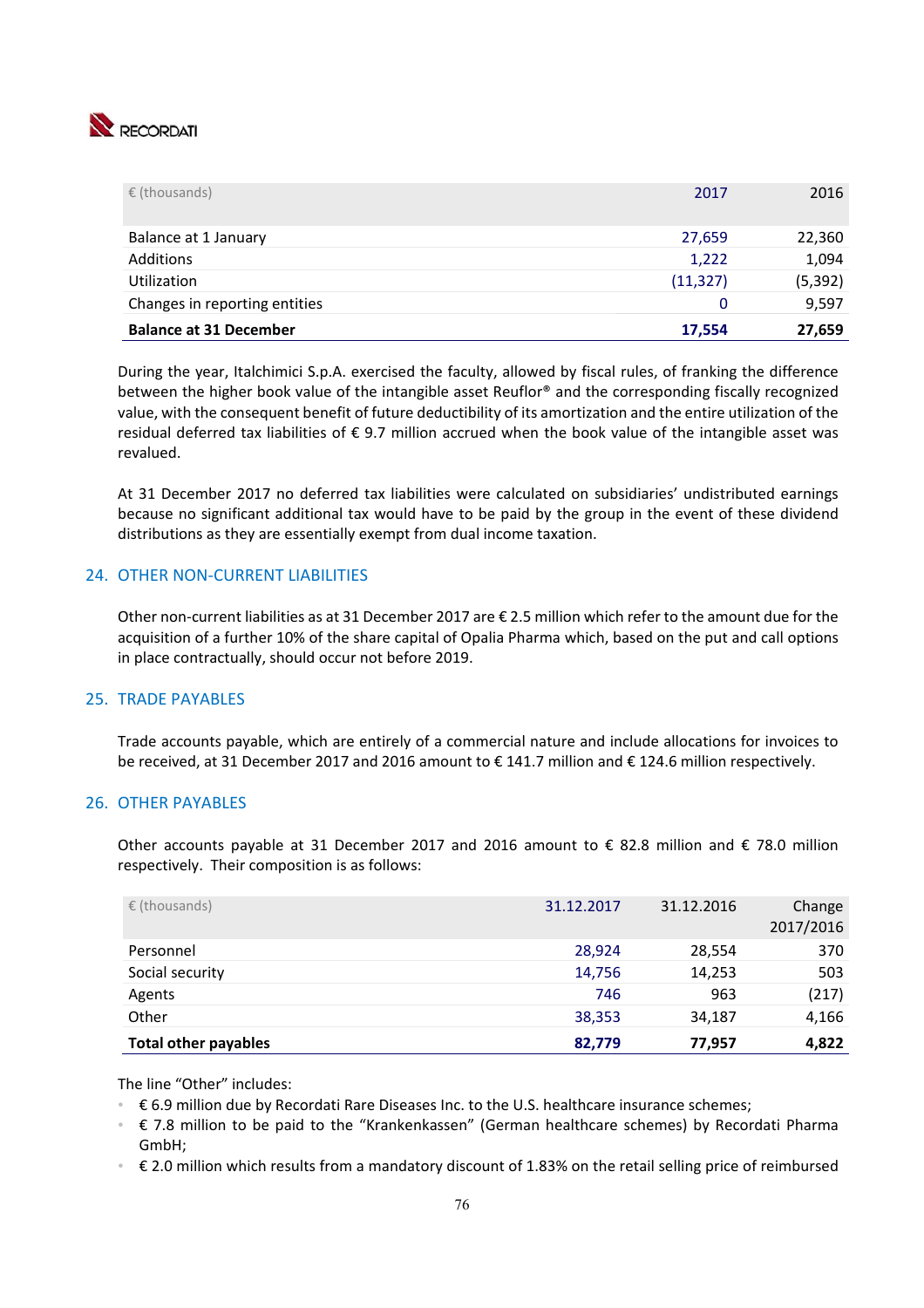| € (thousands) | 2017 | 2016 |
|---|---|---|
| Balance at 1 January | 27,659 | 22,360 |
| Additions | 1,222 | 1,094 |
| Utilization | (11,327) | (5,392) |
| Changes in reporting entities | 0 | 9,597 |
| **Balance at 31 December** | **17,554** | **27,659** |

During the year, Italchimici S.p.A. exercised the faculty, allowed by fiscal rules, of franking the difference between the higher book value of the intangible asset Reuflor® and the corresponding fiscally recognized value, with the consequent benefit of future deductibility of its amortization and the entire utilization of the residual deferred tax liabilities of € 9.7 million accrued when the book value of the intangible asset was revalued.

At 31 December 2017 no deferred tax liabilities were calculated on subsidiaries' undistributed earnings because no significant additional tax would have to be paid by the group in the event of these dividend distributions as they are essentially exempt from dual income taxation.

## 24. OTHER NON-CURRENT LIABILITIES

Other non-current liabilities as at 31 December 2017 are € 2.5 million which refer to the amount due for the acquisition of a further 10% of the share capital of Opalia Pharma which, based on the put and call options in place contractually, should occur not before 2019.

## 25. TRADE PAYABLES

Trade accounts payable, which are entirely of a commercial nature and include allocations for invoices to be received, at 31 December 2017 and 2016 amount to € 141.7 million and € 124.6 million respectively.

## 26. OTHER PAYABLES

Other accounts payable at 31 December 2017 and 2016 amount to € 82.8 million and € 78.0 million respectively. Their composition is as follows:

| € (thousands) | 31.12.2017 | 31.12.2016 | Change 2017/2016 |
|---|---|---|---|
| Personnel | 28,924 | 28,554 | 370 |
| Social security | 14,756 | 14,253 | 503 |
| Agents | 746 | 963 | (217) |
| Other | 38,353 | 34,187 | 4,166 |
| **Total other payables** | **82,779** | **77,957** | **4,822** |

The line "Other" includes:

- € 6.9 million due by Recordati Rare Diseases Inc. to the U.S. healthcare insurance schemes;
- € 7.8 million to be paid to the "Krankenkassen" (German healthcare schemes) by Recordati Pharma GmbH;
- € 2.0 million which results from a mandatory discount of 1.83% on the retail selling price of reimbursed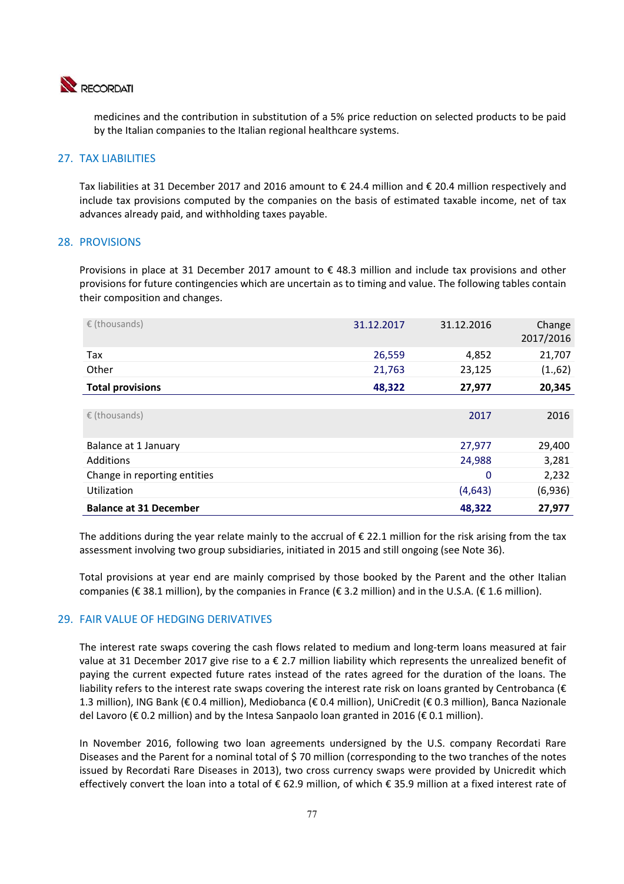medicines and the contribution in substitution of a 5% price reduction on selected products to be paid by the Italian companies to the Italian regional healthcare systems.

## 27. TAX LIABILITIES

Tax liabilities at 31 December 2017 and 2016 amount to € 24.4 million and € 20.4 million respectively and include tax provisions computed by the companies on the basis of estimated taxable income, net of tax advances already paid, and withholding taxes payable.

## 28. PROVISIONS

Provisions in place at 31 December 2017 amount to € 48.3 million and include tax provisions and other provisions for future contingencies which are uncertain as to timing and value. The following tables contain their composition and changes.

| € (thousands) | 31.12.2017 | 31.12.2016 | Change 2017/2016 |
|---|---|---|---|
| Tax | 26,559 | 4,852 | 21,707 |
| Other | 21,763 | 23,125 | (1.,62) |
| **Total provisions** | **48,322** | **27,977** | **20,345** |

| € (thousands) | 2017 | 2016 |
|---|---|---|
| Balance at 1 January | 27,977 | 29,400 |
| Additions | 24,988 | 3,281 |
| Change in reporting entities | 0 | 2,232 |
| Utilization | (4,643) | (6,936) |
| **Balance at 31 December** | **48,322** | **27,977** |

The additions during the year relate mainly to the accrual of € 22.1 million for the risk arising from the tax assessment involving two group subsidiaries, initiated in 2015 and still ongoing (see Note 36).

Total provisions at year end are mainly comprised by those booked by the Parent and the other Italian companies (€ 38.1 million), by the companies in France (€ 3.2 million) and in the U.S.A. (€ 1.6 million).

## 29. FAIR VALUE OF HEDGING DERIVATIVES

The interest rate swaps covering the cash flows related to medium and long-term loans measured at fair value at 31 December 2017 give rise to a € 2.7 million liability which represents the unrealized benefit of paying the current expected future rates instead of the rates agreed for the duration of the loans. The liability refers to the interest rate swaps covering the interest rate risk on loans granted by Centrobanca (€ 1.3 million), ING Bank (€ 0.4 million), Mediobanca (€ 0.4 million), UniCredit (€ 0.3 million), Banca Nazionale del Lavoro (€ 0.2 million) and by the Intesa Sanpaolo loan granted in 2016 (€ 0.1 million).

In November 2016, following two loan agreements undersigned by the U.S. company Recordati Rare Diseases and the Parent for a nominal total of $ 70 million (corresponding to the two tranches of the notes issued by Recordati Rare Diseases in 2013), two cross currency swaps were provided by Unicredit which effectively convert the loan into a total of € 62.9 million, of which € 35.9 million at a fixed interest rate of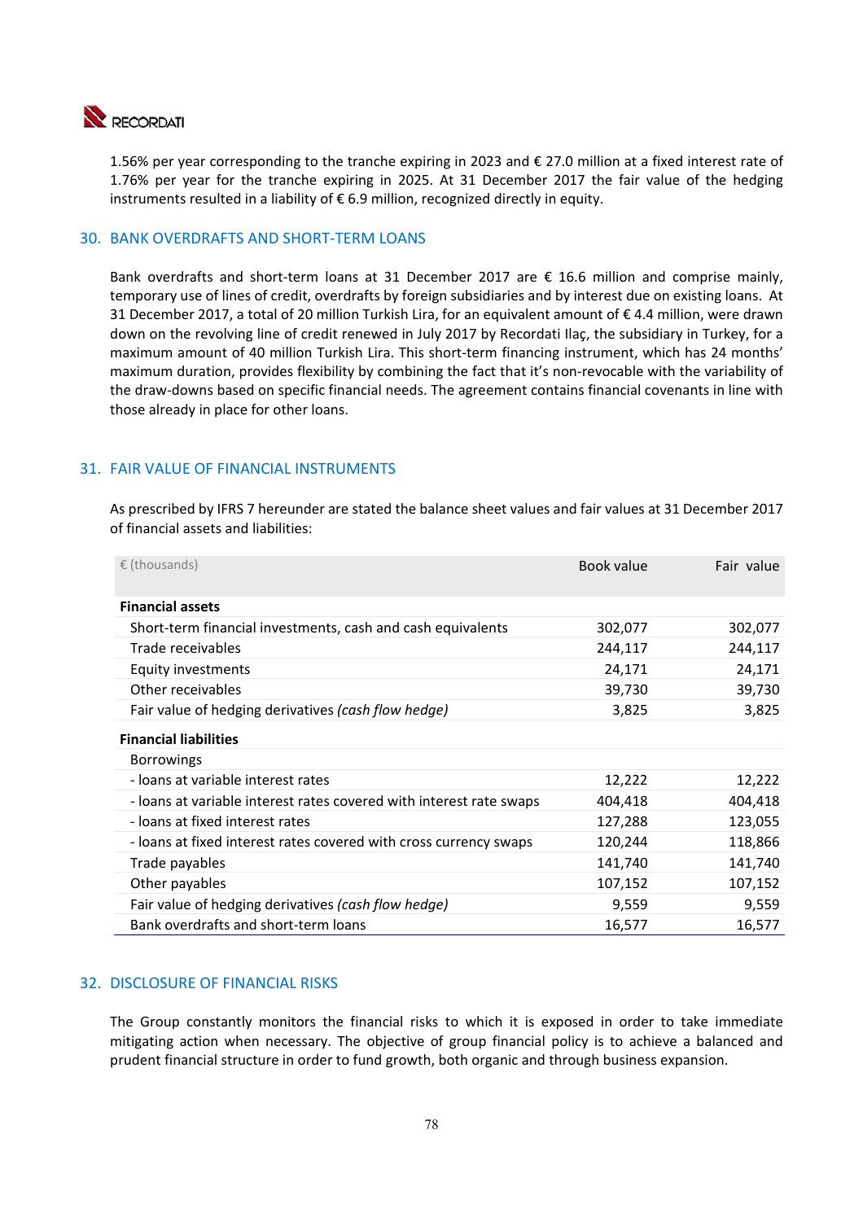1.56% per year corresponding to the tranche expiring in 2023 and € 27.0 million at a fixed interest rate of 1.76% per year for the tranche expiring in 2025. At 31 December 2017 the fair value of the hedging instruments resulted in a liability of € 6.9 million, recognized directly in equity.

## 30. BANK OVERDRAFTS AND SHORT-TERM LOANS

Bank overdrafts and short-term loans at 31 December 2017 are € 16.6 million and comprise mainly, temporary use of lines of credit, overdrafts by foreign subsidiaries and by interest due on existing loans. At 31 December 2017, a total of 20 million Turkish Lira, for an equivalent amount of € 4.4 million, were drawn down on the revolving line of credit renewed in July 2017 by Recordati Ilaç, the subsidiary in Turkey, for a maximum amount of 40 million Turkish Lira. This short-term financing instrument, which has 24 months' maximum duration, provides flexibility by combining the fact that it's non-revocable with the variability of the draw-downs based on specific financial needs. The agreement contains financial covenants in line with those already in place for other loans.

## 31. FAIR VALUE OF FINANCIAL INSTRUMENTS

As prescribed by IFRS 7 hereunder are stated the balance sheet values and fair values at 31 December 2017 of financial assets and liabilities:

| € (thousands) | Book value | Fair value |
|---|---|---|
| **Financial assets** | | |
| Short-term financial investments, cash and cash equivalents | 302,077 | 302,077 |
| Trade receivables | 244,117 | 244,117 |
| Equity investments | 24,171 | 24,171 |
| Other receivables | 39,730 | 39,730 |
| Fair value of hedging derivatives *(cash flow hedge)* | 3,825 | 3,825 |
| **Financial liabilities** | | |
| Borrowings | | |
| - loans at variable interest rates | 12,222 | 12,222 |
| - loans at variable interest rates covered with interest rate swaps | 404,418 | 404,418 |
| - loans at fixed interest rates | 127,288 | 123,055 |
| - loans at fixed interest rates covered with cross currency swaps | 120,244 | 118,866 |
| Trade payables | 141,740 | 141,740 |
| Other payables | 107,152 | 107,152 |
| Fair value of hedging derivatives *(cash flow hedge)* | 9,559 | 9,559 |
| Bank overdrafts and short-term loans | 16,577 | 16,577 |

## 32. DISCLOSURE OF FINANCIAL RISKS

The Group constantly monitors the financial risks to which it is exposed in order to take immediate mitigating action when necessary. The objective of group financial policy is to achieve a balanced and prudent financial structure in order to fund growth, both organic and through business expansion.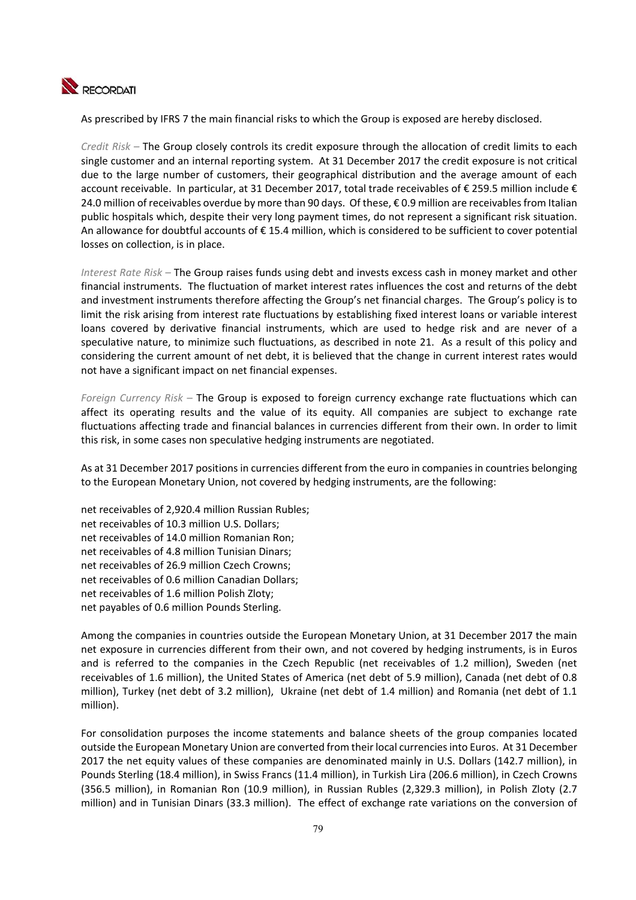As prescribed by IFRS 7 the main financial risks to which the Group is exposed are hereby disclosed.

*Credit Risk* – The Group closely controls its credit exposure through the allocation of credit limits to each single customer and an internal reporting system. At 31 December 2017 the credit exposure is not critical due to the large number of customers, their geographical distribution and the average amount of each account receivable. In particular, at 31 December 2017, total trade receivables of € 259.5 million include € 24.0 million of receivables overdue by more than 90 days. Of these, € 0.9 million are receivables from Italian public hospitals which, despite their very long payment times, do not represent a significant risk situation. An allowance for doubtful accounts of € 15.4 million, which is considered to be sufficient to cover potential losses on collection, is in place.

*Interest Rate Risk* – The Group raises funds using debt and invests excess cash in money market and other financial instruments. The fluctuation of market interest rates influences the cost and returns of the debt and investment instruments therefore affecting the Group's net financial charges. The Group's policy is to limit the risk arising from interest rate fluctuations by establishing fixed interest loans or variable interest loans covered by derivative financial instruments, which are used to hedge risk and are never of a speculative nature, to minimize such fluctuations, as described in note 21. As a result of this policy and considering the current amount of net debt, it is believed that the change in current interest rates would not have a significant impact on net financial expenses.

*Foreign Currency Risk* – The Group is exposed to foreign currency exchange rate fluctuations which can affect its operating results and the value of its equity. All companies are subject to exchange rate fluctuations affecting trade and financial balances in currencies different from their own. In order to limit this risk, in some cases non speculative hedging instruments are negotiated.

As at 31 December 2017 positions in currencies different from the euro in companies in countries belonging to the European Monetary Union, not covered by hedging instruments, are the following:

net receivables of 2,920.4 million Russian Rubles;
net receivables of 10.3 million U.S. Dollars;
net receivables of 14.0 million Romanian Ron;
net receivables of 4.8 million Tunisian Dinars;
net receivables of 26.9 million Czech Crowns;
net receivables of 0.6 million Canadian Dollars;
net receivables of 1.6 million Polish Zloty;
net payables of 0.6 million Pounds Sterling.

Among the companies in countries outside the European Monetary Union, at 31 December 2017 the main net exposure in currencies different from their own, and not covered by hedging instruments, is in Euros and is referred to the companies in the Czech Republic (net receivables of 1.2 million), Sweden (net receivables of 1.6 million), the United States of America (net debt of 5.9 million), Canada (net debt of 0.8 million), Turkey (net debt of 3.2 million), Ukraine (net debt of 1.4 million) and Romania (net debt of 1.1 million).

For consolidation purposes the income statements and balance sheets of the group companies located outside the European Monetary Union are converted from their local currencies into Euros. At 31 December 2017 the net equity values of these companies are denominated mainly in U.S. Dollars (142.7 million), in Pounds Sterling (18.4 million), in Swiss Francs (11.4 million), in Turkish Lira (206.6 million), in Czech Crowns (356.5 million), in Romanian Ron (10.9 million), in Russian Rubles (2,329.3 million), in Polish Zloty (2.7 million) and in Tunisian Dinars (33.3 million). The effect of exchange rate variations on the conversion of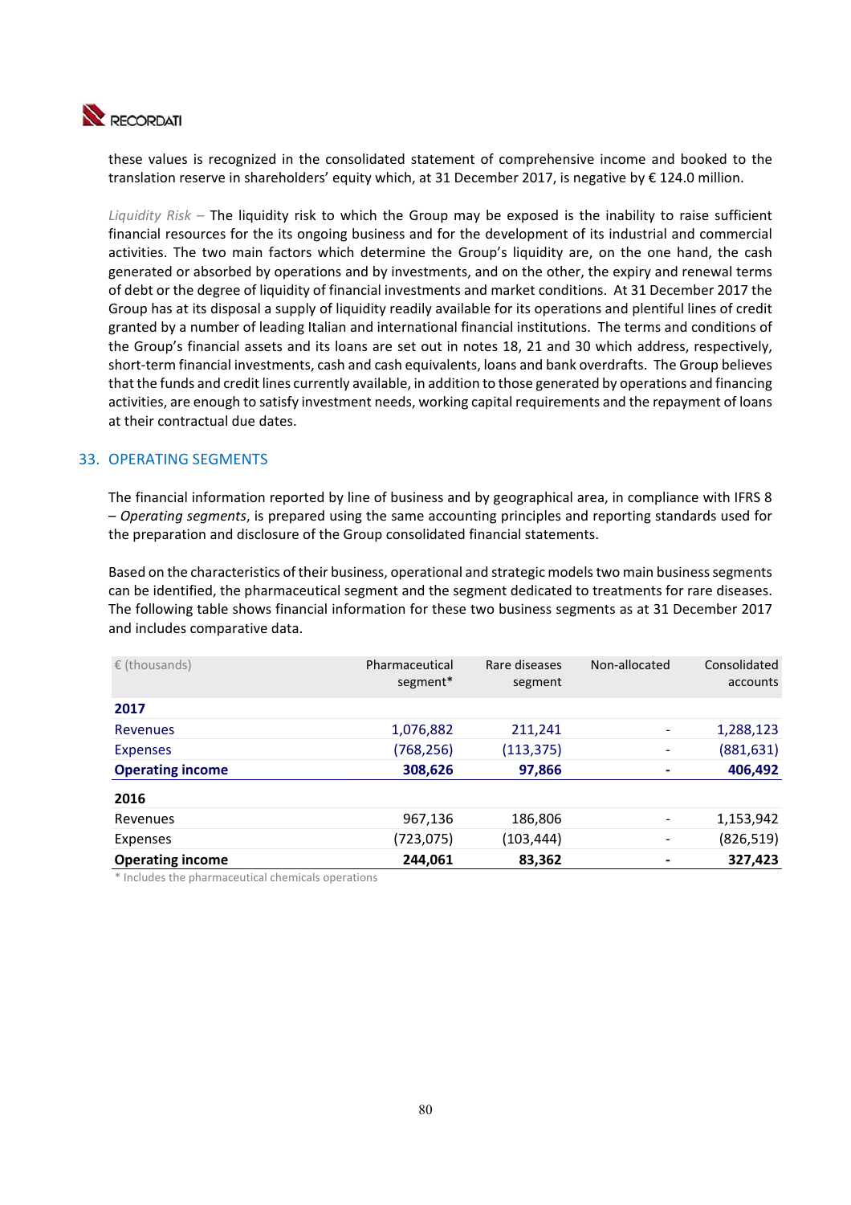these values is recognized in the consolidated statement of comprehensive income and booked to the translation reserve in shareholders' equity which, at 31 December 2017, is negative by € 124.0 million.

*Liquidity Risk* – The liquidity risk to which the Group may be exposed is the inability to raise sufficient financial resources for the its ongoing business and for the development of its industrial and commercial activities. The two main factors which determine the Group's liquidity are, on the one hand, the cash generated or absorbed by operations and by investments, and on the other, the expiry and renewal terms of debt or the degree of liquidity of financial investments and market conditions. At 31 December 2017 the Group has at its disposal a supply of liquidity readily available for its operations and plentiful lines of credit granted by a number of leading Italian and international financial institutions. The terms and conditions of the Group's financial assets and its loans are set out in notes 18, 21 and 30 which address, respectively, short-term financial investments, cash and cash equivalents, loans and bank overdrafts. The Group believes that the funds and credit lines currently available, in addition to those generated by operations and financing activities, are enough to satisfy investment needs, working capital requirements and the repayment of loans at their contractual due dates.

## 33. OPERATING SEGMENTS

The financial information reported by line of business and by geographical area, in compliance with IFRS 8 – *Operating segments*, is prepared using the same accounting principles and reporting standards used for the preparation and disclosure of the Group consolidated financial statements.

Based on the characteristics of their business, operational and strategic models two main business segments can be identified, the pharmaceutical segment and the segment dedicated to treatments for rare diseases. The following table shows financial information for these two business segments as at 31 December 2017 and includes comparative data.

| € (thousands) | Pharmaceutical segment* | Rare diseases segment | Non-allocated | Consolidated accounts |
|---|---|---|---|---|
| **2017** | | | | |
| Revenues | 1,076,882 | 211,241 | - | 1,288,123 |
| Expenses | (768,256) | (113,375) | - | (881,631) |
| **Operating income** | **308,626** | **97,866** | **-** | **406,492** |
| **2016** | | | | |
| Revenues | 967,136 | 186,806 | - | 1,153,942 |
| Expenses | (723,075) | (103,444) | - | (826,519) |
| **Operating income** | **244,061** | **83,362** | **-** | **327,423** |

\* Includes the pharmaceutical chemicals operations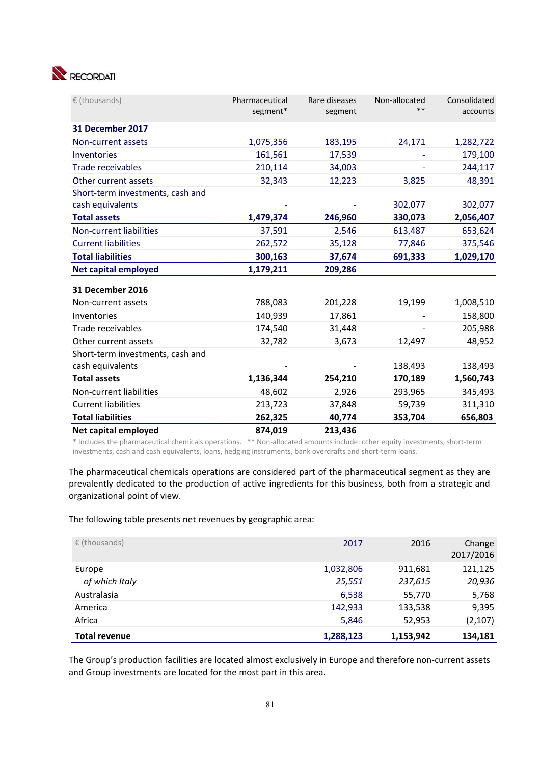| € (thousands) | Pharmaceutical segment* | Rare diseases segment | Non-allocated ** | Consolidated accounts |
|---|---|---|---|---|
| **31 December 2017** | | | | |
| Non-current assets | 1,075,356 | 183,195 | 24,171 | 1,282,722 |
| Inventories | 161,561 | 17,539 | - | 179,100 |
| Trade receivables | 210,114 | 34,003 | - | 244,117 |
| Other current assets | 32,343 | 12,223 | 3,825 | 48,391 |
| Short-term investments, cash and cash equivalents | - | - | 302,077 | 302,077 |
| **Total assets** | **1,479,374** | **246,960** | **330,073** | **2,056,407** |
| Non-current liabilities | 37,591 | 2,546 | 613,487 | 653,624 |
| Current liabilities | 262,572 | 35,128 | 77,846 | 375,546 |
| **Total liabilities** | **300,163** | **37,674** | **691,333** | **1,029,170** |
| **Net capital employed** | **1,179,211** | **209,286** | | |
| **31 December 2016** | | | | |
| Non-current assets | 788,083 | 201,228 | 19,199 | 1,008,510 |
| Inventories | 140,939 | 17,861 | - | 158,800 |
| Trade receivables | 174,540 | 31,448 | - | 205,988 |
| Other current assets | 32,782 | 3,673 | 12,497 | 48,952 |
| Short-term investments, cash and cash equivalents | - | - | 138,493 | 138,493 |
| **Total assets** | **1,136,344** | **254,210** | **170,189** | **1,560,743** |
| Non-current liabilities | 48,602 | 2,926 | 293,965 | 345,493 |
| Current liabilities | 213,723 | 37,848 | 59,739 | 311,310 |
| **Total liabilities** | **262,325** | **40,774** | **353,704** | **656,803** |
| **Net capital employed** | **874,019** | **213,436** | | |

\* Includes the pharmaceutical chemicals operations. ** Non-allocated amounts include: other equity investments, short-term investments, cash and cash equivalents, loans, hedging instruments, bank overdrafts and short-term loans.

The pharmaceutical chemicals operations are considered part of the pharmaceutical segment as they are prevalently dedicated to the production of active ingredients for this business, both from a strategic and organizational point of view.

The following table presents net revenues by geographic area:

| € (thousands) | 2017 | 2016 | Change 2017/2016 |
|---|---|---|---|
| Europe | 1,032,806 | 911,681 | 121,125 |
| *of which Italy* | *25,551* | *237,615* | *20,936* |
| Australasia | 6,538 | 55,770 | 5,768 |
| America | 142,933 | 133,538 | 9,395 |
| Africa | 5,846 | 52,953 | (2,107) |
| **Total revenue** | **1,288,123** | **1,153,942** | **134,181** |

The Group's production facilities are located almost exclusively in Europe and therefore non-current assets and Group investments are located for the most part in this area.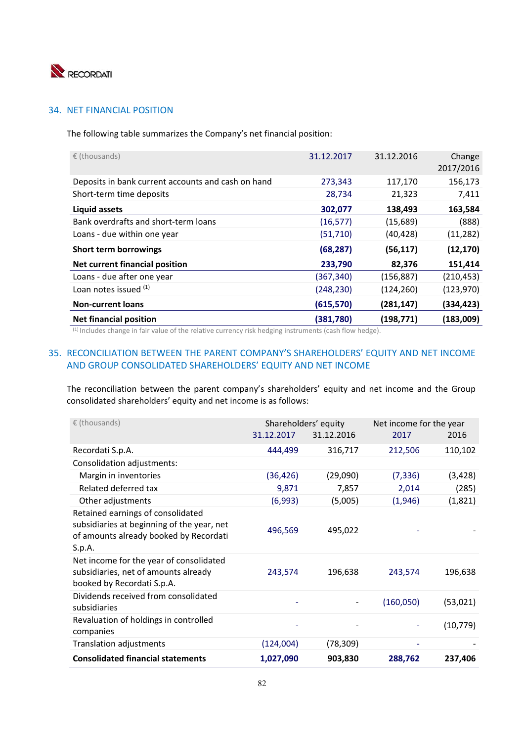## 34. NET FINANCIAL POSITION

The following table summarizes the Company's net financial position:

| € (thousands) | 31.12.2017 | 31.12.2016 | Change 2017/2016 |
|---|---|---|---|
| Deposits in bank current accounts and cash on hand | 273,343 | 117,170 | 156,173 |
| Short-term time deposits | 28,734 | 21,323 | 7,411 |
| **Liquid assets** | **302,077** | **138,493** | **163,584** |
| Bank overdrafts and short-term loans | (16,577) | (15,689) | (888) |
| Loans - due within one year | (51,710) | (40,428) | (11,282) |
| **Short term borrowings** | **(68,287)** | **(56,117)** | **(12,170)** |
| **Net current financial position** | **233,790** | **82,376** | **151,414** |
| Loans - due after one year | (367,340) | (156,887) | (210,453) |
| Loan notes issued [1] | (248,230) | (124,260) | (123,970) |
| **Non-current loans** | **(615,570)** | **(281,147)** | **(334,423)** |
| **Net financial position** | **(381,780)** | **(198,771)** | **(183,009)** |

[1] Includes change in fair value of the relative currency risk hedging instruments (cash flow hedge).

## 35. RECONCILIATION BETWEEN THE PARENT COMPANY'S SHAREHOLDERS' EQUITY AND NET INCOME AND GROUP CONSOLIDATED SHAREHOLDERS' EQUITY AND NET INCOME

The reconciliation between the parent company's shareholders' equity and net income and the Group consolidated shareholders' equity and net income is as follows:

| € (thousands) | Shareholders' equity | | Net income for the year | |
|---|---|---|---|---|
| | 31.12.2017 | 31.12.2016 | 2017 | 2016 |
| Recordati S.p.A. | 444,499 | 316,717 | 212,506 | 110,102 |
| Consolidation adjustments: | | | | |
| Margin in inventories | (36,426) | (29,090) | (7,336) | (3,428) |
| Related deferred tax | 9,871 | 7,857 | 2,014 | (285) |
| Other adjustments | (6,993) | (5,005) | (1,946) | (1,821) |
| Retained earnings of consolidated subsidiaries at beginning of the year, net of amounts already booked by Recordati S.p.A. | 496,569 | 495,022 | - | - |
| Net income for the year of consolidated subsidiaries, net of amounts already booked by Recordati S.p.A. | 243,574 | 196,638 | 243,574 | 196,638 |
| Dividends received from consolidated subsidiaries | - | - | (160,050) | (53,021) |
| Revaluation of holdings in controlled companies | - | - | - | (10,779) |
| Translation adjustments | (124,004) | (78,309) | - | - |
| **Consolidated financial statements** | **1,027,090** | **903,830** | **288,762** | **237,406** |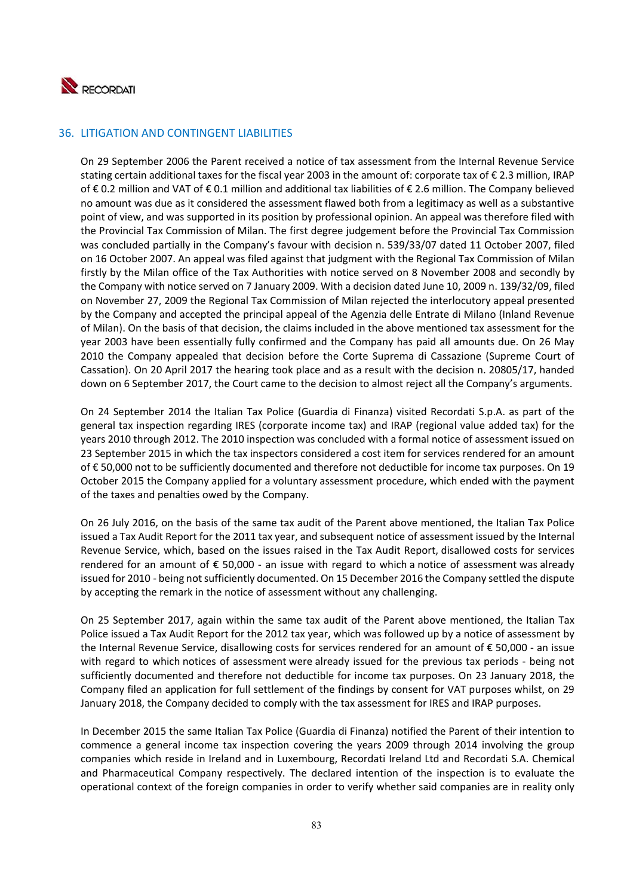## 36. LITIGATION AND CONTINGENT LIABILITIES

On 29 September 2006 the Parent received a notice of tax assessment from the Internal Revenue Service stating certain additional taxes for the fiscal year 2003 in the amount of: corporate tax of € 2.3 million, IRAP of € 0.2 million and VAT of € 0.1 million and additional tax liabilities of € 2.6 million. The Company believed no amount was due as it considered the assessment flawed both from a legitimacy as well as a substantive point of view, and was supported in its position by professional opinion. An appeal was therefore filed with the Provincial Tax Commission of Milan. The first degree judgement before the Provincial Tax Commission was concluded partially in the Company's favour with decision n. 539/33/07 dated 11 October 2007, filed on 16 October 2007. An appeal was filed against that judgment with the Regional Tax Commission of Milan firstly by the Milan office of the Tax Authorities with notice served on 8 November 2008 and secondly by the Company with notice served on 7 January 2009. With a decision dated June 10, 2009 n. 139/32/09, filed on November 27, 2009 the Regional Tax Commission of Milan rejected the interlocutory appeal presented by the Company and accepted the principal appeal of the Agenzia delle Entrate di Milano (Inland Revenue of Milan). On the basis of that decision, the claims included in the above mentioned tax assessment for the year 2003 have been essentially fully confirmed and the Company has paid all amounts due. On 26 May 2010 the Company appealed that decision before the Corte Suprema di Cassazione (Supreme Court of Cassation). On 20 April 2017 the hearing took place and as a result with the decision n. 20805/17, handed down on 6 September 2017, the Court came to the decision to almost reject all the Company's arguments.

On 24 September 2014 the Italian Tax Police (Guardia di Finanza) visited Recordati S.p.A. as part of the general tax inspection regarding IRES (corporate income tax) and IRAP (regional value added tax) for the years 2010 through 2012. The 2010 inspection was concluded with a formal notice of assessment issued on 23 September 2015 in which the tax inspectors considered a cost item for services rendered for an amount of € 50,000 not to be sufficiently documented and therefore not deductible for income tax purposes. On 19 October 2015 the Company applied for a voluntary assessment procedure, which ended with the payment of the taxes and penalties owed by the Company.

On 26 July 2016, on the basis of the same tax audit of the Parent above mentioned, the Italian Tax Police issued a Tax Audit Report for the 2011 tax year, and subsequent notice of assessment issued by the Internal Revenue Service, which, based on the issues raised in the Tax Audit Report, disallowed costs for services rendered for an amount of € 50,000 - an issue with regard to which a notice of assessment was already issued for 2010 - being not sufficiently documented. On 15 December 2016 the Company settled the dispute by accepting the remark in the notice of assessment without any challenging.

On 25 September 2017, again within the same tax audit of the Parent above mentioned, the Italian Tax Police issued a Tax Audit Report for the 2012 tax year, which was followed up by a notice of assessment by the Internal Revenue Service, disallowing costs for services rendered for an amount of € 50,000 - an issue with regard to which notices of assessment were already issued for the previous tax periods - being not sufficiently documented and therefore not deductible for income tax purposes. On 23 January 2018, the Company filed an application for full settlement of the findings by consent for VAT purposes whilst, on 29 January 2018, the Company decided to comply with the tax assessment for IRES and IRAP purposes.

In December 2015 the same Italian Tax Police (Guardia di Finanza) notified the Parent of their intention to commence a general income tax inspection covering the years 2009 through 2014 involving the group companies which reside in Ireland and in Luxembourg, Recordati Ireland Ltd and Recordati S.A. Chemical and Pharmaceutical Company respectively. The declared intention of the inspection is to evaluate the operational context of the foreign companies in order to verify whether said companies are in reality only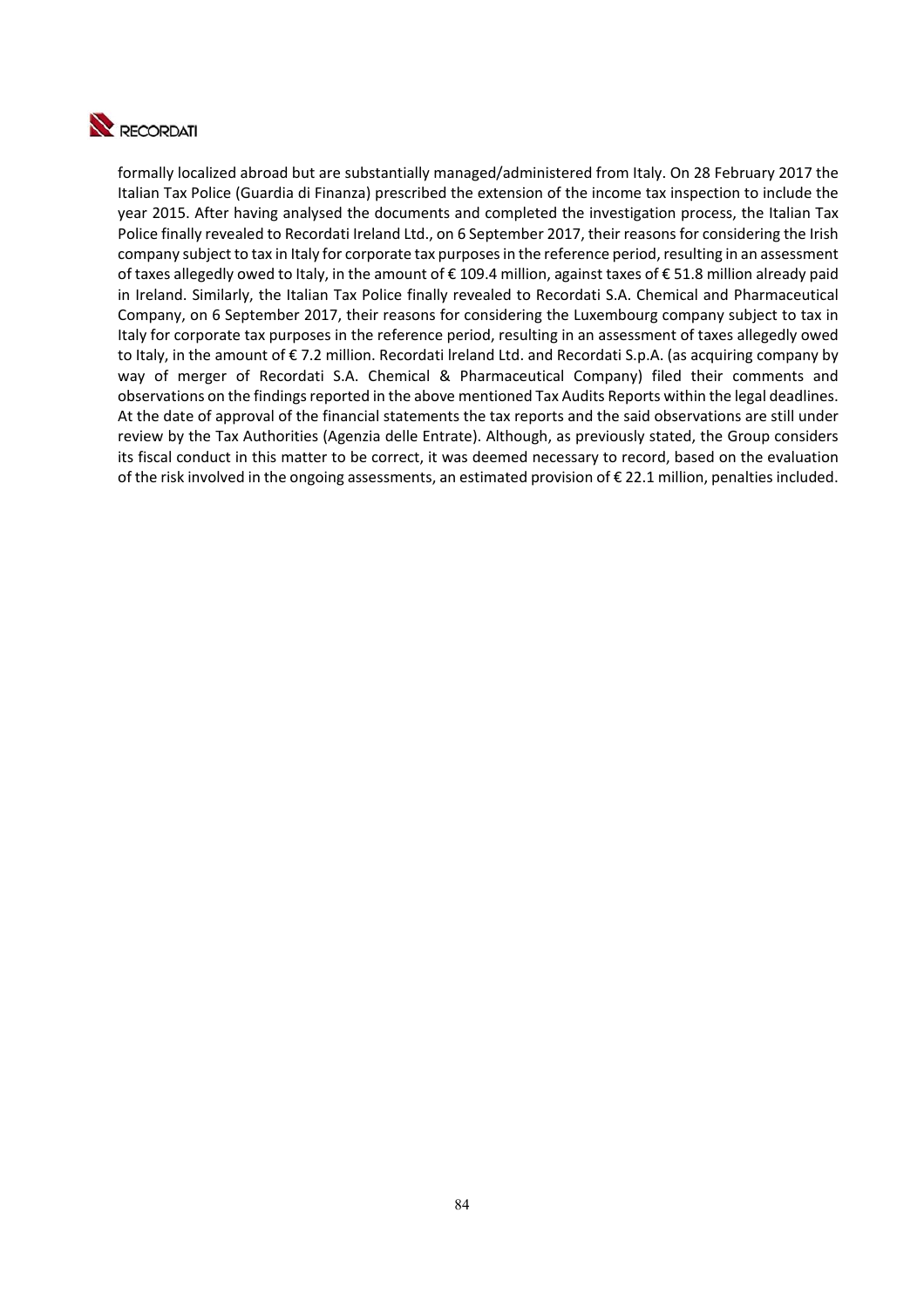formally localized abroad but are substantially managed/administered from Italy. On 28 February 2017 the Italian Tax Police (Guardia di Finanza) prescribed the extension of the income tax inspection to include the year 2015. After having analysed the documents and completed the investigation process, the Italian Tax Police finally revealed to Recordati Ireland Ltd., on 6 September 2017, their reasons for considering the Irish company subject to tax in Italy for corporate tax purposes in the reference period, resulting in an assessment of taxes allegedly owed to Italy, in the amount of € 109.4 million, against taxes of € 51.8 million already paid in Ireland. Similarly, the Italian Tax Police finally revealed to Recordati S.A. Chemical and Pharmaceutical Company, on 6 September 2017, their reasons for considering the Luxembourg company subject to tax in Italy for corporate tax purposes in the reference period, resulting in an assessment of taxes allegedly owed to Italy, in the amount of € 7.2 million. Recordati Ireland Ltd. and Recordati S.p.A. (as acquiring company by way of merger of Recordati S.A. Chemical & Pharmaceutical Company) filed their comments and observations on the findings reported in the above mentioned Tax Audits Reports within the legal deadlines. At the date of approval of the financial statements the tax reports and the said observations are still under review by the Tax Authorities (Agenzia delle Entrate). Although, as previously stated, the Group considers its fiscal conduct in this matter to be correct, it was deemed necessary to record, based on the evaluation of the risk involved in the ongoing assessments, an estimated provision of € 22.1 million, penalties included.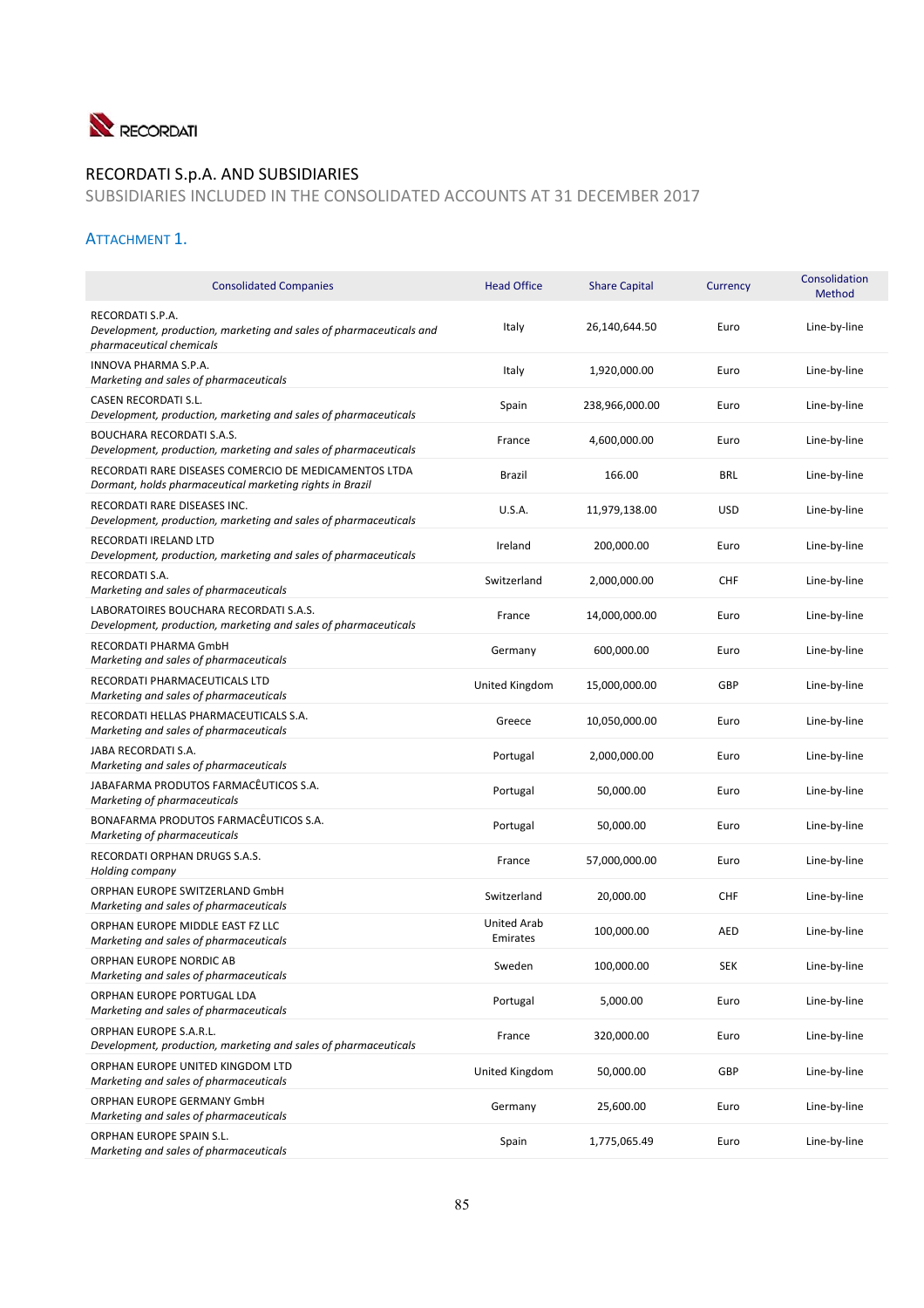RECORDATI

# RECORDATI S.p.A. AND SUBSIDIARIES

## SUBSIDIARIES INCLUDED IN THE CONSOLIDATED ACCOUNTS AT 31 DECEMBER 2017

### ATTACHMENT 1.

| Consolidated Companies | Head Office | Share Capital | Currency | Consolidation Method |
|---|---|---|---|---|
| RECORDATI S.P.A.<br>*Development, production, marketing and sales of pharmaceuticals and pharmaceutical chemicals* | Italy | 26,140,644.50 | Euro | Line-by-line |
| INNOVA PHARMA S.P.A.<br>*Marketing and sales of pharmaceuticals* | Italy | 1,920,000.00 | Euro | Line-by-line |
| CASEN RECORDATI S.L.<br>*Development, production, marketing and sales of pharmaceuticals* | Spain | 238,966,000.00 | Euro | Line-by-line |
| BOUCHARA RECORDATI S.A.S.<br>*Development, production, marketing and sales of pharmaceuticals* | France | 4,600,000.00 | Euro | Line-by-line |
| RECORDATI RARE DISEASES COMERCIO DE MEDICAMENTOS LTDA<br>*Dormant, holds pharmaceutical marketing rights in Brazil* | Brazil | 166.00 | BRL | Line-by-line |
| RECORDATI RARE DISEASES INC.<br>*Development, production, marketing and sales of pharmaceuticals* | U.S.A. | 11,979,138.00 | USD | Line-by-line |
| RECORDATI IRELAND LTD<br>*Development, production, marketing and sales of pharmaceuticals* | Ireland | 200,000.00 | Euro | Line-by-line |
| RECORDATI S.A.<br>*Marketing and sales of pharmaceuticals* | Switzerland | 2,000,000.00 | CHF | Line-by-line |
| LABORATOIRES BOUCHARA RECORDATI S.A.S.<br>*Development, production, marketing and sales of pharmaceuticals* | France | 14,000,000.00 | Euro | Line-by-line |
| RECORDATI PHARMA GmbH<br>*Marketing and sales of pharmaceuticals* | Germany | 600,000.00 | Euro | Line-by-line |
| RECORDATI PHARMACEUTICALS LTD<br>*Marketing and sales of pharmaceuticals* | United Kingdom | 15,000,000.00 | GBP | Line-by-line |
| RECORDATI HELLAS PHARMACEUTICALS S.A.<br>*Marketing and sales of pharmaceuticals* | Greece | 10,050,000.00 | Euro | Line-by-line |
| JABA RECORDATI S.A.<br>*Marketing and sales of pharmaceuticals* | Portugal | 2,000,000.00 | Euro | Line-by-line |
| JABAFARMA PRODUTOS FARMACÊUTICOS S.A.<br>*Marketing of pharmaceuticals* | Portugal | 50,000.00 | Euro | Line-by-line |
| BONAFARMA PRODUTOS FARMACÊUTICOS S.A.<br>*Marketing of pharmaceuticals* | Portugal | 50,000.00 | Euro | Line-by-line |
| RECORDATI ORPHAN DRUGS S.A.S.<br>*Holding company* | France | 57,000,000.00 | Euro | Line-by-line |
| ORPHAN EUROPE SWITZERLAND GmbH<br>*Marketing and sales of pharmaceuticals* | Switzerland | 20,000.00 | CHF | Line-by-line |
| ORPHAN EUROPE MIDDLE EAST FZ LLC<br>*Marketing and sales of pharmaceuticals* | United Arab Emirates | 100,000.00 | AED | Line-by-line |
| ORPHAN EUROPE NORDIC AB<br>*Marketing and sales of pharmaceuticals* | Sweden | 100,000.00 | SEK | Line-by-line |
| ORPHAN EUROPE PORTUGAL LDA<br>*Marketing and sales of pharmaceuticals* | Portugal | 5,000.00 | Euro | Line-by-line |
| ORPHAN EUROPE S.A.R.L.<br>*Development, production, marketing and sales of pharmaceuticals* | France | 320,000.00 | Euro | Line-by-line |
| ORPHAN EUROPE UNITED KINGDOM LTD<br>*Marketing and sales of pharmaceuticals* | United Kingdom | 50,000.00 | GBP | Line-by-line |
| ORPHAN EUROPE GERMANY GmbH<br>*Marketing and sales of pharmaceuticals* | Germany | 25,600.00 | Euro | Line-by-line |
| ORPHAN EUROPE SPAIN S.L.<br>*Marketing and sales of pharmaceuticals* | Spain | 1,775,065.49 | Euro | Line-by-line |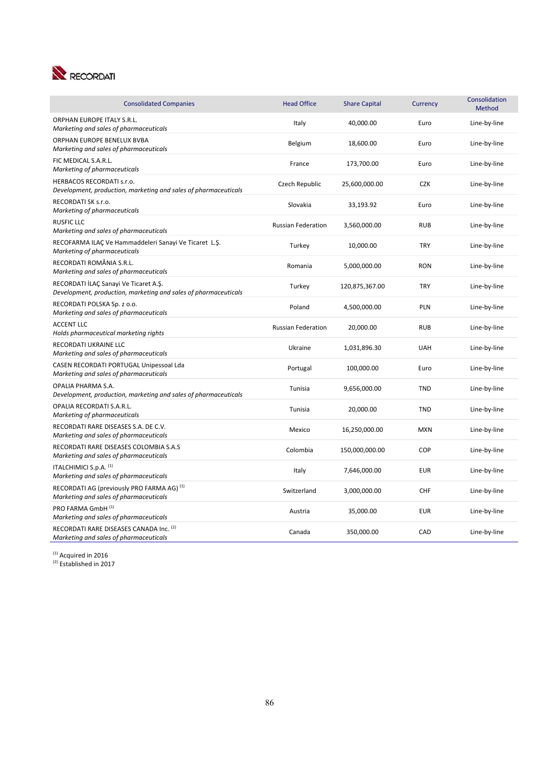| Consolidated Companies | Head Office | Share Capital | Currency | Consolidation Method |
|---|---|---|---|---|
| ORPHAN EUROPE ITALY S.R.L.<br>*Marketing and sales of pharmaceuticals* | Italy | 40,000.00 | Euro | Line-by-line |
| ORPHAN EUROPE BENELUX BVBA<br>*Marketing and sales of pharmaceuticals* | Belgium | 18,600.00 | Euro | Line-by-line |
| FIC MEDICAL S.A.R.L.<br>*Marketing of pharmaceuticals* | France | 173,700.00 | Euro | Line-by-line |
| HERBACOS RECORDATI s.r.o.<br>*Development, production, marketing and sales of pharmaceuticals* | Czech Republic | 25,600,000.00 | CZK | Line-by-line |
| RECORDATI SK s.r.o.<br>*Marketing of pharmaceuticals* | Slovakia | 33,193.92 | Euro | Line-by-line |
| RUSFIC LLC<br>*Marketing and sales of pharmaceuticals* | Russian Federation | 3,560,000.00 | RUB | Line-by-line |
| RECOFARMA ILAÇ Ve Hammaddeleri Sanayi Ve Ticaret L.Ş.<br>*Marketing of pharmaceuticals* | Turkey | 10,000.00 | TRY | Line-by-line |
| RECORDATI ROMÂNIA S.R.L.<br>*Marketing and sales of pharmaceuticals* | Romania | 5,000,000.00 | RON | Line-by-line |
| RECORDATI İLAÇ Sanayi Ve Ticaret A.Ş.<br>*Development, production, marketing and sales of pharmaceuticals* | Turkey | 120,875,367.00 | TRY | Line-by-line |
| RECORDATI POLSKA Sp. z o.o.<br>*Marketing and sales of pharmaceuticals* | Poland | 4,500,000.00 | PLN | Line-by-line |
| ACCENT LLC<br>*Holds pharmaceutical marketing rights* | Russian Federation | 20,000.00 | RUB | Line-by-line |
| RECORDATI UKRAINE LLC<br>*Marketing and sales of pharmaceuticals* | Ukraine | 1,031,896.30 | UAH | Line-by-line |
| CASEN RECORDATI PORTUGAL Unipessoal Lda<br>*Marketing and sales of pharmaceuticals* | Portugal | 100,000.00 | Euro | Line-by-line |
| OPALIA PHARMA S.A.<br>*Development, production, marketing and sales of pharmaceuticals* | Tunisia | 9,656,000.00 | TND | Line-by-line |
| OPALIA RECORDATI S.A.R.L.<br>*Marketing of pharmaceuticals* | Tunisia | 20,000.00 | TND | Line-by-line |
| RECORDATI RARE DISEASES S.A. DE C.V.<br>*Marketing and sales of pharmaceuticals* | Mexico | 16,250,000.00 | MXN | Line-by-line |
| RECORDATI RARE DISEASES COLOMBIA S.A.S<br>*Marketing and sales of pharmaceuticals* | Colombia | 150,000,000.00 | COP | Line-by-line |
| ITALCHIMICI S.p.A. (1)<br>*Marketing and sales of pharmaceuticals* | Italy | 7,646,000.00 | EUR | Line-by-line |
| RECORDATI AG (previously PRO FARMA AG) (1)<br>*Marketing and sales of pharmaceuticals* | Switzerland | 3,000,000.00 | CHF | Line-by-line |
| PRO FARMA GmbH (1)<br>*Marketing and sales of pharmaceuticals* | Austria | 35,000.00 | EUR | Line-by-line |
| RECORDATI RARE DISEASES CANADA Inc. (2)<br>*Marketing and sales of pharmaceuticals* | Canada | 350,000.00 | CAD | Line-by-line |

(1) Acquired in 2016
(2) Established in 2017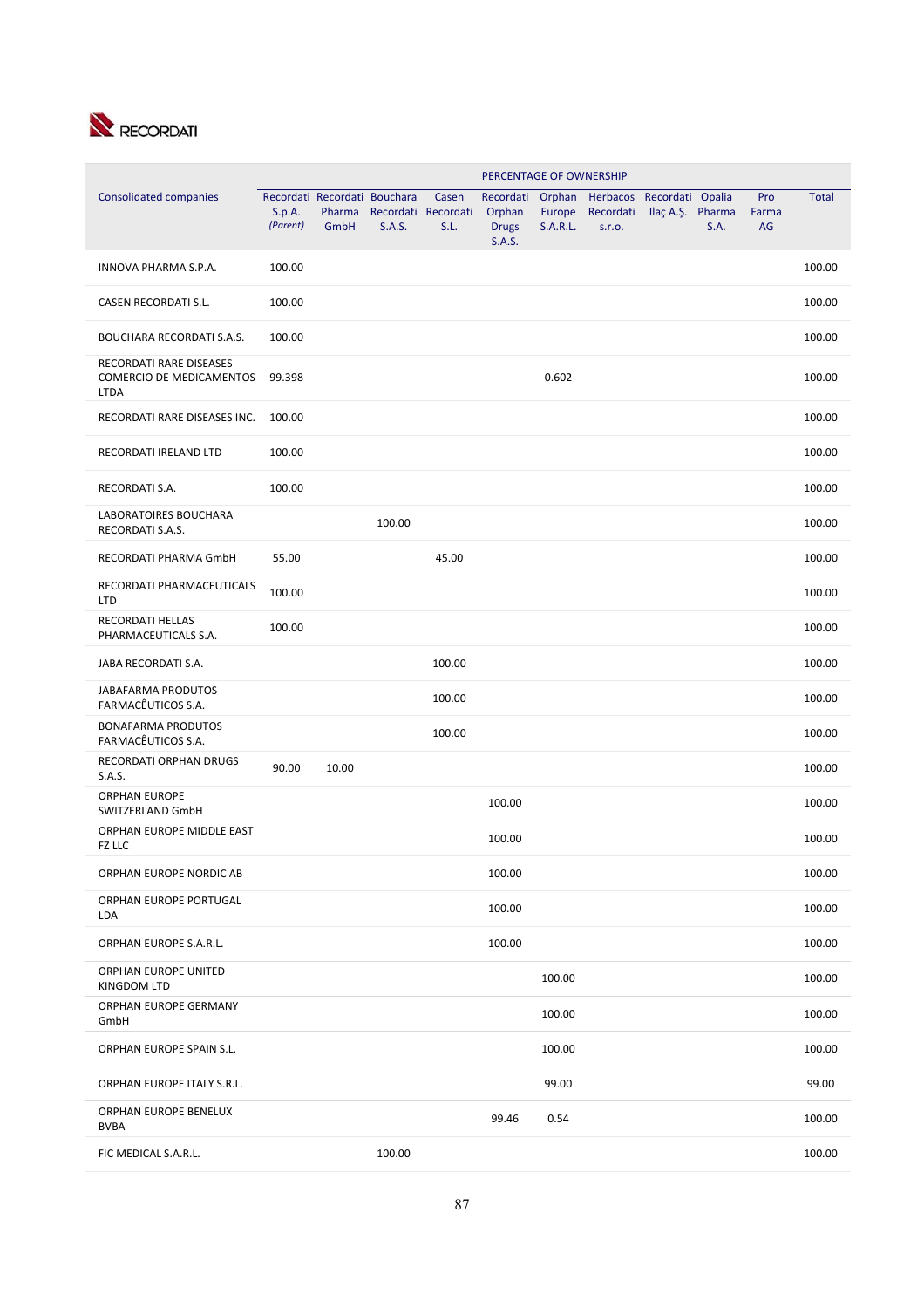| Consolidated companies | PERCENTAGE OF OWNERSHIP | | | | | | | | | | |
|---|---|---|---|---|---|---|---|---|---|---|---|
| | Recordati S.p.A. *(Parent)* | Recordati Pharma GmbH | Bouchara Recordati S.A.S. | Casen Recordati S.L. | Recordati Orphan Drugs S.A.S. | Orphan Europe S.A.R.L. | Herbacos Recordati s.r.o. | Recordati Ilaç A.Ş. | Opalia Pharma S.A. | Pro Farma AG | Total |
| INNOVA PHARMA S.P.A. | 100.00 | | | | | | | | | | 100.00 |
| CASEN RECORDATI S.L. | 100.00 | | | | | | | | | | 100.00 |
| BOUCHARA RECORDATI S.A.S. | 100.00 | | | | | | | | | | 100.00 |
| RECORDATI RARE DISEASES COMERCIO DE MEDICAMENTOS LTDA | 99.398 | | | | | 0.602 | | | | | 100.00 |
| RECORDATI RARE DISEASES INC. | 100.00 | | | | | | | | | | 100.00 |
| RECORDATI IRELAND LTD | 100.00 | | | | | | | | | | 100.00 |
| RECORDATI S.A. | 100.00 | | | | | | | | | | 100.00 |
| LABORATOIRES BOUCHARA RECORDATI S.A.S. | | | 100.00 | | | | | | | | 100.00 |
| RECORDATI PHARMA GmbH | 55.00 | | | 45.00 | | | | | | | 100.00 |
| RECORDATI PHARMACEUTICALS LTD | 100.00 | | | | | | | | | | 100.00 |
| RECORDATI HELLAS PHARMACEUTICALS S.A. | 100.00 | | | | | | | | | | 100.00 |
| JABA RECORDATI S.A. | | | | 100.00 | | | | | | | 100.00 |
| JABAFARMA PRODUTOS FARMACÊUTICOS S.A. | | | | 100.00 | | | | | | | 100.00 |
| BONAFARMA PRODUTOS FARMACÊUTICOS S.A. | | | | 100.00 | | | | | | | 100.00 |
| RECORDATI ORPHAN DRUGS S.A.S. | 90.00 | 10.00 | | | | | | | | | 100.00 |
| ORPHAN EUROPE SWITZERLAND GmbH | | | | | 100.00 | | | | | | 100.00 |
| ORPHAN EUROPE MIDDLE EAST FZ LLC | | | | | 100.00 | | | | | | 100.00 |
| ORPHAN EUROPE NORDIC AB | | | | | 100.00 | | | | | | 100.00 |
| ORPHAN EUROPE PORTUGAL LDA | | | | | 100.00 | | | | | | 100.00 |
| ORPHAN EUROPE S.A.R.L. | | | | | 100.00 | | | | | | 100.00 |
| ORPHAN EUROPE UNITED KINGDOM LTD | | | | | | 100.00 | | | | | 100.00 |
| ORPHAN EUROPE GERMANY GmbH | | | | | | 100.00 | | | | | 100.00 |
| ORPHAN EUROPE SPAIN S.L. | | | | | | 100.00 | | | | | 100.00 |
| ORPHAN EUROPE ITALY S.R.L. | | | | | | 99.00 | | | | | 99.00 |
| ORPHAN EUROPE BENELUX BVBA | | | | | 99.46 | 0.54 | | | | | 100.00 |
| FIC MEDICAL S.A.R.L. | | | 100.00 | | | | | | | | 100.00 |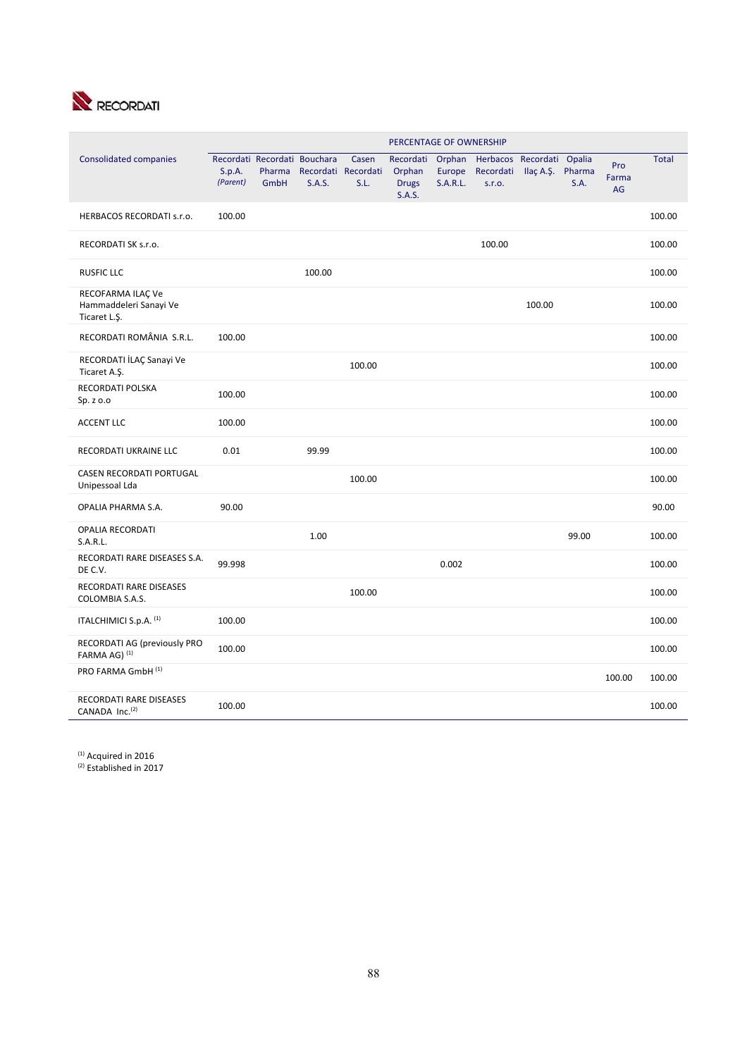| Consolidated companies | PERCENTAGE OF OWNERSHIP | | | | | | | | | | |
|---|---|---|---|---|---|---|---|---|---|---|---|
| | Recordati S.p.A. *(Parent)* | Recordati Pharma GmbH | Bouchara Recordati S.A.S. | Casen Recordati S.L. | Recordati Orphan Drugs S.A.S. | Orphan Europe S.A.R.L. | Herbacos Recordati s.r.o. | Recordati Ilaç A.Ş. | Opalia Pharma S.A. | Pro Farma AG | Total |
| HERBACOS RECORDATI s.r.o. | 100.00 | | | | | | | | | | 100.00 |
| RECORDATI SK s.r.o. | | | | | | | 100.00 | | | | 100.00 |
| RUSFIC LLC | | | 100.00 | | | | | | | | 100.00 |
| RECOFARMA ILAÇ Ve Hammaddeleri Sanayi Ve Ticaret L.Ş. | | | | | | | | 100.00 | | | 100.00 |
| RECORDATI ROMÂNIA S.R.L. | 100.00 | | | | | | | | | | 100.00 |
| RECORDATI İLAÇ Sanayi Ve Ticaret A.Ş. | | | | 100.00 | | | | | | | 100.00 |
| RECORDATI POLSKA Sp. z o.o | 100.00 | | | | | | | | | | 100.00 |
| ACCENT LLC | 100.00 | | | | | | | | | | 100.00 |
| RECORDATI UKRAINE LLC | 0.01 | | 99.99 | | | | | | | | 100.00 |
| CASEN RECORDATI PORTUGAL Unipessoal Lda | | | | 100.00 | | | | | | | 100.00 |
| OPALIA PHARMA S.A. | 90.00 | | | | | | | | | | 90.00 |
| OPALIA RECORDATI S.A.R.L. | | | 1.00 | | | | | | 99.00 | | 100.00 |
| RECORDATI RARE DISEASES S.A. DE C.V. | 99.998 | | | | | 0.002 | | | | | 100.00 |
| RECORDATI RARE DISEASES COLOMBIA S.A.S. | | | | 100.00 | | | | | | | 100.00 |
| ITALCHIMICI S.p.A. [(1)] | 100.00 | | | | | | | | | | 100.00 |
| RECORDATI AG (previously PRO FARMA AG) [(1)] | 100.00 | | | | | | | | | | 100.00 |
| PRO FARMA GmbH [(1)] | | | | | | | | | | 100.00 | 100.00 |
| RECORDATI RARE DISEASES CANADA Inc.[(2)] | 100.00 | | | | | | | | | | 100.00 |

[(1)] Acquired in 2016
[(2)] Established in 2017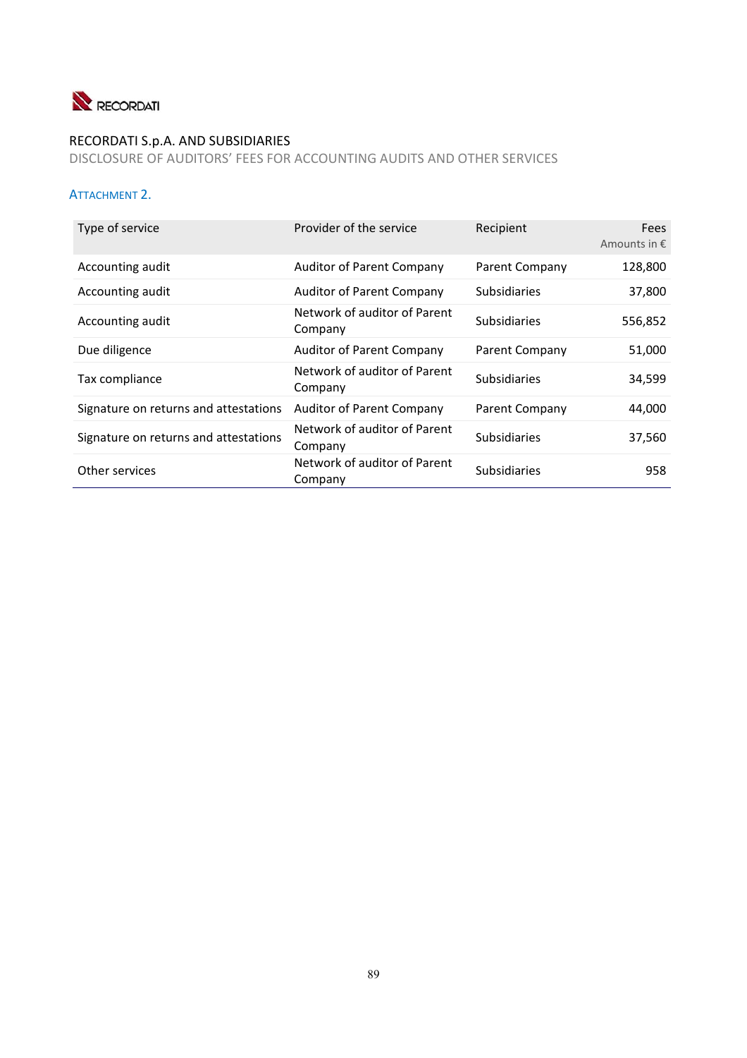RECORDATI S.p.A. AND SUBSIDIARIES

DISCLOSURE OF AUDITORS' FEES FOR ACCOUNTING AUDITS AND OTHER SERVICES

## ATTACHMENT 2.

| Type of service | Provider of the service | Recipient | Fees Amounts in € |
|---|---|---|---|
| Accounting audit | Auditor of Parent Company | Parent Company | 128,800 |
| Accounting audit | Auditor of Parent Company | Subsidiaries | 37,800 |
| Accounting audit | Network of auditor of Parent Company | Subsidiaries | 556,852 |
| Due diligence | Auditor of Parent Company | Parent Company | 51,000 |
| Tax compliance | Network of auditor of Parent Company | Subsidiaries | 34,599 |
| Signature on returns and attestations | Auditor of Parent Company | Parent Company | 44,000 |
| Signature on returns and attestations | Network of auditor of Parent Company | Subsidiaries | 37,560 |
| Other services | Network of auditor of Parent Company | Subsidiaries | 958 |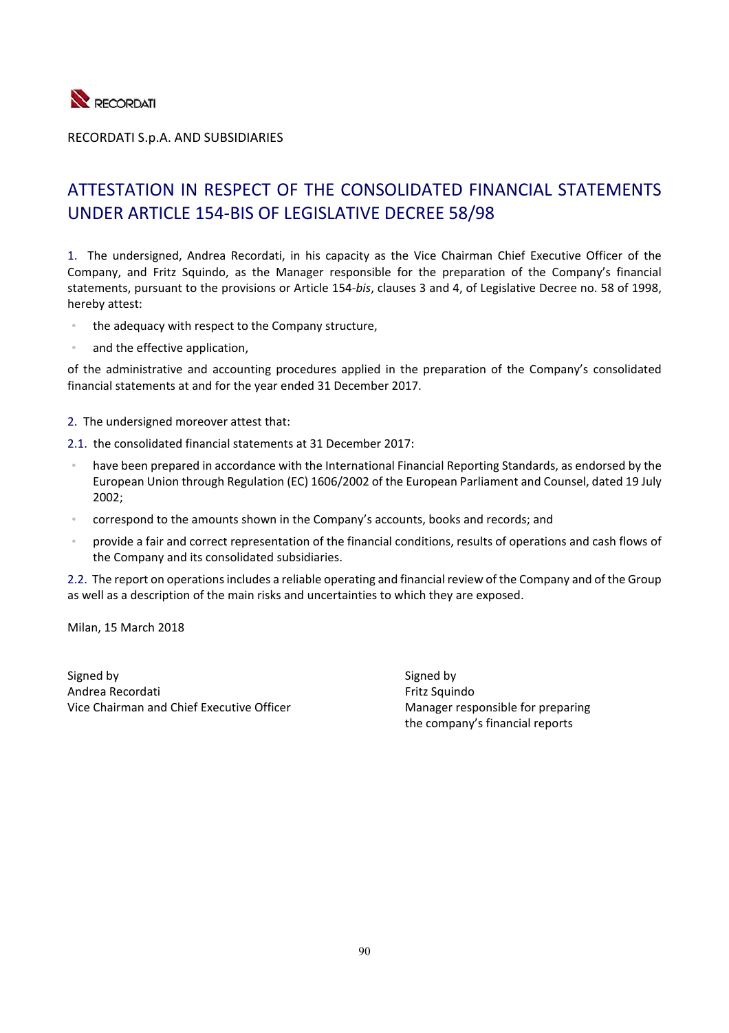RECORDATI

RECORDATI S.p.A. AND SUBSIDIARIES

# ATTESTATION IN RESPECT OF THE CONSOLIDATED FINANCIAL STATEMENTS UNDER ARTICLE 154-BIS OF LEGISLATIVE DECREE 58/98

1. The undersigned, Andrea Recordati, in his capacity as the Vice Chairman Chief Executive Officer of the Company, and Fritz Squindo, as the Manager responsible for the preparation of the Company's financial statements, pursuant to the provisions or Article 154-*bis*, clauses 3 and 4, of Legislative Decree no. 58 of 1998, hereby attest:

- the adequacy with respect to the Company structure,
- and the effective application,

of the administrative and accounting procedures applied in the preparation of the Company's consolidated financial statements at and for the year ended 31 December 2017.

2. The undersigned moreover attest that:

2.1. the consolidated financial statements at 31 December 2017:

- have been prepared in accordance with the International Financial Reporting Standards, as endorsed by the European Union through Regulation (EC) 1606/2002 of the European Parliament and Counsel, dated 19 July 2002;
- correspond to the amounts shown in the Company's accounts, books and records; and
- provide a fair and correct representation of the financial conditions, results of operations and cash flows of the Company and its consolidated subsidiaries.

2.2. The report on operations includes a reliable operating and financial review of the Company and of the Group as well as a description of the main risks and uncertainties to which they are exposed.

Milan, 15 March 2018

Signed by
Andrea Recordati
Vice Chairman and Chief Executive Officer

Signed by
Fritz Squindo
Manager responsible for preparing
the company's financial reports